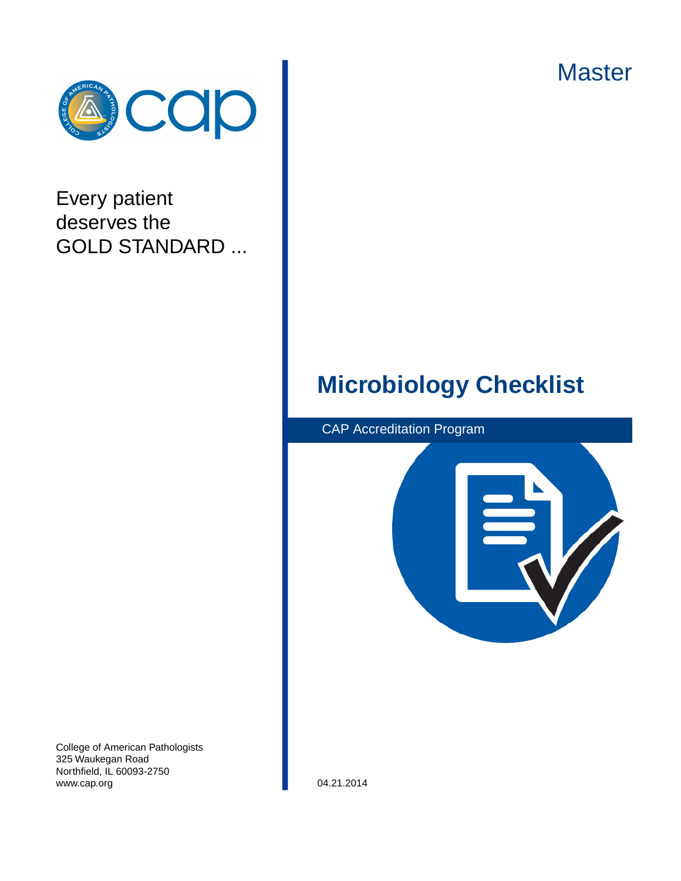Master

Every patient deserves the GOLD STANDARD ...

# Microbiology Checklist

CAP Accreditation Program

College of American Pathologists
325 Waukegan Road
Northfield, IL 60093-2750
www.cap.org

04.21.2014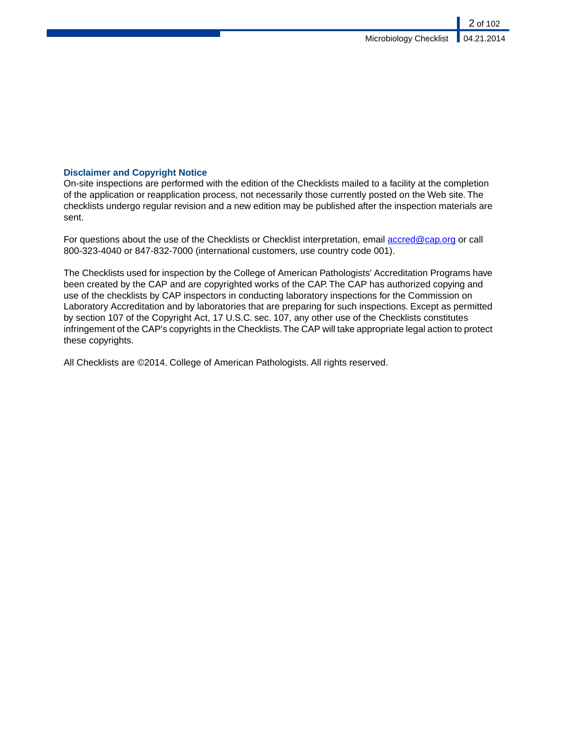## Disclaimer and Copyright Notice

On-site inspections are performed with the edition of the Checklists mailed to a facility at the completion of the application or reapplication process, not necessarily those currently posted on the Web site. The checklists undergo regular revision and a new edition may be published after the inspection materials are sent.

For questions about the use of the Checklists or Checklist interpretation, email [accred@cap.org](mailto:accred@cap.org) or call 800-323-4040 or 847-832-7000 (international customers, use country code 001).

The Checklists used for inspection by the College of American Pathologists' Accreditation Programs have been created by the CAP and are copyrighted works of the CAP. The CAP has authorized copying and use of the checklists by CAP inspectors in conducting laboratory inspections for the Commission on Laboratory Accreditation and by laboratories that are preparing for such inspections. Except as permitted by section 107 of the Copyright Act, 17 U.S.C. sec. 107, any other use of the Checklists constitutes infringement of the CAP's copyrights in the Checklists. The CAP will take appropriate legal action to protect these copyrights.

All Checklists are ©2014. College of American Pathologists. All rights reserved.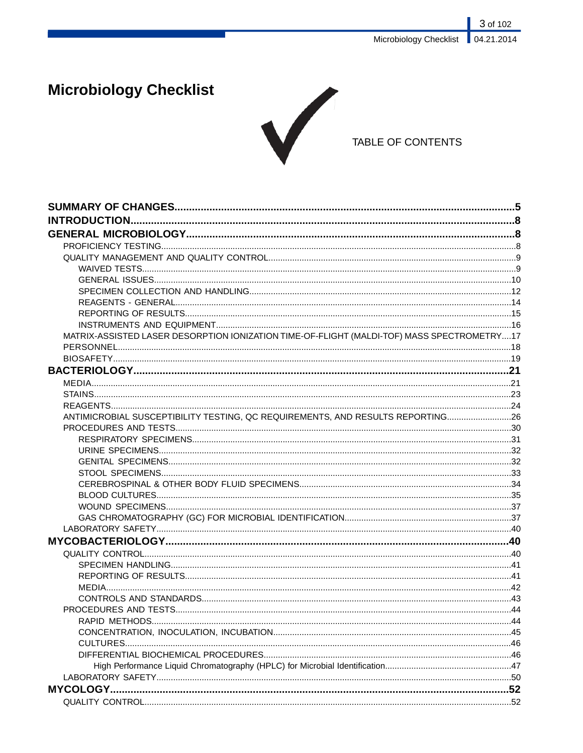# Microbiology Checklist

TABLE OF CONTENTS

**SUMMARY OF CHANGES.....5**
**INTRODUCTION.....8**
**GENERAL MICROBIOLOGY.....8**
- PROFICIENCY TESTING.....8
- QUALITY MANAGEMENT AND QUALITY CONTROL.....9
  - WAIVED TESTS.....9
  - GENERAL ISSUES.....10
  - SPECIMEN COLLECTION AND HANDLING.....12
  - REAGENTS - GENERAL.....14
  - REPORTING OF RESULTS.....15
  - INSTRUMENTS AND EQUIPMENT.....16
- MATRIX-ASSISTED LASER DESORPTION IONIZATION TIME-OF-FLIGHT (MALDI-TOF) MASS SPECTROMETRY.....17
- PERSONNEL.....18
- BIOSAFETY.....19

**BACTERIOLOGY.....21**
- MEDIA.....21
- STAINS.....23
- REAGENTS.....24
- ANTIMICROBIAL SUSCEPTIBILITY TESTING, QC REQUIREMENTS, AND RESULTS REPORTING.....26
- PROCEDURES AND TESTS.....30
  - RESPIRATORY SPECIMENS.....31
  - URINE SPECIMENS.....32
  - GENITAL SPECIMENS.....32
  - STOOL SPECIMENS.....33
  - CEREBROSPINAL & OTHER BODY FLUID SPECIMENS.....34
  - BLOOD CULTURES.....35
  - WOUND SPECIMENS.....37
  - GAS CHROMATOGRAPHY (GC) FOR MICROBIAL IDENTIFICATION.....37
- LABORATORY SAFETY.....40

**MYCOBACTERIOLOGY.....40**
- QUALITY CONTROL.....40
  - SPECIMEN HANDLING.....41
  - REPORTING OF RESULTS.....41
  - MEDIA.....42
  - CONTROLS AND STANDARDS.....43
- PROCEDURES AND TESTS.....44
  - RAPID METHODS.....44
  - CONCENTRATION, INOCULATION, INCUBATION.....45
  - CULTURES.....46
  - DIFFERENTIAL BIOCHEMICAL PROCEDURES.....46
    - High Performance Liquid Chromatography (HPLC) for Microbial Identification.....47
- LABORATORY SAFETY.....50

**MYCOLOGY.....52**
- QUALITY CONTROL.....52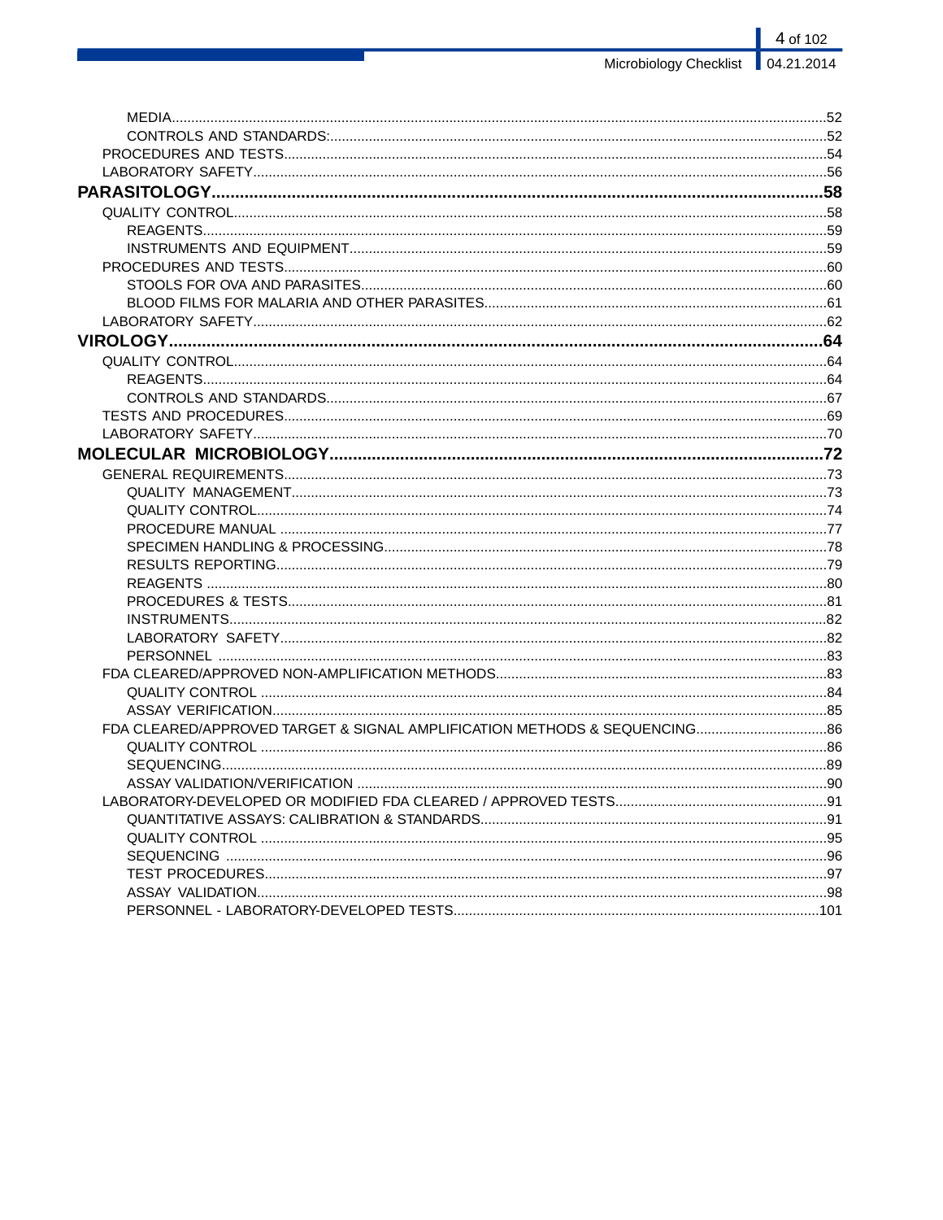- MEDIA....52
- CONTROLS AND STANDARDS:....52
- PROCEDURES AND TESTS....54
- LABORATORY SAFETY....56

**PARASITOLOGY....58**

- QUALITY CONTROL....58
  - REAGENTS....59
  - INSTRUMENTS AND EQUIPMENT....59
- PROCEDURES AND TESTS....60
  - STOOLS FOR OVA AND PARASITES....60
  - BLOOD FILMS FOR MALARIA AND OTHER PARASITES....61
- LABORATORY SAFETY....62

**VIROLOGY....64**

- QUALITY CONTROL....64
  - REAGENTS....64
  - CONTROLS AND STANDARDS....67
- TESTS AND PROCEDURES....69
- LABORATORY SAFETY....70

**MOLECULAR MICROBIOLOGY....72**

- GENERAL REQUIREMENTS....73
  - QUALITY MANAGEMENT....73
  - QUALITY CONTROL....74
  - PROCEDURE MANUAL....77
  - SPECIMEN HANDLING & PROCESSING....78
  - RESULTS REPORTING....79
  - REAGENTS....80
  - PROCEDURES & TESTS....81
  - INSTRUMENTS....82
  - LABORATORY SAFETY....82
  - PERSONNEL....83
- FDA CLEARED/APPROVED NON-AMPLIFICATION METHODS....83
  - QUALITY CONTROL....84
  - ASSAY VERIFICATION....85
- FDA CLEARED/APPROVED TARGET & SIGNAL AMPLIFICATION METHODS & SEQUENCING....86
  - QUALITY CONTROL....86
  - SEQUENCING....89
  - ASSAY VALIDATION/VERIFICATION....90
- LABORATORY-DEVELOPED OR MODIFIED FDA CLEARED / APPROVED TESTS....91
  - QUANTITATIVE ASSAYS: CALIBRATION & STANDARDS....91
  - QUALITY CONTROL....95
  - SEQUENCING....96
  - TEST PROCEDURES....97
  - ASSAY VALIDATION....98
  - PERSONNEL - LABORATORY-DEVELOPED TESTS....101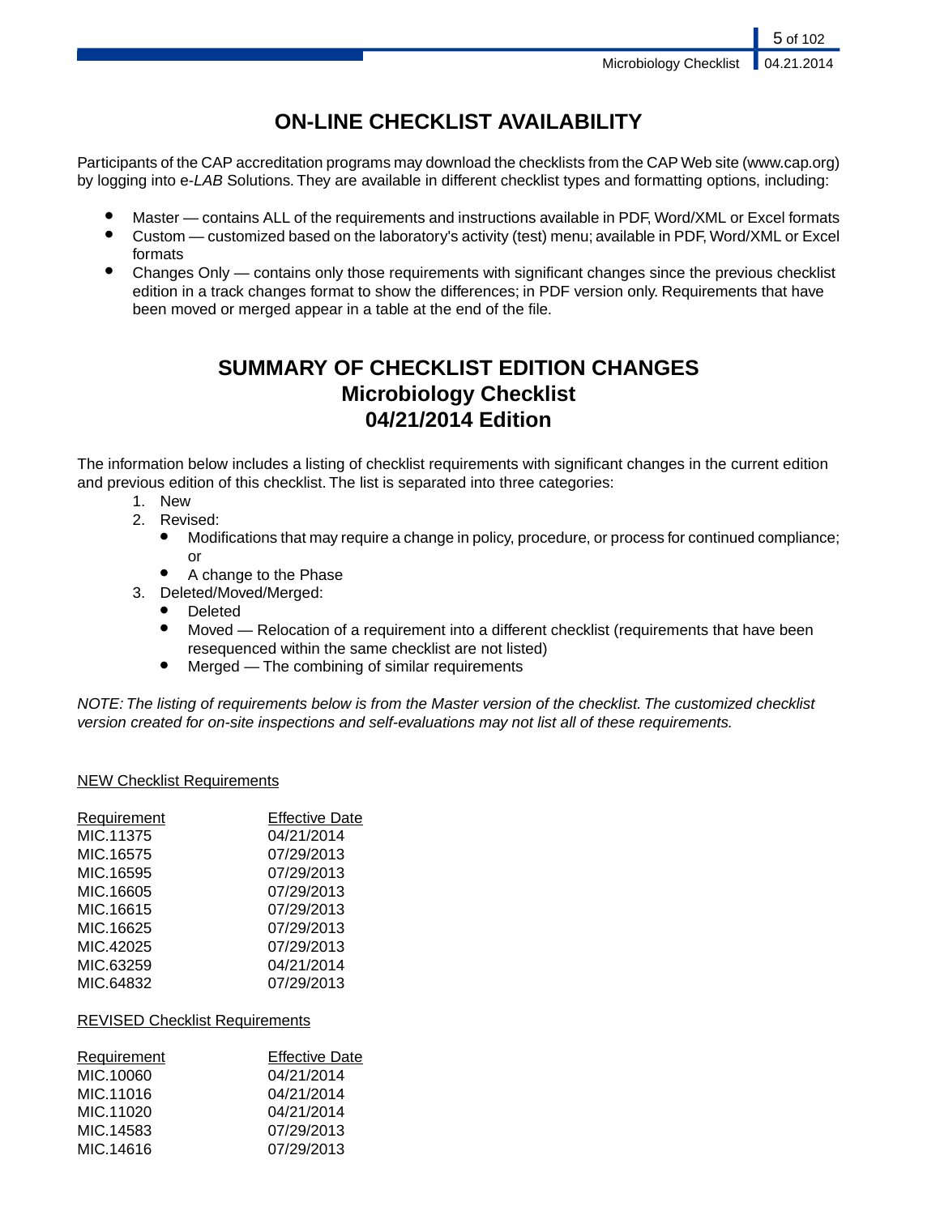# ON-LINE CHECKLIST AVAILABILITY

Participants of the CAP accreditation programs may download the checklists from the CAP Web site (www.cap.org) by logging into e-*LAB* Solutions. They are available in different checklist types and formatting options, including:

- Master — contains ALL of the requirements and instructions available in PDF, Word/XML or Excel formats
- Custom — customized based on the laboratory's activity (test) menu; available in PDF, Word/XML or Excel formats
- Changes Only — contains only those requirements with significant changes since the previous checklist edition in a track changes format to show the differences; in PDF version only. Requirements that have been moved or merged appear in a table at the end of the file.

# SUMMARY OF CHECKLIST EDITION CHANGES
## Microbiology Checklist
## 04/21/2014 Edition

The information below includes a listing of checklist requirements with significant changes in the current edition and previous edition of this checklist. The list is separated into three categories:

1. New
2. Revised:
   - Modifications that may require a change in policy, procedure, or process for continued compliance; or
   - A change to the Phase
3. Deleted/Moved/Merged:
   - Deleted
   - Moved — Relocation of a requirement into a different checklist (requirements that have been resequenced within the same checklist are not listed)
   - Merged — The combining of similar requirements

*NOTE: The listing of requirements below is from the Master version of the checklist. The customized checklist version created for on-site inspections and self-evaluations may not list all of these requirements.*

NEW Checklist Requirements

| Requirement | Effective Date |
| --- | --- |
| MIC.11375 | 04/21/2014 |
| MIC.16575 | 07/29/2013 |
| MIC.16595 | 07/29/2013 |
| MIC.16605 | 07/29/2013 |
| MIC.16615 | 07/29/2013 |
| MIC.16625 | 07/29/2013 |
| MIC.42025 | 07/29/2013 |
| MIC.63259 | 04/21/2014 |
| MIC.64832 | 07/29/2013 |

REVISED Checklist Requirements

| Requirement | Effective Date |
| --- | --- |
| MIC.10060 | 04/21/2014 |
| MIC.11016 | 04/21/2014 |
| MIC.11020 | 04/21/2014 |
| MIC.14583 | 07/29/2013 |
| MIC.14616 | 07/29/2013 |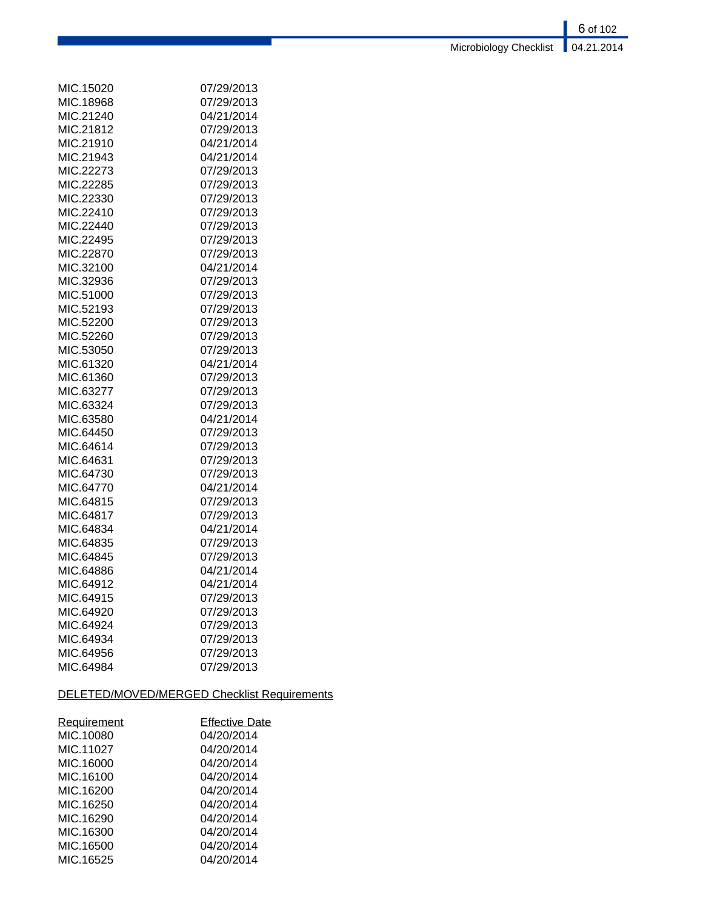| | |
|---|---|
| MIC.15020 | 07/29/2013 |
| MIC.18968 | 07/29/2013 |
| MIC.21240 | 04/21/2014 |
| MIC.21812 | 07/29/2013 |
| MIC.21910 | 04/21/2014 |
| MIC.21943 | 04/21/2014 |
| MIC.22273 | 07/29/2013 |
| MIC.22285 | 07/29/2013 |
| MIC.22330 | 07/29/2013 |
| MIC.22410 | 07/29/2013 |
| MIC.22440 | 07/29/2013 |
| MIC.22495 | 07/29/2013 |
| MIC.22870 | 07/29/2013 |
| MIC.32100 | 04/21/2014 |
| MIC.32936 | 07/29/2013 |
| MIC.51000 | 07/29/2013 |
| MIC.52193 | 07/29/2013 |
| MIC.52200 | 07/29/2013 |
| MIC.52260 | 07/29/2013 |
| MIC.53050 | 07/29/2013 |
| MIC.61320 | 04/21/2014 |
| MIC.61360 | 07/29/2013 |
| MIC.63277 | 07/29/2013 |
| MIC.63324 | 07/29/2013 |
| MIC.63580 | 04/21/2014 |
| MIC.64450 | 07/29/2013 |
| MIC.64614 | 07/29/2013 |
| MIC.64631 | 07/29/2013 |
| MIC.64730 | 07/29/2013 |
| MIC.64770 | 04/21/2014 |
| MIC.64815 | 07/29/2013 |
| MIC.64817 | 07/29/2013 |
| MIC.64834 | 04/21/2014 |
| MIC.64835 | 07/29/2013 |
| MIC.64845 | 07/29/2013 |
| MIC.64886 | 04/21/2014 |
| MIC.64912 | 04/21/2014 |
| MIC.64915 | 07/29/2013 |
| MIC.64920 | 07/29/2013 |
| MIC.64924 | 07/29/2013 |
| MIC.64934 | 07/29/2013 |
| MIC.64956 | 07/29/2013 |
| MIC.64984 | 07/29/2013 |

DELETED/MOVED/MERGED Checklist Requirements

| Requirement | Effective Date |
|---|---|
| MIC.10080 | 04/20/2014 |
| MIC.11027 | 04/20/2014 |
| MIC.16000 | 04/20/2014 |
| MIC.16100 | 04/20/2014 |
| MIC.16200 | 04/20/2014 |
| MIC.16250 | 04/20/2014 |
| MIC.16290 | 04/20/2014 |
| MIC.16300 | 04/20/2014 |
| MIC.16500 | 04/20/2014 |
| MIC.16525 | 04/20/2014 |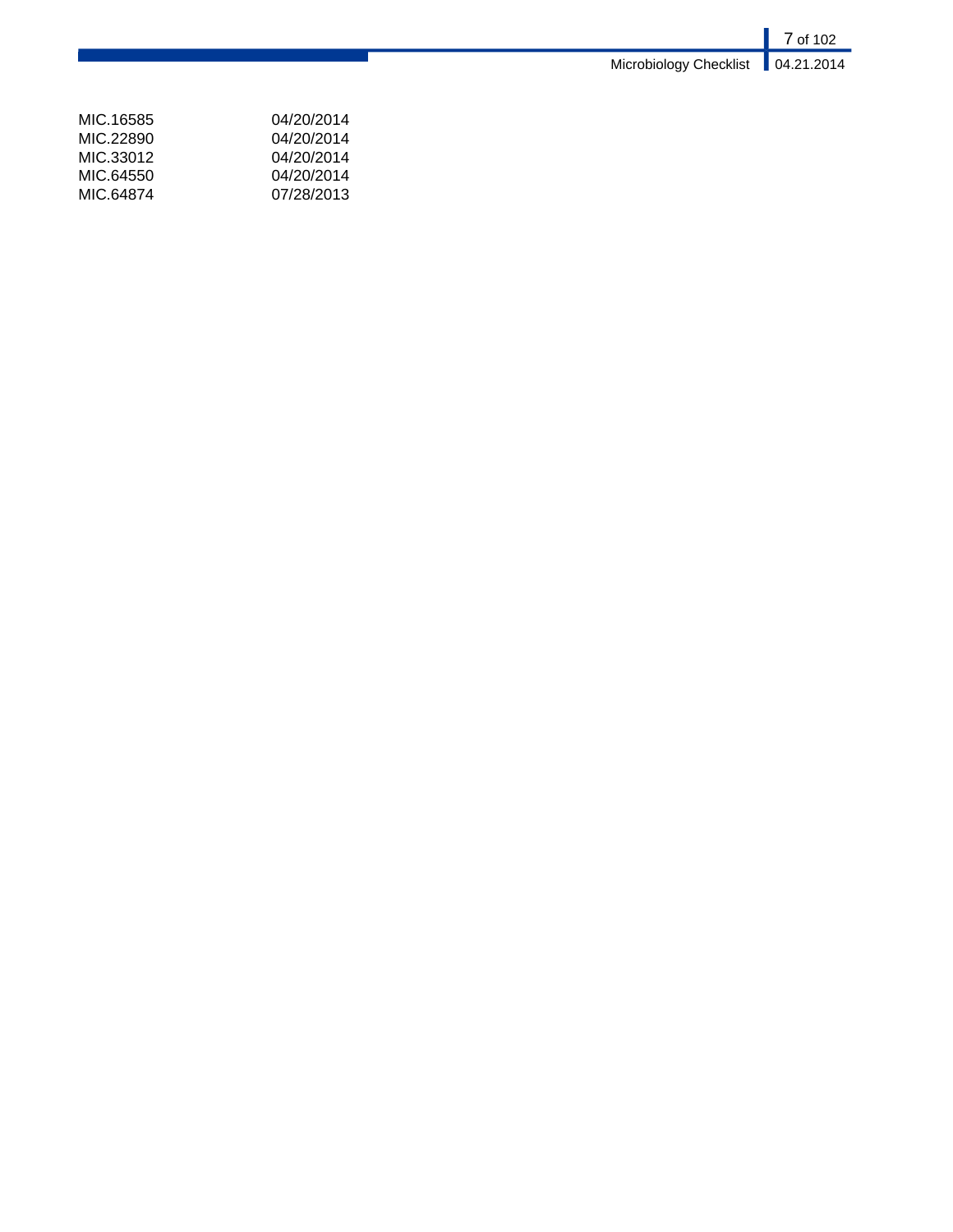| | |
|---|---|
| MIC.16585 | 04/20/2014 |
| MIC.22890 | 04/20/2014 |
| MIC.33012 | 04/20/2014 |
| MIC.64550 | 04/20/2014 |
| MIC.64874 | 07/28/2013 |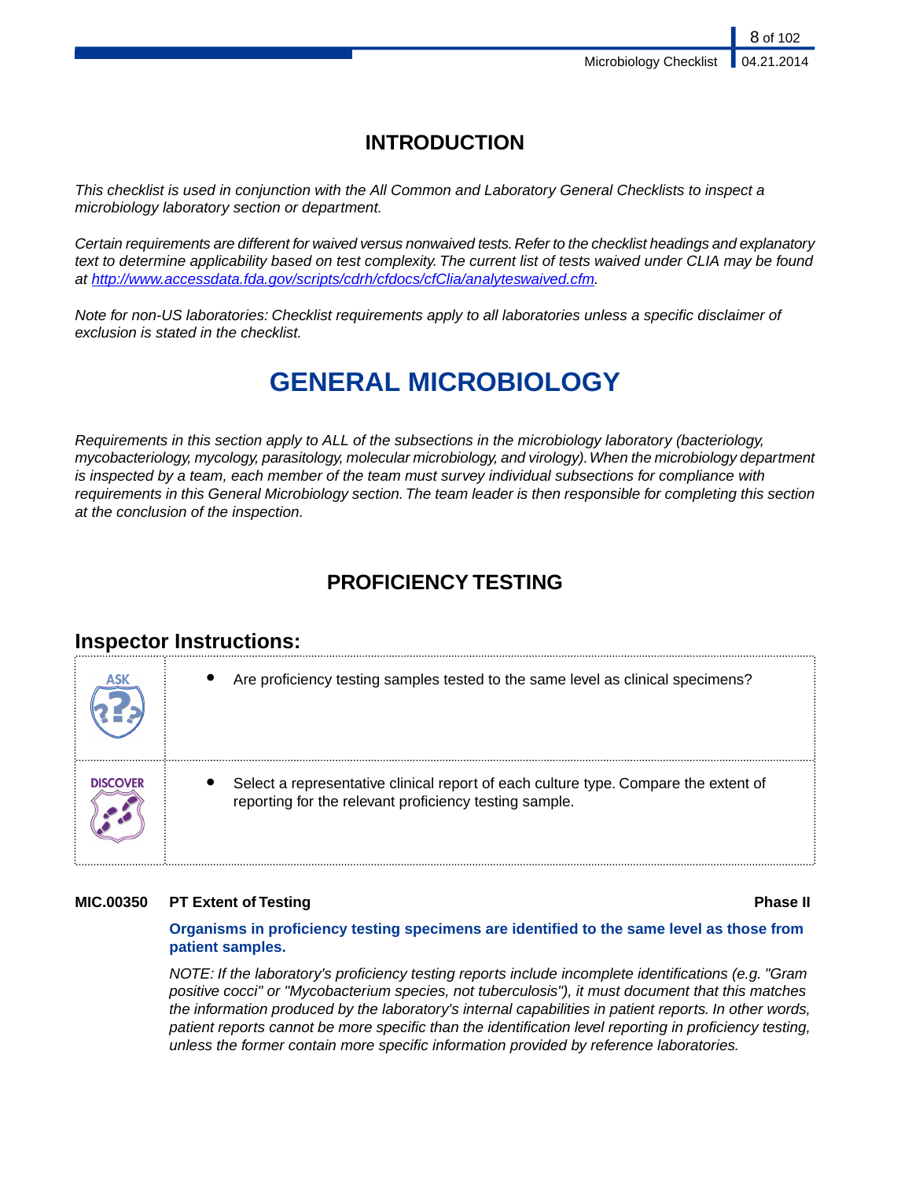# INTRODUCTION

*This checklist is used in conjunction with the All Common and Laboratory General Checklists to inspect a microbiology laboratory section or department.*

*Certain requirements are different for waived versus nonwaived tests. Refer to the checklist headings and explanatory text to determine applicability based on test complexity. The current list of tests waived under CLIA may be found at http://www.accessdata.fda.gov/scripts/cdrh/cfdocs/cfClia/analyteswaived.cfm.*

*Note for non-US laboratories: Checklist requirements apply to all laboratories unless a specific disclaimer of exclusion is stated in the checklist.*

# GENERAL MICROBIOLOGY

*Requirements in this section apply to ALL of the subsections in the microbiology laboratory (bacteriology, mycobacteriology, mycology, parasitology, molecular microbiology, and virology). When the microbiology department is inspected by a team, each member of the team must survey individual subsections for compliance with requirements in this General Microbiology section. The team leader is then responsible for completing this section at the conclusion of the inspection.*

## PROFICIENCY TESTING

### Inspector Instructions:

| | |
|---|---|
| ASK | • Are proficiency testing samples tested to the same level as clinical specimens? |
| DISCOVER | • Select a representative clinical report of each culture type. Compare the extent of reporting for the relevant proficiency testing sample. |

**MIC.00350 PT Extent of Testing** **Phase II**

**Organisms in proficiency testing specimens are identified to the same level as those from patient samples.**

*NOTE: If the laboratory's proficiency testing reports include incomplete identifications (e.g. "Gram positive cocci" or "Mycobacterium species, not tuberculosis"), it must document that this matches the information produced by the laboratory's internal capabilities in patient reports. In other words, patient reports cannot be more specific than the identification level reporting in proficiency testing, unless the former contain more specific information provided by reference laboratories.*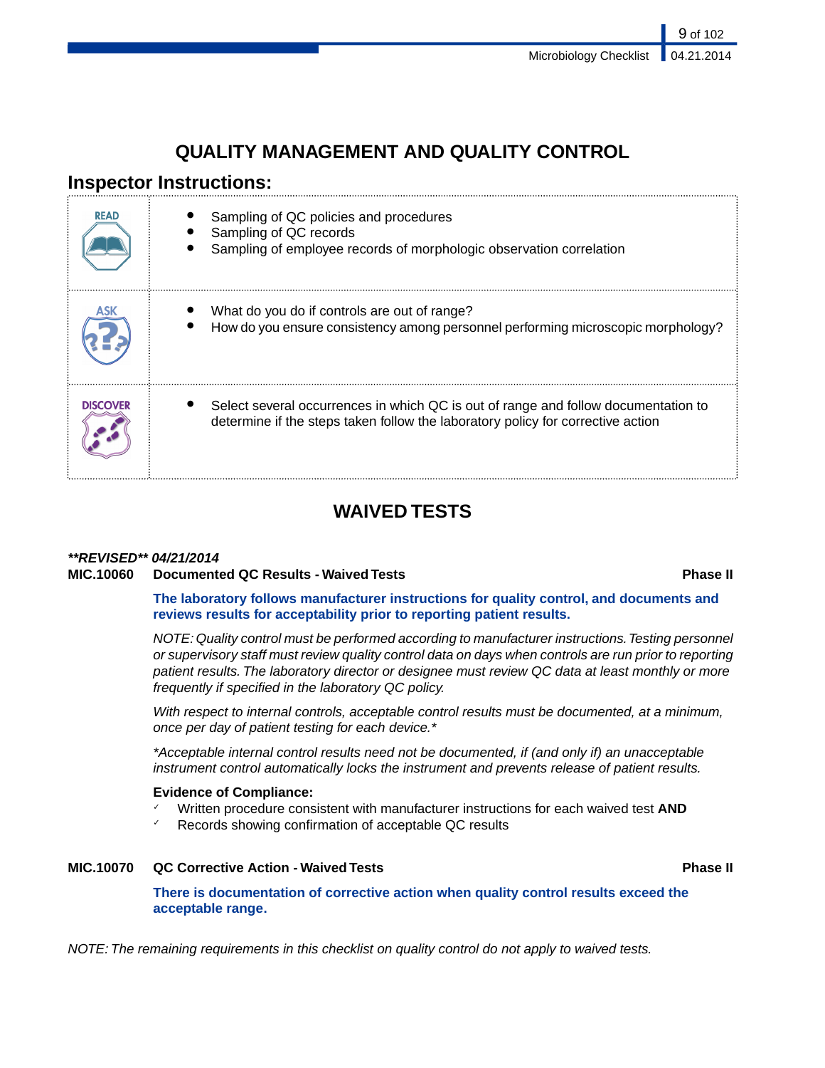# QUALITY MANAGEMENT AND QUALITY CONTROL

## Inspector Instructions:

| | |
|---|---|
| READ | • Sampling of QC policies and procedures<br>• Sampling of QC records<br>• Sampling of employee records of morphologic observation correlation |
| ASK | • What do you do if controls are out of range?<br>• How do you ensure consistency among personnel performing microscopic morphology? |
| DISCOVER | • Select several occurrences in which QC is out of range and follow documentation to determine if the steps taken follow the laboratory policy for corrective action |

# WAIVED TESTS

***\*\*REVISED\*\* 04/21/2014***

**MIC.10060 Documented QC Results - Waived Tests — Phase II**

**The laboratory follows manufacturer instructions for quality control, and documents and reviews results for acceptability prior to reporting patient results.**

*NOTE: Quality control must be performed according to manufacturer instructions. Testing personnel or supervisory staff must review quality control data on days when controls are run prior to reporting patient results. The laboratory director or designee must review QC data at least monthly or more frequently if specified in the laboratory QC policy.*

*With respect to internal controls, acceptable control results must be documented, at a minimum, once per day of patient testing for each device.\**

*\*Acceptable internal control results need not be documented, if (and only if) an unacceptable instrument control automatically locks the instrument and prevents release of patient results.*

**Evidence of Compliance:**

- ✓ Written procedure consistent with manufacturer instructions for each waived test **AND**
- ✓ Records showing confirmation of acceptable QC results

**MIC.10070 QC Corrective Action - Waived Tests — Phase II**

**There is documentation of corrective action when quality control results exceed the acceptable range.**

*NOTE: The remaining requirements in this checklist on quality control do not apply to waived tests.*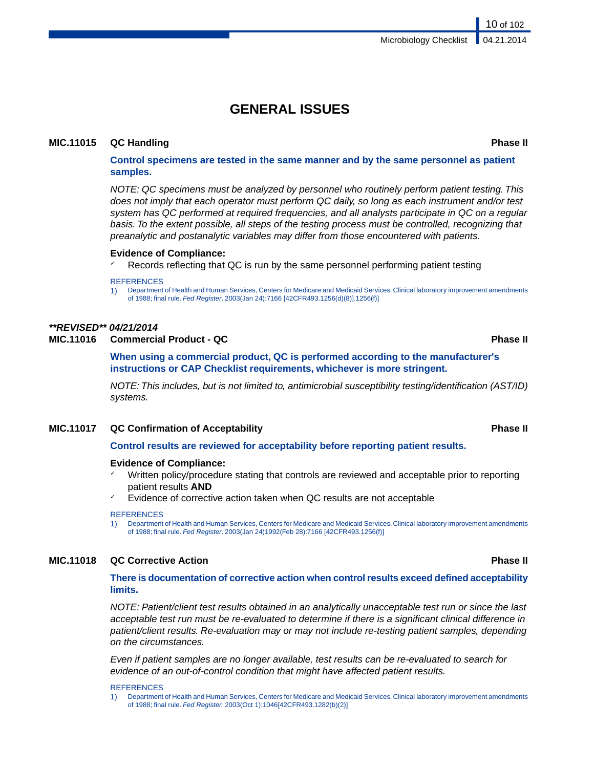# GENERAL ISSUES

**MIC.11015 QC Handling** **Phase II**

**Control specimens are tested in the same manner and by the same personnel as patient samples.**

*NOTE: QC specimens must be analyzed by personnel who routinely perform patient testing. This does not imply that each operator must perform QC daily, so long as each instrument and/or test system has QC performed at required frequencies, and all analysts participate in QC on a regular basis. To the extent possible, all steps of the testing process must be controlled, recognizing that preanalytic and postanalytic variables may differ from those encountered with patients.*

**Evidence of Compliance:**

- ✓ Records reflecting that QC is run by the same personnel performing patient testing

REFERENCES

1) Department of Health and Human Services, Centers for Medicare and Medicaid Services. Clinical laboratory improvement amendments of 1988; final rule. *Fed Register*. 2003(Jan 24):7166 [42CFR493.1256(d)(8)].1256(f)]

***\*\*REVISED\*\* 04/21/2014***

**MIC.11016 Commercial Product - QC** **Phase II**

**When using a commercial product, QC is performed according to the manufacturer's instructions or CAP Checklist requirements, whichever is more stringent.**

*NOTE: This includes, but is not limited to, antimicrobial susceptibility testing/identification (AST/ID) systems.*

**MIC.11017 QC Confirmation of Acceptability** **Phase II**

**Control results are reviewed for acceptability before reporting patient results.**

**Evidence of Compliance:**

- ✓ Written policy/procedure stating that controls are reviewed and acceptable prior to reporting patient results **AND**
- ✓ Evidence of corrective action taken when QC results are not acceptable

REFERENCES

1) Department of Health and Human Services, Centers for Medicare and Medicaid Services. Clinical laboratory improvement amendments of 1988; final rule. *Fed Register*. 2003(Jan 24)1992(Feb 28):7166 [42CFR493.1256(f)]

**MIC.11018 QC Corrective Action** **Phase II**

**There is documentation of corrective action when control results exceed defined acceptability limits.**

*NOTE: Patient/client test results obtained in an analytically unacceptable test run or since the last acceptable test run must be re-evaluated to determine if there is a significant clinical difference in patient/client results. Re-evaluation may or may not include re-testing patient samples, depending on the circumstances.*

*Even if patient samples are no longer available, test results can be re-evaluated to search for evidence of an out-of-control condition that might have affected patient results.*

REFERENCES

1) Department of Health and Human Services, Centers for Medicare and Medicaid Services. Clinical laboratory improvement amendments of 1988; final rule. *Fed Register.* 2003(Oct 1):1046[42CFR493.1282(b)(2)]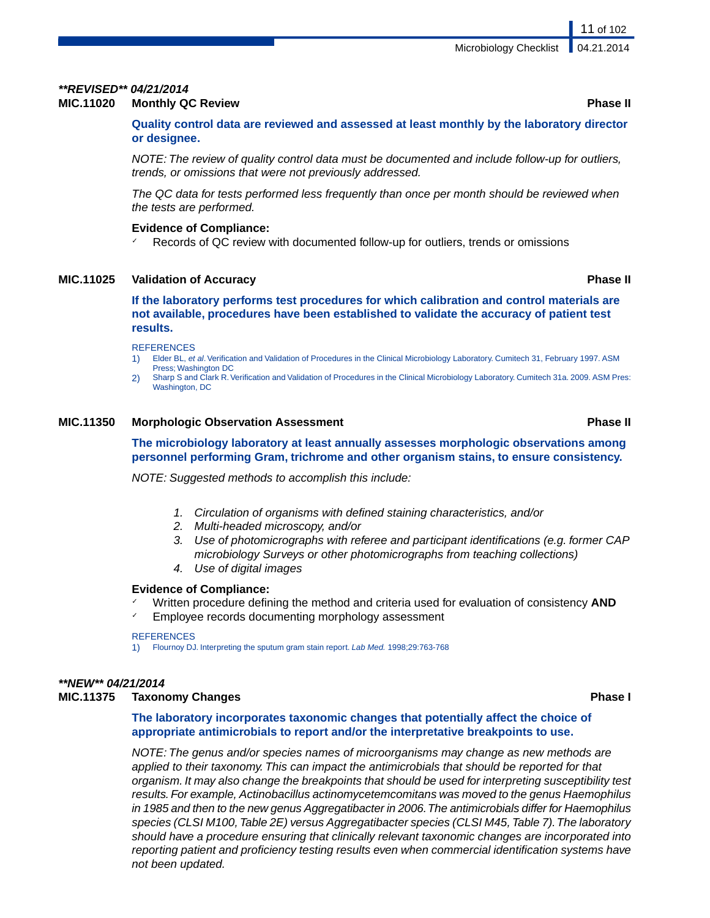***REVISED** 04/21/2014*

**MIC.11020 Monthly QC Review** **Phase II**

**Quality control data are reviewed and assessed at least monthly by the laboratory director or designee.**

*NOTE: The review of quality control data must be documented and include follow-up for outliers, trends, or omissions that were not previously addressed.*

*The QC data for tests performed less frequently than once per month should be reviewed when the tests are performed.*

**Evidence of Compliance:**

- ✓ Records of QC review with documented follow-up for outliers, trends or omissions

**MIC.11025 Validation of Accuracy** **Phase II**

**If the laboratory performs test procedures for which calibration and control materials are not available, procedures have been established to validate the accuracy of patient test results.**

REFERENCES

1) Elder BL, *et al.* Verification and Validation of Procedures in the Clinical Microbiology Laboratory. Cumitech 31, February 1997. ASM Press; Washington DC
2) Sharp S and Clark R. Verification and Validation of Procedures in the Clinical Microbiology Laboratory. Cumitech 31a. 2009. ASM Pres: Washington, DC

**MIC.11350 Morphologic Observation Assessment** **Phase II**

**The microbiology laboratory at least annually assesses morphologic observations among personnel performing Gram, trichrome and other organism stains, to ensure consistency.**

*NOTE: Suggested methods to accomplish this include:*

1. *Circulation of organisms with defined staining characteristics, and/or*
2. *Multi-headed microscopy, and/or*
3. *Use of photomicrographs with referee and participant identifications (e.g. former CAP microbiology Surveys or other photomicrographs from teaching collections)*
4. *Use of digital images*

**Evidence of Compliance:**

- ✓ Written procedure defining the method and criteria used for evaluation of consistency **AND**
- ✓ Employee records documenting morphology assessment

REFERENCES

1) Flournoy DJ. Interpreting the sputum gram stain report. *Lab Med.* 1998;29:763-768

***NEW** 04/21/2014*

**MIC.11375 Taxonomy Changes** **Phase I**

**The laboratory incorporates taxonomic changes that potentially affect the choice of appropriate antimicrobials to report and/or the interpretative breakpoints to use.**

*NOTE: The genus and/or species names of microorganisms may change as new methods are applied to their taxonomy. This can impact the antimicrobials that should be reported for that organism. It may also change the breakpoints that should be used for interpreting susceptibility test results. For example, Actinobacillus actinomycetemcomitans was moved to the genus Haemophilus in 1985 and then to the new genus Aggregatibacter in 2006. The antimicrobials differ for Haemophilus species (CLSI M100, Table 2E) versus Aggregatibacter species (CLSI M45, Table 7). The laboratory should have a procedure ensuring that clinically relevant taxonomic changes are incorporated into reporting patient and proficiency testing results even when commercial identification systems have not been updated.*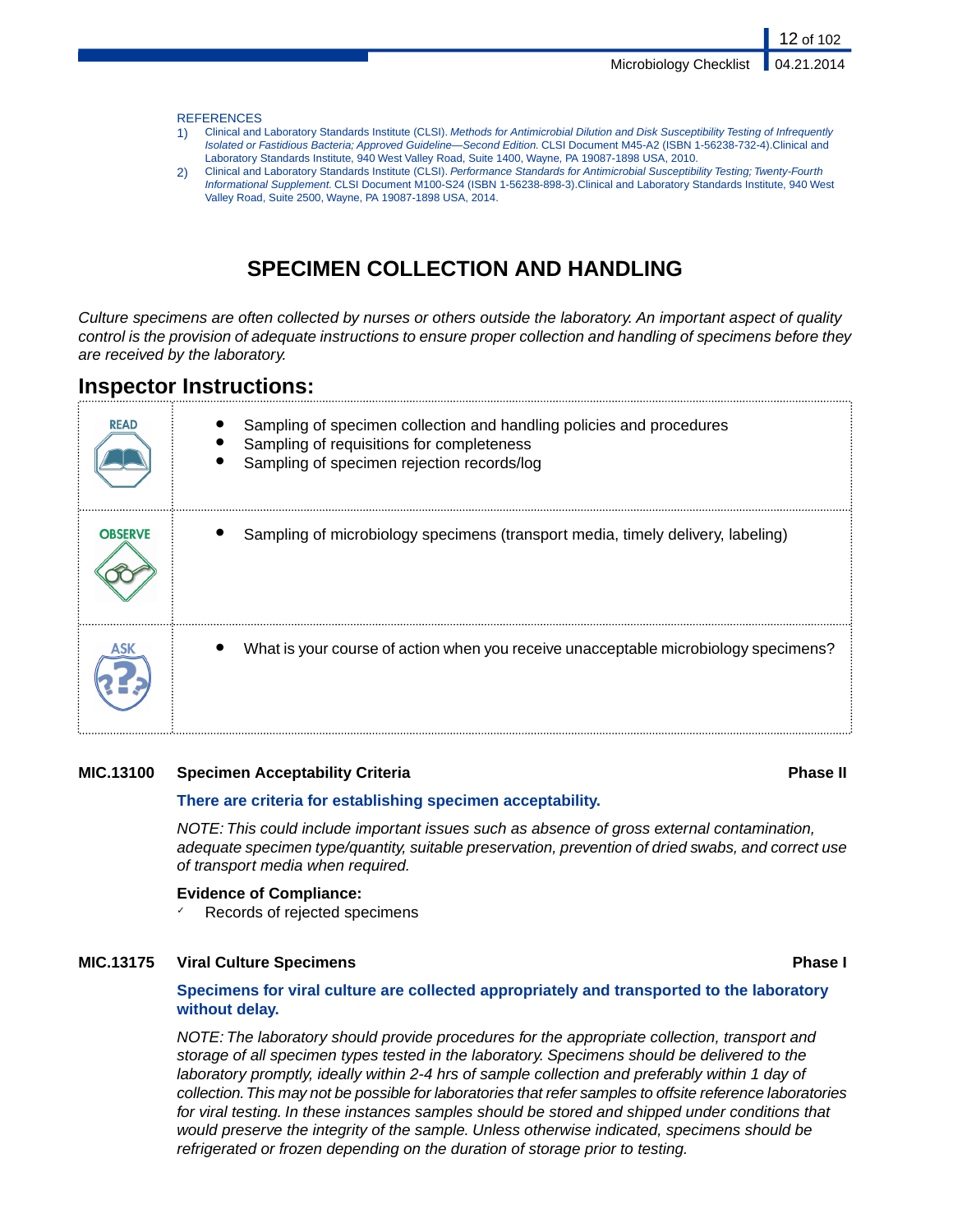REFERENCES

1) Clinical and Laboratory Standards Institute (CLSI). *Methods for Antimicrobial Dilution and Disk Susceptibility Testing of Infrequently Isolated or Fastidious Bacteria; Approved Guideline—Second Edition.* CLSI Document M45-A2 (ISBN 1-56238-732-4).Clinical and Laboratory Standards Institute, 940 West Valley Road, Suite 1400, Wayne, PA 19087-1898 USA, 2010.
2) Clinical and Laboratory Standards Institute (CLSI). *Performance Standards for Antimicrobial Susceptibility Testing; Twenty-Fourth Informational Supplement.* CLSI Document M100-S24 (ISBN 1-56238-898-3).Clinical and Laboratory Standards Institute, 940 West Valley Road, Suite 2500, Wayne, PA 19087-1898 USA, 2014.

# SPECIMEN COLLECTION AND HANDLING

*Culture specimens are often collected by nurses or others outside the laboratory. An important aspect of quality control is the provision of adequate instructions to ensure proper collection and handling of specimens before they are received by the laboratory.*

## Inspector Instructions:

| | |
|---|---|
| READ | • Sampling of specimen collection and handling policies and procedures<br>• Sampling of requisitions for completeness<br>• Sampling of specimen rejection records/log |
| OBSERVE | • Sampling of microbiology specimens (transport media, timely delivery, labeling) |
| ASK | • What is your course of action when you receive unacceptable microbiology specimens? |

**MIC.13100 Specimen Acceptability Criteria — Phase II**

**There are criteria for establishing specimen acceptability.**

*NOTE: This could include important issues such as absence of gross external contamination, adequate specimen type/quantity, suitable preservation, prevention of dried swabs, and correct use of transport media when required.*

**Evidence of Compliance:**

- ✓ Records of rejected specimens

**MIC.13175 Viral Culture Specimens — Phase I**

**Specimens for viral culture are collected appropriately and transported to the laboratory without delay.**

*NOTE: The laboratory should provide procedures for the appropriate collection, transport and storage of all specimen types tested in the laboratory. Specimens should be delivered to the laboratory promptly, ideally within 2-4 hrs of sample collection and preferably within 1 day of collection. This may not be possible for laboratories that refer samples to offsite reference laboratories for viral testing. In these instances samples should be stored and shipped under conditions that would preserve the integrity of the sample. Unless otherwise indicated, specimens should be refrigerated or frozen depending on the duration of storage prior to testing.*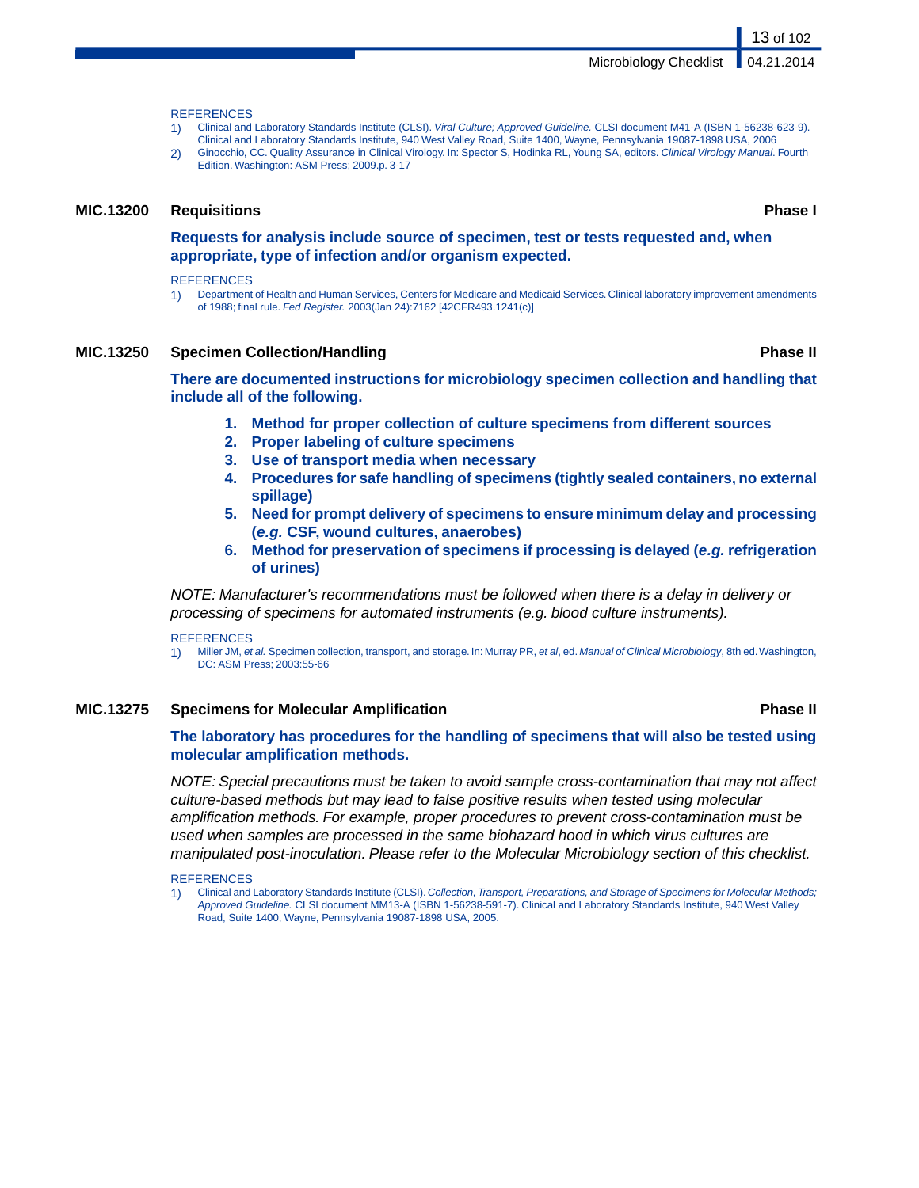REFERENCES

1) Clinical and Laboratory Standards Institute (CLSI). *Viral Culture; Approved Guideline.* CLSI document M41-A (ISBN 1-56238-623-9). Clinical and Laboratory Standards Institute, 940 West Valley Road, Suite 1400, Wayne, Pennsylvania 19087-1898 USA, 2006
2) Ginocchio, CC. Quality Assurance in Clinical Virology. In: Spector S, Hodinka RL, Young SA, editors. *Clinical Virology Manual*. Fourth Edition. Washington: ASM Press; 2009.p. 3-17

### MIC.13200 Requisitions — Phase I

**Requests for analysis include source of specimen, test or tests requested and, when appropriate, type of infection and/or organism expected.**

REFERENCES

1) Department of Health and Human Services, Centers for Medicare and Medicaid Services. Clinical laboratory improvement amendments of 1988; final rule. *Fed Register.* 2003(Jan 24):7162 [42CFR493.1241(c)]

### MIC.13250 Specimen Collection/Handling — Phase II

**There are documented instructions for microbiology specimen collection and handling that include all of the following.**

1. **Method for proper collection of culture specimens from different sources**
2. **Proper labeling of culture specimens**
3. **Use of transport media when necessary**
4. **Procedures for safe handling of specimens (tightly sealed containers, no external spillage)**
5. **Need for prompt delivery of specimens to ensure minimum delay and processing (*e.g.* CSF, wound cultures, anaerobes)**
6. **Method for preservation of specimens if processing is delayed (*e.g.* refrigeration of urines)**

*NOTE: Manufacturer's recommendations must be followed when there is a delay in delivery or processing of specimens for automated instruments (e.g. blood culture instruments).*

REFERENCES

1) Miller JM, *et al.* Specimen collection, transport, and storage. In: Murray PR, *et al*, ed. *Manual of Clinical Microbiology*, 8th ed. Washington, DC: ASM Press; 2003:55-66

### MIC.13275 Specimens for Molecular Amplification — Phase II

**The laboratory has procedures for the handling of specimens that will also be tested using molecular amplification methods.**

*NOTE: Special precautions must be taken to avoid sample cross-contamination that may not affect culture-based methods but may lead to false positive results when tested using molecular amplification methods. For example, proper procedures to prevent cross-contamination must be used when samples are processed in the same biohazard hood in which virus cultures are manipulated post-inoculation. Please refer to the Molecular Microbiology section of this checklist.*

REFERENCES

1) Clinical and Laboratory Standards Institute (CLSI). *Collection, Transport, Preparations, and Storage of Specimens for Molecular Methods; Approved Guideline.* CLSI document MM13-A (ISBN 1-56238-591-7). Clinical and Laboratory Standards Institute, 940 West Valley Road, Suite 1400, Wayne, Pennsylvania 19087-1898 USA, 2005.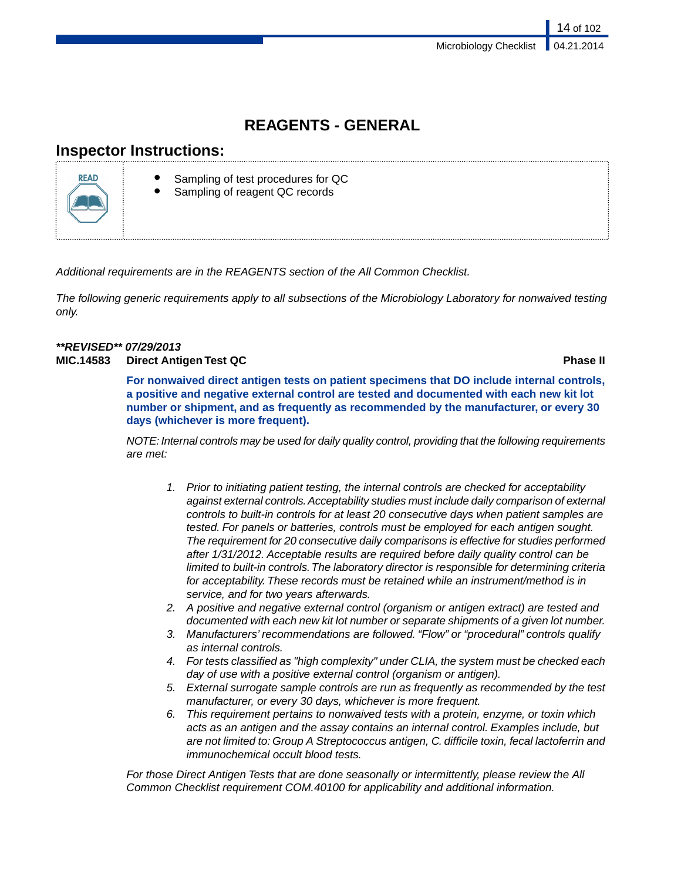# REAGENTS - GENERAL

## Inspector Instructions:

READ

- Sampling of test procedures for QC
- Sampling of reagent QC records

*Additional requirements are in the REAGENTS section of the All Common Checklist.*

*The following generic requirements apply to all subsections of the Microbiology Laboratory for nonwaived testing only.*

***\*\*REVISED\*\* 07/29/2013***

**MIC.14583 Direct Antigen Test QC** **Phase II**

**For nonwaived direct antigen tests on patient specimens that DO include internal controls, a positive and negative external control are tested and documented with each new kit lot number or shipment, and as frequently as recommended by the manufacturer, or every 30 days (whichever is more frequent).**

*NOTE: Internal controls may be used for daily quality control, providing that the following requirements are met:*

1. *Prior to initiating patient testing, the internal controls are checked for acceptability against external controls. Acceptability studies must include daily comparison of external controls to built-in controls for at least 20 consecutive days when patient samples are tested. For panels or batteries, controls must be employed for each antigen sought. The requirement for 20 consecutive daily comparisons is effective for studies performed after 1/31/2012. Acceptable results are required before daily quality control can be limited to built-in controls. The laboratory director is responsible for determining criteria for acceptability. These records must be retained while an instrument/method is in service, and for two years afterwards.*
2. *A positive and negative external control (organism or antigen extract) are tested and documented with each new kit lot number or separate shipments of a given lot number.*
3. *Manufacturers' recommendations are followed. "Flow" or "procedural" controls qualify as internal controls.*
4. *For tests classified as "high complexity" under CLIA, the system must be checked each day of use with a positive external control (organism or antigen).*
5. *External surrogate sample controls are run as frequently as recommended by the test manufacturer, or every 30 days, whichever is more frequent.*
6. *This requirement pertains to nonwaived tests with a protein, enzyme, or toxin which acts as an antigen and the assay contains an internal control. Examples include, but are not limited to: Group A Streptococcus antigen, C. difficile toxin, fecal lactoferrin and immunochemical occult blood tests.*

*For those Direct Antigen Tests that are done seasonally or intermittently, please review the All Common Checklist requirement COM.40100 for applicability and additional information.*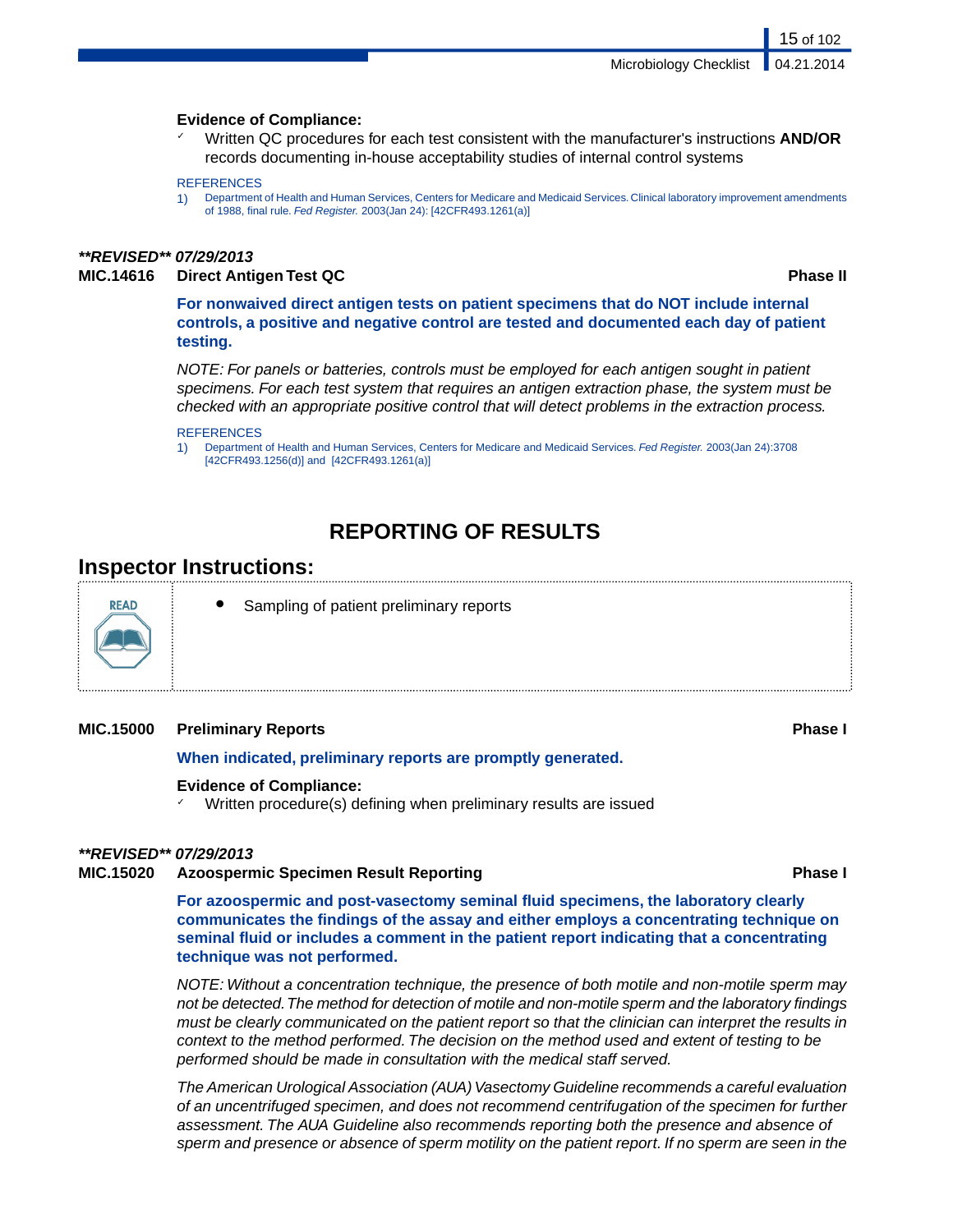**Evidence of Compliance:**

- ✓ Written QC procedures for each test consistent with the manufacturer's instructions **AND/OR** records documenting in-house acceptability studies of internal control systems

REFERENCES

1) Department of Health and Human Services, Centers for Medicare and Medicaid Services. Clinical laboratory improvement amendments of 1988, final rule. *Fed Register.* 2003(Jan 24): [42CFR493.1261(a)]

***\*\*REVISED\*\* 07/29/2013***

**MIC.14616 Direct Antigen Test QC** **Phase II**

**For nonwaived direct antigen tests on patient specimens that do NOT include internal controls, a positive and negative control are tested and documented each day of patient testing.**

*NOTE: For panels or batteries, controls must be employed for each antigen sought in patient specimens. For each test system that requires an antigen extraction phase, the system must be checked with an appropriate positive control that will detect problems in the extraction process.*

REFERENCES

1) Department of Health and Human Services, Centers for Medicare and Medicaid Services. *Fed Register.* 2003(Jan 24):3708 [42CFR493.1256(d)] and [42CFR493.1261(a)]

# REPORTING OF RESULTS

## Inspector Instructions:

READ

- Sampling of patient preliminary reports

**MIC.15000 Preliminary Reports** **Phase I**

**When indicated, preliminary reports are promptly generated.**

**Evidence of Compliance:**

- ✓ Written procedure(s) defining when preliminary results are issued

***\*\*REVISED\*\* 07/29/2013***

**MIC.15020 Azoospermic Specimen Result Reporting** **Phase I**

**For azoospermic and post-vasectomy seminal fluid specimens, the laboratory clearly communicates the findings of the assay and either employs a concentrating technique on seminal fluid or includes a comment in the patient report indicating that a concentrating technique was not performed.**

*NOTE: Without a concentration technique, the presence of both motile and non-motile sperm may not be detected. The method for detection of motile and non-motile sperm and the laboratory findings must be clearly communicated on the patient report so that the clinician can interpret the results in context to the method performed. The decision on the method used and extent of testing to be performed should be made in consultation with the medical staff served.*

*The American Urological Association (AUA) Vasectomy Guideline recommends a careful evaluation of an uncentrifuged specimen, and does not recommend centrifugation of the specimen for further assessment. The AUA Guideline also recommends reporting both the presence and absence of sperm and presence or absence of sperm motility on the patient report. If no sperm are seen in the*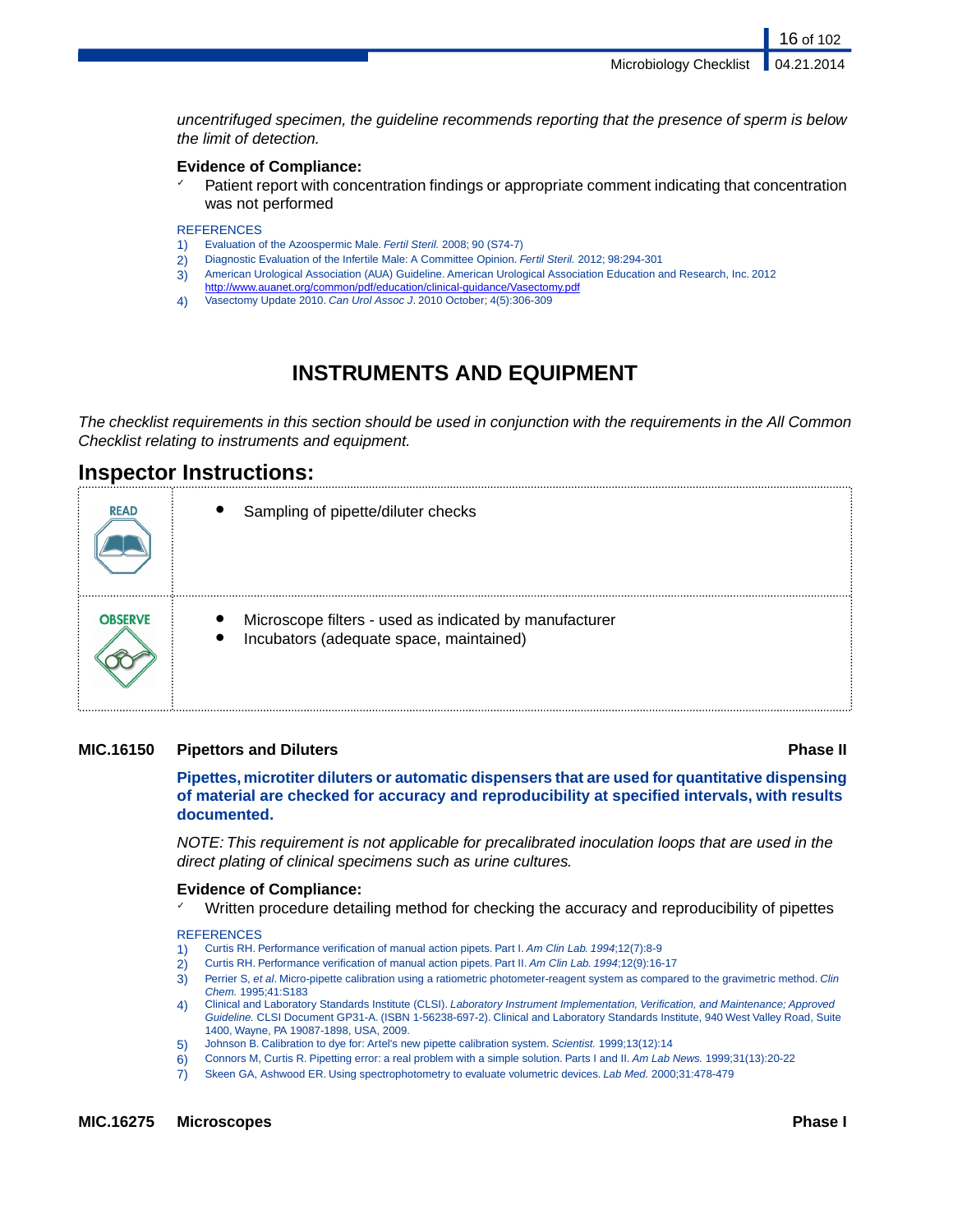*uncentrifuged specimen, the guideline recommends reporting that the presence of sperm is below the limit of detection.*

**Evidence of Compliance:**

- ✓ Patient report with concentration findings or appropriate comment indicating that concentration was not performed

REFERENCES

1) Evaluation of the Azoospermic Male. *Fertil Steril.* 2008; 90 (S74-7)
2) Diagnostic Evaluation of the Infertile Male: A Committee Opinion. *Fertil Steril.* 2012; 98:294-301
3) American Urological Association (AUA) Guideline. American Urological Association Education and Research, Inc. 2012 http://www.auanet.org/common/pdf/education/clinical-guidance/Vasectomy.pdf
4) Vasectomy Update 2010. *Can Urol Assoc J.* 2010 October; 4(5):306-309

# INSTRUMENTS AND EQUIPMENT

*The checklist requirements in this section should be used in conjunction with the requirements in the All Common Checklist relating to instruments and equipment.*

## Inspector Instructions:

| | |
|---|---|
| READ | • Sampling of pipette/diluter checks |
| OBSERVE | • Microscope filters - used as indicated by manufacturer<br>• Incubators (adequate space, maintained) |

**MIC.16150 Pipettors and Diluters** **Phase II**

**Pipettes, microtiter diluters or automatic dispensers that are used for quantitative dispensing of material are checked for accuracy and reproducibility at specified intervals, with results documented.**

*NOTE: This requirement is not applicable for precalibrated inoculation loops that are used in the direct plating of clinical specimens such as urine cultures.*

**Evidence of Compliance:**

- ✓ Written procedure detailing method for checking the accuracy and reproducibility of pipettes

REFERENCES

1) Curtis RH. Performance verification of manual action pipets. Part I. *Am Clin Lab. 1994*;12(7):8-9
2) Curtis RH. Performance verification of manual action pipets. Part II. *Am Clin Lab. 1994*;12(9):16-17
3) Perrier S, *et al*. Micro-pipette calibration using a ratiometric photometer-reagent system as compared to the gravimetric method. *Clin Chem.* 1995;41:S183
4) Clinical and Laboratory Standards Institute (CLSI). *Laboratory Instrument Implementation, Verification, and Maintenance; Approved Guideline.* CLSI Document GP31-A. (ISBN 1-56238-697-2). Clinical and Laboratory Standards Institute, 940 West Valley Road, Suite 1400, Wayne, PA 19087-1898, USA, 2009.
5) Johnson B. Calibration to dye for: Artel's new pipette calibration system. *Scientist.* 1999;13(12):14
6) Connors M, Curtis R. Pipetting error: a real problem with a simple solution. Parts I and II. *Am Lab News.* 1999;31(13):20-22
7) Skeen GA, Ashwood ER. Using spectrophotometry to evaluate volumetric devices. *Lab Med.* 2000;31:478-479

**MIC.16275 Microscopes** **Phase I**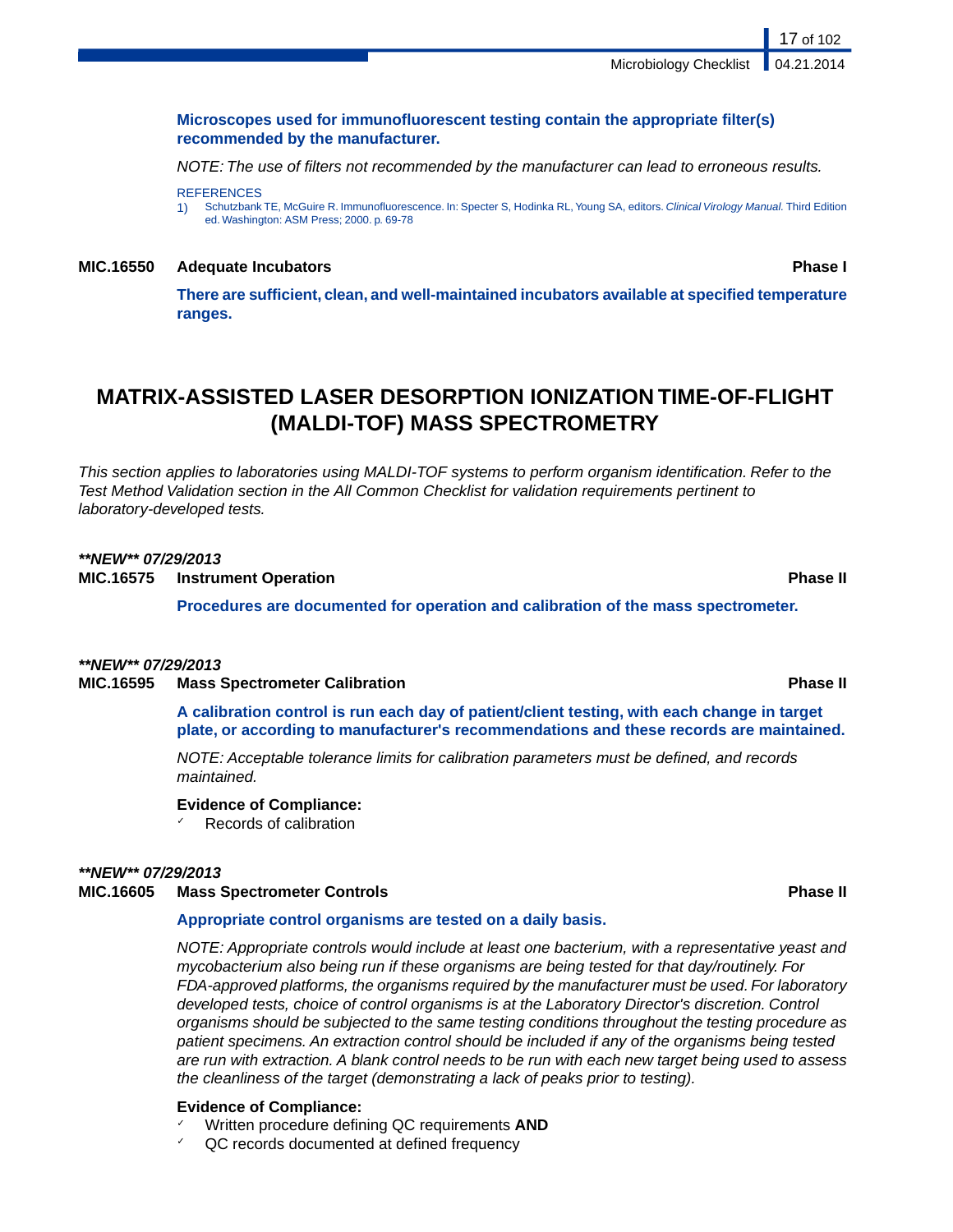**Microscopes used for immunofluorescent testing contain the appropriate filter(s) recommended by the manufacturer.**

*NOTE: The use of filters not recommended by the manufacturer can lead to erroneous results.*

REFERENCES

1) Schutzbank TE, McGuire R. Immunofluorescence. In: Specter S, Hodinka RL, Young SA, editors. *Clinical Virology Manual.* Third Edition ed. Washington: ASM Press; 2000. p. 69-78

**MIC.16550 Adequate Incubators** **Phase I**

**There are sufficient, clean, and well-maintained incubators available at specified temperature ranges.**

# MATRIX-ASSISTED LASER DESORPTION IONIZATION TIME-OF-FLIGHT (MALDI-TOF) MASS SPECTROMETRY

*This section applies to laboratories using MALDI-TOF systems to perform organism identification. Refer to the Test Method Validation section in the All Common Checklist for validation requirements pertinent to laboratory-developed tests.*

***\*\*NEW\*\* 07/29/2013***

**MIC.16575 Instrument Operation** **Phase II**

**Procedures are documented for operation and calibration of the mass spectrometer.**

***\*\*NEW\*\* 07/29/2013***

**MIC.16595 Mass Spectrometer Calibration** **Phase II**

**A calibration control is run each day of patient/client testing, with each change in target plate, or according to manufacturer's recommendations and these records are maintained.**

*NOTE: Acceptable tolerance limits for calibration parameters must be defined, and records maintained.*

**Evidence of Compliance:**

- ✓ Records of calibration

***\*\*NEW\*\* 07/29/2013***

**MIC.16605 Mass Spectrometer Controls** **Phase II**

**Appropriate control organisms are tested on a daily basis.**

*NOTE: Appropriate controls would include at least one bacterium, with a representative yeast and mycobacterium also being run if these organisms are being tested for that day/routinely. For FDA-approved platforms, the organisms required by the manufacturer must be used. For laboratory developed tests, choice of control organisms is at the Laboratory Director's discretion. Control organisms should be subjected to the same testing conditions throughout the testing procedure as patient specimens. An extraction control should be included if any of the organisms being tested are run with extraction. A blank control needs to be run with each new target being used to assess the cleanliness of the target (demonstrating a lack of peaks prior to testing).*

**Evidence of Compliance:**

- ✓ Written procedure defining QC requirements **AND**
- ✓ QC records documented at defined frequency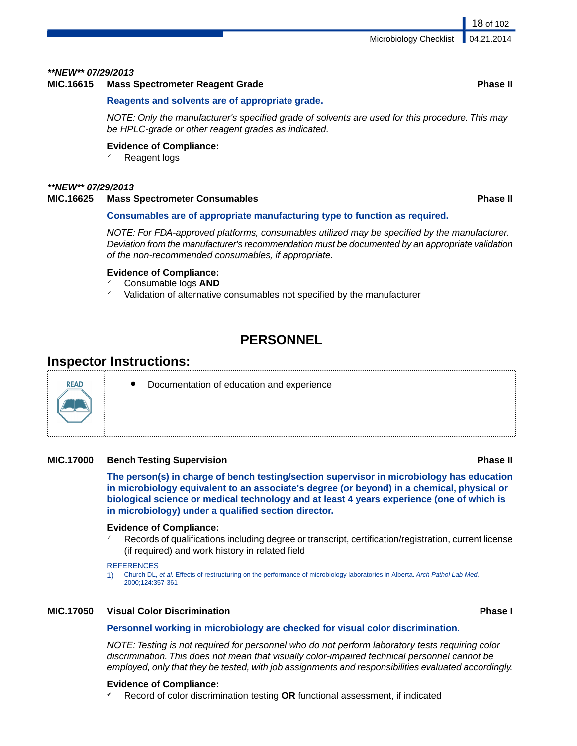***NEW** 07/29/2013*

**MIC.16615 Mass Spectrometer Reagent Grade** **Phase II**

**Reagents and solvents are of appropriate grade.**

*NOTE: Only the manufacturer's specified grade of solvents are used for this procedure. This may be HPLC-grade or other reagent grades as indicated.*

**Evidence of Compliance:**

- ✓ Reagent logs

***NEW** 07/29/2013*

**MIC.16625 Mass Spectrometer Consumables** **Phase II**

**Consumables are of appropriate manufacturing type to function as required.**

*NOTE: For FDA-approved platforms, consumables utilized may be specified by the manufacturer. Deviation from the manufacturer's recommendation must be documented by an appropriate validation of the non-recommended consumables, if appropriate.*

**Evidence of Compliance:**

- ✓ Consumable logs **AND**
- ✓ Validation of alternative consumables not specified by the manufacturer

# PERSONNEL

## Inspector Instructions:

READ

- Documentation of education and experience

**MIC.17000 Bench Testing Supervision** **Phase II**

**The person(s) in charge of bench testing/section supervisor in microbiology has education in microbiology equivalent to an associate's degree (or beyond) in a chemical, physical or biological science or medical technology and at least 4 years experience (one of which is in microbiology) under a qualified section director.**

**Evidence of Compliance:**

- ✓ Records of qualifications including degree or transcript, certification/registration, current license (if required) and work history in related field

REFERENCES

1) Church DL, *et al.* Effects of restructuring on the performance of microbiology laboratories in Alberta. *Arch Pathol Lab Med.* 2000;124:357-361

**MIC.17050 Visual Color Discrimination** **Phase I**

**Personnel working in microbiology are checked for visual color discrimination.**

*NOTE: Testing is not required for personnel who do not perform laboratory tests requiring color discrimination. This does not mean that visually color-impaired technical personnel cannot be employed, only that they be tested, with job assignments and responsibilities evaluated accordingly.*

**Evidence of Compliance:**

- ✓ Record of color discrimination testing **OR** functional assessment, if indicated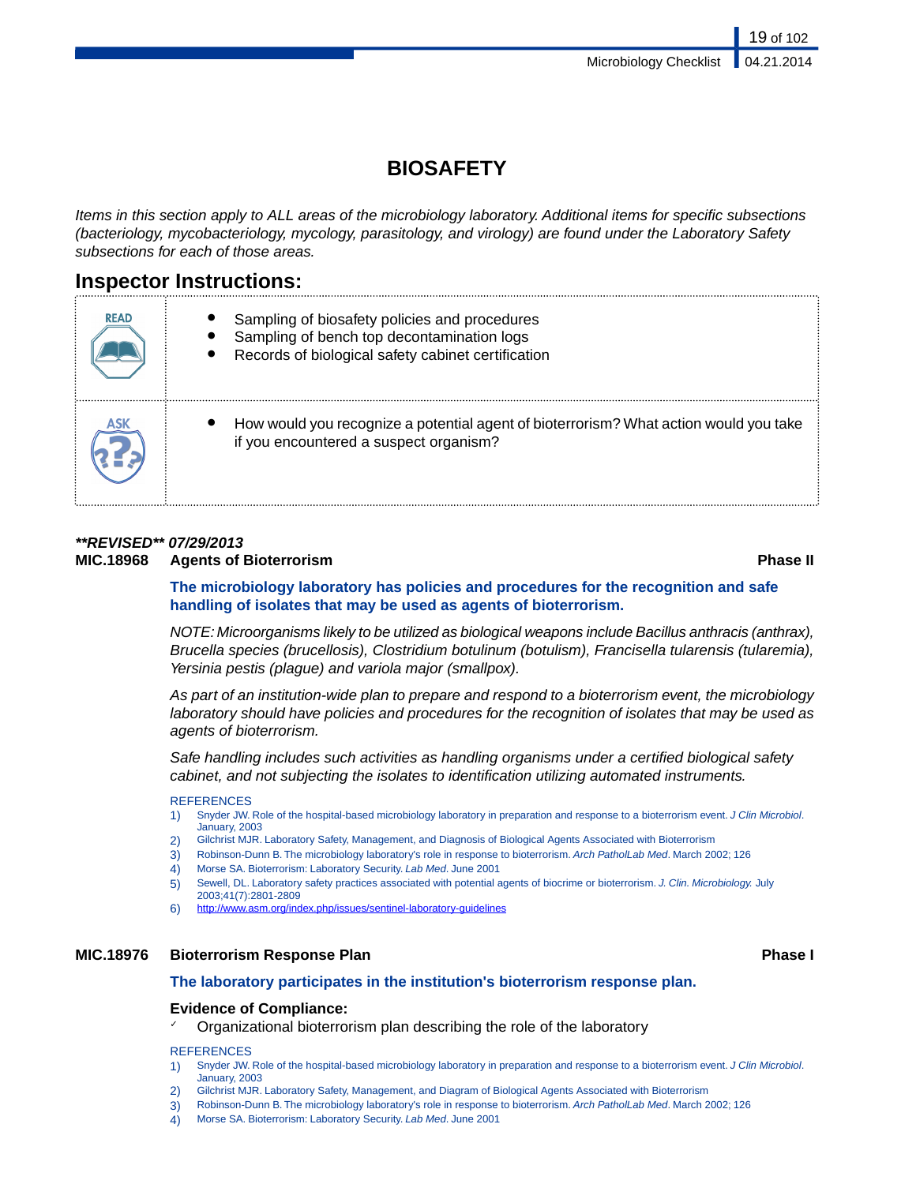# BIOSAFETY

*Items in this section apply to ALL areas of the microbiology laboratory. Additional items for specific subsections (bacteriology, mycobacteriology, mycology, parasitology, and virology) are found under the Laboratory Safety subsections for each of those areas.*

## Inspector Instructions:

| | |
|---|---|
| READ | • Sampling of biosafety policies and procedures<br>• Sampling of bench top decontamination logs<br>• Records of biological safety cabinet certification |
| ASK | • How would you recognize a potential agent of bioterrorism? What action would you take if you encountered a suspect organism? |

***REVISED** 07/29/2013*

**MIC.18968 Agents of Bioterrorism** **Phase II**

**The microbiology laboratory has policies and procedures for the recognition and safe handling of isolates that may be used as agents of bioterrorism.**

*NOTE: Microorganisms likely to be utilized as biological weapons include Bacillus anthracis (anthrax), Brucella species (brucellosis), Clostridium botulinum (botulism), Francisella tularensis (tularemia), Yersinia pestis (plague) and variola major (smallpox).*

*As part of an institution-wide plan to prepare and respond to a bioterrorism event, the microbiology laboratory should have policies and procedures for the recognition of isolates that may be used as agents of bioterrorism.*

*Safe handling includes such activities as handling organisms under a certified biological safety cabinet, and not subjecting the isolates to identification utilizing automated instruments.*

REFERENCES

1) Snyder JW. Role of the hospital-based microbiology laboratory in preparation and response to a bioterrorism event. *J Clin Microbiol*. January, 2003
2) Gilchrist MJR. Laboratory Safety, Management, and Diagnosis of Biological Agents Associated with Bioterrorism
3) Robinson-Dunn B. The microbiology laboratory's role in response to bioterrorism. *Arch PatholLab Med*. March 2002; 126
4) Morse SA. Bioterrorism: Laboratory Security. *Lab Med*. June 2001
5) Sewell, DL. Laboratory safety practices associated with potential agents of biocrime or bioterrorism. *J. Clin. Microbiology.* July 2003;41(7):2801-2809
6) http://www.asm.org/index.php/issues/sentinel-laboratory-guidelines

**MIC.18976 Bioterrorism Response Plan** **Phase I**

**The laboratory participates in the institution's bioterrorism response plan.**

**Evidence of Compliance:**

- ✓ Organizational bioterrorism plan describing the role of the laboratory

REFERENCES

1) Snyder JW. Role of the hospital-based microbiology laboratory in preparation and response to a bioterrorism event. *J Clin Microbiol*. January, 2003
2) Gilchrist MJR. Laboratory Safety, Management, and Diagram of Biological Agents Associated with Bioterrorism
3) Robinson-Dunn B. The microbiology laboratory's role in response to bioterrorism. *Arch PatholLab Med*. March 2002; 126
4) Morse SA. Bioterrorism: Laboratory Security. *Lab Med*. June 2001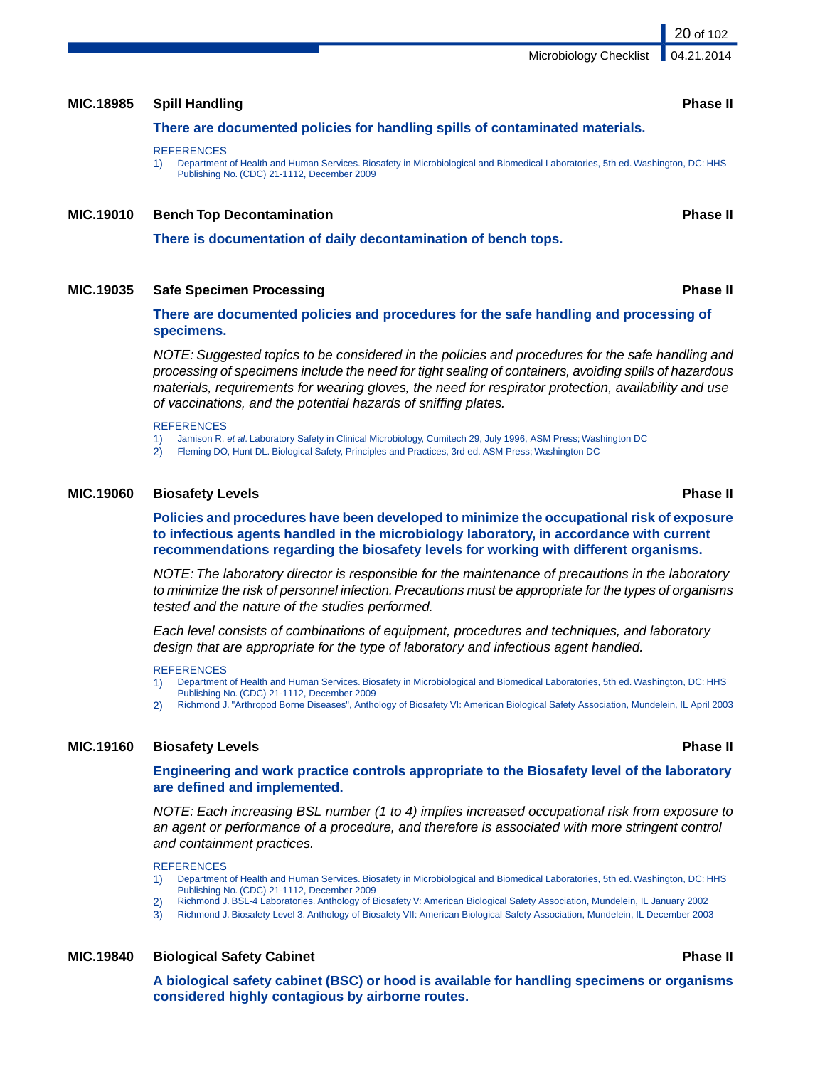### MIC.18985 Spill Handling — Phase II

**There are documented policies for handling spills of contaminated materials.**

REFERENCES

1) Department of Health and Human Services. Biosafety in Microbiological and Biomedical Laboratories, 5th ed. Washington, DC: HHS Publishing No. (CDC) 21-1112, December 2009

### MIC.19010 Bench Top Decontamination — Phase II

**There is documentation of daily decontamination of bench tops.**

### MIC.19035 Safe Specimen Processing — Phase II

**There are documented policies and procedures for the safe handling and processing of specimens.**

*NOTE: Suggested topics to be considered in the policies and procedures for the safe handling and processing of specimens include the need for tight sealing of containers, avoiding spills of hazardous materials, requirements for wearing gloves, the need for respirator protection, availability and use of vaccinations, and the potential hazards of sniffing plates.*

REFERENCES

1) Jamison R, *et al*. Laboratory Safety in Clinical Microbiology, Cumitech 29, July 1996, ASM Press; Washington DC
2) Fleming DO, Hunt DL. Biological Safety, Principles and Practices, 3rd ed. ASM Press; Washington DC

### MIC.19060 Biosafety Levels — Phase II

**Policies and procedures have been developed to minimize the occupational risk of exposure to infectious agents handled in the microbiology laboratory, in accordance with current recommendations regarding the biosafety levels for working with different organisms.**

*NOTE: The laboratory director is responsible for the maintenance of precautions in the laboratory to minimize the risk of personnel infection. Precautions must be appropriate for the types of organisms tested and the nature of the studies performed.*

*Each level consists of combinations of equipment, procedures and techniques, and laboratory design that are appropriate for the type of laboratory and infectious agent handled.*

REFERENCES

1) Department of Health and Human Services. Biosafety in Microbiological and Biomedical Laboratories, 5th ed. Washington, DC: HHS Publishing No. (CDC) 21-1112, December 2009
2) Richmond J. "Arthropod Borne Diseases", Anthology of Biosafety VI: American Biological Safety Association, Mundelein, IL April 2003

### MIC.19160 Biosafety Levels — Phase II

**Engineering and work practice controls appropriate to the Biosafety level of the laboratory are defined and implemented.**

*NOTE: Each increasing BSL number (1 to 4) implies increased occupational risk from exposure to an agent or performance of a procedure, and therefore is associated with more stringent control and containment practices.*

REFERENCES

1) Department of Health and Human Services. Biosafety in Microbiological and Biomedical Laboratories, 5th ed. Washington, DC: HHS Publishing No. (CDC) 21-1112, December 2009
2) Richmond J. BSL-4 Laboratories. Anthology of Biosafety V: American Biological Safety Association, Mundelein, IL January 2002
3) Richmond J. Biosafety Level 3. Anthology of Biosafety VII: American Biological Safety Association, Mundelein, IL December 2003

### MIC.19840 Biological Safety Cabinet — Phase II

**A biological safety cabinet (BSC) or hood is available for handling specimens or organisms considered highly contagious by airborne routes.**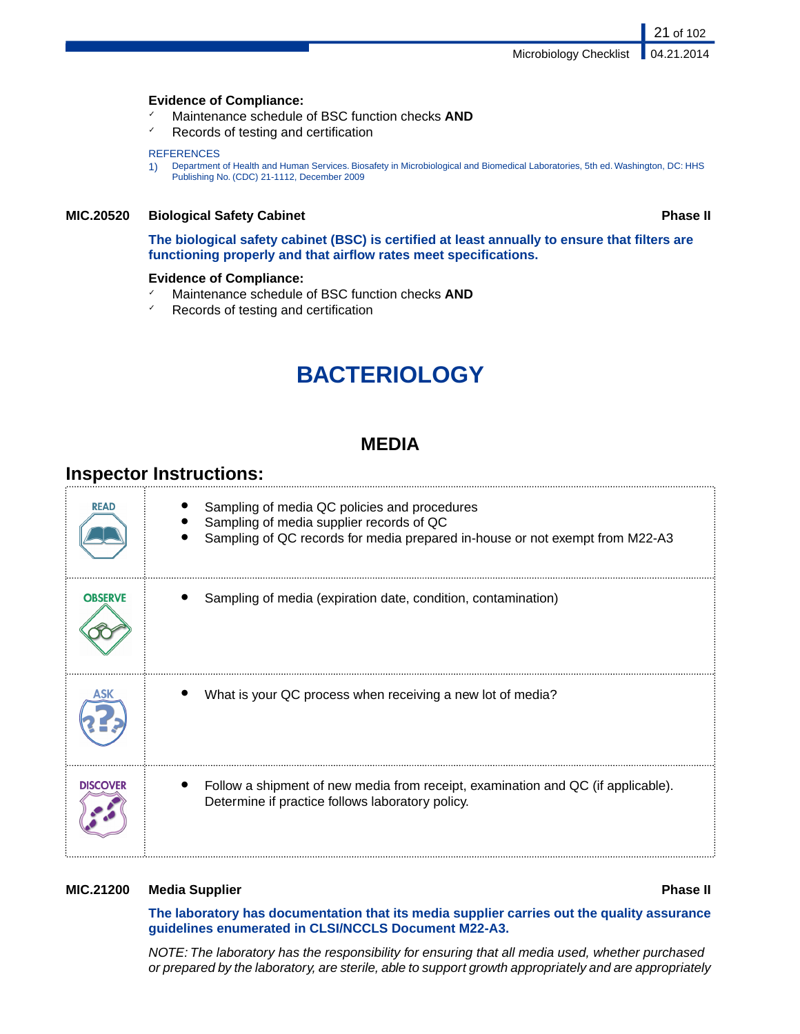**Evidence of Compliance:**

- ✓ Maintenance schedule of BSC function checks **AND**
- ✓ Records of testing and certification

REFERENCES

1) Department of Health and Human Services. Biosafety in Microbiological and Biomedical Laboratories, 5th ed. Washington, DC: HHS Publishing No. (CDC) 21-1112, December 2009

**MIC.20520 Biological Safety Cabinet** **Phase II**

**The biological safety cabinet (BSC) is certified at least annually to ensure that filters are functioning properly and that airflow rates meet specifications.**

**Evidence of Compliance:**

- ✓ Maintenance schedule of BSC function checks **AND**
- ✓ Records of testing and certification

# BACTERIOLOGY

## MEDIA

### Inspector Instructions:

| | |
|---|---|
| READ | • Sampling of media QC policies and procedures<br>• Sampling of media supplier records of QC<br>• Sampling of QC records for media prepared in-house or not exempt from M22-A3 |
| OBSERVE | • Sampling of media (expiration date, condition, contamination) |
| ASK | • What is your QC process when receiving a new lot of media? |
| DISCOVER | • Follow a shipment of new media from receipt, examination and QC (if applicable). Determine if practice follows laboratory policy. |

**MIC.21200 Media Supplier** **Phase II**

**The laboratory has documentation that its media supplier carries out the quality assurance guidelines enumerated in CLSI/NCCLS Document M22-A3.**

*NOTE: The laboratory has the responsibility for ensuring that all media used, whether purchased or prepared by the laboratory, are sterile, able to support growth appropriately and are appropriately*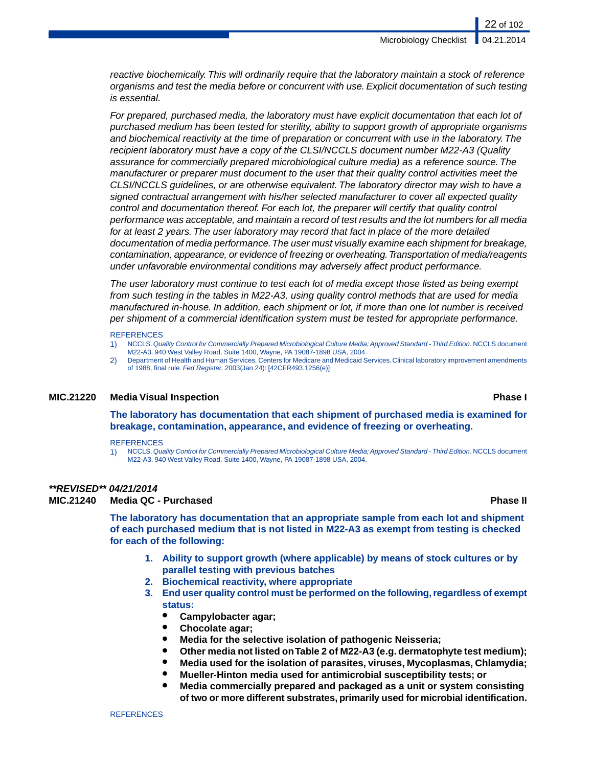*reactive biochemically. This will ordinarily require that the laboratory maintain a stock of reference organisms and test the media before or concurrent with use. Explicit documentation of such testing is essential.*

*For prepared, purchased media, the laboratory must have explicit documentation that each lot of purchased medium has been tested for sterility, ability to support growth of appropriate organisms and biochemical reactivity at the time of preparation or concurrent with use in the laboratory. The recipient laboratory must have a copy of the CLSI/NCCLS document number M22-A3 (Quality assurance for commercially prepared microbiological culture media) as a reference source. The manufacturer or preparer must document to the user that their quality control activities meet the CLSI/NCCLS guidelines, or are otherwise equivalent. The laboratory director may wish to have a signed contractual arrangement with his/her selected manufacturer to cover all expected quality control and documentation thereof. For each lot, the preparer will certify that quality control performance was acceptable, and maintain a record of test results and the lot numbers for all media for at least 2 years. The user laboratory may record that fact in place of the more detailed documentation of media performance. The user must visually examine each shipment for breakage, contamination, appearance, or evidence of freezing or overheating. Transportation of media/reagents under unfavorable environmental conditions may adversely affect product performance.*

*The user laboratory must continue to test each lot of media except those listed as being exempt from such testing in the tables in M22-A3, using quality control methods that are used for media manufactured in-house. In addition, each shipment or lot, if more than one lot number is received per shipment of a commercial identification system must be tested for appropriate performance.*

REFERENCES

1) NCCLS. *Quality Control for Commercially Prepared Microbiological Culture Media; Approved Standard - Third Edition.* NCCLS document M22-A3. 940 West Valley Road, Suite 1400, Wayne, PA 19087-1898 USA, 2004.
2) Department of Health and Human Services, Centers for Medicare and Medicaid Services. Clinical laboratory improvement amendments of 1988, final rule. *Fed Register.* 2003(Jan 24): [42CFR493.1256(e)]

**MIC.21220 Media Visual Inspection** **Phase I**

**The laboratory has documentation that each shipment of purchased media is examined for breakage, contamination, appearance, and evidence of freezing or overheating.**

REFERENCES

1) NCCLS. *Quality Control for Commercially Prepared Microbiological Culture Media; Approved Standard - Third Edition.* NCCLS document M22-A3. 940 West Valley Road, Suite 1400, Wayne, PA 19087-1898 USA, 2004.

***REVISED** 04/21/2014*

**MIC.21240 Media QC - Purchased** **Phase II**

**The laboratory has documentation that an appropriate sample from each lot and shipment of each purchased medium that is not listed in M22-A3 as exempt from testing is checked for each of the following:**

1. **Ability to support growth (where applicable) by means of stock cultures or by parallel testing with previous batches**
2. **Biochemical reactivity, where appropriate**
3. **End user quality control must be performed on the following, regardless of exempt status:**
   - **Campylobacter agar;**
   - **Chocolate agar;**
   - **Media for the selective isolation of pathogenic Neisseria;**
   - **Other media not listed on Table 2 of M22-A3 (e.g. dermatophyte test medium);**
   - **Media used for the isolation of parasites, viruses, Mycoplasmas, Chlamydia;**
   - **Mueller-Hinton media used for antimicrobial susceptibility tests; or**
   - **Media commercially prepared and packaged as a unit or system consisting of two or more different substrates, primarily used for microbial identification.**

REFERENCES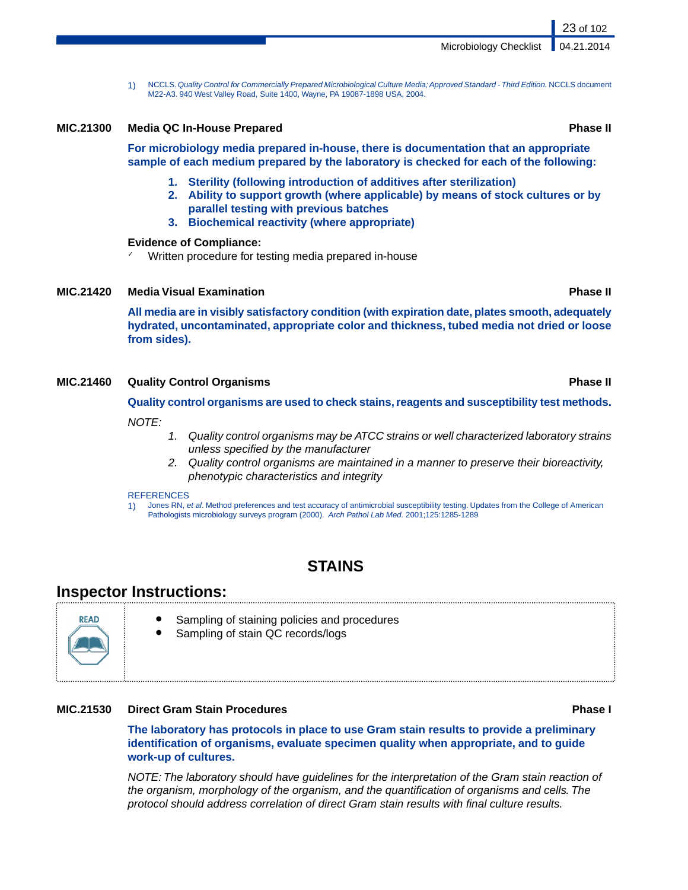1) NCCLS. *Quality Control for Commercially Prepared Microbiological Culture Media; Approved Standard - Third Edition.* NCCLS document M22-A3. 940 West Valley Road, Suite 1400, Wayne, PA 19087-1898 USA, 2004.

**MIC.21300 Media QC In-House Prepared** **Phase II**

**For microbiology media prepared in-house, there is documentation that an appropriate sample of each medium prepared by the laboratory is checked for each of the following:**

1. **Sterility (following introduction of additives after sterilization)**
2. **Ability to support growth (where applicable) by means of stock cultures or by parallel testing with previous batches**
3. **Biochemical reactivity (where appropriate)**

**Evidence of Compliance:**

- Written procedure for testing media prepared in-house

**MIC.21420 Media Visual Examination** **Phase II**

**All media are in visibly satisfactory condition (with expiration date, plates smooth, adequately hydrated, uncontaminated, appropriate color and thickness, tubed media not dried or loose from sides).**

**MIC.21460 Quality Control Organisms** **Phase II**

**Quality control organisms are used to check stains, reagents and susceptibility test methods.**

*NOTE:*

1. *Quality control organisms may be ATCC strains or well characterized laboratory strains unless specified by the manufacturer*
2. *Quality control organisms are maintained in a manner to preserve their bioreactivity, phenotypic characteristics and integrity*

REFERENCES

1) Jones RN, *et al*. Method preferences and test accuracy of antimicrobial susceptibility testing. Updates from the College of American Pathologists microbiology surveys program (2000). *Arch Pathol Lab Med.* 2001;125:1285-1289

# STAINS

## Inspector Instructions:

READ

- Sampling of staining policies and procedures
- Sampling of stain QC records/logs

**MIC.21530 Direct Gram Stain Procedures** **Phase I**

**The laboratory has protocols in place to use Gram stain results to provide a preliminary identification of organisms, evaluate specimen quality when appropriate, and to guide work-up of cultures.**

*NOTE: The laboratory should have guidelines for the interpretation of the Gram stain reaction of the organism, morphology of the organism, and the quantification of organisms and cells. The protocol should address correlation of direct Gram stain results with final culture results.*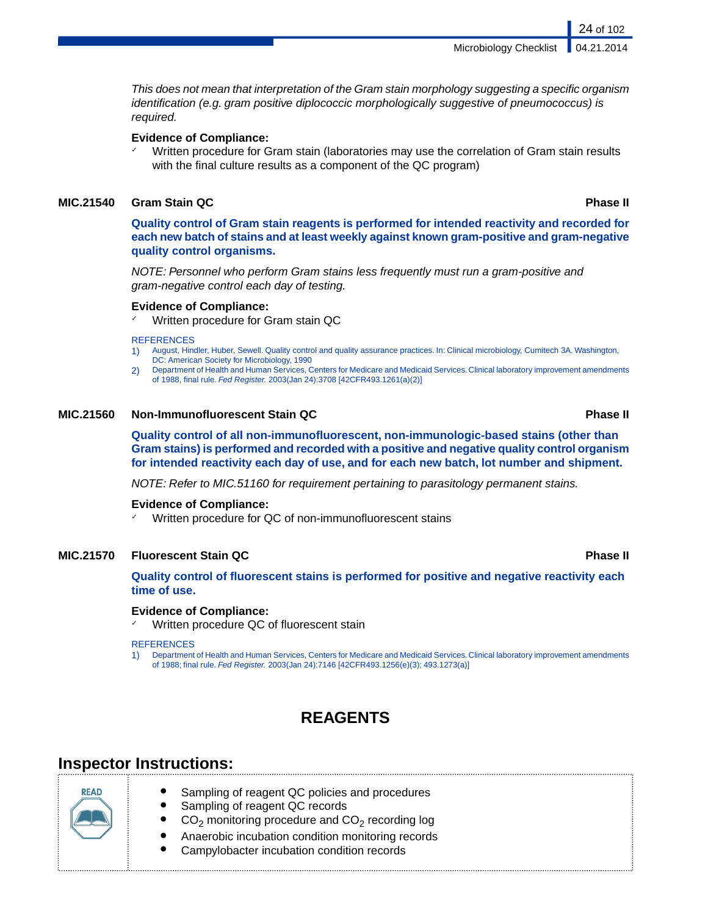*This does not mean that interpretation of the Gram stain morphology suggesting a specific organism identification (e.g. gram positive diplococcic morphologically suggestive of pneumococcus) is required.*

**Evidence of Compliance:**

- Written procedure for Gram stain (laboratories may use the correlation of Gram stain results with the final culture results as a component of the QC program)

### MIC.21540 Gram Stain QC — Phase II

**Quality control of Gram stain reagents is performed for intended reactivity and recorded for each new batch of stains and at least weekly against known gram-positive and gram-negative quality control organisms.**

*NOTE: Personnel who perform Gram stains less frequently must run a gram-positive and gram-negative control each day of testing.*

**Evidence of Compliance:**

- Written procedure for Gram stain QC

REFERENCES

1) August, Hindler, Huber, Sewell. Quality control and quality assurance practices. In: Clinical microbiology, Cumitech 3A. Washington, DC: American Society for Microbiology, 1990
2) Department of Health and Human Services, Centers for Medicare and Medicaid Services. Clinical laboratory improvement amendments of 1988, final rule. *Fed Register.* 2003(Jan 24):3708 [42CFR493.1261(a)(2)]

### MIC.21560 Non-Immunofluorescent Stain QC — Phase II

**Quality control of all non-immunofluorescent, non-immunologic-based stains (other than Gram stains) is performed and recorded with a positive and negative quality control organism for intended reactivity each day of use, and for each new batch, lot number and shipment.**

*NOTE: Refer to MIC.51160 for requirement pertaining to parasitology permanent stains.*

**Evidence of Compliance:**

- Written procedure for QC of non-immunofluorescent stains

### MIC.21570 Fluorescent Stain QC — Phase II

**Quality control of fluorescent stains is performed for positive and negative reactivity each time of use.**

**Evidence of Compliance:**

- Written procedure QC of fluorescent stain

REFERENCES

1) Department of Health and Human Services, Centers for Medicare and Medicaid Services. Clinical laboratory improvement amendments of 1988; final rule. *Fed Register.* 2003(Jan 24):7146 [42CFR493.1256(e)(3); 493.1273(a)]

## REAGENTS

## Inspector Instructions:

READ

- Sampling of reagent QC policies and procedures
- Sampling of reagent QC records
- $CO_2$ monitoring procedure and $CO_2$ recording log
- Anaerobic incubation condition monitoring records
- Campylobacter incubation condition records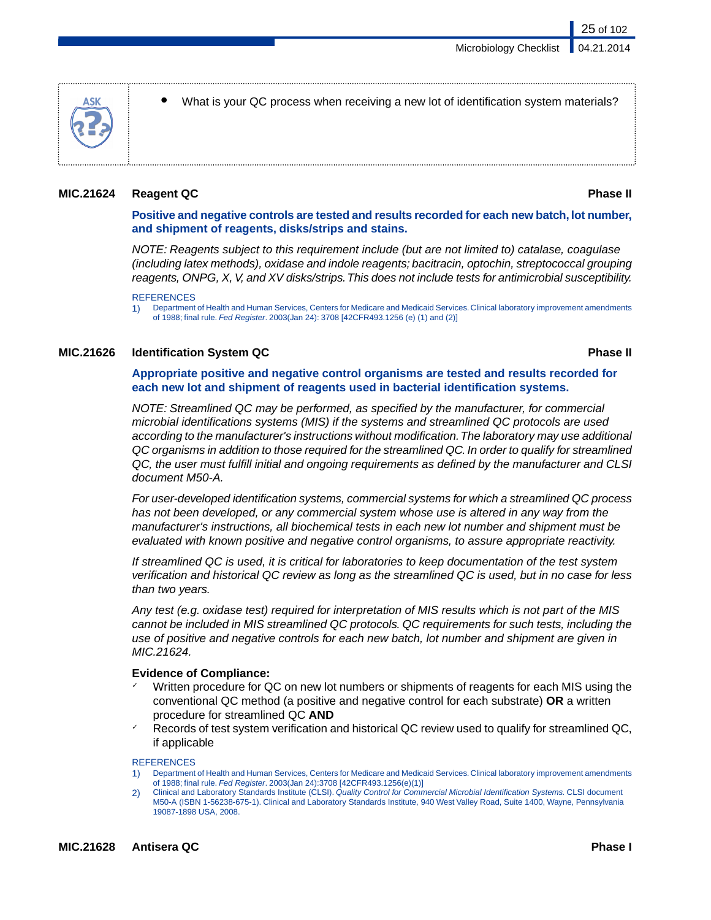**ASK**

- What is your QC process when receiving a new lot of identification system materials?

### MIC.21624 Reagent QC — Phase II

**Positive and negative controls are tested and results recorded for each new batch, lot number, and shipment of reagents, disks/strips and stains.**

*NOTE: Reagents subject to this requirement include (but are not limited to) catalase, coagulase (including latex methods), oxidase and indole reagents; bacitracin, optochin, streptococcal grouping reagents, ONPG, X, V, and XV disks/strips. This does not include tests for antimicrobial susceptibility.*

REFERENCES

1) Department of Health and Human Services, Centers for Medicare and Medicaid Services. Clinical laboratory improvement amendments of 1988; final rule. *Fed Register*. 2003(Jan 24): 3708 [42CFR493.1256 (e) (1) and (2)]

### MIC.21626 Identification System QC — Phase II

**Appropriate positive and negative control organisms are tested and results recorded for each new lot and shipment of reagents used in bacterial identification systems.**

*NOTE: Streamlined QC may be performed, as specified by the manufacturer, for commercial microbial identifications systems (MIS) if the systems and streamlined QC protocols are used according to the manufacturer's instructions without modification. The laboratory may use additional QC organisms in addition to those required for the streamlined QC. In order to qualify for streamlined QC, the user must fulfill initial and ongoing requirements as defined by the manufacturer and CLSI document M50-A.*

*For user-developed identification systems, commercial systems for which a streamlined QC process has not been developed, or any commercial system whose use is altered in any way from the manufacturer's instructions, all biochemical tests in each new lot number and shipment must be evaluated with known positive and negative control organisms, to assure appropriate reactivity.*

*If streamlined QC is used, it is critical for laboratories to keep documentation of the test system verification and historical QC review as long as the streamlined QC is used, but in no case for less than two years.*

*Any test (e.g. oxidase test) required for interpretation of MIS results which is not part of the MIS cannot be included in MIS streamlined QC protocols. QC requirements for such tests, including the use of positive and negative controls for each new batch, lot number and shipment are given in MIC.21624.*

**Evidence of Compliance:**

- ✓ Written procedure for QC on new lot numbers or shipments of reagents for each MIS using the conventional QC method (a positive and negative control for each substrate) **OR** a written procedure for streamlined QC **AND**
- ✓ Records of test system verification and historical QC review used to qualify for streamlined QC, if applicable

REFERENCES

1) Department of Health and Human Services, Centers for Medicare and Medicaid Services. Clinical laboratory improvement amendments of 1988; final rule. *Fed Register*. 2003(Jan 24):3708 [42CFR493.1256(e)(1)]
2) Clinical and Laboratory Standards Institute (CLSI). *Quality Control for Commercial Microbial Identification Systems.* CLSI document M50-A (ISBN 1-56238-675-1). Clinical and Laboratory Standards Institute, 940 West Valley Road, Suite 1400, Wayne, Pennsylvania 19087-1898 USA, 2008.

### MIC.21628 Antisera QC — Phase I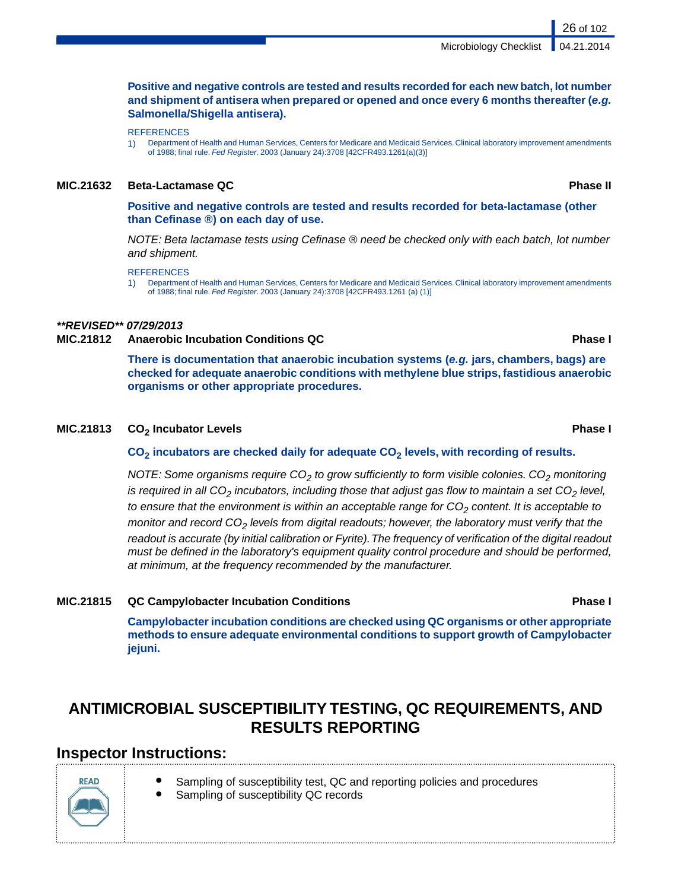**Positive and negative controls are tested and results recorded for each new batch, lot number and shipment of antisera when prepared or opened and once every 6 months thereafter (*e.g.* Salmonella/Shigella antisera).**

REFERENCES

1) Department of Health and Human Services, Centers for Medicare and Medicaid Services. Clinical laboratory improvement amendments of 1988; final rule. *Fed Register*. 2003 (January 24):3708 [42CFR493.1261(a)(3)]

**MIC.21632 Beta-Lactamase QC** **Phase II**

**Positive and negative controls are tested and results recorded for beta-lactamase (other than Cefinase ®) on each day of use.**

*NOTE: Beta lactamase tests using Cefinase ® need be checked only with each batch, lot number and shipment.*

REFERENCES

1) Department of Health and Human Services, Centers for Medicare and Medicaid Services. Clinical laboratory improvement amendments of 1988; final rule. *Fed Register*. 2003 (January 24):3708 [42CFR493.1261 (a) (1)]

***\*\*REVISED\*\* 07/29/2013***

**MIC.21812 Anaerobic Incubation Conditions QC** **Phase I**

**There is documentation that anaerobic incubation systems (*e.g.* jars, chambers, bags) are checked for adequate anaerobic conditions with methylene blue strips, fastidious anaerobic organisms or other appropriate procedures.**

**MIC.21813 $CO_2$ Incubator Levels** **Phase I**

**$CO_2$ incubators are checked daily for adequate $CO_2$ levels, with recording of results.**

*NOTE: Some organisms require $CO_2$ to grow sufficiently to form visible colonies. $CO_2$ monitoring is required in all $CO_2$ incubators, including those that adjust gas flow to maintain a set $CO_2$ level, to ensure that the environment is within an acceptable range for $CO_2$ content. It is acceptable to monitor and record $CO_2$ levels from digital readouts; however, the laboratory must verify that the readout is accurate (by initial calibration or Fyrite). The frequency of verification of the digital readout must be defined in the laboratory's equipment quality control procedure and should be performed, at minimum, at the frequency recommended by the manufacturer.*

**MIC.21815 QC Campylobacter Incubation Conditions** **Phase I**

**Campylobacter incubation conditions are checked using QC organisms or other appropriate methods to ensure adequate environmental conditions to support growth of Campylobacter jejuni.**

# ANTIMICROBIAL SUSCEPTIBILITY TESTING, QC REQUIREMENTS, AND RESULTS REPORTING

## Inspector Instructions:

READ

- Sampling of susceptibility test, QC and reporting policies and procedures
- Sampling of susceptibility QC records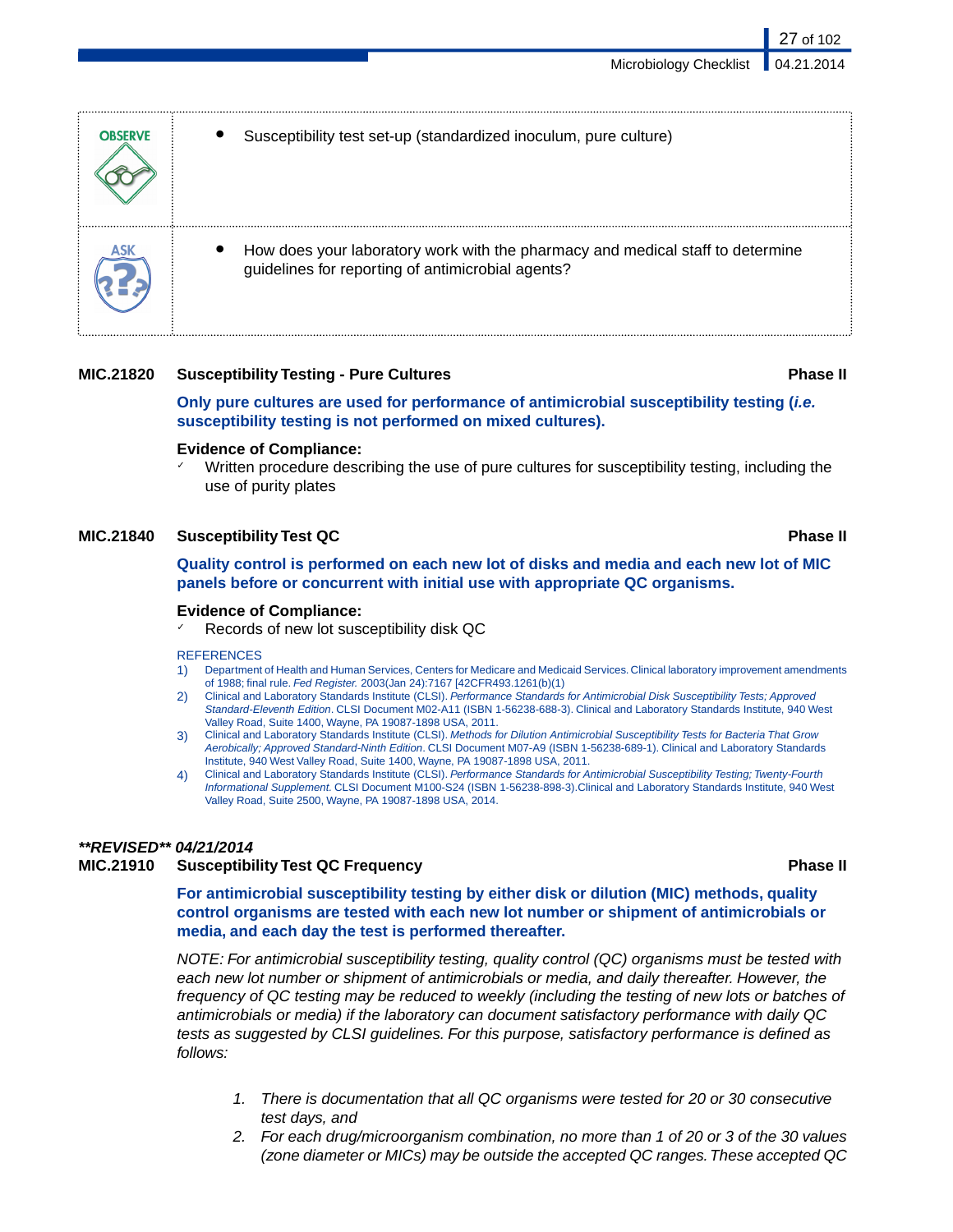| | |
|---|---|
| **OBSERVE** | • Susceptibility test set-up (standardized inoculum, pure culture) |
| **ASK** | • How does your laboratory work with the pharmacy and medical staff to determine guidelines for reporting of antimicrobial agents? |

**MIC.21820 Susceptibility Testing - Pure Cultures** **Phase II**

**Only pure cultures are used for performance of antimicrobial susceptibility testing (*i.e.* susceptibility testing is not performed on mixed cultures).**

**Evidence of Compliance:**

- ✓ Written procedure describing the use of pure cultures for susceptibility testing, including the use of purity plates

**MIC.21840 Susceptibility Test QC** **Phase II**

**Quality control is performed on each new lot of disks and media and each new lot of MIC panels before or concurrent with initial use with appropriate QC organisms.**

**Evidence of Compliance:**

- ✓ Records of new lot susceptibility disk QC

REFERENCES

1) Department of Health and Human Services, Centers for Medicare and Medicaid Services. Clinical laboratory improvement amendments of 1988; final rule. *Fed Register.* 2003(Jan 24):7167 [42CFR493.1261(b)(1)
2) Clinical and Laboratory Standards Institute (CLSI). *Performance Standards for Antimicrobial Disk Susceptibility Tests; Approved Standard-Eleventh Edition*. CLSI Document M02-A11 (ISBN 1-56238-688-3). Clinical and Laboratory Standards Institute, 940 West Valley Road, Suite 1400, Wayne, PA 19087-1898 USA, 2011.
3) Clinical and Laboratory Standards Institute (CLSI). *Methods for Dilution Antimicrobial Susceptibility Tests for Bacteria That Grow Aerobically; Approved Standard-Ninth Edition*. CLSI Document M07-A9 (ISBN 1-56238-689-1). Clinical and Laboratory Standards Institute, 940 West Valley Road, Suite 1400, Wayne, PA 19087-1898 USA, 2011.
4) Clinical and Laboratory Standards Institute (CLSI). *Performance Standards for Antimicrobial Susceptibility Testing; Twenty-Fourth Informational Supplement.* CLSI Document M100-S24 (ISBN 1-56238-898-3).Clinical and Laboratory Standards Institute, 940 West Valley Road, Suite 2500, Wayne, PA 19087-1898 USA, 2014.

***\*\*REVISED\*\* 04/21/2014***

**MIC.21910 Susceptibility Test QC Frequency** **Phase II**

**For antimicrobial susceptibility testing by either disk or dilution (MIC) methods, quality control organisms are tested with each new lot number or shipment of antimicrobials or media, and each day the test is performed thereafter.**

*NOTE: For antimicrobial susceptibility testing, quality control (QC) organisms must be tested with each new lot number or shipment of antimicrobials or media, and daily thereafter. However, the frequency of QC testing may be reduced to weekly (including the testing of new lots or batches of antimicrobials or media) if the laboratory can document satisfactory performance with daily QC tests as suggested by CLSI guidelines. For this purpose, satisfactory performance is defined as follows:*

1. *There is documentation that all QC organisms were tested for 20 or 30 consecutive test days, and*
2. *For each drug/microorganism combination, no more than 1 of 20 or 3 of the 30 values (zone diameter or MICs) may be outside the accepted QC ranges. These accepted QC*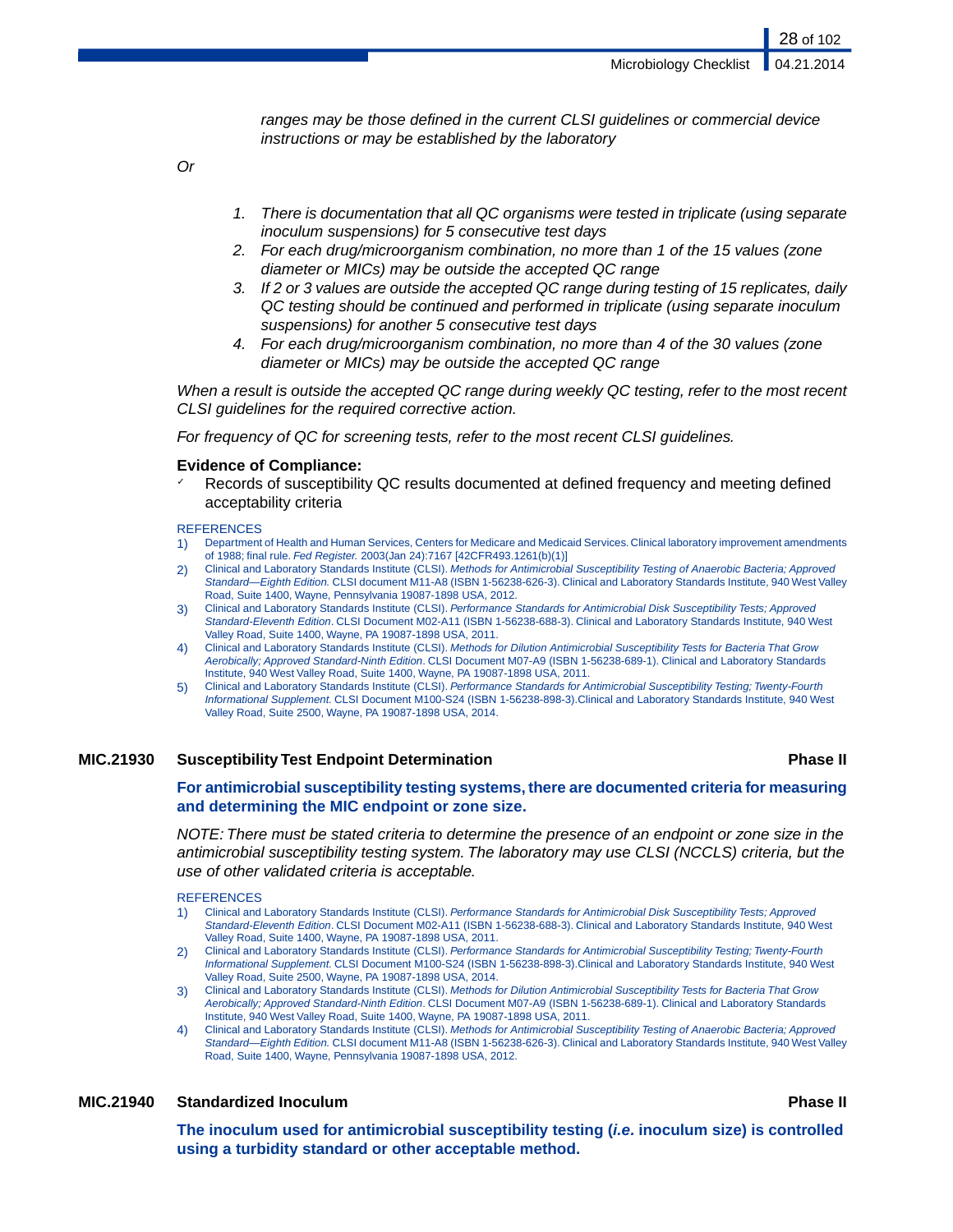*ranges may be those defined in the current CLSI guidelines or commercial device instructions or may be established by the laboratory*

*Or*

1. *There is documentation that all QC organisms were tested in triplicate (using separate inoculum suspensions) for 5 consecutive test days*
2. *For each drug/microorganism combination, no more than 1 of the 15 values (zone diameter or MICs) may be outside the accepted QC range*
3. *If 2 or 3 values are outside the accepted QC range during testing of 15 replicates, daily QC testing should be continued and performed in triplicate (using separate inoculum suspensions) for another 5 consecutive test days*
4. *For each drug/microorganism combination, no more than 4 of the 30 values (zone diameter or MICs) may be outside the accepted QC range*

*When a result is outside the accepted QC range during weekly QC testing, refer to the most recent CLSI guidelines for the required corrective action.*

*For frequency of QC for screening tests, refer to the most recent CLSI guidelines.*

**Evidence of Compliance:**

- ✓ Records of susceptibility QC results documented at defined frequency and meeting defined acceptability criteria

REFERENCES

1) Department of Health and Human Services, Centers for Medicare and Medicaid Services. Clinical laboratory improvement amendments of 1988; final rule. *Fed Register.* 2003(Jan 24):7167 [42CFR493.1261(b)(1)]
2) Clinical and Laboratory Standards Institute (CLSI). *Methods for Antimicrobial Susceptibility Testing of Anaerobic Bacteria; Approved Standard—Eighth Edition.* CLSI document M11-A8 (ISBN 1-56238-626-3). Clinical and Laboratory Standards Institute, 940 West Valley Road, Suite 1400, Wayne, Pennsylvania 19087-1898 USA, 2012.
3) Clinical and Laboratory Standards Institute (CLSI). *Performance Standards for Antimicrobial Disk Susceptibility Tests; Approved Standard-Eleventh Edition*. CLSI Document M02-A11 (ISBN 1-56238-688-3). Clinical and Laboratory Standards Institute, 940 West Valley Road, Suite 1400, Wayne, PA 19087-1898 USA, 2011.
4) Clinical and Laboratory Standards Institute (CLSI). *Methods for Dilution Antimicrobial Susceptibility Tests for Bacteria That Grow Aerobically; Approved Standard-Ninth Edition*. CLSI Document M07-A9 (ISBN 1-56238-689-1). Clinical and Laboratory Standards Institute, 940 West Valley Road, Suite 1400, Wayne, PA 19087-1898 USA, 2011.
5) Clinical and Laboratory Standards Institute (CLSI). *Performance Standards for Antimicrobial Susceptibility Testing; Twenty-Fourth Informational Supplement.* CLSI Document M100-S24 (ISBN 1-56238-898-3).Clinical and Laboratory Standards Institute, 940 West Valley Road, Suite 2500, Wayne, PA 19087-1898 USA, 2014.

## MIC.21930 Susceptibility Test Endpoint Determination — Phase II

**For antimicrobial susceptibility testing systems, there are documented criteria for measuring and determining the MIC endpoint or zone size.**

*NOTE: There must be stated criteria to determine the presence of an endpoint or zone size in the antimicrobial susceptibility testing system. The laboratory may use CLSI (NCCLS) criteria, but the use of other validated criteria is acceptable.*

REFERENCES

1) Clinical and Laboratory Standards Institute (CLSI). *Performance Standards for Antimicrobial Disk Susceptibility Tests; Approved Standard-Eleventh Edition*. CLSI Document M02-A11 (ISBN 1-56238-688-3). Clinical and Laboratory Standards Institute, 940 West Valley Road, Suite 1400, Wayne, PA 19087-1898 USA, 2011.
2) Clinical and Laboratory Standards Institute (CLSI). *Performance Standards for Antimicrobial Susceptibility Testing; Twenty-Fourth Informational Supplement.* CLSI Document M100-S24 (ISBN 1-56238-898-3).Clinical and Laboratory Standards Institute, 940 West Valley Road, Suite 2500, Wayne, PA 19087-1898 USA, 2014.
3) Clinical and Laboratory Standards Institute (CLSI). *Methods for Dilution Antimicrobial Susceptibility Tests for Bacteria That Grow Aerobically; Approved Standard-Ninth Edition*. CLSI Document M07-A9 (ISBN 1-56238-689-1). Clinical and Laboratory Standards Institute, 940 West Valley Road, Suite 1400, Wayne, PA 19087-1898 USA, 2011.
4) Clinical and Laboratory Standards Institute (CLSI). *Methods for Antimicrobial Susceptibility Testing of Anaerobic Bacteria; Approved Standard—Eighth Edition.* CLSI document M11-A8 (ISBN 1-56238-626-3). Clinical and Laboratory Standards Institute, 940 West Valley Road, Suite 1400, Wayne, Pennsylvania 19087-1898 USA, 2012.

## MIC.21940 Standardized Inoculum — Phase II

**The inoculum used for antimicrobial susceptibility testing (*i.e.* inoculum size) is controlled using a turbidity standard or other acceptable method.**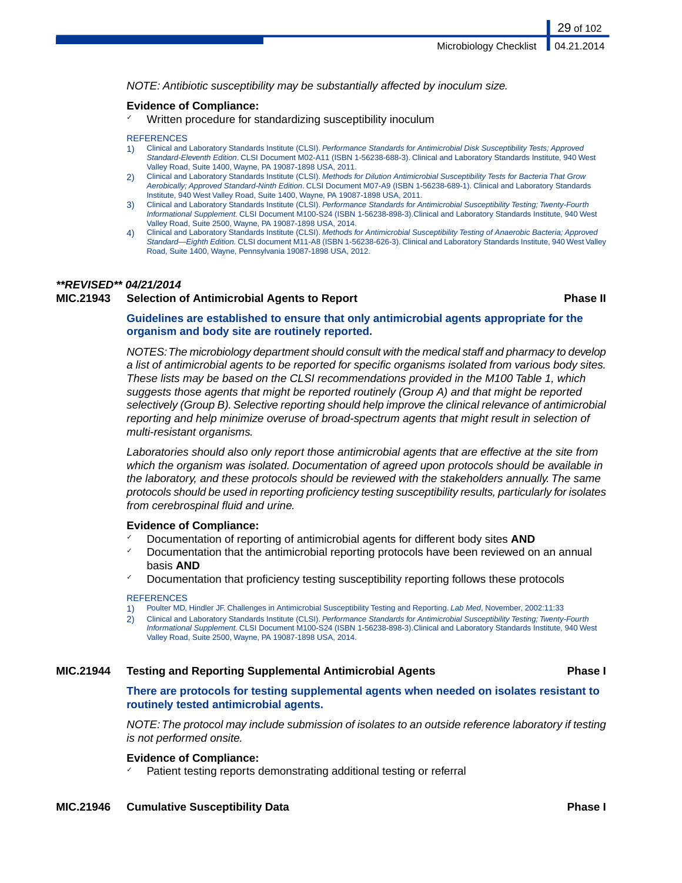*NOTE: Antibiotic susceptibility may be substantially affected by inoculum size.*

**Evidence of Compliance:**

- ✓ Written procedure for standardizing susceptibility inoculum

REFERENCES

1) Clinical and Laboratory Standards Institute (CLSI). *Performance Standards for Antimicrobial Disk Susceptibility Tests; Approved Standard-Eleventh Edition*. CLSI Document M02-A11 (ISBN 1-56238-688-3). Clinical and Laboratory Standards Institute, 940 West Valley Road, Suite 1400, Wayne, PA 19087-1898 USA, 2011.
2) Clinical and Laboratory Standards Institute (CLSI). *Methods for Dilution Antimicrobial Susceptibility Tests for Bacteria That Grow Aerobically; Approved Standard-Ninth Edition*. CLSI Document M07-A9 (ISBN 1-56238-689-1). Clinical and Laboratory Standards Institute, 940 West Valley Road, Suite 1400, Wayne, PA 19087-1898 USA, 2011.
3) Clinical and Laboratory Standards Institute (CLSI). *Performance Standards for Antimicrobial Susceptibility Testing; Twenty-Fourth Informational Supplement.* CLSI Document M100-S24 (ISBN 1-56238-898-3).Clinical and Laboratory Standards Institute, 940 West Valley Road, Suite 2500, Wayne, PA 19087-1898 USA, 2014.
4) Clinical and Laboratory Standards Institute (CLSI). *Methods for Antimicrobial Susceptibility Testing of Anaerobic Bacteria; Approved Standard—Eighth Edition.* CLSI document M11-A8 (ISBN 1-56238-626-3). Clinical and Laboratory Standards Institute, 940 West Valley Road, Suite 1400, Wayne, Pennsylvania 19087-1898 USA, 2012.

***\*\*REVISED\*\* 04/21/2014***

### MIC.21943 Selection of Antimicrobial Agents to Report — Phase II

**Guidelines are established to ensure that only antimicrobial agents appropriate for the organism and body site are routinely reported.**

*NOTES: The microbiology department should consult with the medical staff and pharmacy to develop a list of antimicrobial agents to be reported for specific organisms isolated from various body sites. These lists may be based on the CLSI recommendations provided in the M100 Table 1, which suggests those agents that might be reported routinely (Group A) and that might be reported selectively (Group B). Selective reporting should help improve the clinical relevance of antimicrobial reporting and help minimize overuse of broad-spectrum agents that might result in selection of multi-resistant organisms.*

*Laboratories should also only report those antimicrobial agents that are effective at the site from which the organism was isolated. Documentation of agreed upon protocols should be available in the laboratory, and these protocols should be reviewed with the stakeholders annually. The same protocols should be used in reporting proficiency testing susceptibility results, particularly for isolates from cerebrospinal fluid and urine.*

**Evidence of Compliance:**

- ✓ Documentation of reporting of antimicrobial agents for different body sites **AND**
- ✓ Documentation that the antimicrobial reporting protocols have been reviewed on an annual basis **AND**
- ✓ Documentation that proficiency testing susceptibility reporting follows these protocols

REFERENCES

1) Poulter MD, Hindler JF. Challenges in Antimicrobial Susceptibility Testing and Reporting. *Lab Med*, November, 2002:11:33
2) Clinical and Laboratory Standards Institute (CLSI). *Performance Standards for Antimicrobial Susceptibility Testing; Twenty-Fourth Informational Supplement.* CLSI Document M100-S24 (ISBN 1-56238-898-3).Clinical and Laboratory Standards Institute, 940 West Valley Road, Suite 2500, Wayne, PA 19087-1898 USA, 2014.

### MIC.21944 Testing and Reporting Supplemental Antimicrobial Agents — Phase I

**There are protocols for testing supplemental agents when needed on isolates resistant to routinely tested antimicrobial agents.**

*NOTE: The protocol may include submission of isolates to an outside reference laboratory if testing is not performed onsite.*

**Evidence of Compliance:**

- ✓ Patient testing reports demonstrating additional testing or referral

### MIC.21946 Cumulative Susceptibility Data — Phase I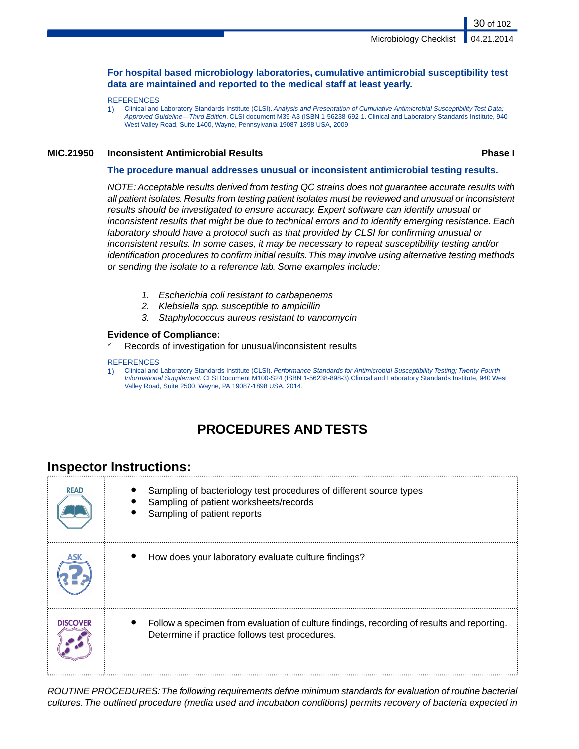**For hospital based microbiology laboratories, cumulative antimicrobial susceptibility test data are maintained and reported to the medical staff at least yearly.**

REFERENCES

1) Clinical and Laboratory Standards Institute (CLSI). *Analysis and Presentation of Cumulative Antimicrobial Susceptibility Test Data; Approved Guideline—Third Edition*. CLSI document M39-A3 (ISBN 1-56238-692-1. Clinical and Laboratory Standards Institute, 940 West Valley Road, Suite 1400, Wayne, Pennsylvania 19087-1898 USA, 2009

**MIC.21950 Inconsistent Antimicrobial Results Phase I**

**The procedure manual addresses unusual or inconsistent antimicrobial testing results.**

*NOTE: Acceptable results derived from testing QC strains does not guarantee accurate results with all patient isolates. Results from testing patient isolates must be reviewed and unusual or inconsistent results should be investigated to ensure accuracy. Expert software can identify unusual or inconsistent results that might be due to technical errors and to identify emerging resistance. Each laboratory should have a protocol such as that provided by CLSI for confirming unusual or inconsistent results. In some cases, it may be necessary to repeat susceptibility testing and/or identification procedures to confirm initial results. This may involve using alternative testing methods or sending the isolate to a reference lab. Some examples include:*

1. *Escherichia coli resistant to carbapenems*
2. *Klebsiella spp. susceptible to ampicillin*
3. *Staphylococcus aureus resistant to vancomycin*

**Evidence of Compliance:**

- ✓ Records of investigation for unusual/inconsistent results

REFERENCES

1) Clinical and Laboratory Standards Institute (CLSI). *Performance Standards for Antimicrobial Susceptibility Testing; Twenty-Fourth Informational Supplement*. CLSI Document M100-S24 (ISBN 1-56238-898-3).Clinical and Laboratory Standards Institute, 940 West Valley Road, Suite 2500, Wayne, PA 19087-1898 USA, 2014.

# PROCEDURES AND TESTS

## Inspector Instructions:

| | |
|---|---|
| READ | • Sampling of bacteriology test procedures of different source types<br>• Sampling of patient worksheets/records<br>• Sampling of patient reports |
| ASK | • How does your laboratory evaluate culture findings? |
| DISCOVER | • Follow a specimen from evaluation of culture findings, recording of results and reporting. Determine if practice follows test procedures. |

*ROUTINE PROCEDURES: The following requirements define minimum standards for evaluation of routine bacterial cultures. The outlined procedure (media used and incubation conditions) permits recovery of bacteria expected in*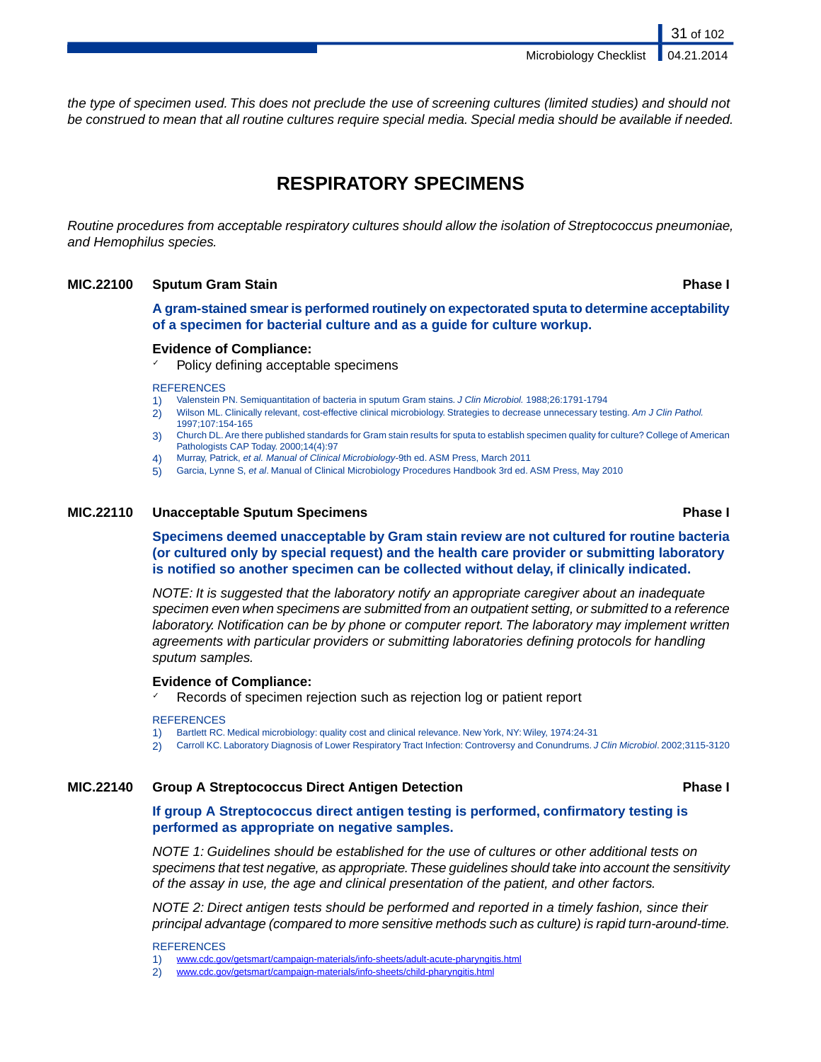*the type of specimen used. This does not preclude the use of screening cultures (limited studies) and should not be construed to mean that all routine cultures require special media. Special media should be available if needed.*

## RESPIRATORY SPECIMENS

*Routine procedures from acceptable respiratory cultures should allow the isolation of Streptococcus pneumoniae, and Hemophilus species.*

### MIC.22100 Sputum Gram Stain — Phase I

**A gram-stained smear is performed routinely on expectorated sputa to determine acceptability of a specimen for bacterial culture and as a guide for culture workup.**

**Evidence of Compliance:**

- ✓ Policy defining acceptable specimens

REFERENCES

1) Valenstein PN. Semiquantitation of bacteria in sputum Gram stains. *J Clin Microbiol.* 1988;26:1791-1794
2) Wilson ML. Clinically relevant, cost-effective clinical microbiology. Strategies to decrease unnecessary testing. *Am J Clin Pathol.* 1997;107:154-165
3) Church DL. Are there published standards for Gram stain results for sputa to establish specimen quality for culture? College of American Pathologists CAP Today. 2000;14(4):97
4) Murray, Patrick, *et al. Manual of Clinical Microbiology*-9th ed. ASM Press, March 2011
5) Garcia, Lynne S, *et al*. Manual of Clinical Microbiology Procedures Handbook 3rd ed. ASM Press, May 2010

### MIC.22110 Unacceptable Sputum Specimens — Phase I

**Specimens deemed unacceptable by Gram stain review are not cultured for routine bacteria (or cultured only by special request) and the health care provider or submitting laboratory is notified so another specimen can be collected without delay, if clinically indicated.**

*NOTE: It is suggested that the laboratory notify an appropriate caregiver about an inadequate specimen even when specimens are submitted from an outpatient setting, or submitted to a reference laboratory. Notification can be by phone or computer report. The laboratory may implement written agreements with particular providers or submitting laboratories defining protocols for handling sputum samples.*

**Evidence of Compliance:**

- ✓ Records of specimen rejection such as rejection log or patient report

REFERENCES

1) Bartlett RC. Medical microbiology: quality cost and clinical relevance. New York, NY: Wiley, 1974:24-31
2) Carroll KC. Laboratory Diagnosis of Lower Respiratory Tract Infection: Controversy and Conundrums. *J Clin Microbiol*. 2002;3115-3120

### MIC.22140 Group A Streptococcus Direct Antigen Detection — Phase I

**If group A Streptococcus direct antigen testing is performed, confirmatory testing is performed as appropriate on negative samples.**

*NOTE 1: Guidelines should be established for the use of cultures or other additional tests on specimens that test negative, as appropriate. These guidelines should take into account the sensitivity of the assay in use, the age and clinical presentation of the patient, and other factors.*

*NOTE 2: Direct antigen tests should be performed and reported in a timely fashion, since their principal advantage (compared to more sensitive methods such as culture) is rapid turn-around-time.*

REFERENCES

1) www.cdc.gov/getsmart/campaign-materials/info-sheets/adult-acute-pharyngitis.html
2) www.cdc.gov/getsmart/campaign-materials/info-sheets/child-pharyngitis.html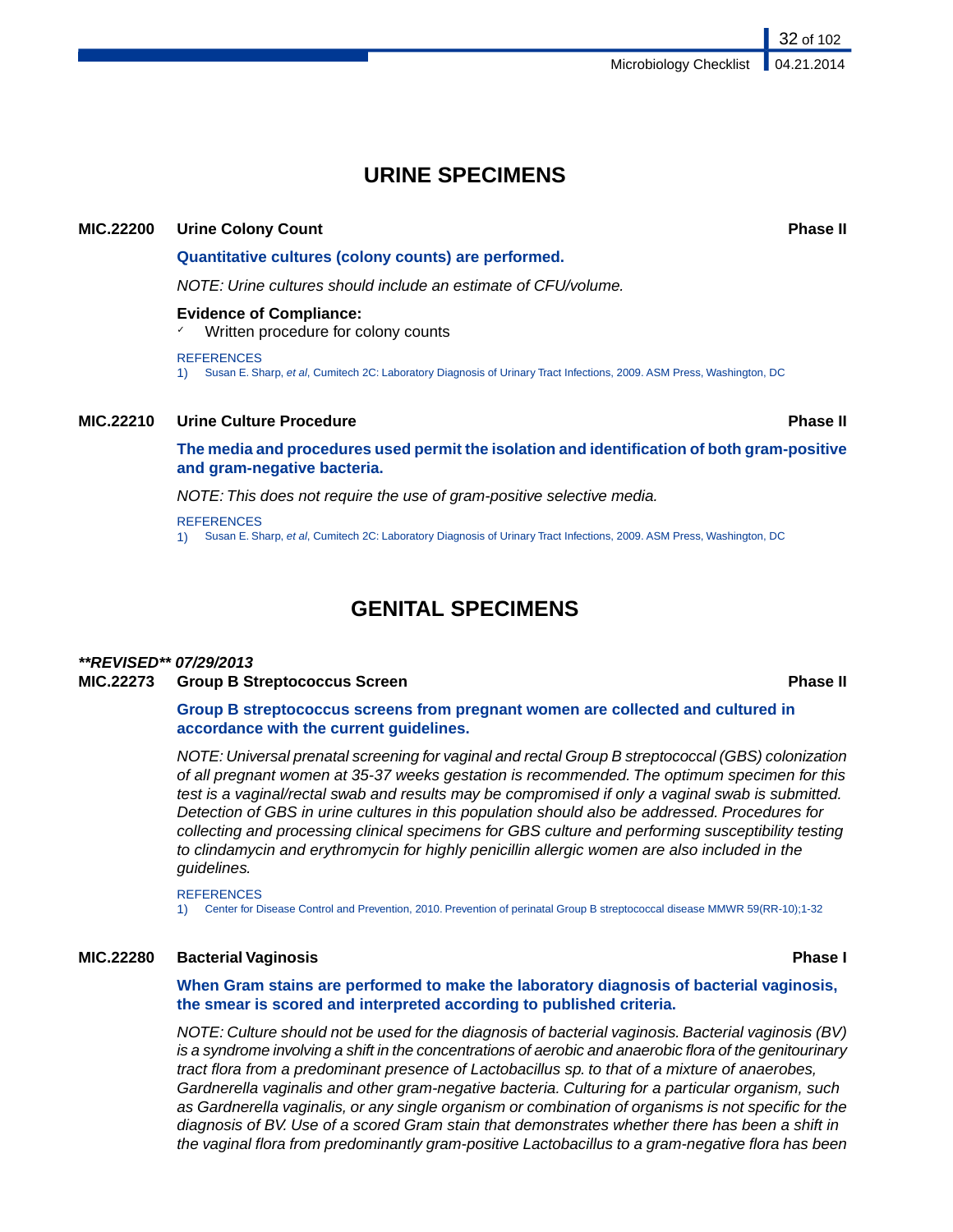# URINE SPECIMENS

**MIC.22200 Urine Colony Count** **Phase II**

**Quantitative cultures (colony counts) are performed.**

*NOTE: Urine cultures should include an estimate of CFU/volume.*

**Evidence of Compliance:**

- ✓ Written procedure for colony counts

REFERENCES

1) Susan E. Sharp, *et al*, Cumitech 2C: Laboratory Diagnosis of Urinary Tract Infections, 2009. ASM Press, Washington, DC

**MIC.22210 Urine Culture Procedure** **Phase II**

**The media and procedures used permit the isolation and identification of both gram-positive and gram-negative bacteria.**

*NOTE: This does not require the use of gram-positive selective media.*

REFERENCES

1) Susan E. Sharp, *et al*, Cumitech 2C: Laboratory Diagnosis of Urinary Tract Infections, 2009. ASM Press, Washington, DC

# GENITAL SPECIMENS

***\*\*REVISED\*\* 07/29/2013***

**MIC.22273 Group B Streptococcus Screen** **Phase II**

**Group B streptococcus screens from pregnant women are collected and cultured in accordance with the current guidelines.**

*NOTE: Universal prenatal screening for vaginal and rectal Group B streptococcal (GBS) colonization of all pregnant women at 35-37 weeks gestation is recommended. The optimum specimen for this test is a vaginal/rectal swab and results may be compromised if only a vaginal swab is submitted. Detection of GBS in urine cultures in this population should also be addressed. Procedures for collecting and processing clinical specimens for GBS culture and performing susceptibility testing to clindamycin and erythromycin for highly penicillin allergic women are also included in the guidelines.*

REFERENCES

1) Center for Disease Control and Prevention, 2010. Prevention of perinatal Group B streptococcal disease MMWR 59(RR-10);1-32

**MIC.22280 Bacterial Vaginosis** **Phase I**

**When Gram stains are performed to make the laboratory diagnosis of bacterial vaginosis, the smear is scored and interpreted according to published criteria.**

*NOTE: Culture should not be used for the diagnosis of bacterial vaginosis. Bacterial vaginosis (BV) is a syndrome involving a shift in the concentrations of aerobic and anaerobic flora of the genitourinary tract flora from a predominant presence of Lactobacillus sp. to that of a mixture of anaerobes, Gardnerella vaginalis and other gram-negative bacteria. Culturing for a particular organism, such as Gardnerella vaginalis, or any single organism or combination of organisms is not specific for the diagnosis of BV. Use of a scored Gram stain that demonstrates whether there has been a shift in the vaginal flora from predominantly gram-positive Lactobacillus to a gram-negative flora has been*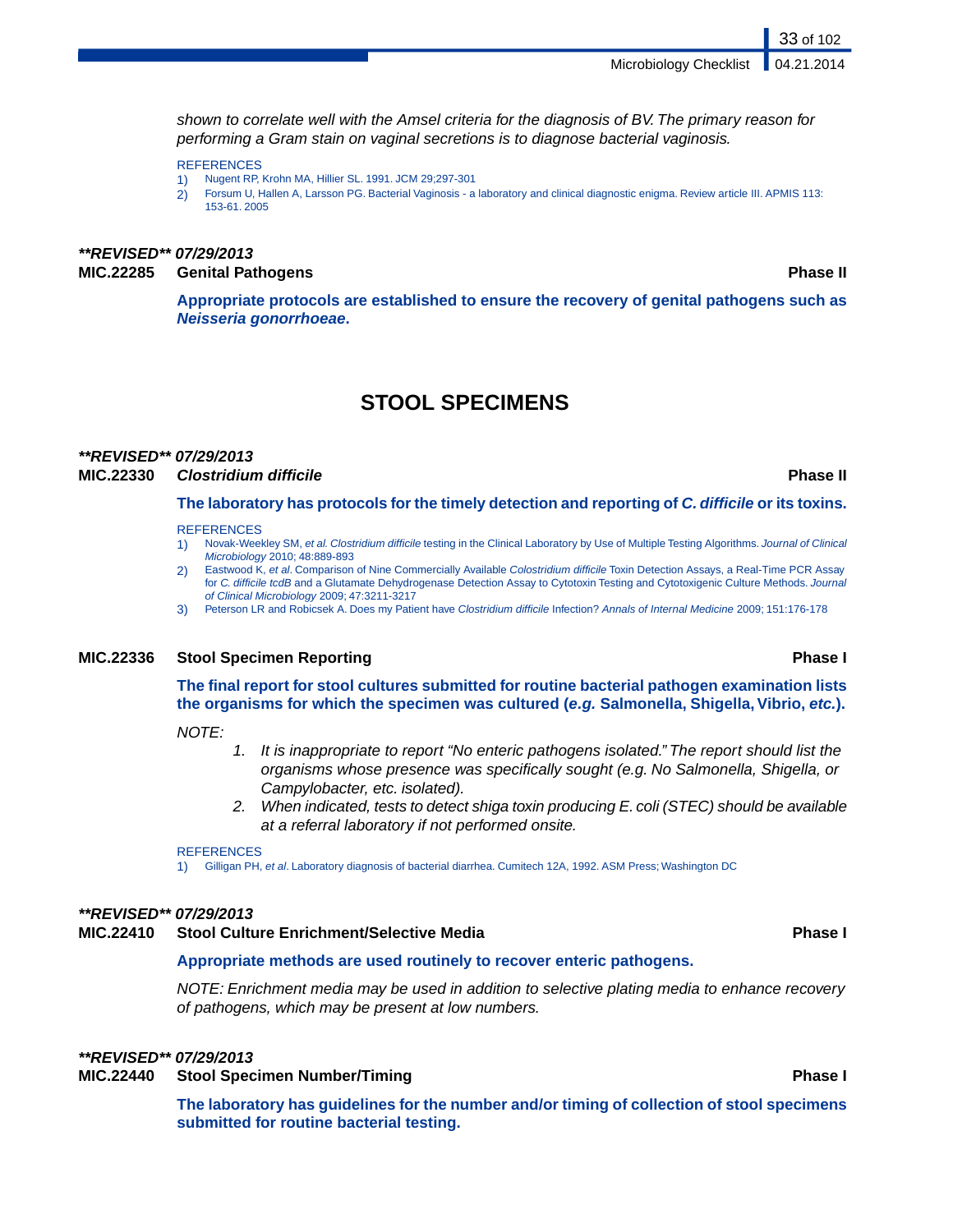*shown to correlate well with the Amsel criteria for the diagnosis of BV. The primary reason for performing a Gram stain on vaginal secretions is to diagnose bacterial vaginosis.*

REFERENCES

1) Nugent RP, Krohn MA, Hillier SL. 1991. JCM 29;297-301
2) Forsum U, Hallen A, Larsson PG. Bacterial Vaginosis - a laboratory and clinical diagnostic enigma. Review article III. APMIS 113: 153-61. 2005

***REVISED** 07/29/2013***

**MIC.22285 Genital Pathogens — Phase II**

**Appropriate protocols are established to ensure the recovery of genital pathogens such as *Neisseria gonorrhoeae*.**

# STOOL SPECIMENS

***REVISED** 07/29/2013***

**MIC.22330 *Clostridium difficile* — Phase II**

**The laboratory has protocols for the timely detection and reporting of *C. difficile* or its toxins.**

REFERENCES

1) Novak-Weekley SM, *et al. Clostridium difficile* testing in the Clinical Laboratory by Use of Multiple Testing Algorithms. *Journal of Clinical Microbiology* 2010; 48:889-893
2) Eastwood K, *et al*. Comparison of Nine Commercially Available *Colostridium difficile* Toxin Detection Assays, a Real-Time PCR Assay for *C. difficile tcdB* and a Glutamate Dehydrogenase Detection Assay to Cytotoxin Testing and Cytotoxigenic Culture Methods. *Journal of Clinical Microbiology* 2009; 47:3211-3217
3) Peterson LR and Robicsek A. Does my Patient have *Clostridium difficile* Infection? *Annals of Internal Medicine* 2009; 151:176-178

**MIC.22336 Stool Specimen Reporting — Phase I**

**The final report for stool cultures submitted for routine bacterial pathogen examination lists the organisms for which the specimen was cultured (*e.g.* Salmonella, Shigella, Vibrio, *etc.*).**

*NOTE:*

1. *It is inappropriate to report "No enteric pathogens isolated." The report should list the organisms whose presence was specifically sought (e.g. No Salmonella, Shigella, or Campylobacter, etc. isolated).*
2. *When indicated, tests to detect shiga toxin producing E. coli (STEC) should be available at a referral laboratory if not performed onsite.*

REFERENCES

1) Gilligan PH, *et al*. Laboratory diagnosis of bacterial diarrhea. Cumitech 12A, 1992. ASM Press; Washington DC

***REVISED** 07/29/2013***

**MIC.22410 Stool Culture Enrichment/Selective Media — Phase I**

**Appropriate methods are used routinely to recover enteric pathogens.**

*NOTE: Enrichment media may be used in addition to selective plating media to enhance recovery of pathogens, which may be present at low numbers.*

***REVISED** 07/29/2013***

**MIC.22440 Stool Specimen Number/Timing — Phase I**

**The laboratory has guidelines for the number and/or timing of collection of stool specimens submitted for routine bacterial testing.**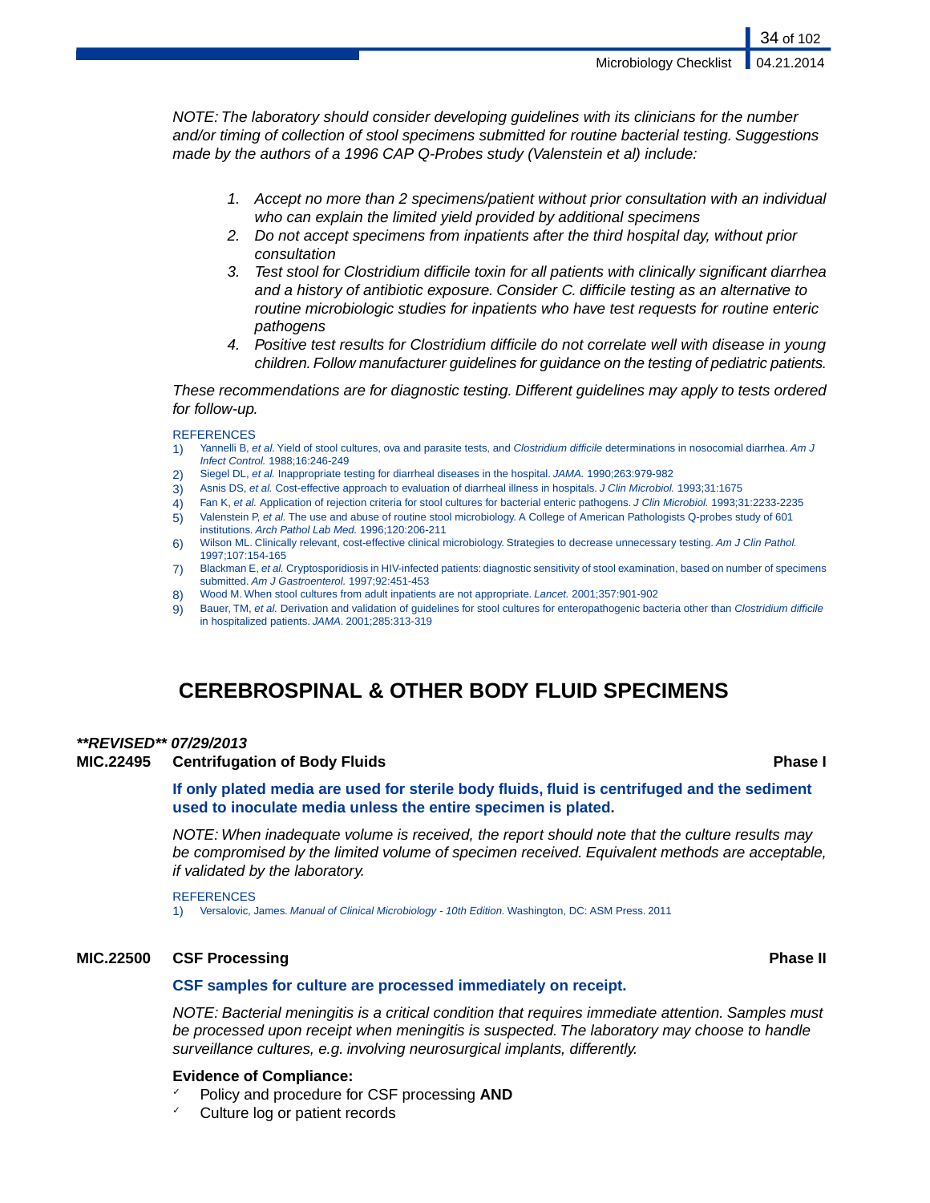*NOTE: The laboratory should consider developing guidelines with its clinicians for the number and/or timing of collection of stool specimens submitted for routine bacterial testing. Suggestions made by the authors of a 1996 CAP Q-Probes study (Valenstein et al) include:*

1. *Accept no more than 2 specimens/patient without prior consultation with an individual who can explain the limited yield provided by additional specimens*
2. *Do not accept specimens from inpatients after the third hospital day, without prior consultation*
3. *Test stool for Clostridium difficile toxin for all patients with clinically significant diarrhea and a history of antibiotic exposure. Consider C. difficile testing as an alternative to routine microbiologic studies for inpatients who have test requests for routine enteric pathogens*
4. *Positive test results for Clostridium difficile do not correlate well with disease in young children. Follow manufacturer guidelines for guidance on the testing of pediatric patients.*

*These recommendations are for diagnostic testing. Different guidelines may apply to tests ordered for follow-up.*

REFERENCES

1) Yannelli B, *et al.* Yield of stool cultures, ova and parasite tests, and *Clostridium difficile* determinations in nosocomial diarrhea. *Am J Infect Control.* 1988;16:246-249
2) Siegel DL, *et al.* Inappropriate testing for diarrheal diseases in the hospital. *JAMA.* 1990;263:979-982
3) Asnis DS, *et al.* Cost-effective approach to evaluation of diarrheal illness in hospitals. *J Clin Microbiol.* 1993;31:1675
4) Fan K, *et al.* Application of rejection criteria for stool cultures for bacterial enteric pathogens. *J Clin Microbiol.* 1993;31:2233-2235
5) Valenstein P, *et al.* The use and abuse of routine stool microbiology. A College of American Pathologists Q-probes study of 601 institutions. *Arch Pathol Lab Med.* 1996;120:206-211
6) Wilson ML. Clinically relevant, cost-effective clinical microbiology. Strategies to decrease unnecessary testing. *Am J Clin Pathol.* 1997;107:154-165
7) Blackman E, *et al.* Cryptosporidiosis in HIV-infected patients: diagnostic sensitivity of stool examination, based on number of specimens submitted. *Am J Gastroenterol.* 1997;92:451-453
8) Wood M. When stool cultures from adult inpatients are not appropriate. *Lancet.* 2001;357:901-902
9) Bauer, TM, *et al.* Derivation and validation of guidelines for stool cultures for enteropathogenic bacteria other than *Clostridium difficile* in hospitalized patients. *JAMA.* 2001;285:313-319

## CEREBROSPINAL & OTHER BODY FLUID SPECIMENS

***\*\*REVISED\*\* 07/29/2013***

**MIC.22495 Centrifugation of Body Fluids — Phase I**

**If only plated media are used for sterile body fluids, fluid is centrifuged and the sediment used to inoculate media unless the entire specimen is plated.**

*NOTE: When inadequate volume is received, the report should note that the culture results may be compromised by the limited volume of specimen received. Equivalent methods are acceptable, if validated by the laboratory.*

REFERENCES

1) Versalovic, James. *Manual of Clinical Microbiology - 10th Edition.* Washington, DC: ASM Press. 2011

**MIC.22500 CSF Processing — Phase II**

**CSF samples for culture are processed immediately on receipt.**

*NOTE: Bacterial meningitis is a critical condition that requires immediate attention. Samples must be processed upon receipt when meningitis is suspected. The laboratory may choose to handle surveillance cultures, e.g. involving neurosurgical implants, differently.*

**Evidence of Compliance:**

- ✓ Policy and procedure for CSF processing **AND**
- ✓ Culture log or patient records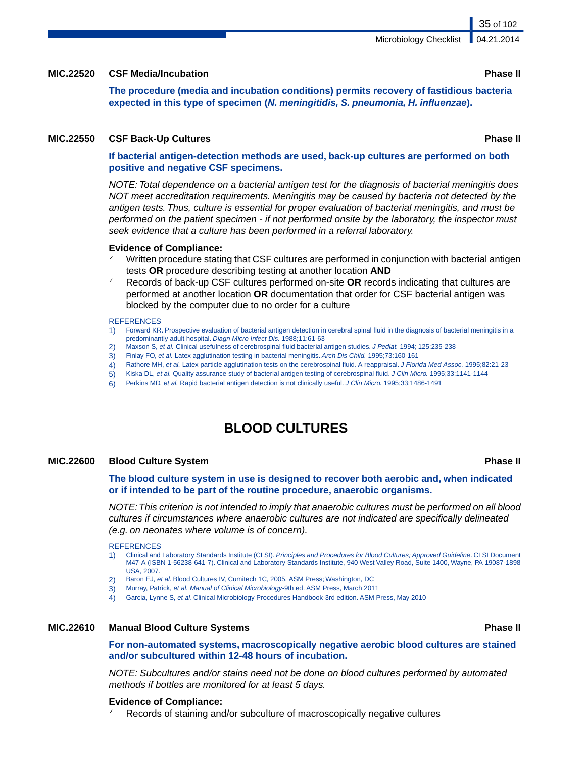### MIC.22520 CSF Media/Incubation — Phase II

**The procedure (media and incubation conditions) permits recovery of fastidious bacteria expected in this type of specimen (*N. meningitidis, S. pneumonia, H. influenzae*).**

### MIC.22550 CSF Back-Up Cultures — Phase II

**If bacterial antigen-detection methods are used, back-up cultures are performed on both positive and negative CSF specimens.**

*NOTE: Total dependence on a bacterial antigen test for the diagnosis of bacterial meningitis does NOT meet accreditation requirements. Meningitis may be caused by bacteria not detected by the antigen tests. Thus, culture is essential for proper evaluation of bacterial meningitis, and must be performed on the patient specimen - if not performed onsite by the laboratory, the inspector must seek evidence that a culture has been performed in a referral laboratory.*

**Evidence of Compliance:**

- ✓ Written procedure stating that CSF cultures are performed in conjunction with bacterial antigen tests **OR** procedure describing testing at another location **AND**
- ✓ Records of back-up CSF cultures performed on-site **OR** records indicating that cultures are performed at another location **OR** documentation that order for CSF bacterial antigen was blocked by the computer due to no order for a culture

REFERENCES

1) Forward KR. Prospective evaluation of bacterial antigen detection in cerebral spinal fluid in the diagnosis of bacterial meningitis in a predominantly adult hospital. *Diagn Micro Infect Dis.* 1988;11:61-63
2) Maxson S, *et al.* Clinical usefulness of cerebrospinal fluid bacterial antigen studies. *J Pediat.* 1994; 125:235-238
3) Finlay FO, *et al.* Latex agglutination testing in bacterial meningitis. *Arch Dis Child.* 1995;73:160-161
4) Rathore MH, *et al.* Latex particle agglutination tests on the cerebrospinal fluid. A reappraisal. *J Florida Med Assoc.* 1995;82:21-23
5) Kiska DL, *et al.* Quality assurance study of bacterial antigen testing of cerebrospinal fluid. *J Clin Micro.* 1995;33:1141-1144
6) Perkins MD, *et al.* Rapid bacterial antigen detection is not clinically useful. *J Clin Micro.* 1995;33:1486-1491

## BLOOD CULTURES

### MIC.22600 Blood Culture System — Phase II

**The blood culture system in use is designed to recover both aerobic and, when indicated or if intended to be part of the routine procedure, anaerobic organisms.**

*NOTE: This criterion is not intended to imply that anaerobic cultures must be performed on all blood cultures if circumstances where anaerobic cultures are not indicated are specifically delineated (e.g. on neonates where volume is of concern).*

REFERENCES

1) Clinical and Laboratory Standards Institute (CLSI). *Principles and Procedures for Blood Cultures; Approved Guideline*. CLSI Document M47-A (ISBN 1-56238-641-7). Clinical and Laboratory Standards Institute, 940 West Valley Road, Suite 1400, Wayne, PA 19087-1898 USA, 2007.
2) Baron EJ, *et al.* Blood Cultures IV, Cumitech 1C, 2005, ASM Press; Washington, DC
3) Murray, Patrick, *et al. Manual of Clinical Microbiology*-9th ed. ASM Press, March 2011
4) Garcia, Lynne S, *et al*. Clinical Microbiology Procedures Handbook-3rd edition. ASM Press, May 2010

### MIC.22610 Manual Blood Culture Systems — Phase II

**For non-automated systems, macroscopically negative aerobic blood cultures are stained and/or subcultured within 12-48 hours of incubation.**

*NOTE: Subcultures and/or stains need not be done on blood cultures performed by automated methods if bottles are monitored for at least 5 days.*

**Evidence of Compliance:**

- ✓ Records of staining and/or subculture of macroscopically negative cultures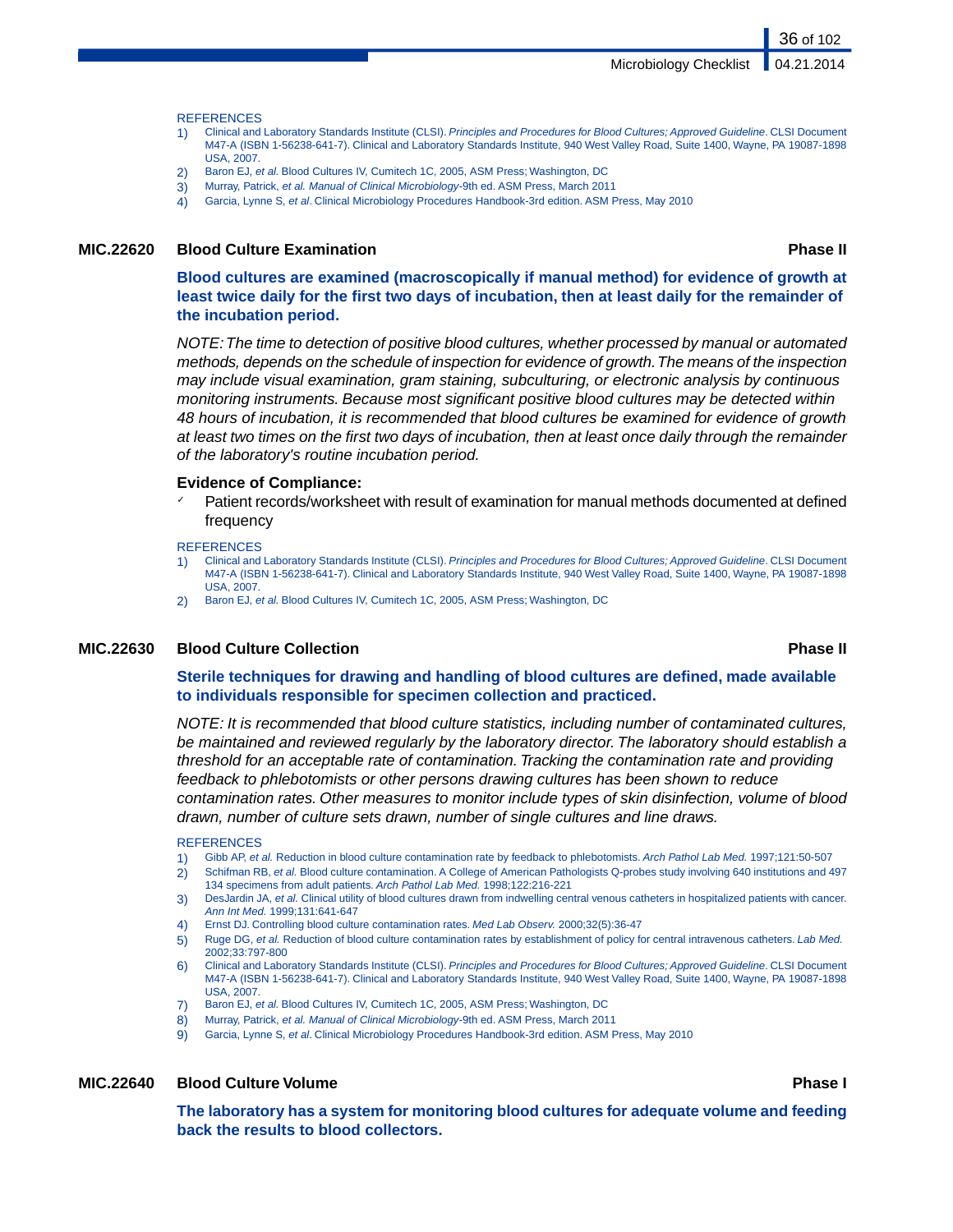REFERENCES

1) Clinical and Laboratory Standards Institute (CLSI). *Principles and Procedures for Blood Cultures; Approved Guideline*. CLSI Document M47-A (ISBN 1-56238-641-7). Clinical and Laboratory Standards Institute, 940 West Valley Road, Suite 1400, Wayne, PA 19087-1898 USA, 2007.
2) Baron EJ, *et al.* Blood Cultures IV, Cumitech 1C, 2005, ASM Press; Washington, DC
3) Murray, Patrick, *et al. Manual of Clinical Microbiology*-9th ed. ASM Press, March 2011
4) Garcia, Lynne S, *et al*. Clinical Microbiology Procedures Handbook-3rd edition. ASM Press, May 2010

## MIC.22620 Blood Culture Examination — Phase II

**Blood cultures are examined (macroscopically if manual method) for evidence of growth at least twice daily for the first two days of incubation, then at least daily for the remainder of the incubation period.**

*NOTE: The time to detection of positive blood cultures, whether processed by manual or automated methods, depends on the schedule of inspection for evidence of growth. The means of the inspection may include visual examination, gram staining, subculturing, or electronic analysis by continuous monitoring instruments. Because most significant positive blood cultures may be detected within 48 hours of incubation, it is recommended that blood cultures be examined for evidence of growth at least two times on the first two days of incubation, then at least once daily through the remainder of the laboratory's routine incubation period.*

**Evidence of Compliance:**

- ✓ Patient records/worksheet with result of examination for manual methods documented at defined frequency

REFERENCES

1) Clinical and Laboratory Standards Institute (CLSI). *Principles and Procedures for Blood Cultures; Approved Guideline*. CLSI Document M47-A (ISBN 1-56238-641-7). Clinical and Laboratory Standards Institute, 940 West Valley Road, Suite 1400, Wayne, PA 19087-1898 USA, 2007.
2) Baron EJ, *et al.* Blood Cultures IV, Cumitech 1C, 2005, ASM Press; Washington, DC

## MIC.22630 Blood Culture Collection — Phase II

**Sterile techniques for drawing and handling of blood cultures are defined, made available to individuals responsible for specimen collection and practiced.**

*NOTE: It is recommended that blood culture statistics, including number of contaminated cultures, be maintained and reviewed regularly by the laboratory director. The laboratory should establish a threshold for an acceptable rate of contamination. Tracking the contamination rate and providing feedback to phlebotomists or other persons drawing cultures has been shown to reduce contamination rates. Other measures to monitor include types of skin disinfection, volume of blood drawn, number of culture sets drawn, number of single cultures and line draws.*

REFERENCES

1) Gibb AP, *et al.* Reduction in blood culture contamination rate by feedback to phlebotomists. *Arch Pathol Lab Med.* 1997;121:50-507
2) Schifman RB, *et al.* Blood culture contamination. A College of American Pathologists Q-probes study involving 640 institutions and 497 134 specimens from adult patients. *Arch Pathol Lab Med.* 1998;122:216-221
3) DesJardin JA, *et al.* Clinical utility of blood cultures drawn from indwelling central venous catheters in hospitalized patients with cancer. *Ann Int Med.* 1999;131:641-647
4) Ernst DJ. Controlling blood culture contamination rates. *Med Lab Observ.* 2000;32(5):36-47
5) Ruge DG, *et al.* Reduction of blood culture contamination rates by establishment of policy for central intravenous catheters. *Lab Med.* 2002;33:797-800
6) Clinical and Laboratory Standards Institute (CLSI). *Principles and Procedures for Blood Cultures; Approved Guideline*. CLSI Document M47-A (ISBN 1-56238-641-7). Clinical and Laboratory Standards Institute, 940 West Valley Road, Suite 1400, Wayne, PA 19087-1898 USA, 2007.
7) Baron EJ, *et al.* Blood Cultures IV, Cumitech 1C, 2005, ASM Press; Washington, DC
8) Murray, Patrick, *et al. Manual of Clinical Microbiology*-9th ed. ASM Press, March 2011
9) Garcia, Lynne S, *et al*. Clinical Microbiology Procedures Handbook-3rd edition. ASM Press, May 2010

## MIC.22640 Blood Culture Volume — Phase I

**The laboratory has a system for monitoring blood cultures for adequate volume and feeding back the results to blood collectors.**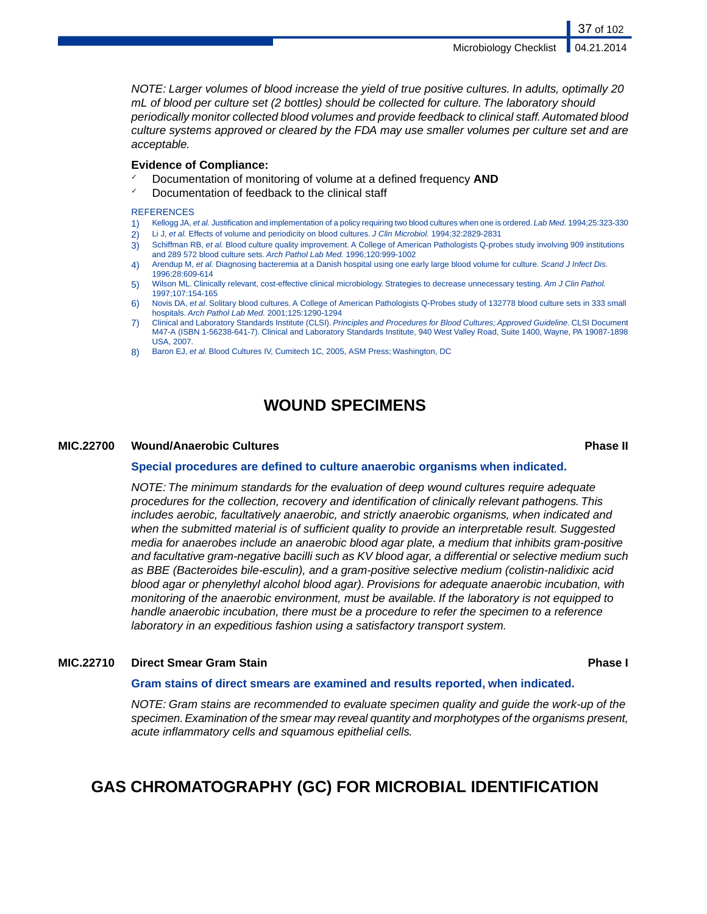*NOTE: Larger volumes of blood increase the yield of true positive cultures. In adults, optimally 20 mL of blood per culture set (2 bottles) should be collected for culture. The laboratory should periodically monitor collected blood volumes and provide feedback to clinical staff. Automated blood culture systems approved or cleared by the FDA may use smaller volumes per culture set and are acceptable.*

**Evidence of Compliance:**

- ✓ Documentation of monitoring of volume at a defined frequency **AND**
- ✓ Documentation of feedback to the clinical staff

REFERENCES

1) Kellogg JA, *et al.* Justification and implementation of a policy requiring two blood cultures when one is ordered. *Lab Med.* 1994;25:323-330
2) Li J, *et al.* Effects of volume and periodicity on blood cultures. *J Clin Microbiol.* 1994;32:2829-2831
3) Schiffman RB, *et al.* Blood culture quality improvement. A College of American Pathologists Q-probes study involving 909 institutions and 289 572 blood culture sets. *Arch Pathol Lab Med.* 1996;120:999-1002
4) Arendup M, *et al.* Diagnosing bacteremia at a Danish hospital using one early large blood volume for culture. *Scand J Infect Dis.* 1996;28:609-614
5) Wilson ML. Clinically relevant, cost-effective clinical microbiology. Strategies to decrease unnecessary testing. *Am J Clin Pathol.* 1997;107:154-165
6) Novis DA, *et al*. Solitary blood cultures. A College of American Pathologists Q-Probes study of 132778 blood culture sets in 333 small hospitals. *Arch Pathol Lab Med.* 2001;125:1290-1294
7) Clinical and Laboratory Standards Institute (CLSI). *Principles and Procedures for Blood Cultures; Approved Guideline*. CLSI Document M47-A (ISBN 1-56238-641-7). Clinical and Laboratory Standards Institute, 940 West Valley Road, Suite 1400, Wayne, PA 19087-1898 USA, 2007.
8) Baron EJ, *et al.* Blood Cultures IV, Cumitech 1C, 2005, ASM Press; Washington, DC

## WOUND SPECIMENS

### MIC.22700 Wound/Anaerobic Cultures — Phase II

**Special procedures are defined to culture anaerobic organisms when indicated.**

*NOTE: The minimum standards for the evaluation of deep wound cultures require adequate procedures for the collection, recovery and identification of clinically relevant pathogens. This includes aerobic, facultatively anaerobic, and strictly anaerobic organisms, when indicated and when the submitted material is of sufficient quality to provide an interpretable result. Suggested media for anaerobes include an anaerobic blood agar plate, a medium that inhibits gram-positive and facultative gram-negative bacilli such as KV blood agar, a differential or selective medium such as BBE (Bacteroides bile-esculin), and a gram-positive selective medium (colistin-nalidixic acid blood agar or phenylethyl alcohol blood agar). Provisions for adequate anaerobic incubation, with monitoring of the anaerobic environment, must be available. If the laboratory is not equipped to handle anaerobic incubation, there must be a procedure to refer the specimen to a reference laboratory in an expeditious fashion using a satisfactory transport system.*

### MIC.22710 Direct Smear Gram Stain — Phase I

**Gram stains of direct smears are examined and results reported, when indicated.**

*NOTE: Gram stains are recommended to evaluate specimen quality and guide the work-up of the specimen. Examination of the smear may reveal quantity and morphotypes of the organisms present, acute inflammatory cells and squamous epithelial cells.*

# GAS CHROMATOGRAPHY (GC) FOR MICROBIAL IDENTIFICATION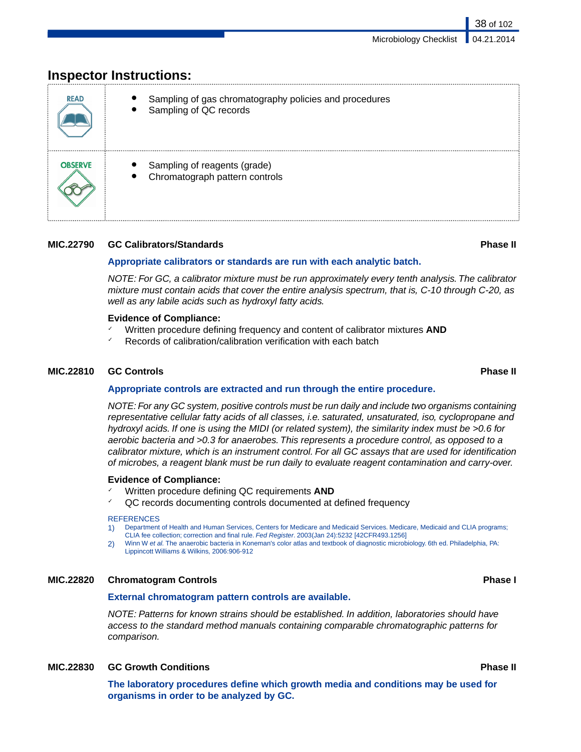## Inspector Instructions:

| | |
|---|---|
| READ | • Sampling of gas chromatography policies and procedures<br>• Sampling of QC records |
| OBSERVE | • Sampling of reagents (grade)<br>• Chromatograph pattern controls |

**MIC.22790 GC Calibrators/Standards** **Phase II**

**Appropriate calibrators or standards are run with each analytic batch.**

*NOTE: For GC, a calibrator mixture must be run approximately every tenth analysis. The calibrator mixture must contain acids that cover the entire analysis spectrum, that is, C-10 through C-20, as well as any labile acids such as hydroxyl fatty acids.*

**Evidence of Compliance:**

- ✓ Written procedure defining frequency and content of calibrator mixtures **AND**
- ✓ Records of calibration/calibration verification with each batch

**MIC.22810 GC Controls** **Phase II**

**Appropriate controls are extracted and run through the entire procedure.**

*NOTE: For any GC system, positive controls must be run daily and include two organisms containing representative cellular fatty acids of all classes, i.e. saturated, unsaturated, iso, cyclopropane and hydroxyl acids. If one is using the MIDI (or related system), the similarity index must be >0.6 for aerobic bacteria and >0.3 for anaerobes. This represents a procedure control, as opposed to a calibrator mixture, which is an instrument control. For all GC assays that are used for identification of microbes, a reagent blank must be run daily to evaluate reagent contamination and carry-over.*

**Evidence of Compliance:**

- ✓ Written procedure defining QC requirements **AND**
- ✓ QC records documenting controls documented at defined frequency

REFERENCES

1) Department of Health and Human Services, Centers for Medicare and Medicaid Services. Medicare, Medicaid and CLIA programs; CLIA fee collection; correction and final rule. *Fed Register*. 2003(Jan 24):5232 [42CFR493.1256]
2) Winn W *et al.* The anaerobic bacteria in Koneman's color atlas and textbook of diagnostic microbiology. 6th ed. Philadelphia, PA: Lippincott Williams & Wilkins, 2006:906-912

**MIC.22820 Chromatogram Controls** **Phase I**

**External chromatogram pattern controls are available.**

*NOTE: Patterns for known strains should be established. In addition, laboratories should have access to the standard method manuals containing comparable chromatographic patterns for comparison.*

**MIC.22830 GC Growth Conditions** **Phase II**

**The laboratory procedures define which growth media and conditions may be used for organisms in order to be analyzed by GC.**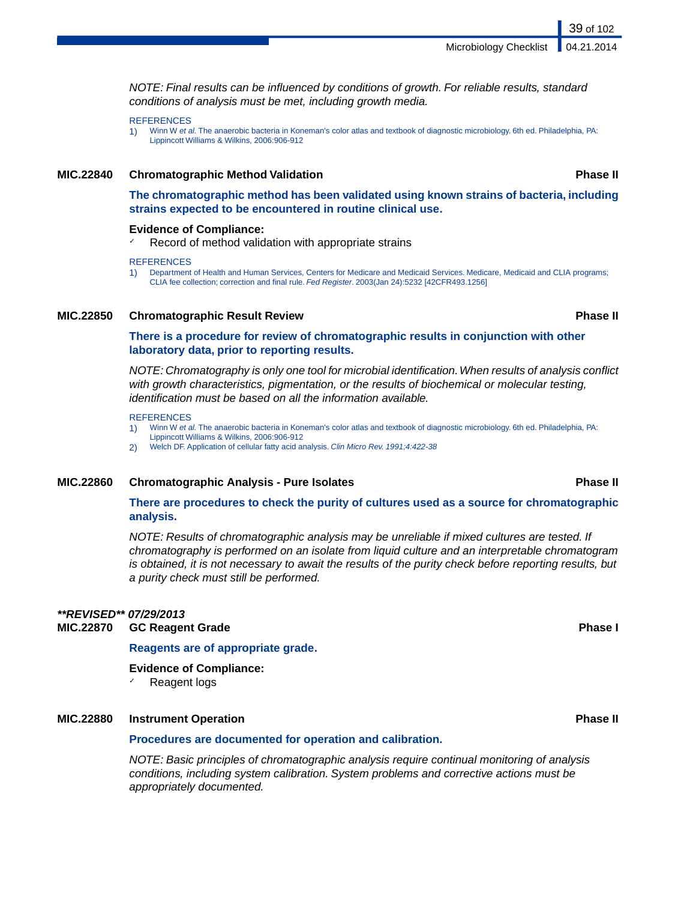*NOTE: Final results can be influenced by conditions of growth. For reliable results, standard conditions of analysis must be met, including growth media.*

REFERENCES

1) Winn W *et al.* The anaerobic bacteria in Koneman's color atlas and textbook of diagnostic microbiology. 6th ed. Philadelphia, PA: Lippincott Williams & Wilkins, 2006:906-912

### MIC.22840 Chromatographic Method Validation — Phase II

**The chromatographic method has been validated using known strains of bacteria, including strains expected to be encountered in routine clinical use.**

**Evidence of Compliance:**

- ✓ Record of method validation with appropriate strains

REFERENCES

1) Department of Health and Human Services, Centers for Medicare and Medicaid Services. Medicare, Medicaid and CLIA programs; CLIA fee collection; correction and final rule. *Fed Register*. 2003(Jan 24):5232 [42CFR493.1256]

### MIC.22850 Chromatographic Result Review — Phase II

**There is a procedure for review of chromatographic results in conjunction with other laboratory data, prior to reporting results.**

*NOTE: Chromatography is only one tool for microbial identification. When results of analysis conflict with growth characteristics, pigmentation, or the results of biochemical or molecular testing, identification must be based on all the information available.*

REFERENCES

1) Winn W *et al.* The anaerobic bacteria in Koneman's color atlas and textbook of diagnostic microbiology. 6th ed. Philadelphia, PA: Lippincott Williams & Wilkins, 2006:906-912
2) Welch DF. Application of cellular fatty acid analysis. *Clin Micro Rev. 1991;4:422-38*

### MIC.22860 Chromatographic Analysis - Pure Isolates — Phase II

**There are procedures to check the purity of cultures used as a source for chromatographic analysis.**

*NOTE: Results of chromatographic analysis may be unreliable if mixed cultures are tested. If chromatography is performed on an isolate from liquid culture and an interpretable chromatogram is obtained, it is not necessary to await the results of the purity check before reporting results, but a purity check must still be performed.*

***\*\*REVISED\*\* 07/29/2013***

### MIC.22870 GC Reagent Grade — Phase I

**Reagents are of appropriate grade.**

**Evidence of Compliance:**

- ✓ Reagent logs

### MIC.22880 Instrument Operation — Phase II

**Procedures are documented for operation and calibration.**

*NOTE: Basic principles of chromatographic analysis require continual monitoring of analysis conditions, including system calibration. System problems and corrective actions must be appropriately documented.*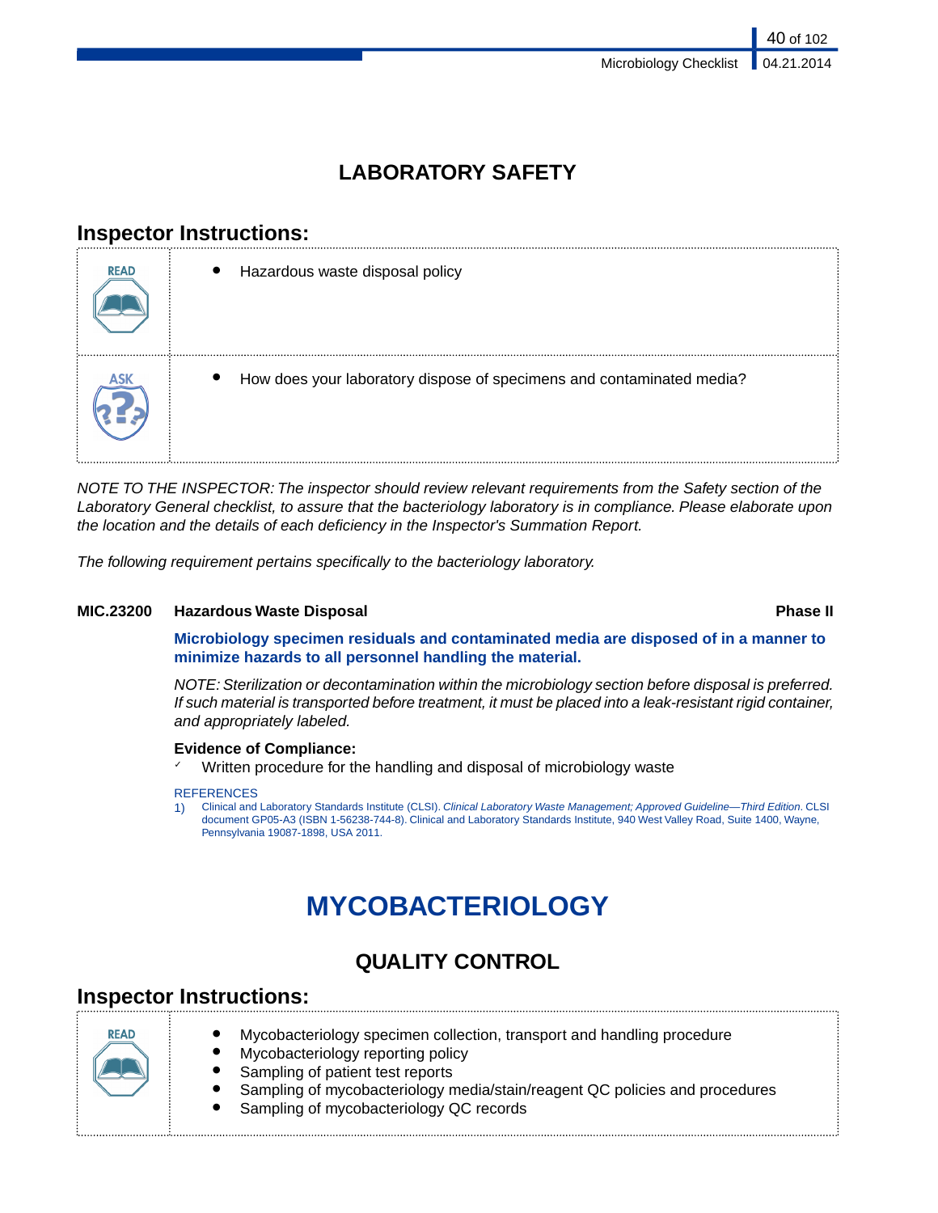# LABORATORY SAFETY

## Inspector Instructions:

| | |
|---|---|
| READ | • Hazardous waste disposal policy |
| ASK | • How does your laboratory dispose of specimens and contaminated media? |

*NOTE TO THE INSPECTOR: The inspector should review relevant requirements from the Safety section of the Laboratory General checklist, to assure that the bacteriology laboratory is in compliance. Please elaborate upon the location and the details of each deficiency in the Inspector's Summation Report.*

*The following requirement pertains specifically to the bacteriology laboratory.*

**MIC.23200 Hazardous Waste Disposal** **Phase II**

**Microbiology specimen residuals and contaminated media are disposed of in a manner to minimize hazards to all personnel handling the material.**

*NOTE: Sterilization or decontamination within the microbiology section before disposal is preferred. If such material is transported before treatment, it must be placed into a leak-resistant rigid container, and appropriately labeled.*

**Evidence of Compliance:**

- ✓ Written procedure for the handling and disposal of microbiology waste

REFERENCES

1) Clinical and Laboratory Standards Institute (CLSI). *Clinical Laboratory Waste Management; Approved Guideline—Third Edition*. CLSI document GP05-A3 (ISBN 1-56238-744-8). Clinical and Laboratory Standards Institute, 940 West Valley Road, Suite 1400, Wayne, Pennsylvania 19087-1898, USA 2011.

# MYCOBACTERIOLOGY

## QUALITY CONTROL

## Inspector Instructions:

| | |
|---|---|
| READ | • Mycobacteriology specimen collection, transport and handling procedure<br>• Mycobacteriology reporting policy<br>• Sampling of patient test reports<br>• Sampling of mycobacteriology media/stain/reagent QC policies and procedures<br>• Sampling of mycobacteriology QC records |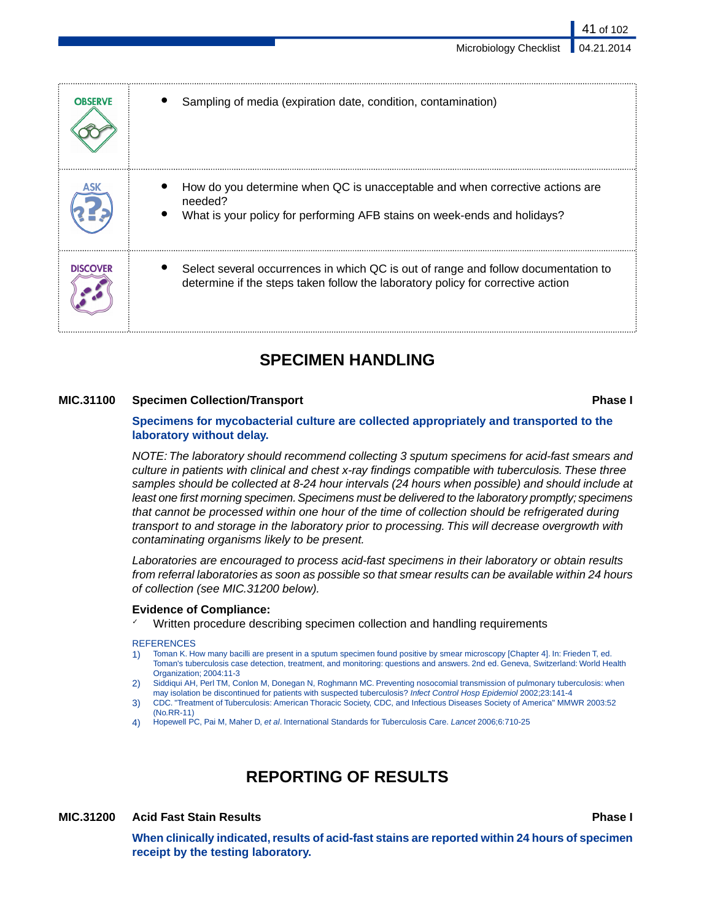| | |
|---|---|
| **OBSERVE** | • Sampling of media (expiration date, condition, contamination) |
| **ASK** | • How do you determine when QC is unacceptable and when corrective actions are needed?<br>• What is your policy for performing AFB stains on week-ends and holidays? |
| **DISCOVER** | • Select several occurrences in which QC is out of range and follow documentation to determine if the steps taken follow the laboratory policy for corrective action |

## SPECIMEN HANDLING

**MIC.31100 Specimen Collection/Transport** **Phase I**

**Specimens for mycobacterial culture are collected appropriately and transported to the laboratory without delay.**

*NOTE: The laboratory should recommend collecting 3 sputum specimens for acid-fast smears and culture in patients with clinical and chest x-ray findings compatible with tuberculosis. These three samples should be collected at 8-24 hour intervals (24 hours when possible) and should include at least one first morning specimen. Specimens must be delivered to the laboratory promptly; specimens that cannot be processed within one hour of the time of collection should be refrigerated during transport to and storage in the laboratory prior to processing. This will decrease overgrowth with contaminating organisms likely to be present.*

*Laboratories are encouraged to process acid-fast specimens in their laboratory or obtain results from referral laboratories as soon as possible so that smear results can be available within 24 hours of collection (see MIC.31200 below).*

**Evidence of Compliance:**

- ✓ Written procedure describing specimen collection and handling requirements

REFERENCES

1) Toman K. How many bacilli are present in a sputum specimen found positive by smear microscopy [Chapter 4]. In: Frieden T, ed. Toman's tuberculosis case detection, treatment, and monitoring: questions and answers. 2nd ed. Geneva, Switzerland: World Health Organization; 2004:11-3
2) Siddiqui AH, Perl TM, Conlon M, Donegan N, Roghmann MC. Preventing nosocomial transmission of pulmonary tuberculosis: when may isolation be discontinued for patients with suspected tuberculosis? *Infect Control Hosp Epidemiol* 2002;23:141-4
3) CDC. "Treatment of Tuberculosis: American Thoracic Society, CDC, and Infectious Diseases Society of America" MMWR 2003:52 (No.RR-11)
4) Hopewell PC, Pai M, Maher D, *et al*. International Standards for Tuberculosis Care. *Lancet* 2006;6:710-25

## REPORTING OF RESULTS

**MIC.31200 Acid Fast Stain Results** **Phase I**

**When clinically indicated, results of acid-fast stains are reported within 24 hours of specimen receipt by the testing laboratory.**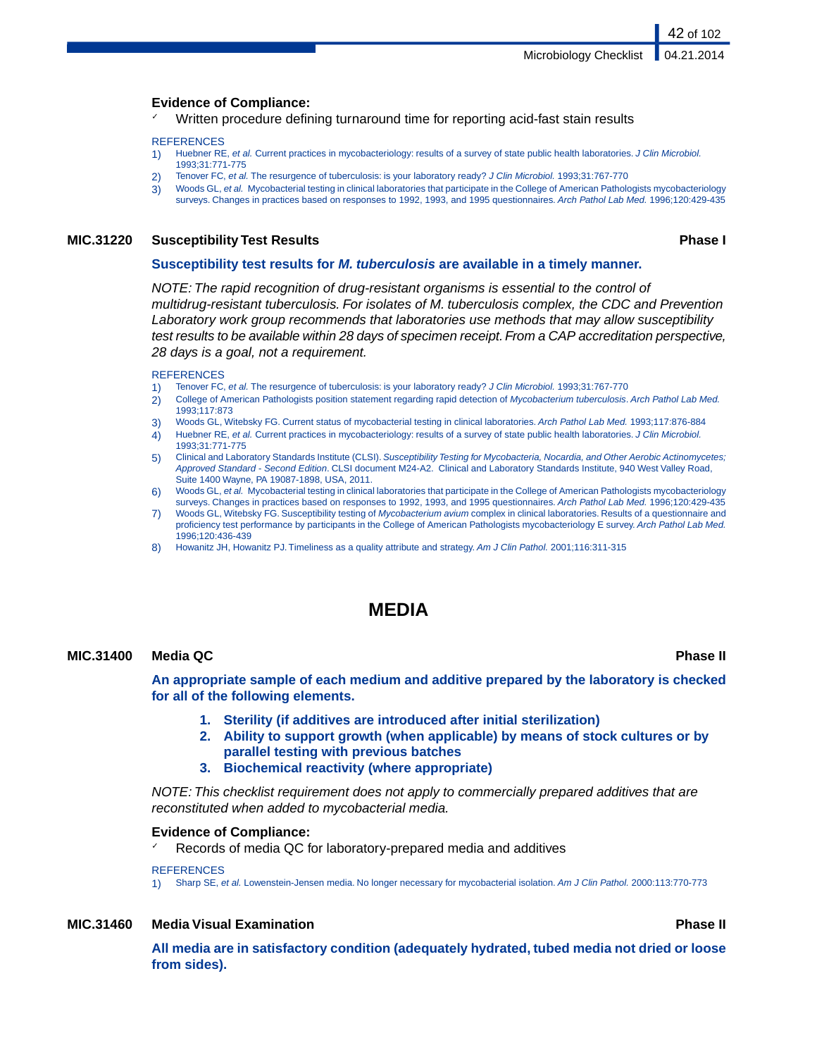**Evidence of Compliance:**

- Written procedure defining turnaround time for reporting acid-fast stain results

REFERENCES

1) Huebner RE, *et al.* Current practices in mycobacteriology: results of a survey of state public health laboratories. *J Clin Microbiol.* 1993;31:771-775
2) Tenover FC, *et al.* The resurgence of tuberculosis: is your laboratory ready? *J Clin Microbiol.* 1993;31:767-770
3) Woods GL, *et al.* Mycobacterial testing in clinical laboratories that participate in the College of American Pathologists mycobacteriology surveys. Changes in practices based on responses to 1992, 1993, and 1995 questionnaires. *Arch Pathol Lab Med.* 1996;120:429-435

### MIC.31220 Susceptibility Test Results — Phase I

**Susceptibility test results for *M. tuberculosis* are available in a timely manner.**

*NOTE: The rapid recognition of drug-resistant organisms is essential to the control of multidrug-resistant tuberculosis. For isolates of M. tuberculosis complex, the CDC and Prevention Laboratory work group recommends that laboratories use methods that may allow susceptibility test results to be available within 28 days of specimen receipt. From a CAP accreditation perspective, 28 days is a goal, not a requirement.*

REFERENCES

1) Tenover FC, *et al.* The resurgence of tuberculosis: is your laboratory ready? *J Clin Microbiol.* 1993;31:767-770
2) College of American Pathologists position statement regarding rapid detection of *Mycobacterium tuberculosis*. *Arch Pathol Lab Med.* 1993;117:873
3) Woods GL, Witebsky FG. Current status of mycobacterial testing in clinical laboratories. *Arch Pathol Lab Med.* 1993;117:876-884
4) Huebner RE, *et al.* Current practices in mycobacteriology: results of a survey of state public health laboratories. *J Clin Microbiol.* 1993;31:771-775
5) Clinical and Laboratory Standards Institute (CLSI). *Susceptibility Testing for Mycobacteria, Nocardia, and Other Aerobic Actinomycetes; Approved Standard - Second Edition*. CLSI document M24-A2. Clinical and Laboratory Standards Institute, 940 West Valley Road, Suite 1400 Wayne, PA 19087-1898, USA, 2011.
6) Woods GL, *et al.* Mycobacterial testing in clinical laboratories that participate in the College of American Pathologists mycobacteriology surveys. Changes in practices based on responses to 1992, 1993, and 1995 questionnaires. *Arch Pathol Lab Med.* 1996;120:429-435
7) Woods GL, Witebsky FG. Susceptibility testing of *Mycobacterium avium* complex in clinical laboratories. Results of a questionnaire and proficiency test performance by participants in the College of American Pathologists mycobacteriology E survey. *Arch Pathol Lab Med.* 1996;120:436-439
8) Howanitz JH, Howanitz PJ. Timeliness as a quality attribute and strategy. *Am J Clin Pathol.* 2001;116:311-315

# MEDIA

### MIC.31400 Media QC — Phase II

**An appropriate sample of each medium and additive prepared by the laboratory is checked for all of the following elements.**

1. **Sterility (if additives are introduced after initial sterilization)**
2. **Ability to support growth (when applicable) by means of stock cultures or by parallel testing with previous batches**
3. **Biochemical reactivity (where appropriate)**

*NOTE: This checklist requirement does not apply to commercially prepared additives that are reconstituted when added to mycobacterial media.*

**Evidence of Compliance:**

- Records of media QC for laboratory-prepared media and additives

REFERENCES

1) Sharp SE, *et al.* Lowenstein-Jensen media. No longer necessary for mycobacterial isolation. *Am J Clin Pathol.* 2000:113:770-773

### MIC.31460 Media Visual Examination — Phase II

**All media are in satisfactory condition (adequately hydrated, tubed media not dried or loose from sides).**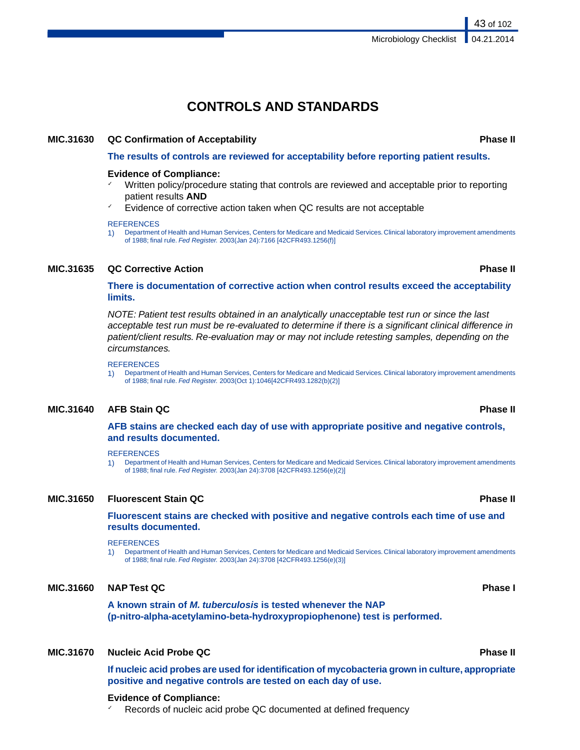# CONTROLS AND STANDARDS

**MIC.31630 QC Confirmation of Acceptability** **Phase II**

**The results of controls are reviewed for acceptability before reporting patient results.**

**Evidence of Compliance:**
- ✓ Written policy/procedure stating that controls are reviewed and acceptable prior to reporting patient results **AND**
- ✓ Evidence of corrective action taken when QC results are not acceptable

REFERENCES
1) Department of Health and Human Services, Centers for Medicare and Medicaid Services. Clinical laboratory improvement amendments of 1988; final rule. *Fed Register.* 2003(Jan 24):7166 [42CFR493.1256(f)]

**MIC.31635 QC Corrective Action** **Phase II**

**There is documentation of corrective action when control results exceed the acceptability limits.**

*NOTE: Patient test results obtained in an analytically unacceptable test run or since the last acceptable test run must be re-evaluated to determine if there is a significant clinical difference in patient/client results. Re-evaluation may or may not include retesting samples, depending on the circumstances.*

REFERENCES
1) Department of Health and Human Services, Centers for Medicare and Medicaid Services. Clinical laboratory improvement amendments of 1988; final rule. *Fed Register.* 2003(Oct 1):1046[42CFR493.1282(b)(2)]

**MIC.31640 AFB Stain QC** **Phase II**

**AFB stains are checked each day of use with appropriate positive and negative controls, and results documented.**

REFERENCES
1) Department of Health and Human Services, Centers for Medicare and Medicaid Services. Clinical laboratory improvement amendments of 1988; final rule. *Fed Register.* 2003(Jan 24):3708 [42CFR493.1256(e)(2)]

**MIC.31650 Fluorescent Stain QC** **Phase II**

**Fluorescent stains are checked with positive and negative controls each time of use and results documented.**

REFERENCES
1) Department of Health and Human Services, Centers for Medicare and Medicaid Services. Clinical laboratory improvement amendments of 1988; final rule. *Fed Register.* 2003(Jan 24):3708 [42CFR493.1256(e)(3)]

**MIC.31660 NAP Test QC** **Phase I**

**A known strain of *M. tuberculosis* is tested whenever the NAP (p-nitro-alpha-acetylamino-beta-hydroxypropiophenone) test is performed.**

**MIC.31670 Nucleic Acid Probe QC** **Phase II**

**If nucleic acid probes are used for identification of mycobacteria grown in culture, appropriate positive and negative controls are tested on each day of use.**

**Evidence of Compliance:**
- ✓ Records of nucleic acid probe QC documented at defined frequency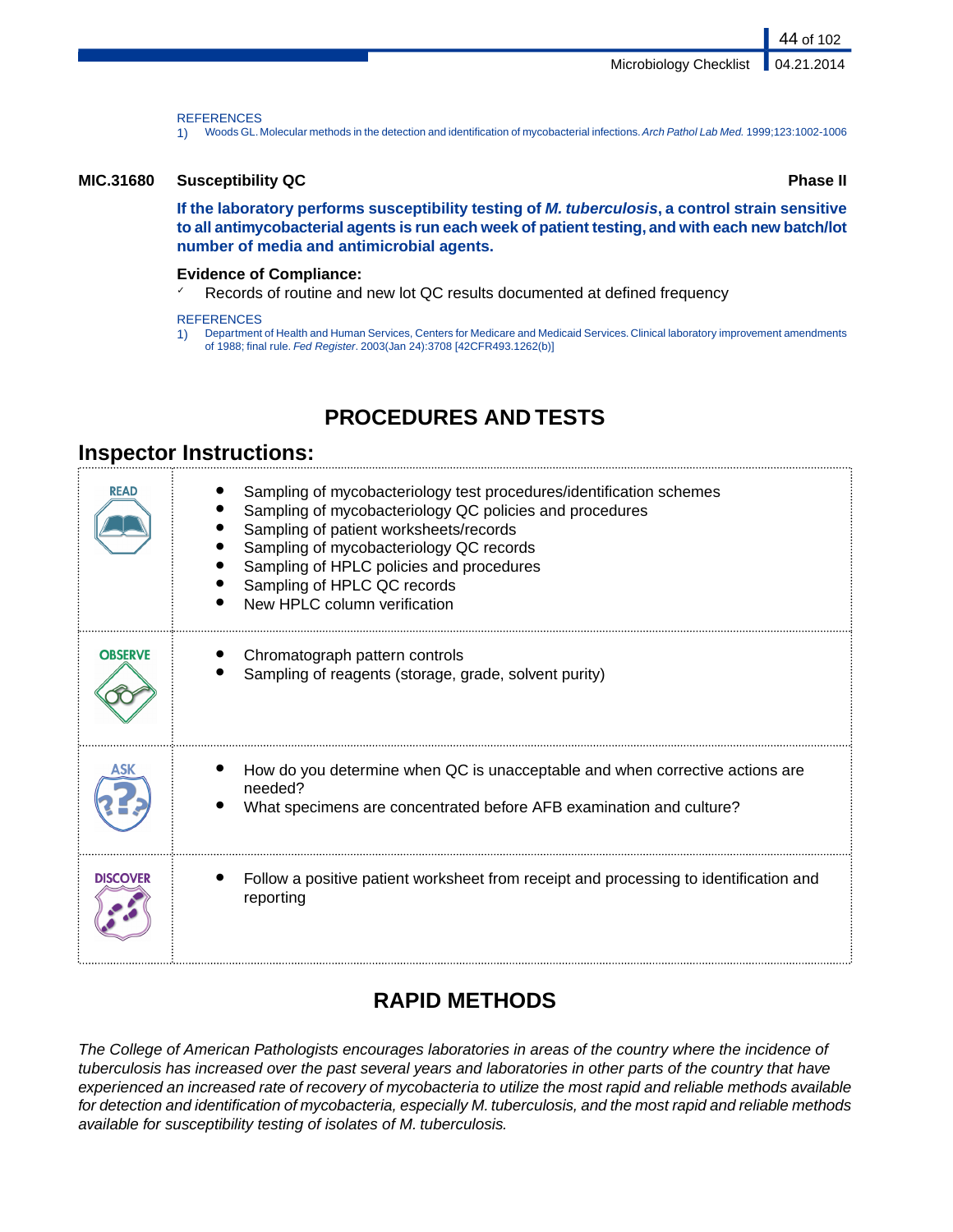REFERENCES

1) Woods GL. Molecular methods in the detection and identification of mycobacterial infections. *Arch Pathol Lab Med.* 1999;123:1002-1006

**MIC.31680 Susceptibility QC** **Phase II**

**If the laboratory performs susceptibility testing of *M. tuberculosis*, a control strain sensitive to all antimycobacterial agents is run each week of patient testing, and with each new batch/lot number of media and antimicrobial agents.**

**Evidence of Compliance:**

- ✓ Records of routine and new lot QC results documented at defined frequency

REFERENCES

1) Department of Health and Human Services, Centers for Medicare and Medicaid Services. Clinical laboratory improvement amendments of 1988; final rule. *Fed Register*. 2003(Jan 24):3708 [42CFR493.1262(b)]

# PROCEDURES AND TESTS

## Inspector Instructions:

| | |
|---|---|
| READ | • Sampling of mycobacteriology test procedures/identification schemes<br>• Sampling of mycobacteriology QC policies and procedures<br>• Sampling of patient worksheets/records<br>• Sampling of mycobacteriology QC records<br>• Sampling of HPLC policies and procedures<br>• Sampling of HPLC QC records<br>• New HPLC column verification |
| OBSERVE | • Chromatograph pattern controls<br>• Sampling of reagents (storage, grade, solvent purity) |
| ASK | • How do you determine when QC is unacceptable and when corrective actions are needed?<br>• What specimens are concentrated before AFB examination and culture? |
| DISCOVER | • Follow a positive patient worksheet from receipt and processing to identification and reporting |

# RAPID METHODS

*The College of American Pathologists encourages laboratories in areas of the country where the incidence of tuberculosis has increased over the past several years and laboratories in other parts of the country that have experienced an increased rate of recovery of mycobacteria to utilize the most rapid and reliable methods available for detection and identification of mycobacteria, especially M. tuberculosis, and the most rapid and reliable methods available for susceptibility testing of isolates of M. tuberculosis.*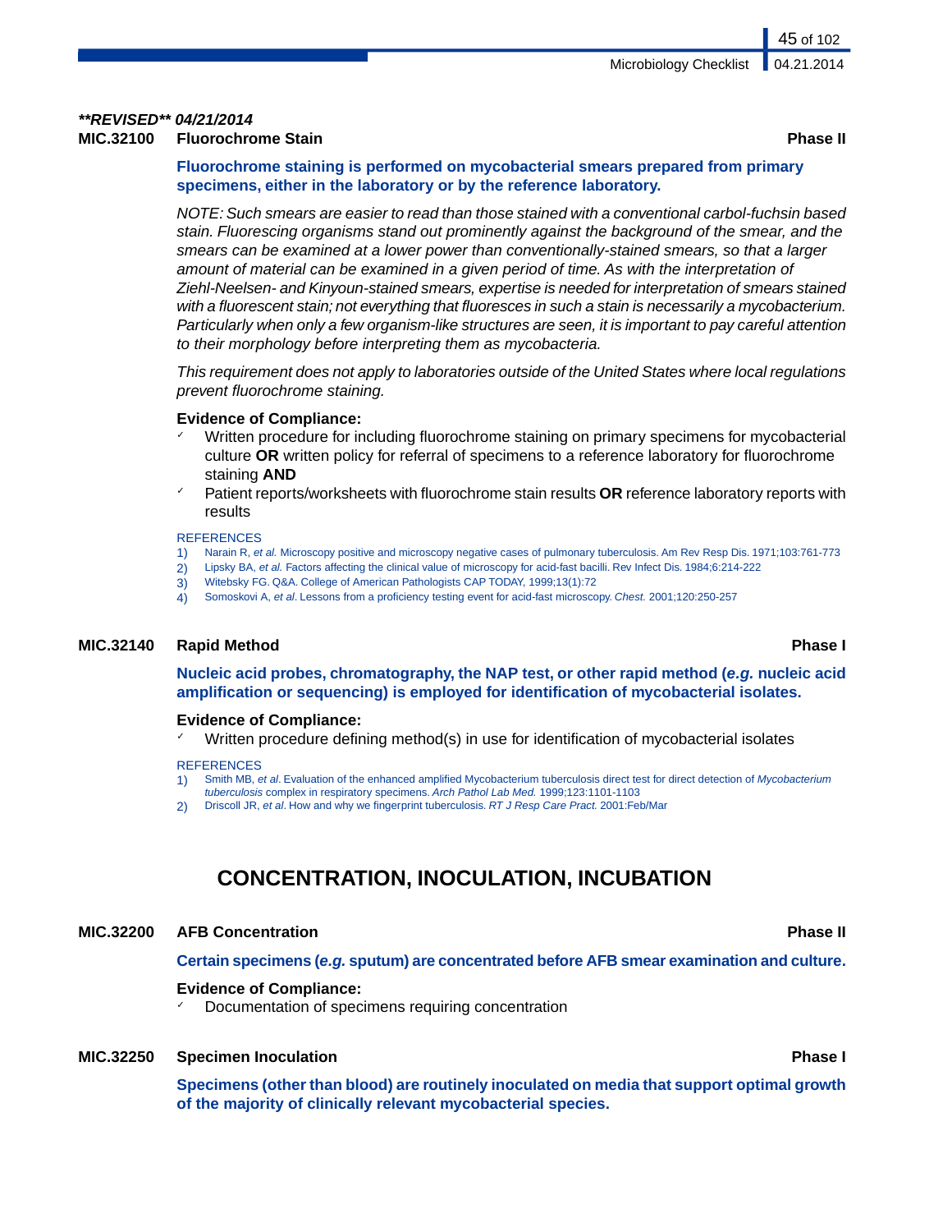***\*REVISED\*\* 04/21/2014***

**MIC.32100 Fluorochrome Stain** **Phase II**

**Fluorochrome staining is performed on mycobacterial smears prepared from primary specimens, either in the laboratory or by the reference laboratory.**

*NOTE: Such smears are easier to read than those stained with a conventional carbol-fuchsin based stain. Fluorescing organisms stand out prominently against the background of the smear, and the smears can be examined at a lower power than conventionally-stained smears, so that a larger amount of material can be examined in a given period of time. As with the interpretation of Ziehl-Neelsen- and Kinyoun-stained smears, expertise is needed for interpretation of smears stained with a fluorescent stain; not everything that fluoresces in such a stain is necessarily a mycobacterium. Particularly when only a few organism-like structures are seen, it is important to pay careful attention to their morphology before interpreting them as mycobacteria.*

*This requirement does not apply to laboratories outside of the United States where local regulations prevent fluorochrome staining.*

**Evidence of Compliance:**

- ✓ Written procedure for including fluorochrome staining on primary specimens for mycobacterial culture **OR** written policy for referral of specimens to a reference laboratory for fluorochrome staining **AND**
- ✓ Patient reports/worksheets with fluorochrome stain results **OR** reference laboratory reports with results

REFERENCES

1) Narain R, *et al.* Microscopy positive and microscopy negative cases of pulmonary tuberculosis. Am Rev Resp Dis. 1971;103:761-773
2) Lipsky BA, *et al.* Factors affecting the clinical value of microscopy for acid-fast bacilli. Rev Infect Dis. 1984;6:214-222
3) Witebsky FG. Q&A. College of American Pathologists CAP TODAY, 1999;13(1):72
4) Somoskovi A, *et al*. Lessons from a proficiency testing event for acid-fast microscopy. *Chest.* 2001;120:250-257

**MIC.32140 Rapid Method** **Phase I**

**Nucleic acid probes, chromatography, the NAP test, or other rapid method (*e.g.* nucleic acid amplification or sequencing) is employed for identification of mycobacterial isolates.**

**Evidence of Compliance:**

- ✓ Written procedure defining method(s) in use for identification of mycobacterial isolates

REFERENCES

1) Smith MB, *et al*. Evaluation of the enhanced amplified Mycobacterium tuberculosis direct test for direct detection of *Mycobacterium tuberculosis* complex in respiratory specimens. *Arch Pathol Lab Med.* 1999;123:1101-1103
2) Driscoll JR, *et al*. How and why we fingerprint tuberculosis. *RT J Resp Care Pract.* 2001:Feb/Mar

## CONCENTRATION, INOCULATION, INCUBATION

**MIC.32200 AFB Concentration** **Phase II**

**Certain specimens (*e.g.* sputum) are concentrated before AFB smear examination and culture.**

**Evidence of Compliance:**

- ✓ Documentation of specimens requiring concentration

**MIC.32250 Specimen Inoculation** **Phase I**

**Specimens (other than blood) are routinely inoculated on media that support optimal growth of the majority of clinically relevant mycobacterial species.**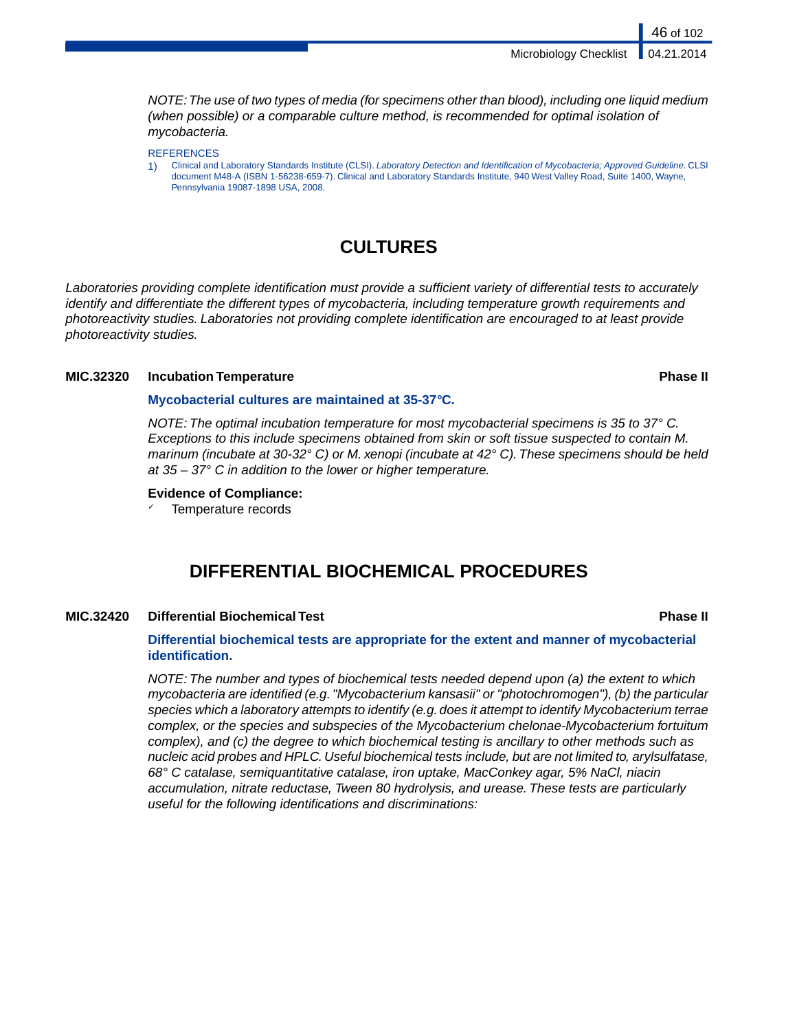*NOTE: The use of two types of media (for specimens other than blood), including one liquid medium (when possible) or a comparable culture method, is recommended for optimal isolation of mycobacteria.*

REFERENCES

1) Clinical and Laboratory Standards Institute (CLSI). *Laboratory Detection and Identification of Mycobacteria; Approved Guideline*. CLSI document M48-A (ISBN 1-56238-659-7). Clinical and Laboratory Standards Institute, 940 West Valley Road, Suite 1400, Wayne, Pennsylvania 19087-1898 USA, 2008.

# CULTURES

*Laboratories providing complete identification must provide a sufficient variety of differential tests to accurately identify and differentiate the different types of mycobacteria, including temperature growth requirements and photoreactivity studies. Laboratories not providing complete identification are encouraged to at least provide photoreactivity studies.*

**MIC.32320 Incubation Temperature** **Phase II**

**Mycobacterial cultures are maintained at 35-37°C.**

*NOTE: The optimal incubation temperature for most mycobacterial specimens is 35 to 37° C. Exceptions to this include specimens obtained from skin or soft tissue suspected to contain M. marinum (incubate at 30-32° C) or M. xenopi (incubate at 42° C). These specimens should be held at 35 – 37° C in addition to the lower or higher temperature.*

**Evidence of Compliance:**

- ✓ Temperature records

# DIFFERENTIAL BIOCHEMICAL PROCEDURES

**MIC.32420 Differential Biochemical Test** **Phase II**

**Differential biochemical tests are appropriate for the extent and manner of mycobacterial identification.**

*NOTE: The number and types of biochemical tests needed depend upon (a) the extent to which mycobacteria are identified (e.g. "Mycobacterium kansasii" or "photochromogen"), (b) the particular species which a laboratory attempts to identify (e.g. does it attempt to identify Mycobacterium terrae complex, or the species and subspecies of the Mycobacterium chelonae-Mycobacterium fortuitum complex), and (c) the degree to which biochemical testing is ancillary to other methods such as nucleic acid probes and HPLC. Useful biochemical tests include, but are not limited to, arylsulfatase, 68° C catalase, semiquantitative catalase, iron uptake, MacConkey agar, 5% NaCl, niacin accumulation, nitrate reductase, Tween 80 hydrolysis, and urease. These tests are particularly useful for the following identifications and discriminations:*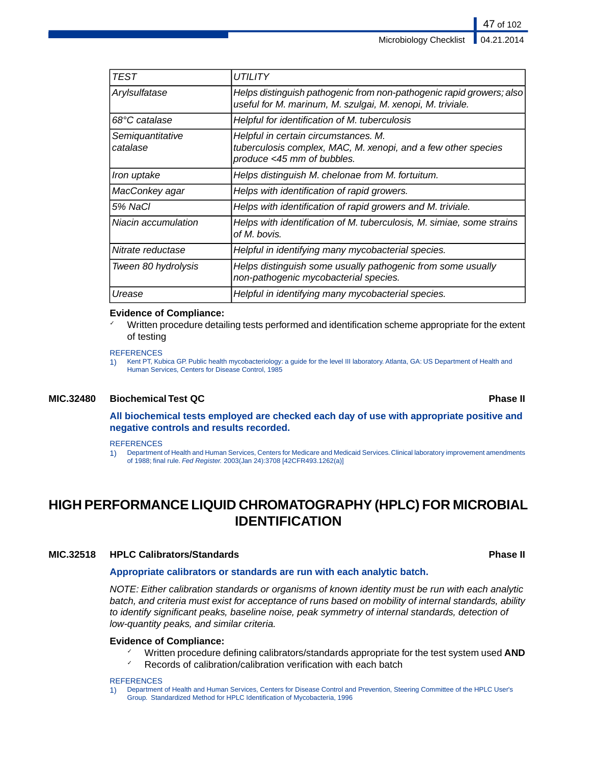| *TEST* | *UTILITY* |
|---|---|
| *Arylsulfatase* | *Helps distinguish pathogenic from non-pathogenic rapid growers; also useful for M. marinum, M. szulgai, M. xenopi, M. triviale.* |
| *68°C catalase* | *Helpful for identification of M. tuberculosis* |
| *Semiquantitative catalase* | *Helpful in certain circumstances. M. tuberculosis complex, MAC, M. xenopi, and a few other species produce <45 mm of bubbles.* |
| *Iron uptake* | *Helps distinguish M. chelonae from M. fortuitum.* |
| *MacConkey agar* | *Helps with identification of rapid growers.* |
| *5% NaCl* | *Helps with identification of rapid growers and M. triviale.* |
| *Niacin accumulation* | *Helps with identification of M. tuberculosis, M. simiae, some strains of M. bovis.* |
| *Nitrate reductase* | *Helpful in identifying many mycobacterial species.* |
| *Tween 80 hydrolysis* | *Helps distinguish some usually pathogenic from some usually non-pathogenic mycobacterial species.* |
| *Urease* | *Helpful in identifying many mycobacterial species.* |

**Evidence of Compliance:**

- ✓ Written procedure detailing tests performed and identification scheme appropriate for the extent of testing

REFERENCES

1) Kent PT, Kubica GP. Public health mycobacteriology: a guide for the level III laboratory. Atlanta, GA: US Department of Health and Human Services, Centers for Disease Control, 1985

### MIC.32480 Biochemical Test QC — Phase II

**All biochemical tests employed are checked each day of use with appropriate positive and negative controls and results recorded.**

REFERENCES

1) Department of Health and Human Services, Centers for Medicare and Medicaid Services. Clinical laboratory improvement amendments of 1988; final rule. *Fed Register.* 2003(Jan 24):3708 [42CFR493.1262(a)]

## HIGH PERFORMANCE LIQUID CHROMATOGRAPHY (HPLC) FOR MICROBIAL IDENTIFICATION

### MIC.32518 HPLC Calibrators/Standards — Phase II

**Appropriate calibrators or standards are run with each analytic batch.**

*NOTE: Either calibration standards or organisms of known identity must be run with each analytic batch, and criteria must exist for acceptance of runs based on mobility of internal standards, ability to identify significant peaks, baseline noise, peak symmetry of internal standards, detection of low-quantity peaks, and similar criteria.*

**Evidence of Compliance:**

- ✓ Written procedure defining calibrators/standards appropriate for the test system used **AND**
- ✓ Records of calibration/calibration verification with each batch

REFERENCES

1) Department of Health and Human Services, Centers for Disease Control and Prevention, Steering Committee of the HPLC User's Group. Standardized Method for HPLC Identification of Mycobacteria, 1996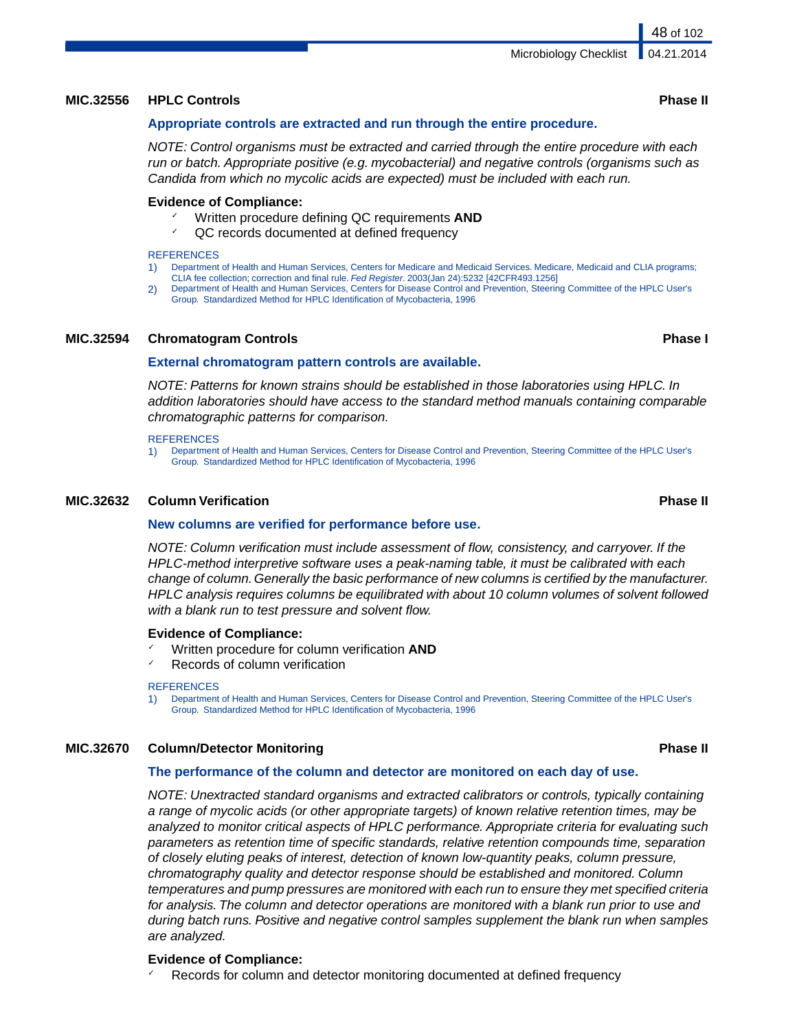### MIC.32556 HPLC Controls — Phase II

**Appropriate controls are extracted and run through the entire procedure.**

*NOTE: Control organisms must be extracted and carried through the entire procedure with each run or batch. Appropriate positive (e.g. mycobacterial) and negative controls (organisms such as Candida from which no mycolic acids are expected) must be included with each run.*

**Evidence of Compliance:**

- ✓ Written procedure defining QC requirements **AND**
- ✓ QC records documented at defined frequency

REFERENCES

1) Department of Health and Human Services, Centers for Medicare and Medicaid Services. Medicare, Medicaid and CLIA programs; CLIA fee collection; correction and final rule. *Fed Register*. 2003(Jan 24):5232 [42CFR493.1256]
2) Department of Health and Human Services, Centers for Disease Control and Prevention, Steering Committee of the HPLC User's Group. Standardized Method for HPLC Identification of Mycobacteria, 1996

### MIC.32594 Chromatogram Controls — Phase I

**External chromatogram pattern controls are available.**

*NOTE: Patterns for known strains should be established in those laboratories using HPLC. In addition laboratories should have access to the standard method manuals containing comparable chromatographic patterns for comparison.*

REFERENCES

1) Department of Health and Human Services, Centers for Disease Control and Prevention, Steering Committee of the HPLC User's Group. Standardized Method for HPLC Identification of Mycobacteria, 1996

### MIC.32632 Column Verification — Phase II

**New columns are verified for performance before use.**

*NOTE: Column verification must include assessment of flow, consistency, and carryover. If the HPLC-method interpretive software uses a peak-naming table, it must be calibrated with each change of column. Generally the basic performance of new columns is certified by the manufacturer. HPLC analysis requires columns be equilibrated with about 10 column volumes of solvent followed with a blank run to test pressure and solvent flow.*

**Evidence of Compliance:**

- ✓ Written procedure for column verification **AND**
- ✓ Records of column verification

REFERENCES

1) Department of Health and Human Services, Centers for Disease Control and Prevention, Steering Committee of the HPLC User's Group. Standardized Method for HPLC Identification of Mycobacteria, 1996

### MIC.32670 Column/Detector Monitoring — Phase II

**The performance of the column and detector are monitored on each day of use.**

*NOTE: Unextracted standard organisms and extracted calibrators or controls, typically containing a range of mycolic acids (or other appropriate targets) of known relative retention times, may be analyzed to monitor critical aspects of HPLC performance. Appropriate criteria for evaluating such parameters as retention time of specific standards, relative retention compounds time, separation of closely eluting peaks of interest, detection of known low-quantity peaks, column pressure, chromatography quality and detector response should be established and monitored. Column temperatures and pump pressures are monitored with each run to ensure they met specified criteria for analysis. The column and detector operations are monitored with a blank run prior to use and during batch runs. Positive and negative control samples supplement the blank run when samples are analyzed.*

**Evidence of Compliance:**

- ✓ Records for column and detector monitoring documented at defined frequency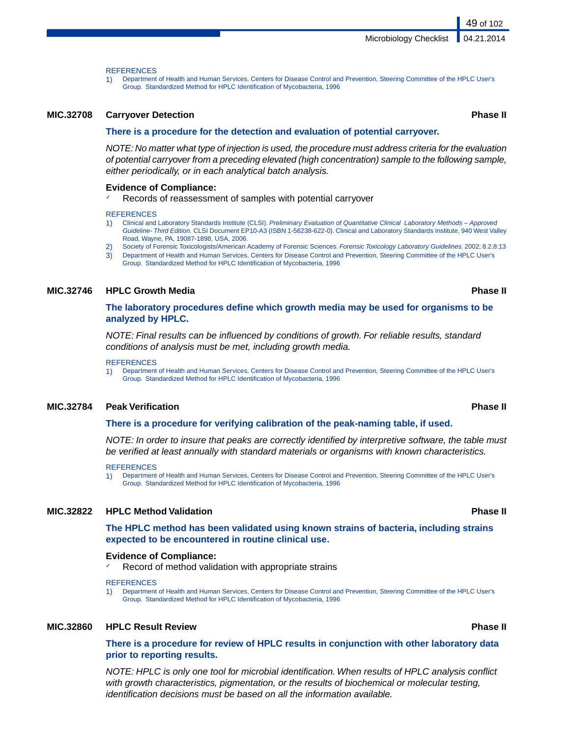REFERENCES

1) Department of Health and Human Services, Centers for Disease Control and Prevention, Steering Committee of the HPLC User's Group. Standardized Method for HPLC Identification of Mycobacteria, 1996

### MIC.32708 Carryover Detection — Phase II

**There is a procedure for the detection and evaluation of potential carryover.**

*NOTE: No matter what type of injection is used, the procedure must address criteria for the evaluation of potential carryover from a preceding elevated (high concentration) sample to the following sample, either periodically, or in each analytical batch analysis.*

**Evidence of Compliance:**

- ✓ Records of reassessment of samples with potential carryover

REFERENCES

1) Clinical and Laboratory Standards Institute (CLSI). *Preliminary Evaluation of Quantitative Clinical Laboratory Methods – Approved Guideline- Third Edition.* CLSI Document EP10-A3 (ISBN 1-56238-622-0). Clinical and Laboratory Standards Institute, 940 West Valley Road, Wayne, PA, 19087-1898, USA, 2006.
2) Society of Forensic Toxicologists/American Academy of Forensic Sciences. *Forensic Toxicology Laboratory Guidelines.* 2002; 8.2.8:13
3) Department of Health and Human Services, Centers for Disease Control and Prevention, Steering Committee of the HPLC User's Group. Standardized Method for HPLC Identification of Mycobacteria, 1996

### MIC.32746 HPLC Growth Media — Phase II

**The laboratory procedures define which growth media may be used for organisms to be analyzed by HPLC.**

*NOTE: Final results can be influenced by conditions of growth. For reliable results, standard conditions of analysis must be met, including growth media.*

REFERENCES

1) Department of Health and Human Services, Centers for Disease Control and Prevention, Steering Committee of the HPLC User's Group. Standardized Method for HPLC Identification of Mycobacteria, 1996

### MIC.32784 Peak Verification — Phase II

**There is a procedure for verifying calibration of the peak-naming table, if used.**

*NOTE: In order to insure that peaks are correctly identified by interpretive software, the table must be verified at least annually with standard materials or organisms with known characteristics.*

REFERENCES

1) Department of Health and Human Services, Centers for Disease Control and Prevention, Steering Committee of the HPLC User's Group. Standardized Method for HPLC Identification of Mycobacteria, 1996

### MIC.32822 HPLC Method Validation — Phase II

**The HPLC method has been validated using known strains of bacteria, including strains expected to be encountered in routine clinical use.**

**Evidence of Compliance:**

- ✓ Record of method validation with appropriate strains

REFERENCES

1) Department of Health and Human Services, Centers for Disease Control and Prevention, Steering Committee of the HPLC User's Group. Standardized Method for HPLC Identification of Mycobacteria, 1996

### MIC.32860 HPLC Result Review — Phase II

**There is a procedure for review of HPLC results in conjunction with other laboratory data prior to reporting results.**

*NOTE: HPLC is only one tool for microbial identification. When results of HPLC analysis conflict with growth characteristics, pigmentation, or the results of biochemical or molecular testing, identification decisions must be based on all the information available.*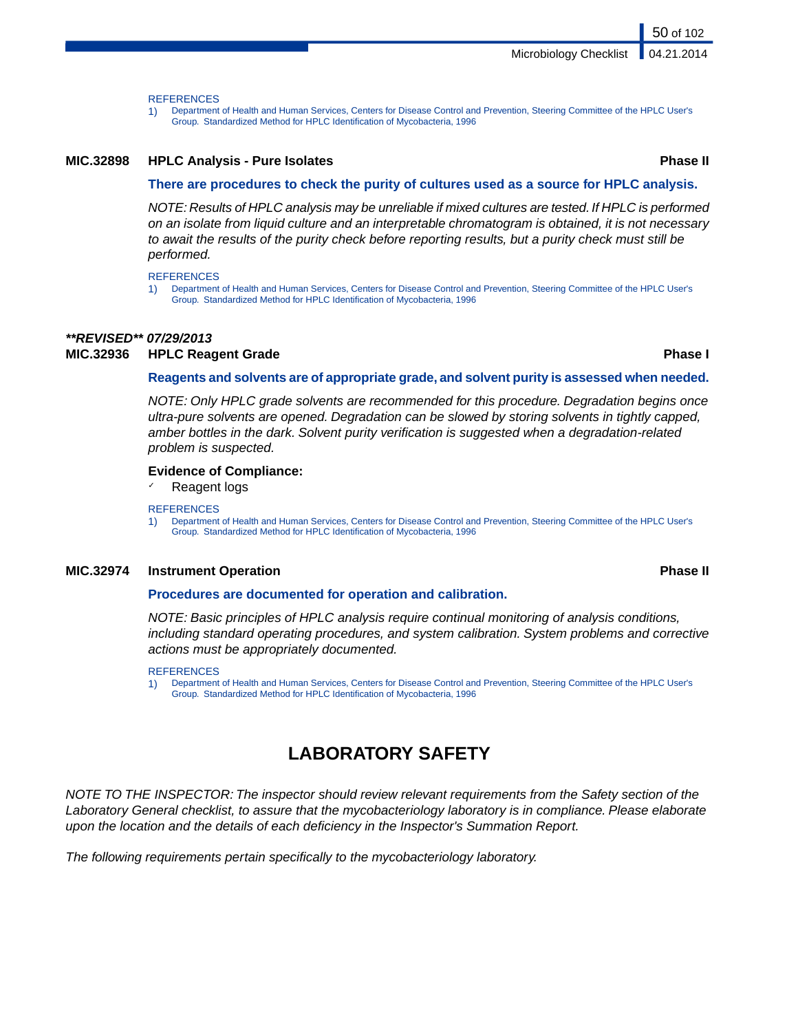REFERENCES

1) Department of Health and Human Services, Centers for Disease Control and Prevention, Steering Committee of the HPLC User's Group. Standardized Method for HPLC Identification of Mycobacteria, 1996

### MIC.32898 HPLC Analysis - Pure Isolates — Phase II

**There are procedures to check the purity of cultures used as a source for HPLC analysis.**

*NOTE: Results of HPLC analysis may be unreliable if mixed cultures are tested. If HPLC is performed on an isolate from liquid culture and an interpretable chromatogram is obtained, it is not necessary to await the results of the purity check before reporting results, but a purity check must still be performed.*

REFERENCES

1) Department of Health and Human Services, Centers for Disease Control and Prevention, Steering Committee of the HPLC User's Group. Standardized Method for HPLC Identification of Mycobacteria, 1996

***\*\*REVISED\*\* 07/29/2013***

### MIC.32936 HPLC Reagent Grade — Phase I

**Reagents and solvents are of appropriate grade, and solvent purity is assessed when needed.**

*NOTE: Only HPLC grade solvents are recommended for this procedure. Degradation begins once ultra-pure solvents are opened. Degradation can be slowed by storing solvents in tightly capped, amber bottles in the dark. Solvent purity verification is suggested when a degradation-related problem is suspected.*

**Evidence of Compliance:**

- ✓ Reagent logs

REFERENCES

1) Department of Health and Human Services, Centers for Disease Control and Prevention, Steering Committee of the HPLC User's Group. Standardized Method for HPLC Identification of Mycobacteria, 1996

### MIC.32974 Instrument Operation — Phase II

**Procedures are documented for operation and calibration.**

*NOTE: Basic principles of HPLC analysis require continual monitoring of analysis conditions, including standard operating procedures, and system calibration. System problems and corrective actions must be appropriately documented.*

REFERENCES

1) Department of Health and Human Services, Centers for Disease Control and Prevention, Steering Committee of the HPLC User's Group. Standardized Method for HPLC Identification of Mycobacteria, 1996

# LABORATORY SAFETY

*NOTE TO THE INSPECTOR: The inspector should review relevant requirements from the Safety section of the Laboratory General checklist, to assure that the mycobacteriology laboratory is in compliance. Please elaborate upon the location and the details of each deficiency in the Inspector's Summation Report.*

*The following requirements pertain specifically to the mycobacteriology laboratory.*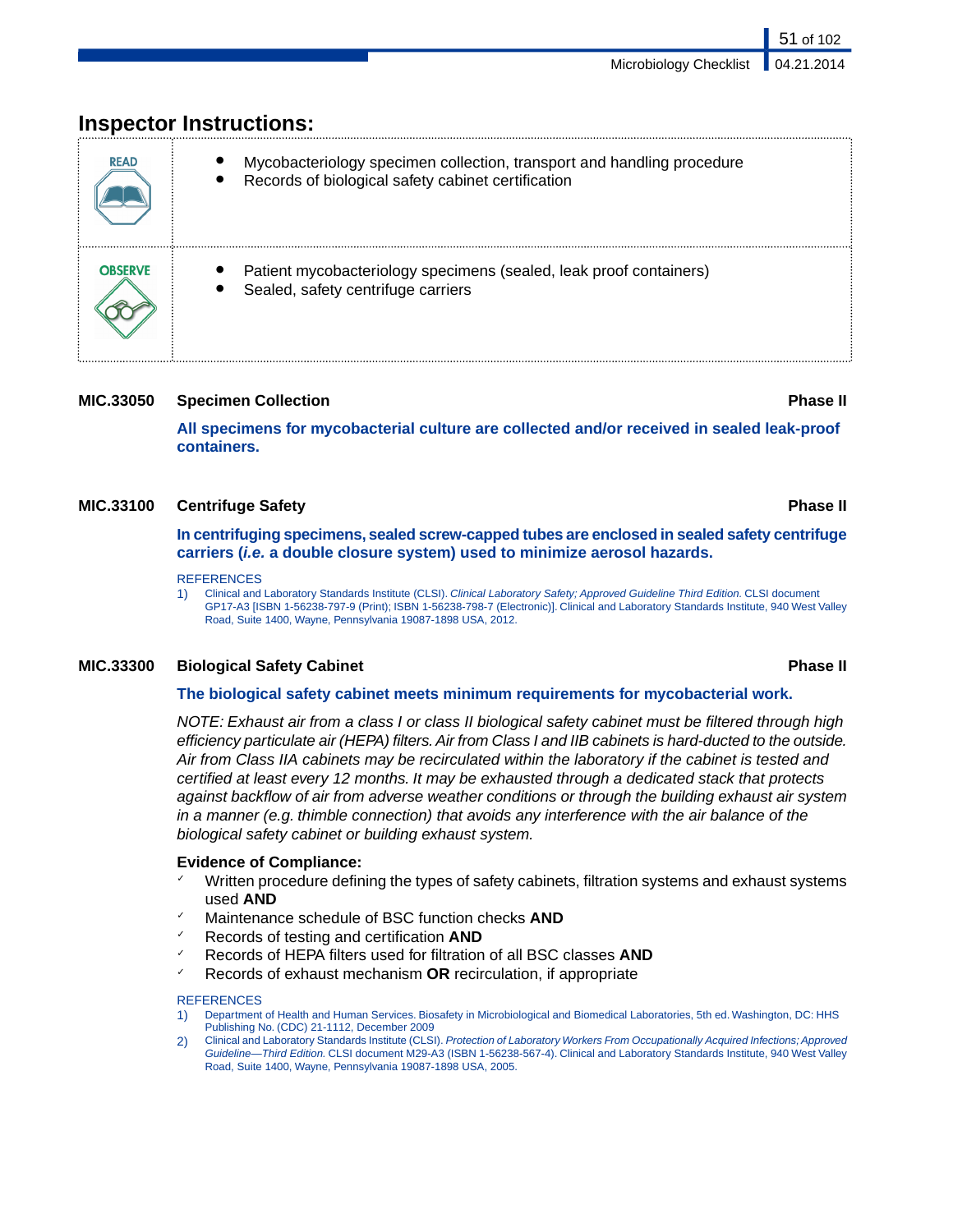## Inspector Instructions:

| | |
|---|---|
| READ | • Mycobacteriology specimen collection, transport and handling procedure<br>• Records of biological safety cabinet certification |
| OBSERVE | • Patient mycobacteriology specimens (sealed, leak proof containers)<br>• Sealed, safety centrifuge carriers |

### MIC.33050 Specimen Collection — Phase II

**All specimens for mycobacterial culture are collected and/or received in sealed leak-proof containers.**

### MIC.33100 Centrifuge Safety — Phase II

**In centrifuging specimens, sealed screw-capped tubes are enclosed in sealed safety centrifuge carriers (*i.e.* a double closure system) used to minimize aerosol hazards.**

REFERENCES

1) Clinical and Laboratory Standards Institute (CLSI). *Clinical Laboratory Safety; Approved Guideline Third Edition.* CLSI document GP17-A3 [ISBN 1-56238-797-9 (Print); ISBN 1-56238-798-7 (Electronic)]. Clinical and Laboratory Standards Institute, 940 West Valley Road, Suite 1400, Wayne, Pennsylvania 19087-1898 USA, 2012.

### MIC.33300 Biological Safety Cabinet — Phase II

**The biological safety cabinet meets minimum requirements for mycobacterial work.**

*NOTE: Exhaust air from a class I or class II biological safety cabinet must be filtered through high efficiency particulate air (HEPA) filters. Air from Class I and IIB cabinets is hard-ducted to the outside. Air from Class IIA cabinets may be recirculated within the laboratory if the cabinet is tested and certified at least every 12 months. It may be exhausted through a dedicated stack that protects against backflow of air from adverse weather conditions or through the building exhaust air system in a manner (e.g. thimble connection) that avoids any interference with the air balance of the biological safety cabinet or building exhaust system.*

**Evidence of Compliance:**

- ✓ Written procedure defining the types of safety cabinets, filtration systems and exhaust systems used **AND**
- ✓ Maintenance schedule of BSC function checks **AND**
- ✓ Records of testing and certification **AND**
- ✓ Records of HEPA filters used for filtration of all BSC classes **AND**
- ✓ Records of exhaust mechanism **OR** recirculation, if appropriate

REFERENCES

1) Department of Health and Human Services. Biosafety in Microbiological and Biomedical Laboratories, 5th ed. Washington, DC: HHS Publishing No. (CDC) 21-1112, December 2009
2) Clinical and Laboratory Standards Institute (CLSI). *Protection of Laboratory Workers From Occupationally Acquired Infections; Approved Guideline—Third Edition.* CLSI document M29-A3 (ISBN 1-56238-567-4). Clinical and Laboratory Standards Institute, 940 West Valley Road, Suite 1400, Wayne, Pennsylvania 19087-1898 USA, 2005.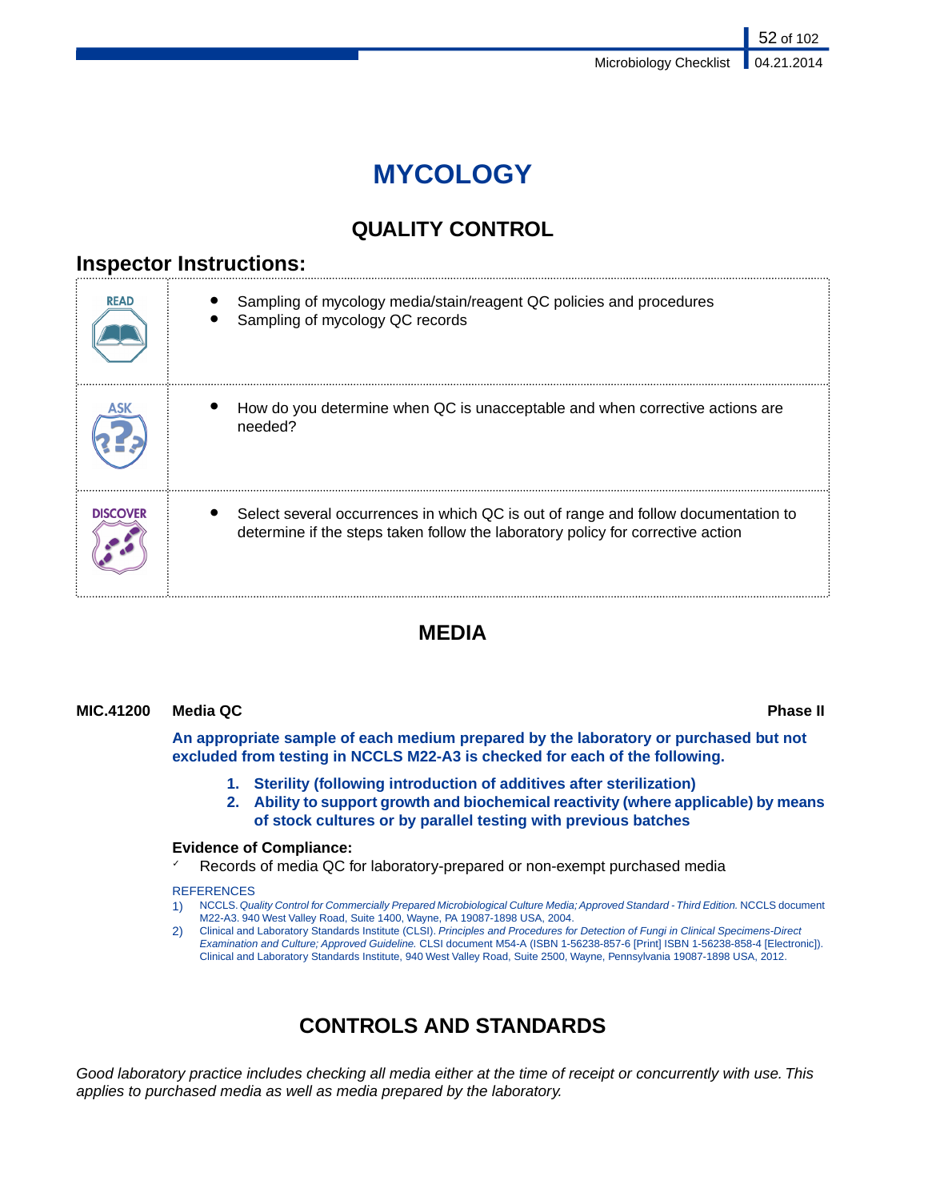# MYCOLOGY

## QUALITY CONTROL

### Inspector Instructions:

| | |
|---|---|
| READ | • Sampling of mycology media/stain/reagent QC policies and procedures<br>• Sampling of mycology QC records |
| ASK | • How do you determine when QC is unacceptable and when corrective actions are needed? |
| DISCOVER | • Select several occurrences in which QC is out of range and follow documentation to determine if the steps taken follow the laboratory policy for corrective action |

## MEDIA

**MIC.41200 Media QC** **Phase II**

**An appropriate sample of each medium prepared by the laboratory or purchased but not excluded from testing in NCCLS M22-A3 is checked for each of the following.**

1. **Sterility (following introduction of additives after sterilization)**
2. **Ability to support growth and biochemical reactivity (where applicable) by means of stock cultures or by parallel testing with previous batches**

**Evidence of Compliance:**

- ✓ Records of media QC for laboratory-prepared or non-exempt purchased media

REFERENCES

1) NCCLS. *Quality Control for Commercially Prepared Microbiological Culture Media; Approved Standard - Third Edition.* NCCLS document M22-A3. 940 West Valley Road, Suite 1400, Wayne, PA 19087-1898 USA, 2004.
2) Clinical and Laboratory Standards Institute (CLSI). *Principles and Procedures for Detection of Fungi in Clinical Specimens-Direct Examination and Culture; Approved Guideline.* CLSI document M54-A (ISBN 1-56238-857-6 [Print] ISBN 1-56238-858-4 [Electronic]). Clinical and Laboratory Standards Institute, 940 West Valley Road, Suite 2500, Wayne, Pennsylvania 19087-1898 USA, 2012.

## CONTROLS AND STANDARDS

*Good laboratory practice includes checking all media either at the time of receipt or concurrently with use. This applies to purchased media as well as media prepared by the laboratory.*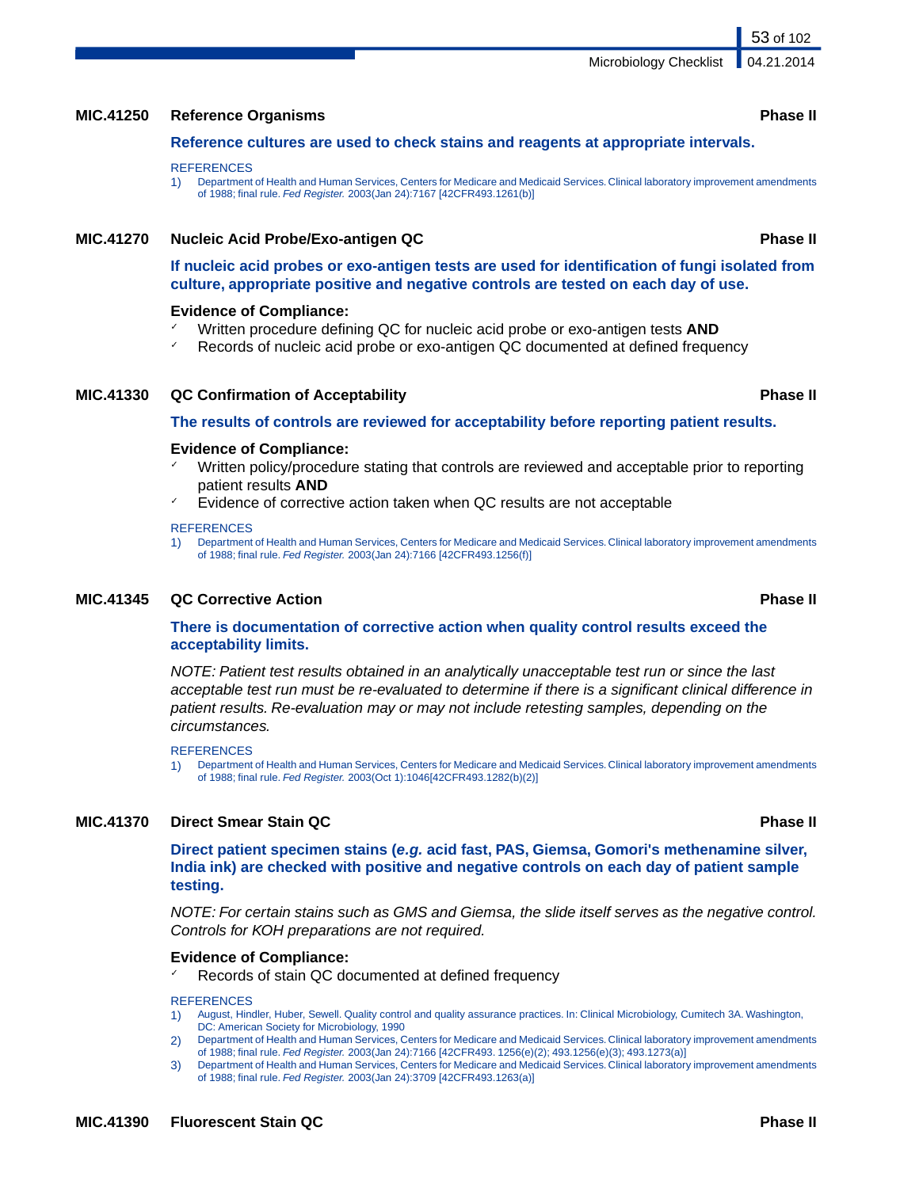### MIC.41250 Reference Organisms — Phase II

**Reference cultures are used to check stains and reagents at appropriate intervals.**

REFERENCES

1) Department of Health and Human Services, Centers for Medicare and Medicaid Services. Clinical laboratory improvement amendments of 1988; final rule. *Fed Register.* 2003(Jan 24):7167 [42CFR493.1261(b)]

### MIC.41270 Nucleic Acid Probe/Exo-antigen QC — Phase II

**If nucleic acid probes or exo-antigen tests are used for identification of fungi isolated from culture, appropriate positive and negative controls are tested on each day of use.**

**Evidence of Compliance:**

- Written procedure defining QC for nucleic acid probe or exo-antigen tests **AND**
- Records of nucleic acid probe or exo-antigen QC documented at defined frequency

### MIC.41330 QC Confirmation of Acceptability — Phase II

**The results of controls are reviewed for acceptability before reporting patient results.**

**Evidence of Compliance:**

- Written policy/procedure stating that controls are reviewed and acceptable prior to reporting patient results **AND**
- Evidence of corrective action taken when QC results are not acceptable

REFERENCES

1) Department of Health and Human Services, Centers for Medicare and Medicaid Services. Clinical laboratory improvement amendments of 1988; final rule. *Fed Register.* 2003(Jan 24):7166 [42CFR493.1256(f)]

### MIC.41345 QC Corrective Action — Phase II

**There is documentation of corrective action when quality control results exceed the acceptability limits.**

*NOTE: Patient test results obtained in an analytically unacceptable test run or since the last acceptable test run must be re-evaluated to determine if there is a significant clinical difference in patient results. Re-evaluation may or may not include retesting samples, depending on the circumstances.*

REFERENCES

1) Department of Health and Human Services, Centers for Medicare and Medicaid Services. Clinical laboratory improvement amendments of 1988; final rule. *Fed Register.* 2003(Oct 1):1046[42CFR493.1282(b)(2)]

### MIC.41370 Direct Smear Stain QC — Phase II

**Direct patient specimen stains (*e.g.* acid fast, PAS, Giemsa, Gomori's methenamine silver, India ink) are checked with positive and negative controls on each day of patient sample testing.**

*NOTE: For certain stains such as GMS and Giemsa, the slide itself serves as the negative control. Controls for KOH preparations are not required.*

**Evidence of Compliance:**

- Records of stain QC documented at defined frequency

REFERENCES

1) August, Hindler, Huber, Sewell. Quality control and quality assurance practices. In: Clinical Microbiology, Cumitech 3A. Washington, DC: American Society for Microbiology, 1990
2) Department of Health and Human Services, Centers for Medicare and Medicaid Services. Clinical laboratory improvement amendments of 1988; final rule. *Fed Register.* 2003(Jan 24):7166 [42CFR493. 1256(e)(2); 493.1256(e)(3); 493.1273(a)]
3) Department of Health and Human Services, Centers for Medicare and Medicaid Services. Clinical laboratory improvement amendments of 1988; final rule. *Fed Register.* 2003(Jan 24):3709 [42CFR493.1263(a)]

### MIC.41390 Fluorescent Stain QC — Phase II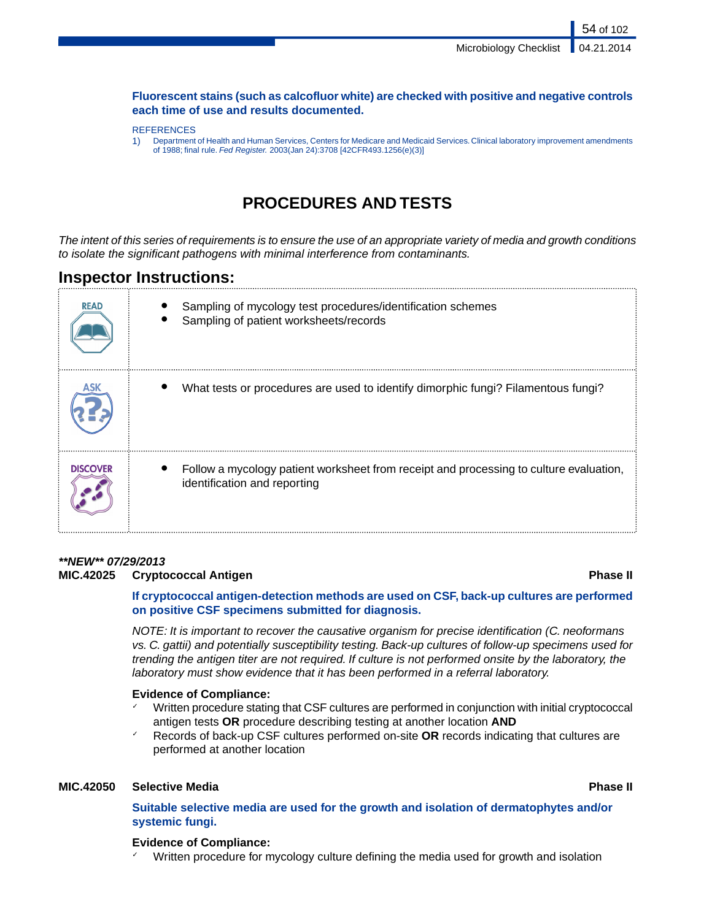**Fluorescent stains (such as calcofluor white) are checked with positive and negative controls each time of use and results documented.**

REFERENCES

1) Department of Health and Human Services, Centers for Medicare and Medicaid Services. Clinical laboratory improvement amendments of 1988; final rule. *Fed Register.* 2003(Jan 24):3708 [42CFR493.1256(e)(3)]

# PROCEDURES AND TESTS

*The intent of this series of requirements is to ensure the use of an appropriate variety of media and growth conditions to isolate the significant pathogens with minimal interference from contaminants.*

## Inspector Instructions:

| | |
|---|---|
| READ | • Sampling of mycology test procedures/identification schemes<br>• Sampling of patient worksheets/records |
| ASK | • What tests or procedures are used to identify dimorphic fungi? Filamentous fungi? |
| DISCOVER | • Follow a mycology patient worksheet from receipt and processing to culture evaluation, identification and reporting |

***NEW** 07/29/2013*

**MIC.42025 Cryptococcal Antigen — Phase II**

**If cryptococcal antigen-detection methods are used on CSF, back-up cultures are performed on positive CSF specimens submitted for diagnosis.**

*NOTE: It is important to recover the causative organism for precise identification (C. neoformans vs. C. gattii) and potentially susceptibility testing. Back-up cultures of follow-up specimens used for trending the antigen titer are not required. If culture is not performed onsite by the laboratory, the laboratory must show evidence that it has been performed in a referral laboratory.*

**Evidence of Compliance:**

- ✓ Written procedure stating that CSF cultures are performed in conjunction with initial cryptococcal antigen tests **OR** procedure describing testing at another location **AND**
- ✓ Records of back-up CSF cultures performed on-site **OR** records indicating that cultures are performed at another location

**MIC.42050 Selective Media — Phase II**

**Suitable selective media are used for the growth and isolation of dermatophytes and/or systemic fungi.**

**Evidence of Compliance:**

- ✓ Written procedure for mycology culture defining the media used for growth and isolation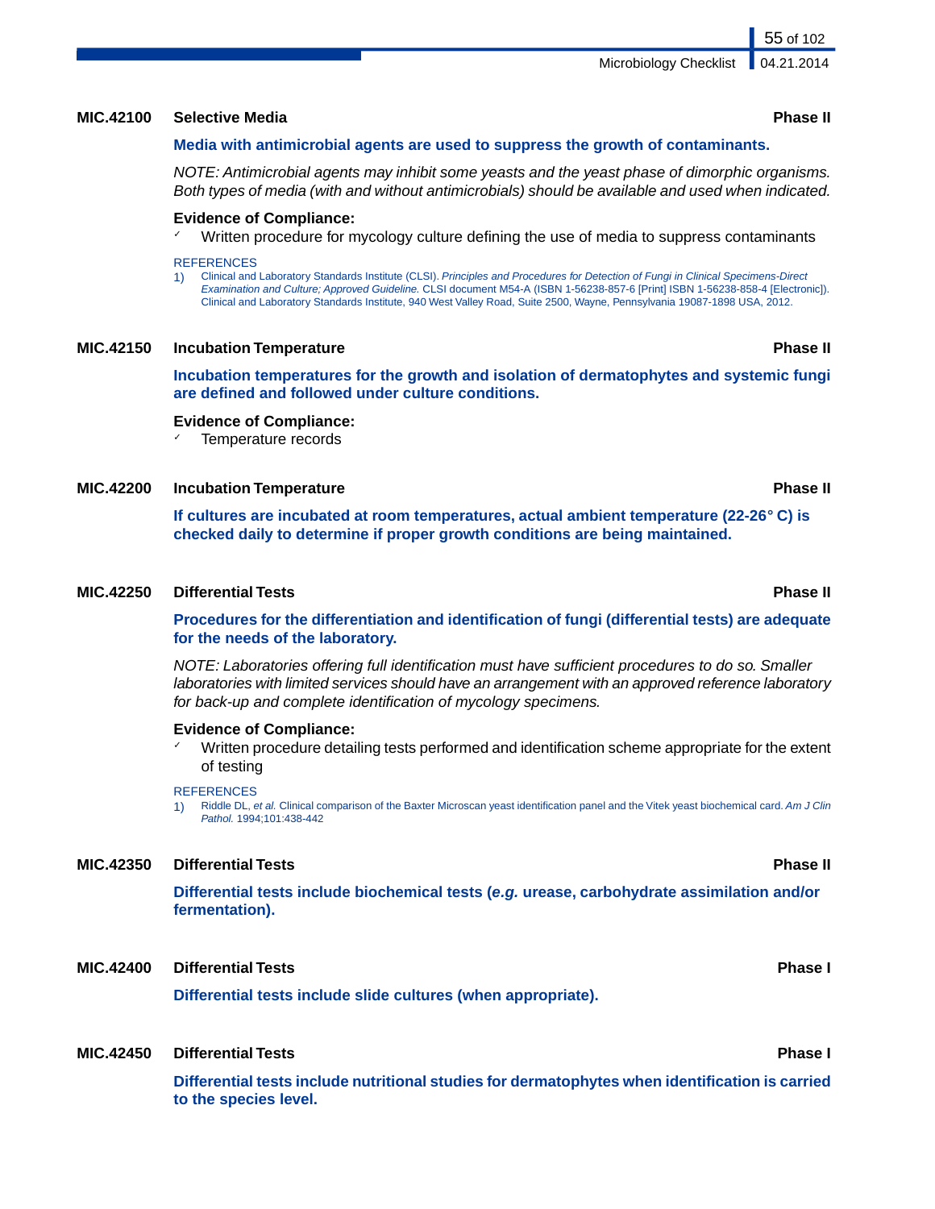### MIC.42100 Selective Media — Phase II

**Media with antimicrobial agents are used to suppress the growth of contaminants.**

*NOTE: Antimicrobial agents may inhibit some yeasts and the yeast phase of dimorphic organisms. Both types of media (with and without antimicrobials) should be available and used when indicated.*

**Evidence of Compliance:**

- ✓ Written procedure for mycology culture defining the use of media to suppress contaminants

REFERENCES

1) Clinical and Laboratory Standards Institute (CLSI). *Principles and Procedures for Detection of Fungi in Clinical Specimens-Direct Examination and Culture; Approved Guideline.* CLSI document M54-A (ISBN 1-56238-857-6 [Print] ISBN 1-56238-858-4 [Electronic]). Clinical and Laboratory Standards Institute, 940 West Valley Road, Suite 2500, Wayne, Pennsylvania 19087-1898 USA, 2012.

### MIC.42150 Incubation Temperature — Phase II

**Incubation temperatures for the growth and isolation of dermatophytes and systemic fungi are defined and followed under culture conditions.**

**Evidence of Compliance:**

- ✓ Temperature records

### MIC.42200 Incubation Temperature — Phase II

**If cultures are incubated at room temperatures, actual ambient temperature (22-26° C) is checked daily to determine if proper growth conditions are being maintained.**

### MIC.42250 Differential Tests — Phase II

**Procedures for the differentiation and identification of fungi (differential tests) are adequate for the needs of the laboratory.**

*NOTE: Laboratories offering full identification must have sufficient procedures to do so. Smaller laboratories with limited services should have an arrangement with an approved reference laboratory for back-up and complete identification of mycology specimens.*

**Evidence of Compliance:**

- ✓ Written procedure detailing tests performed and identification scheme appropriate for the extent of testing

REFERENCES

1) Riddle DL, *et al.* Clinical comparison of the Baxter Microscan yeast identification panel and the Vitek yeast biochemical card. *Am J Clin Pathol.* 1994;101:438-442

### MIC.42350 Differential Tests — Phase II

**Differential tests include biochemical tests (*e.g.* urease, carbohydrate assimilation and/or fermentation).**

### MIC.42400 Differential Tests — Phase I

**Differential tests include slide cultures (when appropriate).**

### MIC.42450 Differential Tests — Phase I

**Differential tests include nutritional studies for dermatophytes when identification is carried to the species level.**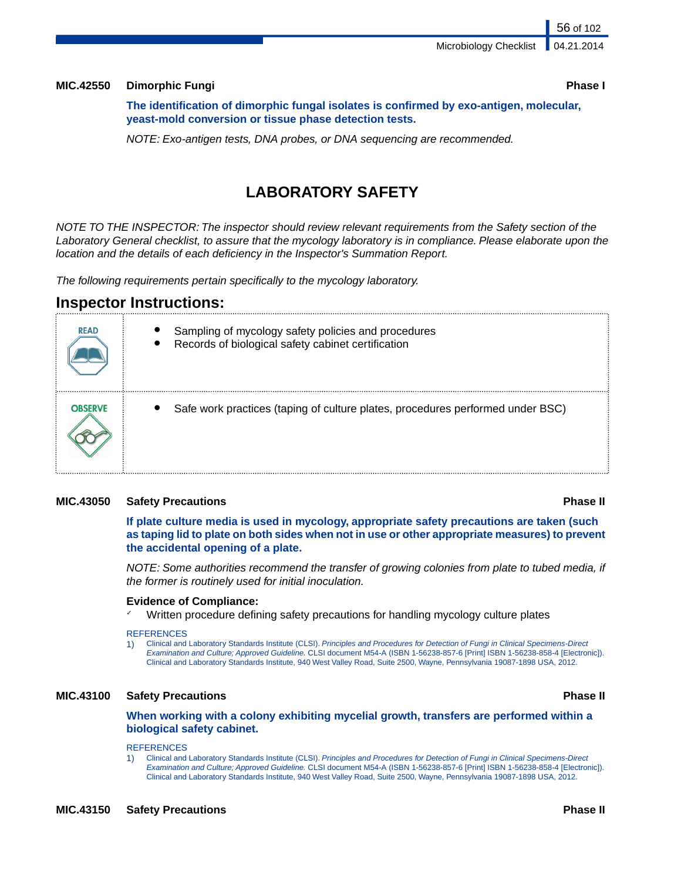**MIC.42550 Dimorphic Fungi** **Phase I**

**The identification of dimorphic fungal isolates is confirmed by exo-antigen, molecular, yeast-mold conversion or tissue phase detection tests.**

*NOTE: Exo-antigen tests, DNA probes, or DNA sequencing are recommended.*

# LABORATORY SAFETY

*NOTE TO THE INSPECTOR: The inspector should review relevant requirements from the Safety section of the Laboratory General checklist, to assure that the mycology laboratory is in compliance. Please elaborate upon the location and the details of each deficiency in the Inspector's Summation Report.*

*The following requirements pertain specifically to the mycology laboratory.*

## Inspector Instructions:

| | |
|---|---|
| READ | • Sampling of mycology safety policies and procedures<br>• Records of biological safety cabinet certification |
| OBSERVE | • Safe work practices (taping of culture plates, procedures performed under BSC) |

**MIC.43050 Safety Precautions** **Phase II**

**If plate culture media is used in mycology, appropriate safety precautions are taken (such as taping lid to plate on both sides when not in use or other appropriate measures) to prevent the accidental opening of a plate.**

*NOTE: Some authorities recommend the transfer of growing colonies from plate to tubed media, if the former is routinely used for initial inoculation.*

**Evidence of Compliance:**

- ✓ Written procedure defining safety precautions for handling mycology culture plates

REFERENCES

1) Clinical and Laboratory Standards Institute (CLSI). *Principles and Procedures for Detection of Fungi in Clinical Specimens-Direct Examination and Culture; Approved Guideline.* CLSI document M54-A (ISBN 1-56238-857-6 [Print] ISBN 1-56238-858-4 [Electronic]). Clinical and Laboratory Standards Institute, 940 West Valley Road, Suite 2500, Wayne, Pennsylvania 19087-1898 USA, 2012.

**MIC.43100 Safety Precautions** **Phase II**

**When working with a colony exhibiting mycelial growth, transfers are performed within a biological safety cabinet.**

REFERENCES

1) Clinical and Laboratory Standards Institute (CLSI). *Principles and Procedures for Detection of Fungi in Clinical Specimens-Direct Examination and Culture; Approved Guideline.* CLSI document M54-A (ISBN 1-56238-857-6 [Print] ISBN 1-56238-858-4 [Electronic]). Clinical and Laboratory Standards Institute, 940 West Valley Road, Suite 2500, Wayne, Pennsylvania 19087-1898 USA, 2012.

**MIC.43150 Safety Precautions** **Phase II**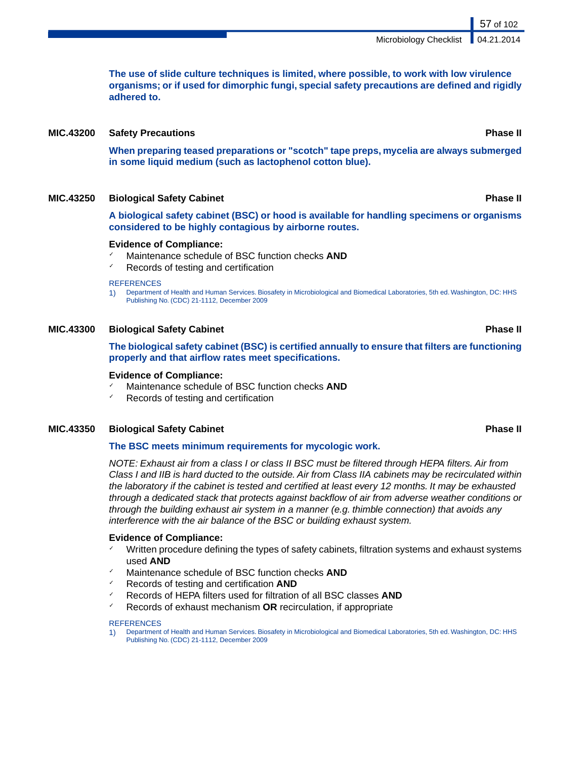**The use of slide culture techniques is limited, where possible, to work with low virulence organisms; or if used for dimorphic fungi, special safety precautions are defined and rigidly adhered to.**

### MIC.43200 Safety Precautions — Phase II

**When preparing teased preparations or "scotch" tape preps, mycelia are always submerged in some liquid medium (such as lactophenol cotton blue).**

### MIC.43250 Biological Safety Cabinet — Phase II

**A biological safety cabinet (BSC) or hood is available for handling specimens or organisms considered to be highly contagious by airborne routes.**

**Evidence of Compliance:**
- ✓ Maintenance schedule of BSC function checks **AND**
- ✓ Records of testing and certification

REFERENCES

1) Department of Health and Human Services. Biosafety in Microbiological and Biomedical Laboratories, 5th ed. Washington, DC: HHS Publishing No. (CDC) 21-1112, December 2009

### MIC.43300 Biological Safety Cabinet — Phase II

**The biological safety cabinet (BSC) is certified annually to ensure that filters are functioning properly and that airflow rates meet specifications.**

**Evidence of Compliance:**
- ✓ Maintenance schedule of BSC function checks **AND**
- ✓ Records of testing and certification

### MIC.43350 Biological Safety Cabinet — Phase II

**The BSC meets minimum requirements for mycologic work.**

*NOTE: Exhaust air from a class I or class II BSC must be filtered through HEPA filters. Air from Class I and IIB is hard ducted to the outside. Air from Class IIA cabinets may be recirculated within the laboratory if the cabinet is tested and certified at least every 12 months. It may be exhausted through a dedicated stack that protects against backflow of air from adverse weather conditions or through the building exhaust air system in a manner (e.g. thimble connection) that avoids any interference with the air balance of the BSC or building exhaust system.*

**Evidence of Compliance:**
- ✓ Written procedure defining the types of safety cabinets, filtration systems and exhaust systems used **AND**
- ✓ Maintenance schedule of BSC function checks **AND**
- ✓ Records of testing and certification **AND**
- ✓ Records of HEPA filters used for filtration of all BSC classes **AND**
- ✓ Records of exhaust mechanism **OR** recirculation, if appropriate

REFERENCES

1) Department of Health and Human Services. Biosafety in Microbiological and Biomedical Laboratories, 5th ed. Washington, DC: HHS Publishing No. (CDC) 21-1112, December 2009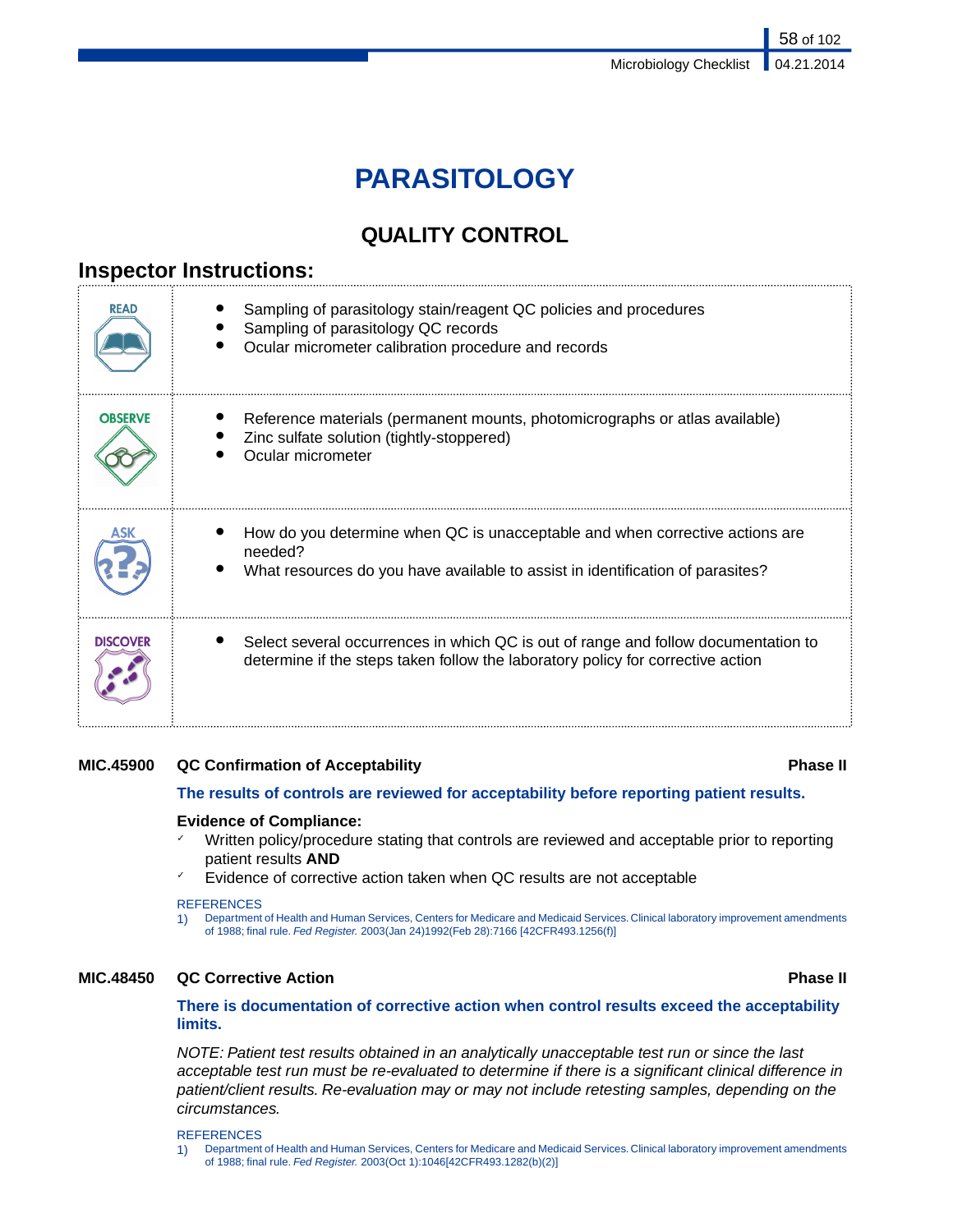# PARASITOLOGY

## QUALITY CONTROL

### Inspector Instructions:

| | |
|---|---|
| READ | • Sampling of parasitology stain/reagent QC policies and procedures<br>• Sampling of parasitology QC records<br>• Ocular micrometer calibration procedure and records |
| OBSERVE | • Reference materials (permanent mounts, photomicrographs or atlas available)<br>• Zinc sulfate solution (tightly-stoppered)<br>• Ocular micrometer |
| ASK | • How do you determine when QC is unacceptable and when corrective actions are needed?<br>• What resources do you have available to assist in identification of parasites? |
| DISCOVER | • Select several occurrences in which QC is out of range and follow documentation to determine if the steps taken follow the laboratory policy for corrective action |

**MIC.45900 QC Confirmation of Acceptability** **Phase II**

**The results of controls are reviewed for acceptability before reporting patient results.**

**Evidence of Compliance:**

- ✓ Written policy/procedure stating that controls are reviewed and acceptable prior to reporting patient results **AND**
- ✓ Evidence of corrective action taken when QC results are not acceptable

REFERENCES

1) Department of Health and Human Services, Centers for Medicare and Medicaid Services. Clinical laboratory improvement amendments of 1988; final rule. *Fed Register.* 2003(Jan 24)1992(Feb 28):7166 [42CFR493.1256(f)]

**MIC.48450 QC Corrective Action** **Phase II**

**There is documentation of corrective action when control results exceed the acceptability limits.**

*NOTE: Patient test results obtained in an analytically unacceptable test run or since the last acceptable test run must be re-evaluated to determine if there is a significant clinical difference in patient/client results. Re-evaluation may or may not include retesting samples, depending on the circumstances.*

REFERENCES

1) Department of Health and Human Services, Centers for Medicare and Medicaid Services. Clinical laboratory improvement amendments of 1988; final rule. *Fed Register.* 2003(Oct 1):1046[42CFR493.1282(b)(2)]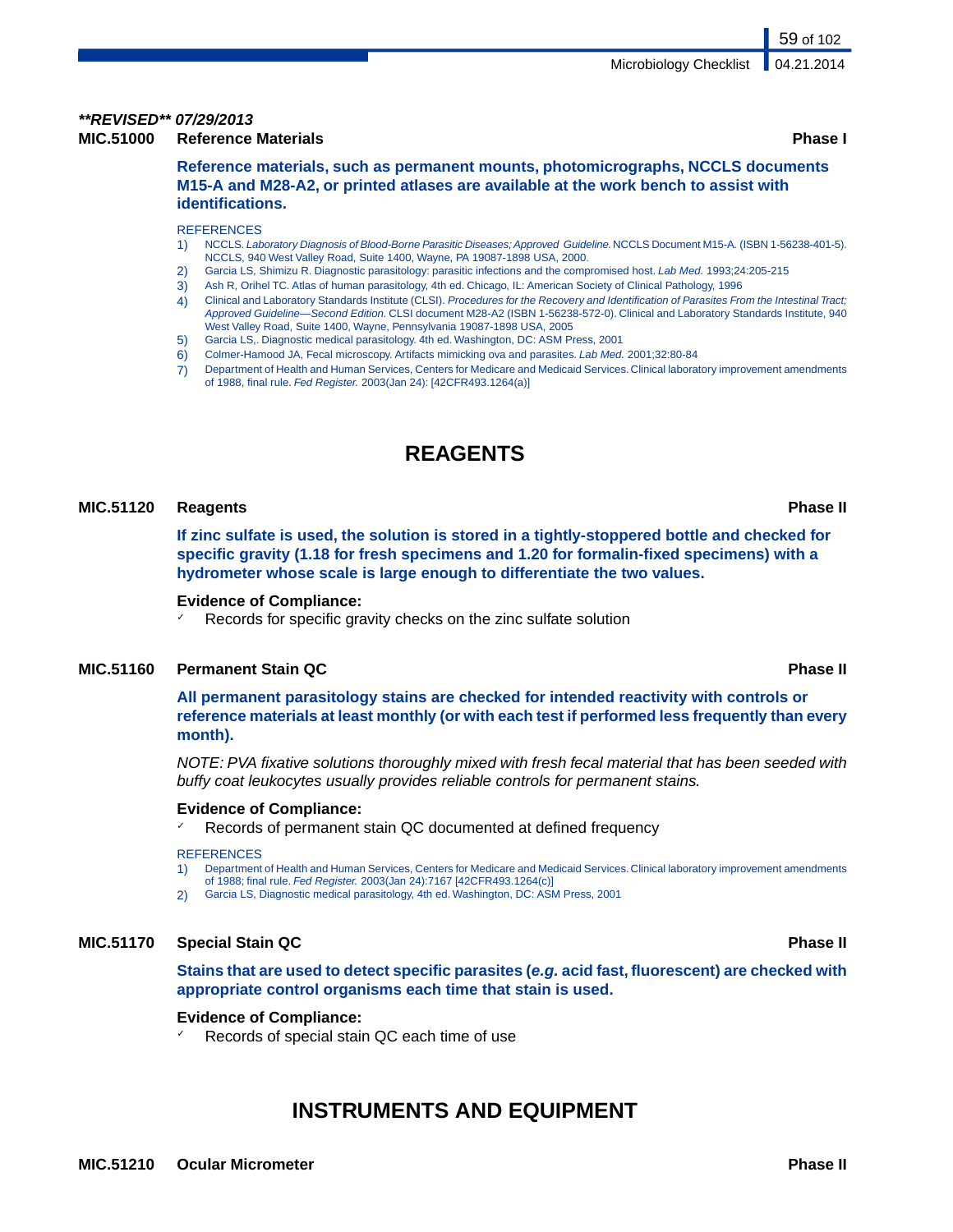***\*\*REVISED\*\* 07/29/2013***

**MIC.51000 Reference Materials** **Phase I**

**Reference materials, such as permanent mounts, photomicrographs, NCCLS documents M15-A and M28-A2, or printed atlases are available at the work bench to assist with identifications.**

REFERENCES

1) NCCLS. *Laboratory Diagnosis of Blood-Borne Parasitic Diseases; Approved Guideline.* NCCLS Document M15-A. (ISBN 1-56238-401-5). NCCLS, 940 West Valley Road, Suite 1400, Wayne, PA 19087-1898 USA, 2000.
2) Garcia LS, Shimizu R. Diagnostic parasitology: parasitic infections and the compromised host. *Lab Med.* 1993;24:205-215
3) Ash R, Orihel TC. Atlas of human parasitology, 4th ed. Chicago, IL: American Society of Clinical Pathology, 1996
4) Clinical and Laboratory Standards Institute (CLSI). *Procedures for the Recovery and Identification of Parasites From the Intestinal Tract; Approved Guideline—Second Edition.* CLSI document M28-A2 (ISBN 1-56238-572-0). Clinical and Laboratory Standards Institute, 940 West Valley Road, Suite 1400, Wayne, Pennsylvania 19087-1898 USA, 2005
5) Garcia LS,. Diagnostic medical parasitology. 4th ed. Washington, DC: ASM Press, 2001
6) Colmer-Hamood JA, Fecal microscopy. Artifacts mimicking ova and parasites. *Lab Med.* 2001;32:80-84
7) Department of Health and Human Services, Centers for Medicare and Medicaid Services. Clinical laboratory improvement amendments of 1988, final rule. *Fed Register.* 2003(Jan 24): [42CFR493.1264(a)]

# REAGENTS

**MIC.51120 Reagents** **Phase II**

**If zinc sulfate is used, the solution is stored in a tightly-stoppered bottle and checked for specific gravity (1.18 for fresh specimens and 1.20 for formalin-fixed specimens) with a hydrometer whose scale is large enough to differentiate the two values.**

**Evidence of Compliance:**

- ✓ Records for specific gravity checks on the zinc sulfate solution

**MIC.51160 Permanent Stain QC** **Phase II**

**All permanent parasitology stains are checked for intended reactivity with controls or reference materials at least monthly (or with each test if performed less frequently than every month).**

*NOTE: PVA fixative solutions thoroughly mixed with fresh fecal material that has been seeded with buffy coat leukocytes usually provides reliable controls for permanent stains.*

**Evidence of Compliance:**

- ✓ Records of permanent stain QC documented at defined frequency

REFERENCES

1) Department of Health and Human Services, Centers for Medicare and Medicaid Services. Clinical laboratory improvement amendments of 1988; final rule. *Fed Register.* 2003(Jan 24):7167 [42CFR493.1264(c)]
2) Garcia LS, Diagnostic medical parasitology, 4th ed. Washington, DC: ASM Press, 2001

**MIC.51170 Special Stain QC** **Phase II**

**Stains that are used to detect specific parasites (*e.g.* acid fast, fluorescent) are checked with appropriate control organisms each time that stain is used.**

**Evidence of Compliance:**

- ✓ Records of special stain QC each time of use

# INSTRUMENTS AND EQUIPMENT

**MIC.51210 Ocular Micrometer** **Phase II**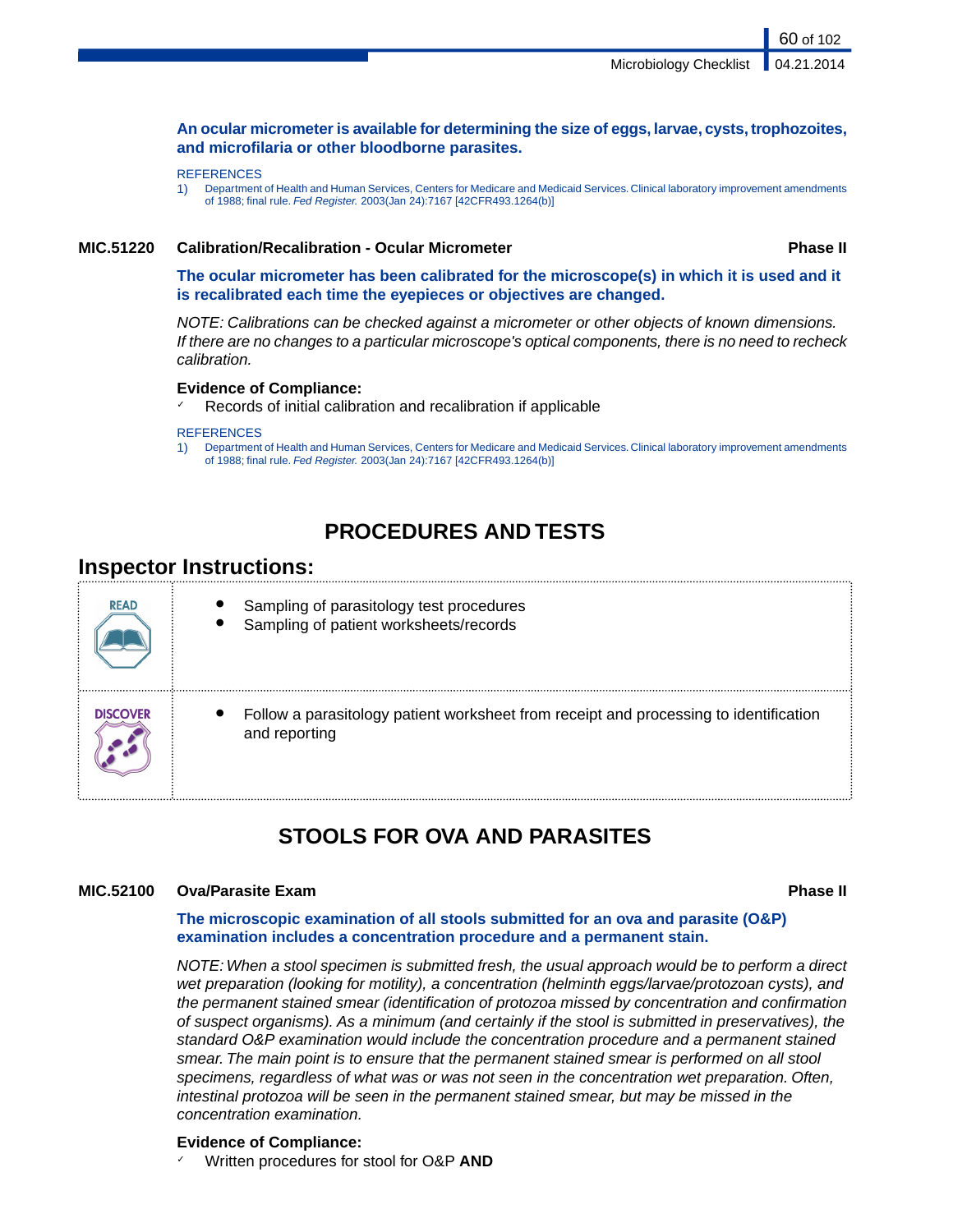**An ocular micrometer is available for determining the size of eggs, larvae, cysts, trophozoites, and microfilaria or other bloodborne parasites.**

REFERENCES

1) Department of Health and Human Services, Centers for Medicare and Medicaid Services. Clinical laboratory improvement amendments of 1988; final rule. *Fed Register.* 2003(Jan 24):7167 [42CFR493.1264(b)]

### MIC.51220 Calibration/Recalibration - Ocular Micrometer — Phase II

**The ocular micrometer has been calibrated for the microscope(s) in which it is used and it is recalibrated each time the eyepieces or objectives are changed.**

*NOTE: Calibrations can be checked against a micrometer or other objects of known dimensions. If there are no changes to a particular microscope's optical components, there is no need to recheck calibration.*

**Evidence of Compliance:**

- ✓ Records of initial calibration and recalibration if applicable

REFERENCES

1) Department of Health and Human Services, Centers for Medicare and Medicaid Services. Clinical laboratory improvement amendments of 1988; final rule. *Fed Register.* 2003(Jan 24):7167 [42CFR493.1264(b)]

## PROCEDURES AND TESTS

### Inspector Instructions:

| | |
|---|---|
| READ | • Sampling of parasitology test procedures<br>• Sampling of patient worksheets/records |
| DISCOVER | • Follow a parasitology patient worksheet from receipt and processing to identification and reporting |

## STOOLS FOR OVA AND PARASITES

### MIC.52100 Ova/Parasite Exam — Phase II

**The microscopic examination of all stools submitted for an ova and parasite (O&P) examination includes a concentration procedure and a permanent stain.**

*NOTE: When a stool specimen is submitted fresh, the usual approach would be to perform a direct wet preparation (looking for motility), a concentration (helminth eggs/larvae/protozoan cysts), and the permanent stained smear (identification of protozoa missed by concentration and confirmation of suspect organisms). As a minimum (and certainly if the stool is submitted in preservatives), the standard O&P examination would include the concentration procedure and a permanent stained smear. The main point is to ensure that the permanent stained smear is performed on all stool specimens, regardless of what was or was not seen in the concentration wet preparation. Often, intestinal protozoa will be seen in the permanent stained smear, but may be missed in the concentration examination.*

**Evidence of Compliance:**

- ✓ Written procedures for stool for O&P **AND**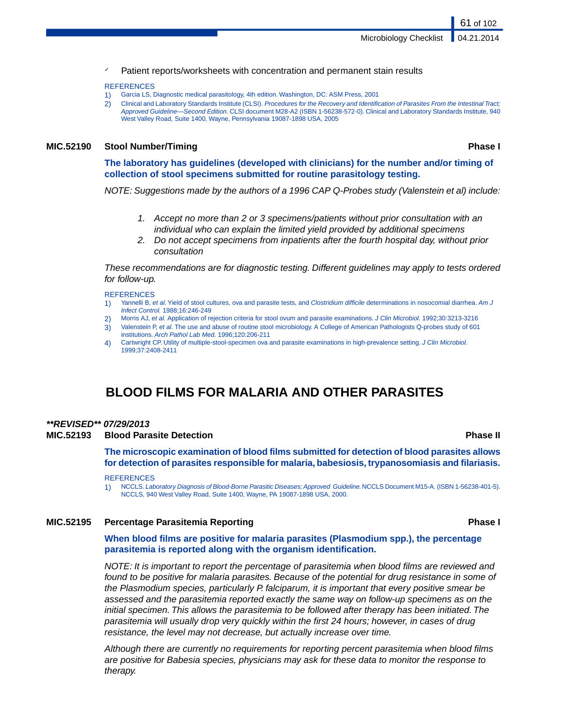- ✓ Patient reports/worksheets with concentration and permanent stain results

REFERENCES

1) Garcia LS, Diagnostic medical parasitology, 4th edition. Washington, DC: ASM Press, 2001
2) Clinical and Laboratory Standards Institute (CLSI). *Procedures for the Recovery and Identification of Parasites From the Intestinal Tract; Approved Guideline—Second Edition.* CLSI document M28-A2 (ISBN 1-56238-572-0). Clinical and Laboratory Standards Institute, 940 West Valley Road, Suite 1400, Wayne, Pennsylvania 19087-1898 USA, 2005

**MIC.52190 Stool Number/Timing** **Phase I**

**The laboratory has guidelines (developed with clinicians) for the number and/or timing of collection of stool specimens submitted for routine parasitology testing.**

*NOTE: Suggestions made by the authors of a 1996 CAP Q-Probes study (Valenstein et al) include:*

1. *Accept no more than 2 or 3 specimens/patients without prior consultation with an individual who can explain the limited yield provided by additional specimens*
2. *Do not accept specimens from inpatients after the fourth hospital day, without prior consultation*

*These recommendations are for diagnostic testing. Different guidelines may apply to tests ordered for follow-up.*

REFERENCES

1) Yannelli B, *et al.* Yield of stool cultures, ova and parasite tests, and *Clostridium difficile* determinations in nosocomial diarrhea. *Am J Infect Control.* 1988;16:246-249
2) Morris AJ, *et al.* Application of rejection criteria for stool ovum and parasite examinations. *J Clin Microbiol.* 1992;30:3213-3216
3) Valenstein P, *et al.* The use and abuse of routine stool microbiology. A College of American Pathologists Q-probes study of 601 institutions. *Arch Pathol Lab Med.* 1996;120:206-211
4) Cartwright CP. Utility of multiple-stool-specimen ova and parasite examinations in high-prevalence setting. *J Clin Microbiol.* 1999;37:2408-2411

# BLOOD FILMS FOR MALARIA AND OTHER PARASITES

***\*\*REVISED\*\* 07/29/2013***

**MIC.52193 Blood Parasite Detection** **Phase II**

**The microscopic examination of blood films submitted for detection of blood parasites allows for detection of parasites responsible for malaria, babesiosis, trypanosomiasis and filariasis.**

REFERENCES

1) NCCLS. *Laboratory Diagnosis of Blood-Borne Parasitic Diseases; Approved Guideline.* NCCLS Document M15-A. (ISBN 1-56238-401-5). NCCLS, 940 West Valley Road, Suite 1400, Wayne, PA 19087-1898 USA, 2000.

**MIC.52195 Percentage Parasitemia Reporting** **Phase I**

**When blood films are positive for malaria parasites (Plasmodium spp.), the percentage parasitemia is reported along with the organism identification.**

*NOTE: It is important to report the percentage of parasitemia when blood films are reviewed and found to be positive for malaria parasites. Because of the potential for drug resistance in some of the Plasmodium species, particularly P. falciparum, it is important that every positive smear be assessed and the parasitemia reported exactly the same way on follow-up specimens as on the initial specimen. This allows the parasitemia to be followed after therapy has been initiated. The parasitemia will usually drop very quickly within the first 24 hours; however, in cases of drug resistance, the level may not decrease, but actually increase over time.*

*Although there are currently no requirements for reporting percent parasitemia when blood films are positive for Babesia species, physicians may ask for these data to monitor the response to therapy.*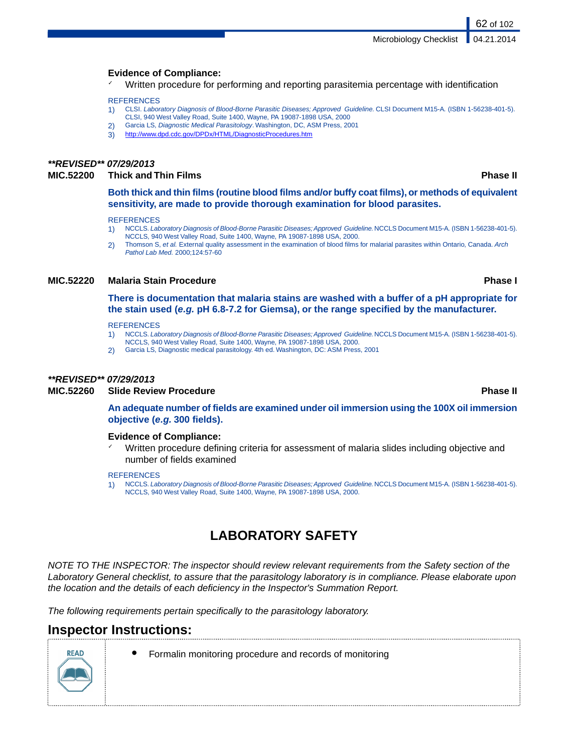**Evidence of Compliance:**

- ✓ Written procedure for performing and reporting parasitemia percentage with identification

REFERENCES

1) CLSI. *Laboratory Diagnosis of Blood-Borne Parasitic Diseases; Approved Guideline.* CLSI Document M15-A. (ISBN 1-56238-401-5). CLSI, 940 West Valley Road, Suite 1400, Wayne, PA 19087-1898 USA, 2000
2) Garcia LS, *Diagnostic Medical Parasitology*. Washington, DC, ASM Press, 2001
3) http://www.dpd.cdc.gov/DPDx/HTML/DiagnosticProcedures.htm

***\*\*REVISED\*\* 07/29/2013***

**MIC.52200 Thick and Thin Films** **Phase II**

**Both thick and thin films (routine blood films and/or buffy coat films), or methods of equivalent sensitivity, are made to provide thorough examination for blood parasites.**

REFERENCES

1) NCCLS. *Laboratory Diagnosis of Blood-Borne Parasitic Diseases; Approved Guideline.* NCCLS Document M15-A. (ISBN 1-56238-401-5). NCCLS, 940 West Valley Road, Suite 1400, Wayne, PA 19087-1898 USA, 2000.
2) Thomson S, *et al.* External quality assessment in the examination of blood films for malarial parasites within Ontario, Canada. *Arch Pathol Lab Med.* 2000;124:57-60

**MIC.52220 Malaria Stain Procedure** **Phase I**

**There is documentation that malaria stains are washed with a buffer of a pH appropriate for the stain used (*e.g.* pH 6.8-7.2 for Giemsa), or the range specified by the manufacturer.**

REFERENCES

1) NCCLS. *Laboratory Diagnosis of Blood-Borne Parasitic Diseases; Approved Guideline.* NCCLS Document M15-A. (ISBN 1-56238-401-5). NCCLS, 940 West Valley Road, Suite 1400, Wayne, PA 19087-1898 USA, 2000.
2) Garcia LS, Diagnostic medical parasitology. 4th ed. Washington, DC: ASM Press, 2001

***\*\*REVISED\*\* 07/29/2013***

**MIC.52260 Slide Review Procedure** **Phase II**

**An adequate number of fields are examined under oil immersion using the 100X oil immersion objective (*e.g.* 300 fields).**

**Evidence of Compliance:**

- ✓ Written procedure defining criteria for assessment of malaria slides including objective and number of fields examined

REFERENCES

1) NCCLS. *Laboratory Diagnosis of Blood-Borne Parasitic Diseases; Approved Guideline.* NCCLS Document M15-A. (ISBN 1-56238-401-5). NCCLS, 940 West Valley Road, Suite 1400, Wayne, PA 19087-1898 USA, 2000.

# LABORATORY SAFETY

*NOTE TO THE INSPECTOR: The inspector should review relevant requirements from the Safety section of the Laboratory General checklist, to assure that the parasitology laboratory is in compliance. Please elaborate upon the location and the details of each deficiency in the Inspector's Summation Report.*

*The following requirements pertain specifically to the parasitology laboratory.*

## Inspector Instructions:

| READ | • Formalin monitoring procedure and records of monitoring |
|---|---|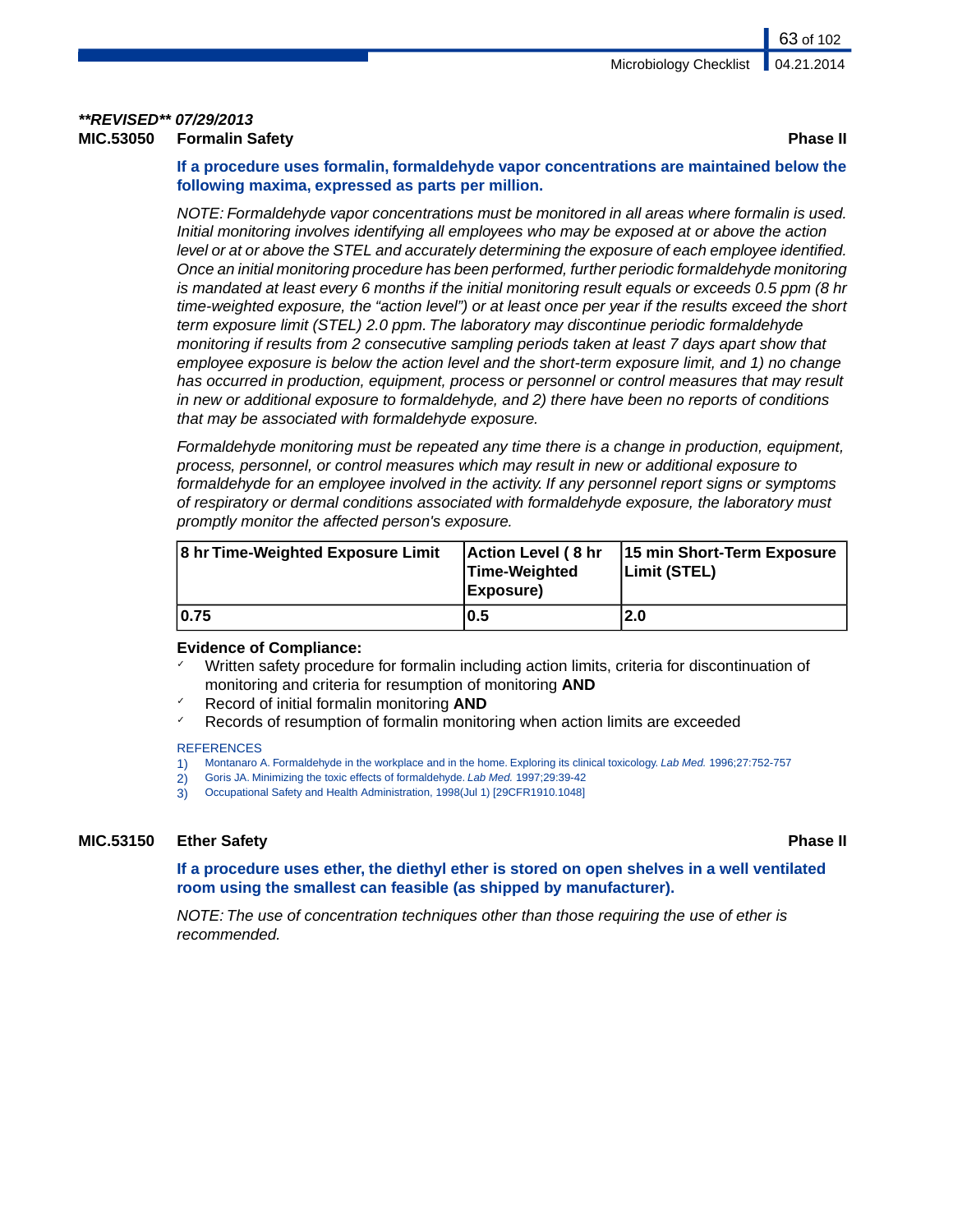***REVISED** 07/29/2013*

### MIC.53050 Formalin Safety — Phase II

**If a procedure uses formalin, formaldehyde vapor concentrations are maintained below the following maxima, expressed as parts per million.**

*NOTE: Formaldehyde vapor concentrations must be monitored in all areas where formalin is used. Initial monitoring involves identifying all employees who may be exposed at or above the action level or at or above the STEL and accurately determining the exposure of each employee identified. Once an initial monitoring procedure has been performed, further periodic formaldehyde monitoring is mandated at least every 6 months if the initial monitoring result equals or exceeds 0.5 ppm (8 hr time-weighted exposure, the "action level") or at least once per year if the results exceed the short term exposure limit (STEL) 2.0 ppm. The laboratory may discontinue periodic formaldehyde monitoring if results from 2 consecutive sampling periods taken at least 7 days apart show that employee exposure is below the action level and the short-term exposure limit, and 1) no change has occurred in production, equipment, process or personnel or control measures that may result in new or additional exposure to formaldehyde, and 2) there have been no reports of conditions that may be associated with formaldehyde exposure.*

*Formaldehyde monitoring must be repeated any time there is a change in production, equipment, process, personnel, or control measures which may result in new or additional exposure to formaldehyde for an employee involved in the activity. If any personnel report signs or symptoms of respiratory or dermal conditions associated with formaldehyde exposure, the laboratory must promptly monitor the affected person's exposure.*

| 8 hr Time-Weighted Exposure Limit | Action Level ( 8 hr Time-Weighted Exposure) | 15 min Short-Term Exposure Limit (STEL) |
|---|---|---|
| 0.75 | 0.5 | 2.0 |

**Evidence of Compliance:**

- ✓ Written safety procedure for formalin including action limits, criteria for discontinuation of monitoring and criteria for resumption of monitoring **AND**
- ✓ Record of initial formalin monitoring **AND**
- ✓ Records of resumption of formalin monitoring when action limits are exceeded

REFERENCES

1) Montanaro A. Formaldehyde in the workplace and in the home. Exploring its clinical toxicology. *Lab Med.* 1996;27:752-757
2) Goris JA. Minimizing the toxic effects of formaldehyde. *Lab Med.* 1997;29:39-42
3) Occupational Safety and Health Administration, 1998(Jul 1) [29CFR1910.1048]

### MIC.53150 Ether Safety — Phase II

**If a procedure uses ether, the diethyl ether is stored on open shelves in a well ventilated room using the smallest can feasible (as shipped by manufacturer).**

*NOTE: The use of concentration techniques other than those requiring the use of ether is recommended.*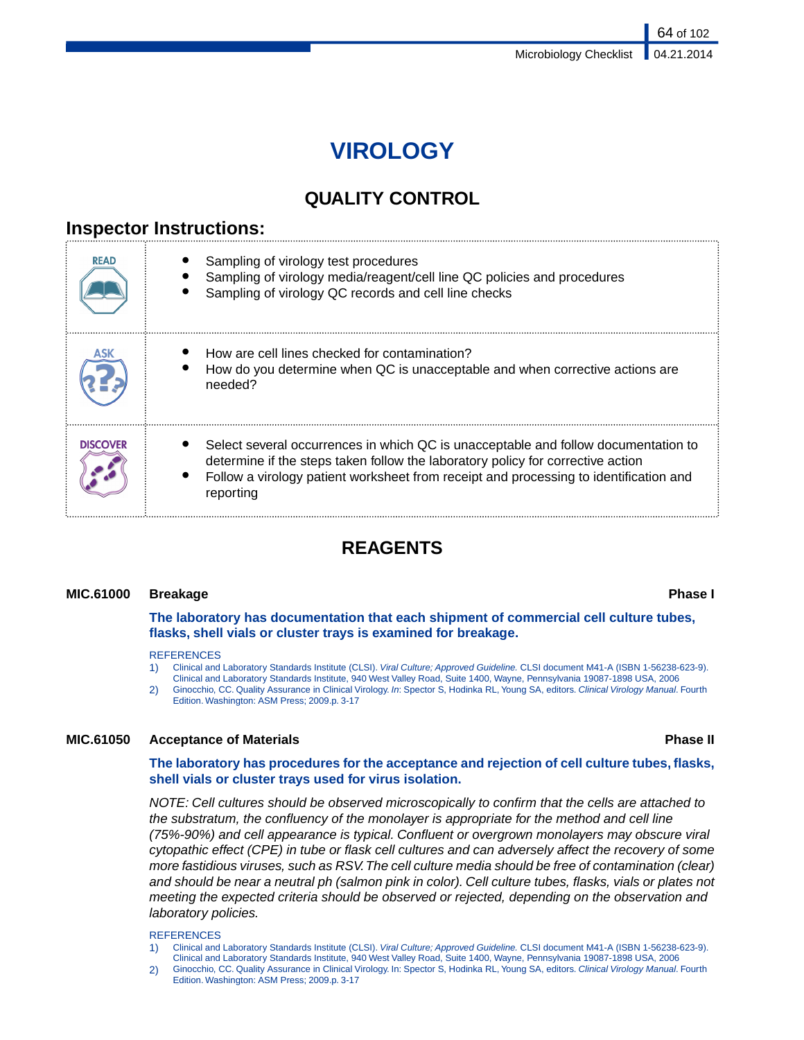# VIROLOGY

## QUALITY CONTROL

### Inspector Instructions:

| | |
|---|---|
| READ | • Sampling of virology test procedures<br>• Sampling of virology media/reagent/cell line QC policies and procedures<br>• Sampling of virology QC records and cell line checks |
| ASK | • How are cell lines checked for contamination?<br>• How do you determine when QC is unacceptable and when corrective actions are needed? |
| DISCOVER | • Select several occurrences in which QC is unacceptable and follow documentation to determine if the steps taken follow the laboratory policy for corrective action<br>• Follow a virology patient worksheet from receipt and processing to identification and reporting |

## REAGENTS

**MIC.61000 Breakage — Phase I**

**The laboratory has documentation that each shipment of commercial cell culture tubes, flasks, shell vials or cluster trays is examined for breakage.**

REFERENCES

1) Clinical and Laboratory Standards Institute (CLSI). *Viral Culture; Approved Guideline.* CLSI document M41-A (ISBN 1-56238-623-9). Clinical and Laboratory Standards Institute, 940 West Valley Road, Suite 1400, Wayne, Pennsylvania 19087-1898 USA, 2006
2) Ginocchio, CC. Quality Assurance in Clinical Virology. *In*: Spector S, Hodinka RL, Young SA, editors. *Clinical Virology Manual*. Fourth Edition. Washington: ASM Press; 2009.p. 3-17

**MIC.61050 Acceptance of Materials — Phase II**

**The laboratory has procedures for the acceptance and rejection of cell culture tubes, flasks, shell vials or cluster trays used for virus isolation.**

*NOTE: Cell cultures should be observed microscopically to confirm that the cells are attached to the substratum, the confluency of the monolayer is appropriate for the method and cell line (75%-90%) and cell appearance is typical. Confluent or overgrown monolayers may obscure viral cytopathic effect (CPE) in tube or flask cell cultures and can adversely affect the recovery of some more fastidious viruses, such as RSV. The cell culture media should be free of contamination (clear) and should be near a neutral ph (salmon pink in color). Cell culture tubes, flasks, vials or plates not meeting the expected criteria should be observed or rejected, depending on the observation and laboratory policies.*

REFERENCES

1) Clinical and Laboratory Standards Institute (CLSI). *Viral Culture; Approved Guideline.* CLSI document M41-A (ISBN 1-56238-623-9). Clinical and Laboratory Standards Institute, 940 West Valley Road, Suite 1400, Wayne, Pennsylvania 19087-1898 USA, 2006
2) Ginocchio, CC. Quality Assurance in Clinical Virology. In: Spector S, Hodinka RL, Young SA, editors. *Clinical Virology Manual*. Fourth Edition. Washington: ASM Press; 2009.p. 3-17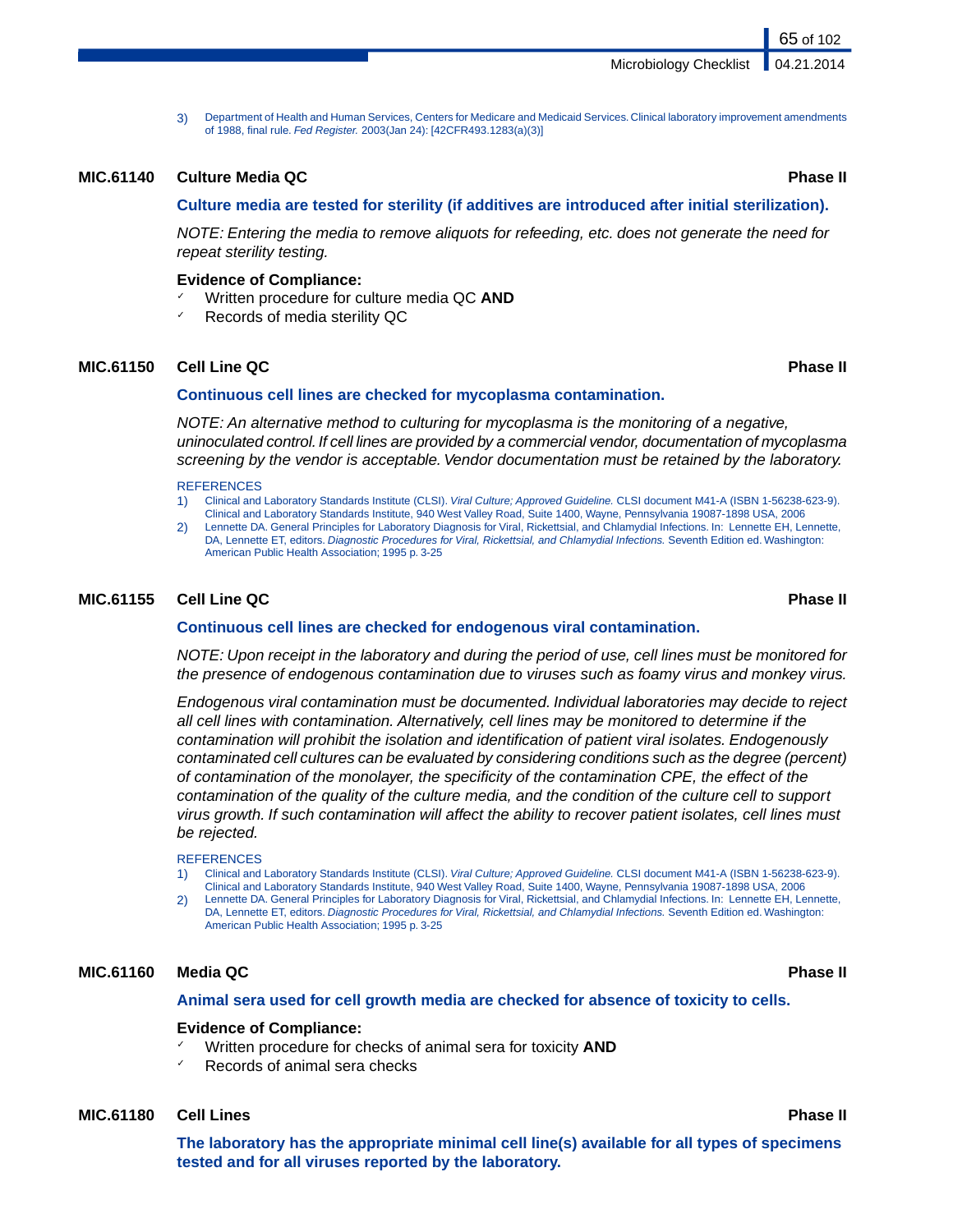3) Department of Health and Human Services, Centers for Medicare and Medicaid Services. Clinical laboratory improvement amendments of 1988, final rule. *Fed Register.* 2003(Jan 24): [42CFR493.1283(a)(3)]

## MIC.61140 Culture Media QC — Phase II

**Culture media are tested for sterility (if additives are introduced after initial sterilization).**

*NOTE: Entering the media to remove aliquots for refeeding, etc. does not generate the need for repeat sterility testing.*

**Evidence of Compliance:**

- Written procedure for culture media QC **AND**
- Records of media sterility QC

## MIC.61150 Cell Line QC — Phase II

**Continuous cell lines are checked for mycoplasma contamination.**

*NOTE: An alternative method to culturing for mycoplasma is the monitoring of a negative, uninoculated control. If cell lines are provided by a commercial vendor, documentation of mycoplasma screening by the vendor is acceptable. Vendor documentation must be retained by the laboratory.*

REFERENCES

1) Clinical and Laboratory Standards Institute (CLSI). *Viral Culture; Approved Guideline.* CLSI document M41-A (ISBN 1-56238-623-9). Clinical and Laboratory Standards Institute, 940 West Valley Road, Suite 1400, Wayne, Pennsylvania 19087-1898 USA, 2006
2) Lennette DA. General Principles for Laboratory Diagnosis for Viral, Rickettsial, and Chlamydial Infections. In: Lennette EH, Lennette, DA, Lennette ET, editors. *Diagnostic Procedures for Viral, Rickettsial, and Chlamydial Infections.* Seventh Edition ed. Washington: American Public Health Association; 1995 p. 3-25

## MIC.61155 Cell Line QC — Phase II

**Continuous cell lines are checked for endogenous viral contamination.**

*NOTE: Upon receipt in the laboratory and during the period of use, cell lines must be monitored for the presence of endogenous contamination due to viruses such as foamy virus and monkey virus.*

*Endogenous viral contamination must be documented. Individual laboratories may decide to reject all cell lines with contamination. Alternatively, cell lines may be monitored to determine if the contamination will prohibit the isolation and identification of patient viral isolates. Endogenously contaminated cell cultures can be evaluated by considering conditions such as the degree (percent) of contamination of the monolayer, the specificity of the contamination CPE, the effect of the contamination of the quality of the culture media, and the condition of the culture cell to support virus growth. If such contamination will affect the ability to recover patient isolates, cell lines must be rejected.*

REFERENCES

1) Clinical and Laboratory Standards Institute (CLSI). *Viral Culture; Approved Guideline.* CLSI document M41-A (ISBN 1-56238-623-9). Clinical and Laboratory Standards Institute, 940 West Valley Road, Suite 1400, Wayne, Pennsylvania 19087-1898 USA, 2006
2) Lennette DA. General Principles for Laboratory Diagnosis for Viral, Rickettsial, and Chlamydial Infections. In: Lennette EH, Lennette, DA, Lennette ET, editors. *Diagnostic Procedures for Viral, Rickettsial, and Chlamydial Infections.* Seventh Edition ed. Washington: American Public Health Association; 1995 p. 3-25

## MIC.61160 Media QC — Phase II

**Animal sera used for cell growth media are checked for absence of toxicity to cells.**

**Evidence of Compliance:**

- Written procedure for checks of animal sera for toxicity **AND**
- Records of animal sera checks

## MIC.61180 Cell Lines — Phase II

**The laboratory has the appropriate minimal cell line(s) available for all types of specimens tested and for all viruses reported by the laboratory.**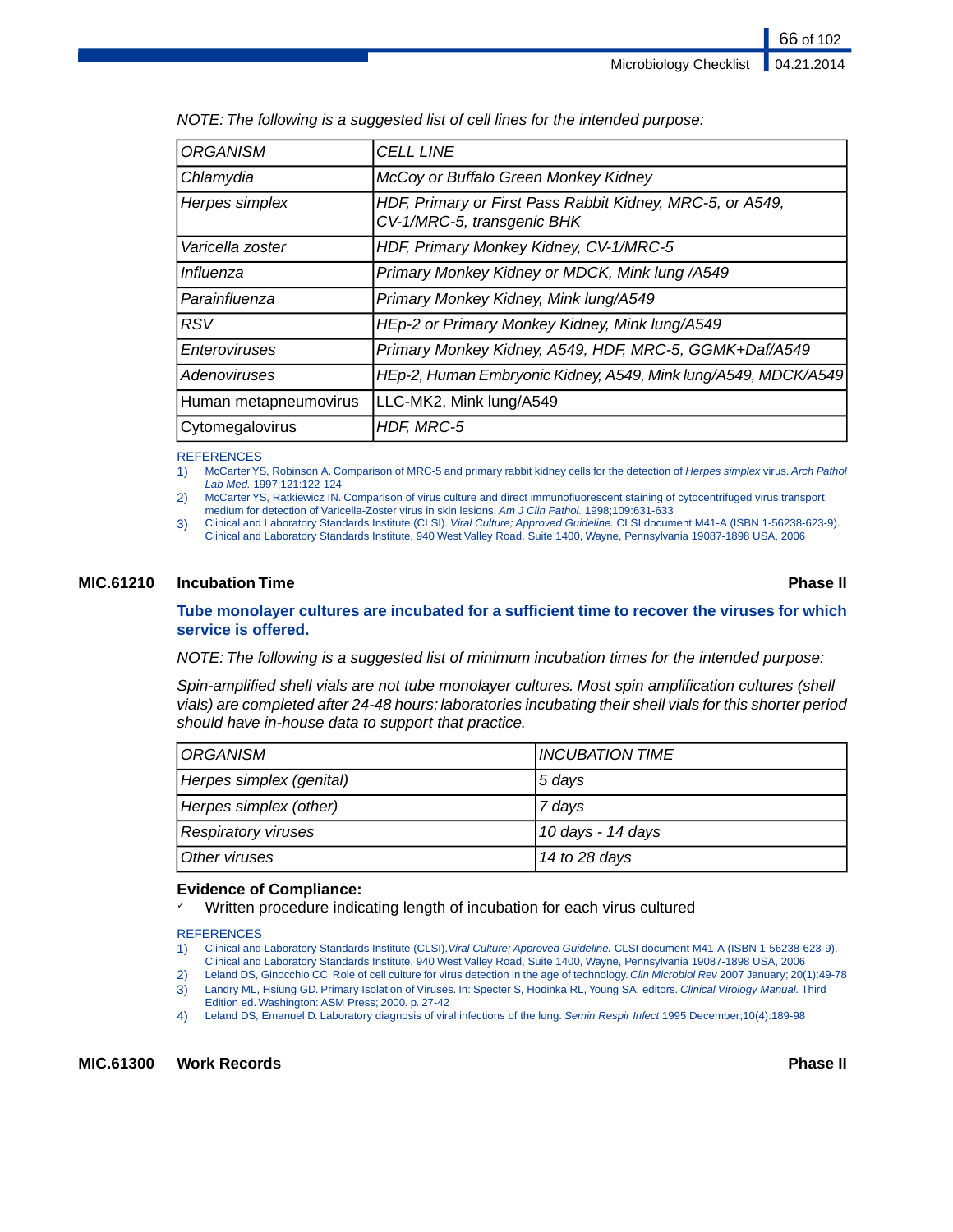*NOTE: The following is a suggested list of cell lines for the intended purpose:*

| *ORGANISM* | *CELL LINE* |
|---|---|
| *Chlamydia* | *McCoy or Buffalo Green Monkey Kidney* |
| *Herpes simplex* | *HDF, Primary or First Pass Rabbit Kidney, MRC-5, or A549, CV-1/MRC-5, transgenic BHK* |
| *Varicella zoster* | *HDF, Primary Monkey Kidney, CV-1/MRC-5* |
| *Influenza* | *Primary Monkey Kidney or MDCK, Mink lung /A549* |
| *Parainfluenza* | *Primary Monkey Kidney, Mink lung/A549* |
| *RSV* | *HEp-2 or Primary Monkey Kidney, Mink lung/A549* |
| *Enteroviruses* | *Primary Monkey Kidney, A549, HDF, MRC-5, GGMK+Daf/A549* |
| *Adenoviruses* | *HEp-2, Human Embryonic Kidney, A549, Mink lung/A549, MDCK/A549* |
| Human metapneumovirus | LLC-MK2, Mink lung/A549 |
| Cytomegalovirus | *HDF, MRC-5* |

REFERENCES

1) McCarter YS, Robinson A. Comparison of MRC-5 and primary rabbit kidney cells for the detection of *Herpes simplex* virus. *Arch Pathol Lab Med.* 1997;121:122-124
2) McCarter YS, Ratkiewicz IN. Comparison of virus culture and direct immunofluorescent staining of cytocentrifuged virus transport medium for detection of Varicella-Zoster virus in skin lesions. *Am J Clin Pathol.* 1998;109:631-633
3) Clinical and Laboratory Standards Institute (CLSI). *Viral Culture; Approved Guideline.* CLSI document M41-A (ISBN 1-56238-623-9). Clinical and Laboratory Standards Institute, 940 West Valley Road, Suite 1400, Wayne, Pennsylvania 19087-1898 USA, 2006

## MIC.61210 Incubation Time — Phase II

**Tube monolayer cultures are incubated for a sufficient time to recover the viruses for which service is offered.**

*NOTE: The following is a suggested list of minimum incubation times for the intended purpose:*

*Spin-amplified shell vials are not tube monolayer cultures. Most spin amplification cultures (shell vials) are completed after 24-48 hours; laboratories incubating their shell vials for this shorter period should have in-house data to support that practice.*

| *ORGANISM* | *INCUBATION TIME* |
|---|---|
| *Herpes simplex (genital)* | *5 days* |
| *Herpes simplex (other)* | *7 days* |
| *Respiratory viruses* | *10 days - 14 days* |
| *Other viruses* | *14 to 28 days* |

**Evidence of Compliance:**

- ✓ Written procedure indicating length of incubation for each virus cultured

REFERENCES

1) Clinical and Laboratory Standards Institute (CLSI). *Viral Culture; Approved Guideline.* CLSI document M41-A (ISBN 1-56238-623-9). Clinical and Laboratory Standards Institute, 940 West Valley Road, Suite 1400, Wayne, Pennsylvania 19087-1898 USA, 2006
2) Leland DS, Ginocchio CC. Role of cell culture for virus detection in the age of technology. *Clin Microbiol Rev* 2007 January; 20(1):49-78
3) Landry ML, Hsiung GD. Primary Isolation of Viruses. In: Specter S, Hodinka RL, Young SA, editors. *Clinical Virology Manual.* Third Edition ed. Washington: ASM Press; 2000. p. 27-42
4) Leland DS, Emanuel D. Laboratory diagnosis of viral infections of the lung. *Semin Respir Infect* 1995 December;10(4):189-98

## MIC.61300 Work Records — Phase II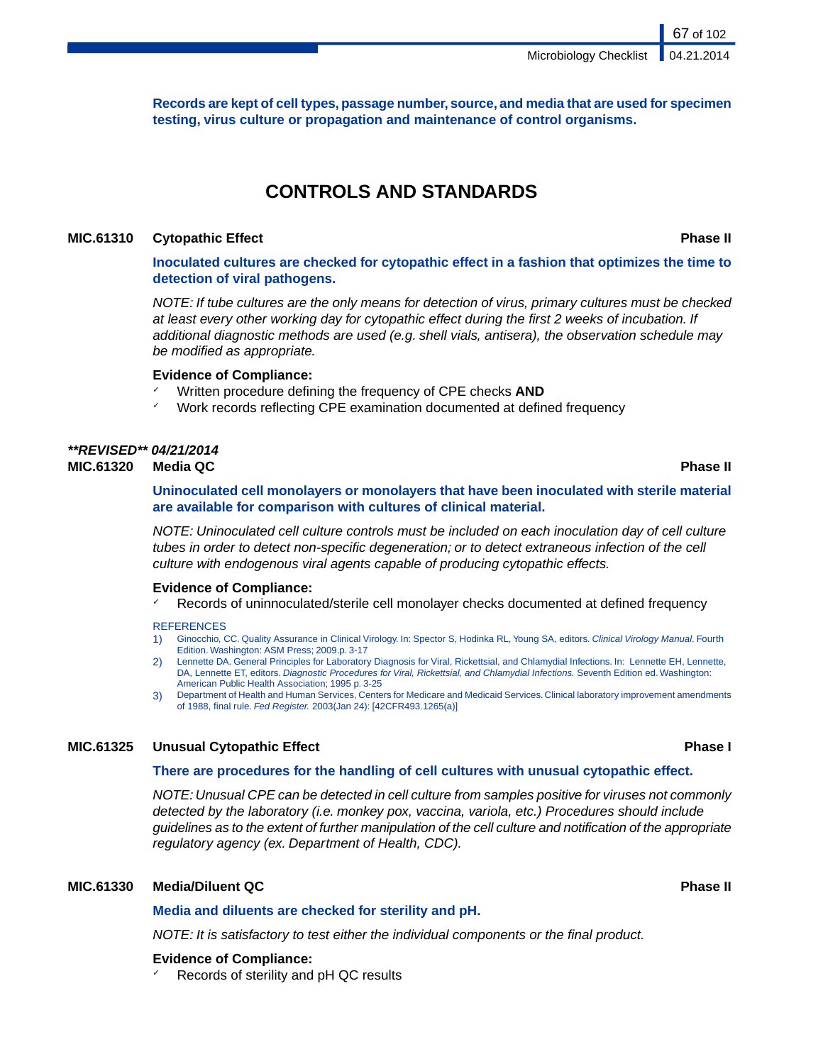**Records are kept of cell types, passage number, source, and media that are used for specimen testing, virus culture or propagation and maintenance of control organisms.**

# CONTROLS AND STANDARDS

**MIC.61310 Cytopathic Effect** **Phase II**

**Inoculated cultures are checked for cytopathic effect in a fashion that optimizes the time to detection of viral pathogens.**

*NOTE: If tube cultures are the only means for detection of virus, primary cultures must be checked at least every other working day for cytopathic effect during the first 2 weeks of incubation. If additional diagnostic methods are used (e.g. shell vials, antisera), the observation schedule may be modified as appropriate.*

**Evidence of Compliance:**
- Written procedure defining the frequency of CPE checks **AND**
- Work records reflecting CPE examination documented at defined frequency

***\*\*REVISED\*\* 04/21/2014***

**MIC.61320 Media QC** **Phase II**

**Uninoculated cell monolayers or monolayers that have been inoculated with sterile material are available for comparison with cultures of clinical material.**

*NOTE: Uninoculated cell culture controls must be included on each inoculation day of cell culture tubes in order to detect non-specific degeneration; or to detect extraneous infection of the cell culture with endogenous viral agents capable of producing cytopathic effects.*

**Evidence of Compliance:**
- Records of uninnoculated/sterile cell monolayer checks documented at defined frequency

REFERENCES

1) Ginocchio, CC. Quality Assurance in Clinical Virology. In: Spector S, Hodinka RL, Young SA, editors. *Clinical Virology Manual*. Fourth Edition. Washington: ASM Press; 2009.p. 3-17
2) Lennette DA. General Principles for Laboratory Diagnosis for Viral, Rickettsial, and Chlamydial Infections. In: Lennette EH, Lennette, DA, Lennette ET, editors. *Diagnostic Procedures for Viral, Rickettsial, and Chlamydial Infections.* Seventh Edition ed. Washington: American Public Health Association; 1995 p. 3-25
3) Department of Health and Human Services, Centers for Medicare and Medicaid Services. Clinical laboratory improvement amendments of 1988, final rule. *Fed Register.* 2003(Jan 24): [42CFR493.1265(a)]

**MIC.61325 Unusual Cytopathic Effect** **Phase I**

**There are procedures for the handling of cell cultures with unusual cytopathic effect.**

*NOTE: Unusual CPE can be detected in cell culture from samples positive for viruses not commonly detected by the laboratory (i.e. monkey pox, vaccina, variola, etc.) Procedures should include guidelines as to the extent of further manipulation of the cell culture and notification of the appropriate regulatory agency (ex. Department of Health, CDC).*

**MIC.61330 Media/Diluent QC** **Phase II**

**Media and diluents are checked for sterility and pH.**

*NOTE: It is satisfactory to test either the individual components or the final product.*

**Evidence of Compliance:**
- Records of sterility and pH QC results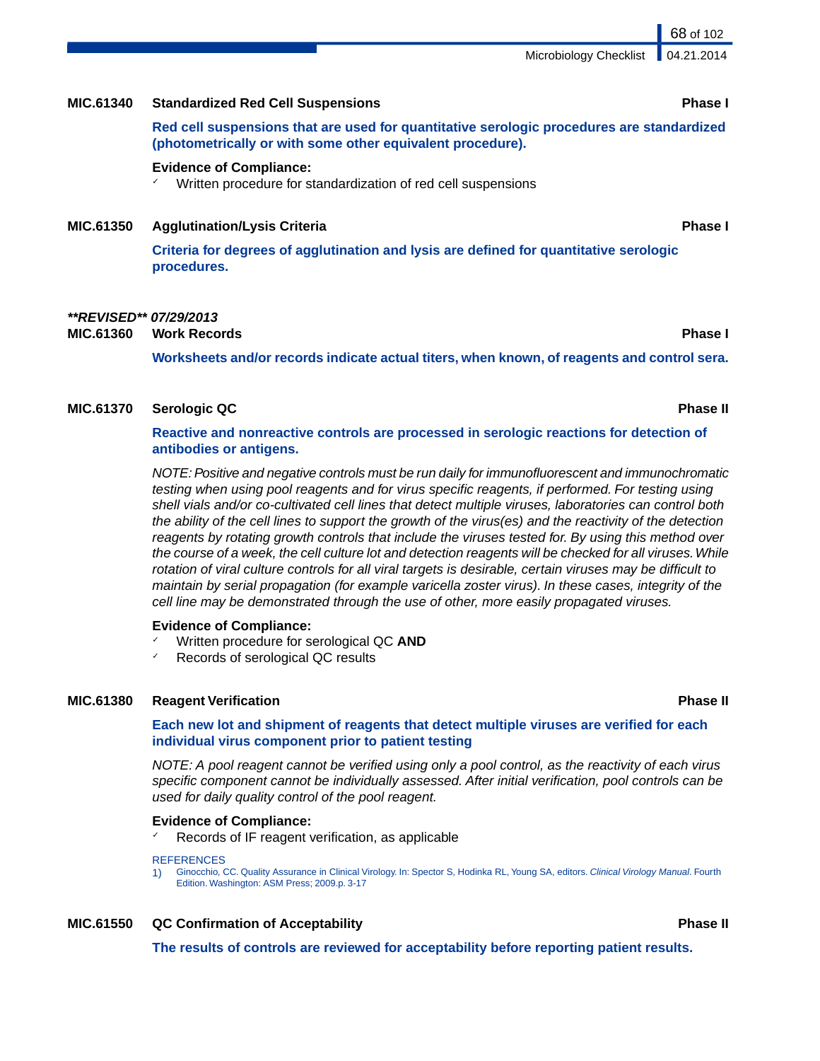### MIC.61340 Standardized Red Cell Suspensions — Phase I

**Red cell suspensions that are used for quantitative serologic procedures are standardized (photometrically or with some other equivalent procedure).**

**Evidence of Compliance:**
- ✓ Written procedure for standardization of red cell suspensions

### MIC.61350 Agglutination/Lysis Criteria — Phase I

**Criteria for degrees of agglutination and lysis are defined for quantitative serologic procedures.**

***REVISED** 07/29/2013*

### MIC.61360 Work Records — Phase I

**Worksheets and/or records indicate actual titers, when known, of reagents and control sera.**

### MIC.61370 Serologic QC — Phase II

**Reactive and nonreactive controls are processed in serologic reactions for detection of antibodies or antigens.**

*NOTE: Positive and negative controls must be run daily for immunofluorescent and immunochromatic testing when using pool reagents and for virus specific reagents, if performed. For testing using shell vials and/or co-cultivated cell lines that detect multiple viruses, laboratories can control both the ability of the cell lines to support the growth of the virus(es) and the reactivity of the detection reagents by rotating growth controls that include the viruses tested for. By using this method over the course of a week, the cell culture lot and detection reagents will be checked for all viruses. While rotation of viral culture controls for all viral targets is desirable, certain viruses may be difficult to maintain by serial propagation (for example varicella zoster virus). In these cases, integrity of the cell line may be demonstrated through the use of other, more easily propagated viruses.*

**Evidence of Compliance:**
- ✓ Written procedure for serological QC **AND**
- ✓ Records of serological QC results

### MIC.61380 Reagent Verification — Phase II

**Each new lot and shipment of reagents that detect multiple viruses are verified for each individual virus component prior to patient testing**

*NOTE: A pool reagent cannot be verified using only a pool control, as the reactivity of each virus specific component cannot be individually assessed. After initial verification, pool controls can be used for daily quality control of the pool reagent.*

**Evidence of Compliance:**
- ✓ Records of IF reagent verification, as applicable

REFERENCES
1) Ginocchio, CC. Quality Assurance in Clinical Virology. In: Spector S, Hodinka RL, Young SA, editors. *Clinical Virology Manual*. Fourth Edition. Washington: ASM Press; 2009.p. 3-17

### MIC.61550 QC Confirmation of Acceptability — Phase II

**The results of controls are reviewed for acceptability before reporting patient results.**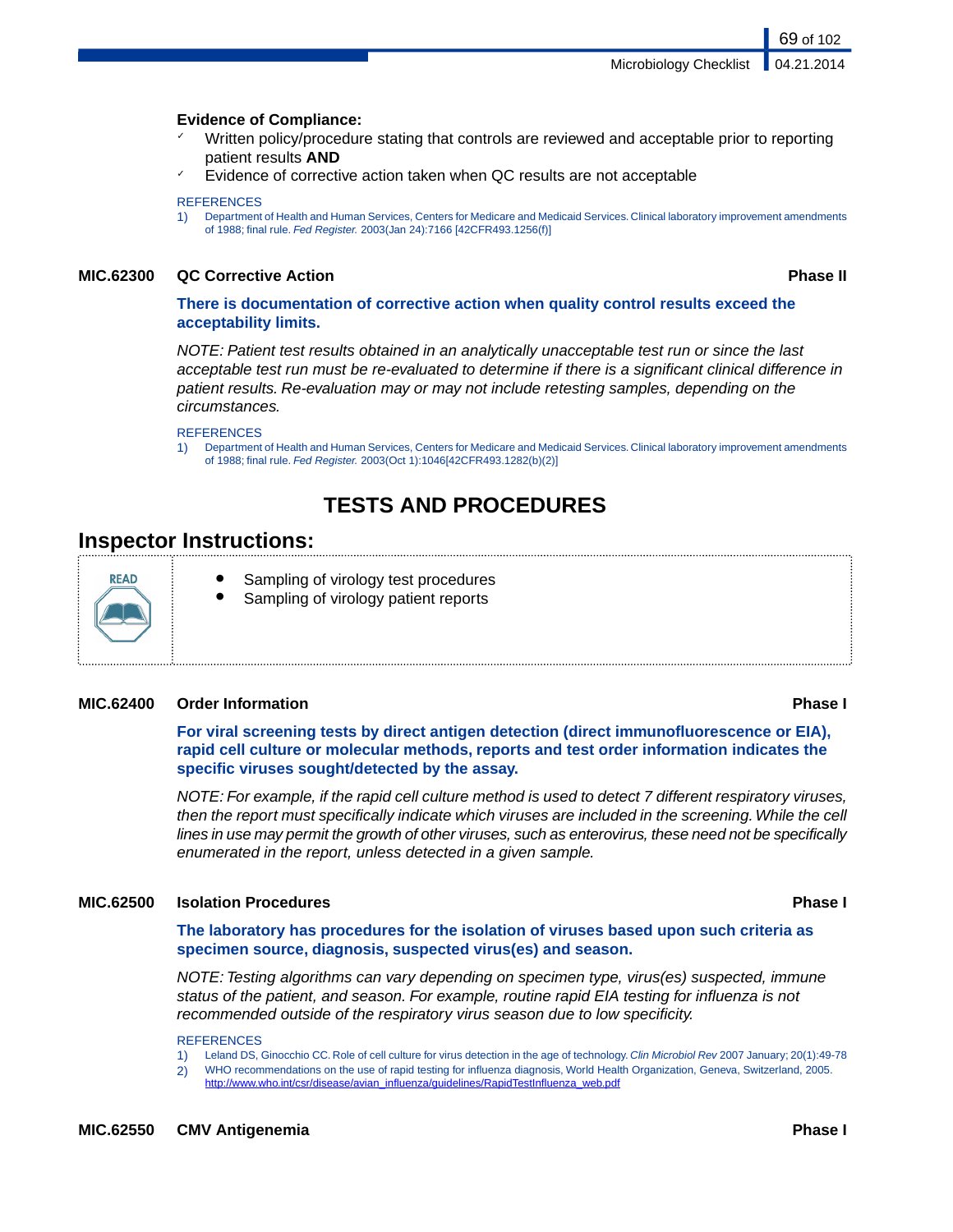**Evidence of Compliance:**

- ✓ Written policy/procedure stating that controls are reviewed and acceptable prior to reporting patient results **AND**
- ✓ Evidence of corrective action taken when QC results are not acceptable

REFERENCES

1) Department of Health and Human Services, Centers for Medicare and Medicaid Services. Clinical laboratory improvement amendments of 1988; final rule. *Fed Register.* 2003(Jan 24):7166 [42CFR493.1256(f)]

### MIC.62300 QC Corrective Action — Phase II

**There is documentation of corrective action when quality control results exceed the acceptability limits.**

*NOTE: Patient test results obtained in an analytically unacceptable test run or since the last acceptable test run must be re-evaluated to determine if there is a significant clinical difference in patient results. Re-evaluation may or may not include retesting samples, depending on the circumstances.*

REFERENCES

1) Department of Health and Human Services, Centers for Medicare and Medicaid Services. Clinical laboratory improvement amendments of 1988; final rule. *Fed Register.* 2003(Oct 1):1046[42CFR493.1282(b)(2)]

## TESTS AND PROCEDURES

## Inspector Instructions:

READ

- Sampling of virology test procedures
- Sampling of virology patient reports

### MIC.62400 Order Information — Phase I

**For viral screening tests by direct antigen detection (direct immunofluorescence or EIA), rapid cell culture or molecular methods, reports and test order information indicates the specific viruses sought/detected by the assay.**

*NOTE: For example, if the rapid cell culture method is used to detect 7 different respiratory viruses, then the report must specifically indicate which viruses are included in the screening. While the cell lines in use may permit the growth of other viruses, such as enterovirus, these need not be specifically enumerated in the report, unless detected in a given sample.*

### MIC.62500 Isolation Procedures — Phase I

**The laboratory has procedures for the isolation of viruses based upon such criteria as specimen source, diagnosis, suspected virus(es) and season.**

*NOTE: Testing algorithms can vary depending on specimen type, virus(es) suspected, immune status of the patient, and season. For example, routine rapid EIA testing for influenza is not recommended outside of the respiratory virus season due to low specificity.*

REFERENCES

1) Leland DS, Ginocchio CC. Role of cell culture for virus detection in the age of technology. *Clin Microbiol Rev* 2007 January; 20(1):49-78
2) WHO recommendations on the use of rapid testing for influenza diagnosis, World Health Organization, Geneva, Switzerland, 2005. http://www.who.int/csr/disease/avian_influenza/guidelines/RapidTestInfluenza_web.pdf

### MIC.62550 CMV Antigenemia — Phase I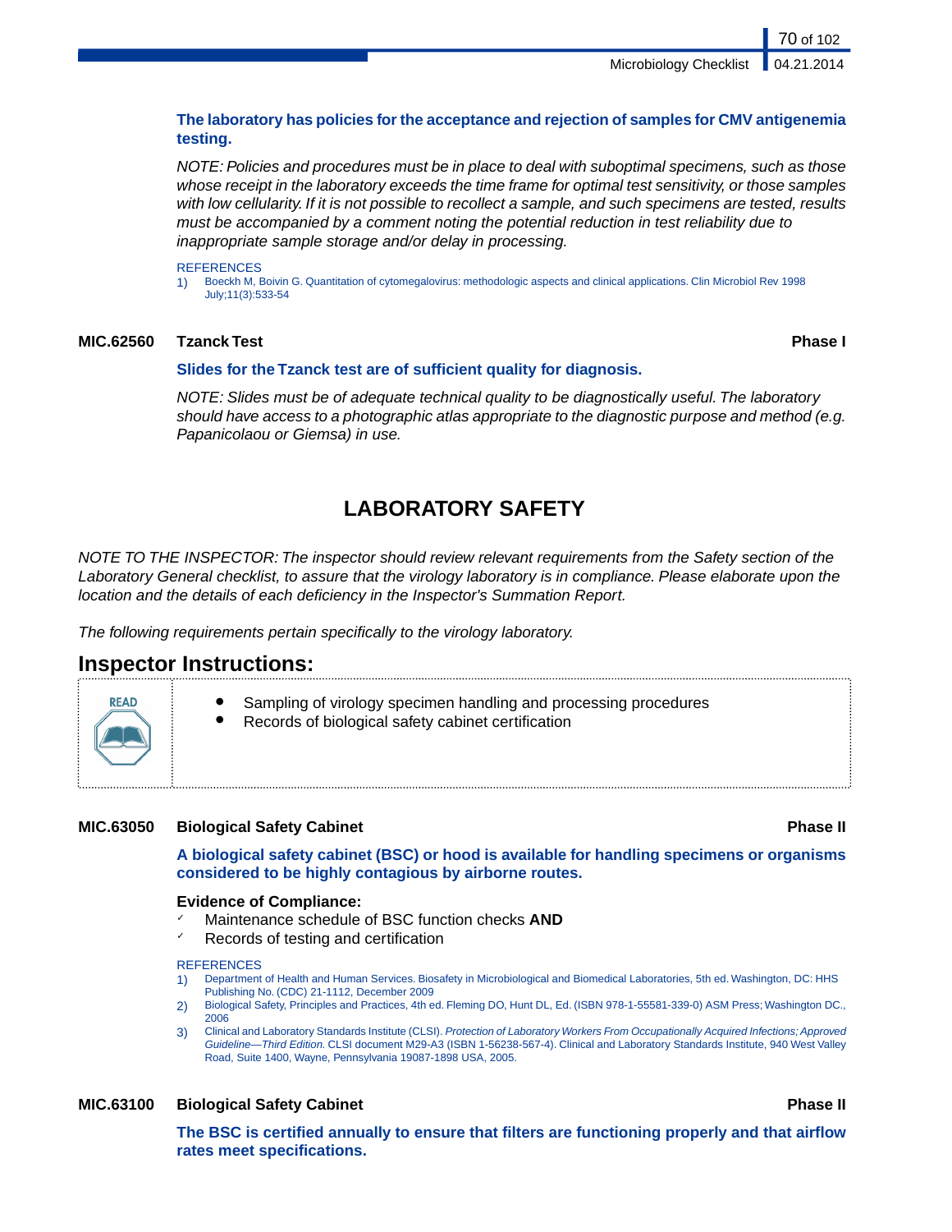**The laboratory has policies for the acceptance and rejection of samples for CMV antigenemia testing.**

*NOTE: Policies and procedures must be in place to deal with suboptimal specimens, such as those whose receipt in the laboratory exceeds the time frame for optimal test sensitivity, or those samples with low cellularity. If it is not possible to recollect a sample, and such specimens are tested, results must be accompanied by a comment noting the potential reduction in test reliability due to inappropriate sample storage and/or delay in processing.*

REFERENCES

1) Boeckh M, Boivin G. Quantitation of cytomegalovirus: methodologic aspects and clinical applications. Clin Microbiol Rev 1998 July;11(3):533-54

**MIC.62560 Tzanck Test** **Phase I**

**Slides for the Tzanck test are of sufficient quality for diagnosis.**

*NOTE: Slides must be of adequate technical quality to be diagnostically useful. The laboratory should have access to a photographic atlas appropriate to the diagnostic purpose and method (e.g. Papanicolaou or Giemsa) in use.*

# LABORATORY SAFETY

*NOTE TO THE INSPECTOR: The inspector should review relevant requirements from the Safety section of the Laboratory General checklist, to assure that the virology laboratory is in compliance. Please elaborate upon the location and the details of each deficiency in the Inspector's Summation Report.*

*The following requirements pertain specifically to the virology laboratory.*

## Inspector Instructions:

READ

- Sampling of virology specimen handling and processing procedures
- Records of biological safety cabinet certification

**MIC.63050 Biological Safety Cabinet** **Phase II**

**A biological safety cabinet (BSC) or hood is available for handling specimens or organisms considered to be highly contagious by airborne routes.**

**Evidence of Compliance:**

- ✓ Maintenance schedule of BSC function checks **AND**
- ✓ Records of testing and certification

REFERENCES

1) Department of Health and Human Services. Biosafety in Microbiological and Biomedical Laboratories, 5th ed. Washington, DC: HHS Publishing No. (CDC) 21-1112, December 2009
2) Biological Safety, Principles and Practices, 4th ed. Fleming DO, Hunt DL, Ed. (ISBN 978-1-55581-339-0) ASM Press; Washington DC., 2006
3) Clinical and Laboratory Standards Institute (CLSI). *Protection of Laboratory Workers From Occupationally Acquired Infections; Approved Guideline—Third Edition.* CLSI document M29-A3 (ISBN 1-56238-567-4). Clinical and Laboratory Standards Institute, 940 West Valley Road, Suite 1400, Wayne, Pennsylvania 19087-1898 USA, 2005.

**MIC.63100 Biological Safety Cabinet** **Phase II**

**The BSC is certified annually to ensure that filters are functioning properly and that airflow rates meet specifications.**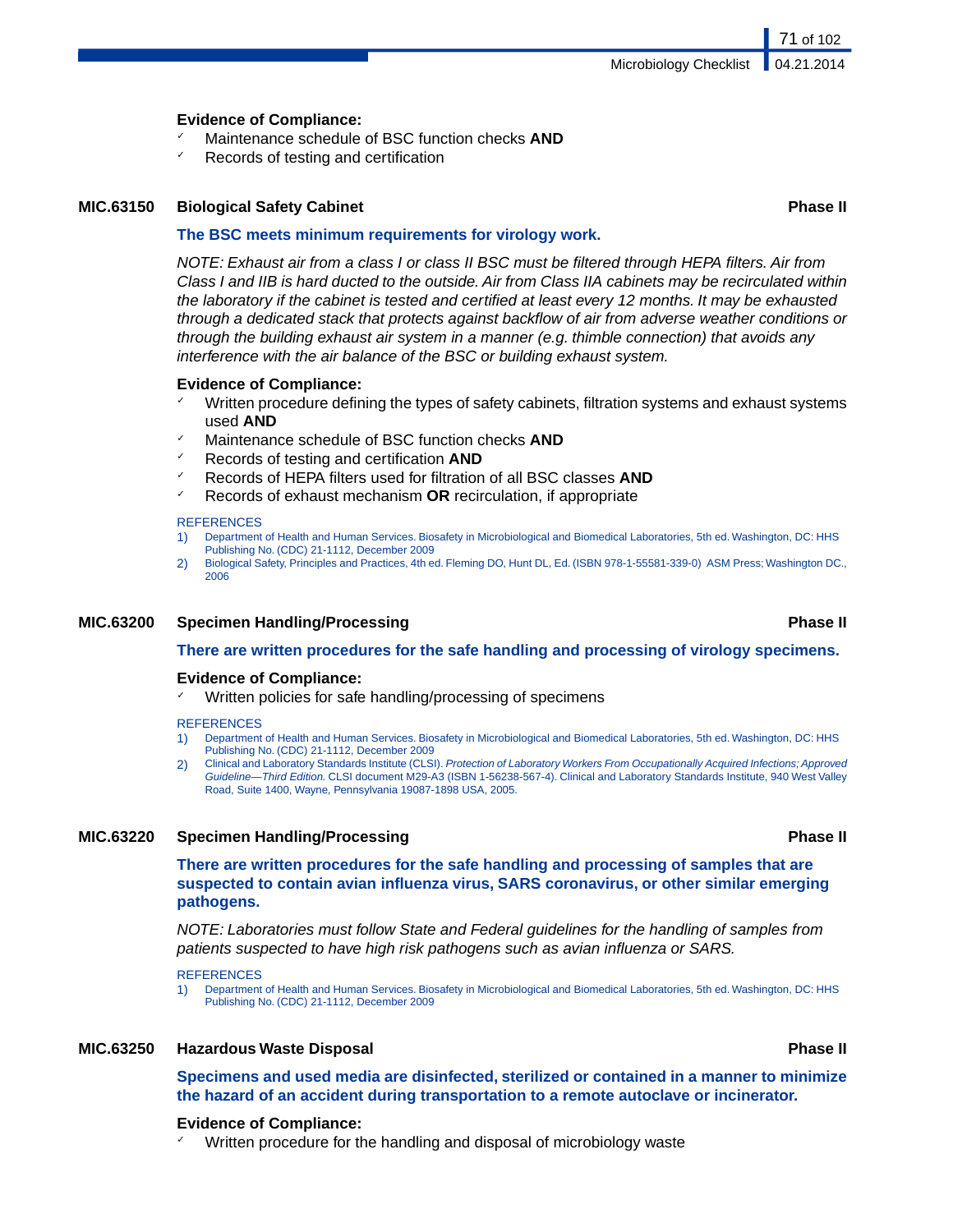**Evidence of Compliance:**

- ✓ Maintenance schedule of BSC function checks **AND**
- ✓ Records of testing and certification

### MIC.63150 Biological Safety Cabinet — Phase II

**The BSC meets minimum requirements for virology work.**

*NOTE: Exhaust air from a class I or class II BSC must be filtered through HEPA filters. Air from Class I and IIB is hard ducted to the outside. Air from Class IIA cabinets may be recirculated within the laboratory if the cabinet is tested and certified at least every 12 months. It may be exhausted through a dedicated stack that protects against backflow of air from adverse weather conditions or through the building exhaust air system in a manner (e.g. thimble connection) that avoids any interference with the air balance of the BSC or building exhaust system.*

**Evidence of Compliance:**

- ✓ Written procedure defining the types of safety cabinets, filtration systems and exhaust systems used **AND**
- ✓ Maintenance schedule of BSC function checks **AND**
- ✓ Records of testing and certification **AND**
- ✓ Records of HEPA filters used for filtration of all BSC classes **AND**
- ✓ Records of exhaust mechanism **OR** recirculation, if appropriate

REFERENCES

1) Department of Health and Human Services. Biosafety in Microbiological and Biomedical Laboratories, 5th ed. Washington, DC: HHS Publishing No. (CDC) 21-1112, December 2009
2) Biological Safety, Principles and Practices, 4th ed. Fleming DO, Hunt DL, Ed. (ISBN 978-1-55581-339-0) ASM Press; Washington DC., 2006

### MIC.63200 Specimen Handling/Processing — Phase II

**There are written procedures for the safe handling and processing of virology specimens.**

**Evidence of Compliance:**

- ✓ Written policies for safe handling/processing of specimens

REFERENCES

1) Department of Health and Human Services. Biosafety in Microbiological and Biomedical Laboratories, 5th ed. Washington, DC: HHS Publishing No. (CDC) 21-1112, December 2009
2) Clinical and Laboratory Standards Institute (CLSI). *Protection of Laboratory Workers From Occupationally Acquired Infections; Approved Guideline—Third Edition.* CLSI document M29-A3 (ISBN 1-56238-567-4). Clinical and Laboratory Standards Institute, 940 West Valley Road, Suite 1400, Wayne, Pennsylvania 19087-1898 USA, 2005.

### MIC.63220 Specimen Handling/Processing — Phase II

**There are written procedures for the safe handling and processing of samples that are suspected to contain avian influenza virus, SARS coronavirus, or other similar emerging pathogens.**

*NOTE: Laboratories must follow State and Federal guidelines for the handling of samples from patients suspected to have high risk pathogens such as avian influenza or SARS.*

REFERENCES

1) Department of Health and Human Services. Biosafety in Microbiological and Biomedical Laboratories, 5th ed. Washington, DC: HHS Publishing No. (CDC) 21-1112, December 2009

### MIC.63250 Hazardous Waste Disposal — Phase II

**Specimens and used media are disinfected, sterilized or contained in a manner to minimize the hazard of an accident during transportation to a remote autoclave or incinerator.**

**Evidence of Compliance:**

- ✓ Written procedure for the handling and disposal of microbiology waste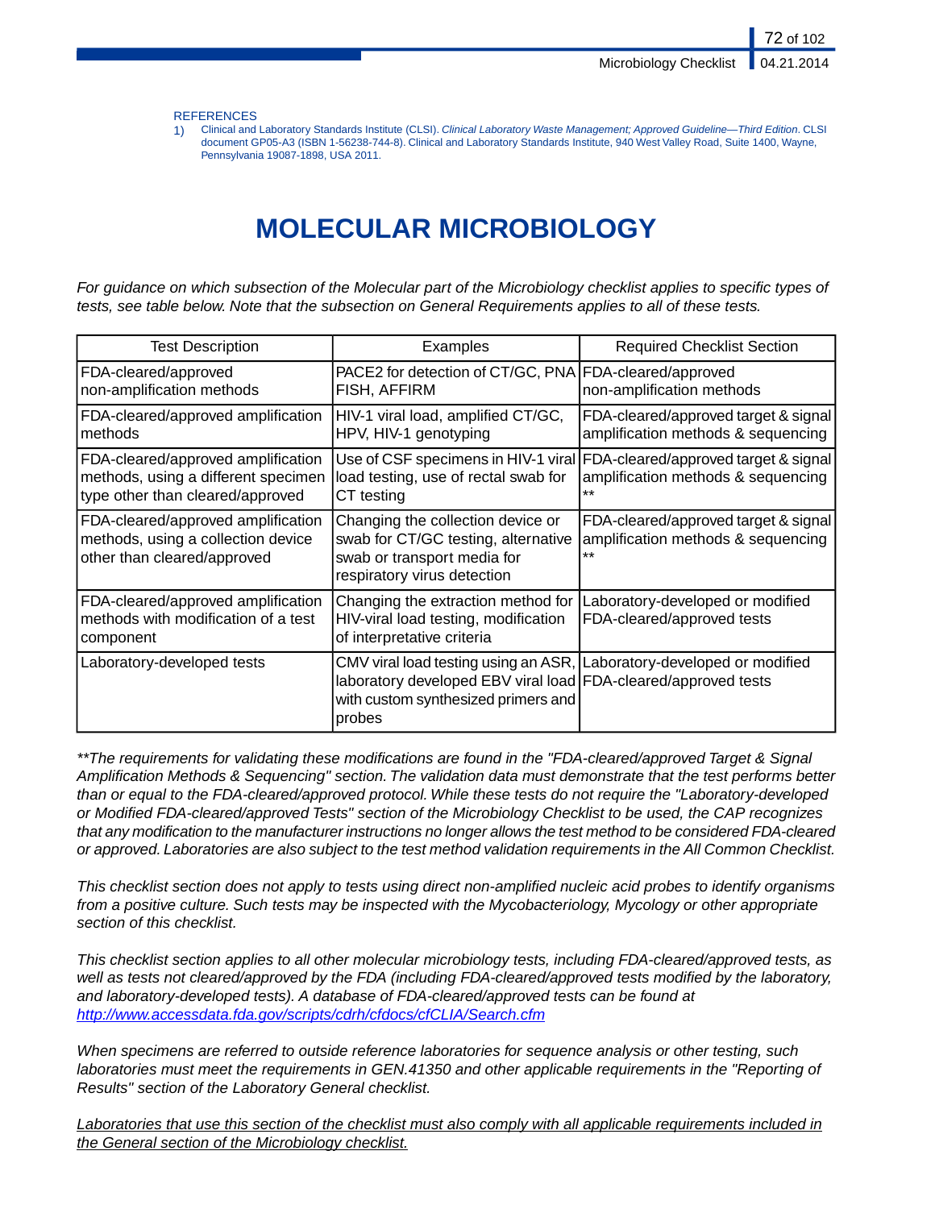REFERENCES

1) Clinical and Laboratory Standards Institute (CLSI). *Clinical Laboratory Waste Management; Approved Guideline—Third Edition*. CLSI document GP05-A3 (ISBN 1-56238-744-8). Clinical and Laboratory Standards Institute, 940 West Valley Road, Suite 1400, Wayne, Pennsylvania 19087-1898, USA 2011.

# MOLECULAR MICROBIOLOGY

*For guidance on which subsection of the Molecular part of the Microbiology checklist applies to specific types of tests, see table below. Note that the subsection on General Requirements applies to all of these tests.*

| Test Description | Examples | Required Checklist Section |
|---|---|---|
| FDA-cleared/approved non-amplification methods | PACE2 for detection of CT/GC, PNA FISH, AFFIRM | FDA-cleared/approved non-amplification methods |
| FDA-cleared/approved amplification methods | HIV-1 viral load, amplified CT/GC, HPV, HIV-1 genotyping | FDA-cleared/approved target & signal amplification methods & sequencing |
| FDA-cleared/approved amplification methods, using a different specimen type other than cleared/approved | Use of CSF specimens in HIV-1 viral load testing, use of rectal swab for CT testing | FDA-cleared/approved target & signal amplification methods & sequencing ** |
| FDA-cleared/approved amplification methods, using a collection device other than cleared/approved | Changing the collection device or swab for CT/GC testing, alternative swab or transport media for respiratory virus detection | FDA-cleared/approved target & signal amplification methods & sequencing ** |
| FDA-cleared/approved amplification methods with modification of a test component | Changing the extraction method for HIV-viral load testing, modification of interpretative criteria | Laboratory-developed or modified FDA-cleared/approved tests |
| Laboratory-developed tests | CMV viral load testing using an ASR, laboratory developed EBV viral load with custom synthesized primers and probes | Laboratory-developed or modified FDA-cleared/approved tests |

*\*\*The requirements for validating these modifications are found in the "FDA-cleared/approved Target & Signal Amplification Methods & Sequencing" section. The validation data must demonstrate that the test performs better than or equal to the FDA-cleared/approved protocol. While these tests do not require the "Laboratory-developed or Modified FDA-cleared/approved Tests" section of the Microbiology Checklist to be used, the CAP recognizes that any modification to the manufacturer instructions no longer allows the test method to be considered FDA-cleared or approved. Laboratories are also subject to the test method validation requirements in the All Common Checklist.*

*This checklist section does not apply to tests using direct non-amplified nucleic acid probes to identify organisms from a positive culture. Such tests may be inspected with the Mycobacteriology, Mycology or other appropriate section of this checklist.*

*This checklist section applies to all other molecular microbiology tests, including FDA-cleared/approved tests, as well as tests not cleared/approved by the FDA (including FDA-cleared/approved tests modified by the laboratory, and laboratory-developed tests). A database of FDA-cleared/approved tests can be found at [http://www.accessdata.fda.gov/scripts/cdrh/cfdocs/cfCLIA/Search.cfm](http://www.accessdata.fda.gov/scripts/cdrh/cfdocs/cfCLIA/Search.cfm)*

*When specimens are referred to outside reference laboratories for sequence analysis or other testing, such laboratories must meet the requirements in GEN.41350 and other applicable requirements in the "Reporting of Results" section of the Laboratory General checklist.*

*<u>Laboratories that use this section of the checklist must also comply with all applicable requirements included in the General section of the Microbiology checklist.</u>*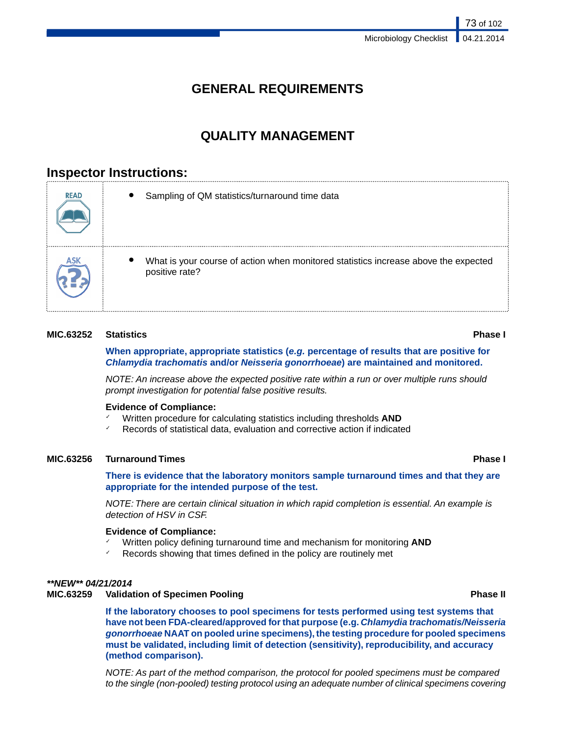# GENERAL REQUIREMENTS

## QUALITY MANAGEMENT

### Inspector Instructions:

| | |
|---|---|
| READ | • Sampling of QM statistics/turnaround time data |
| ASK | • What is your course of action when monitored statistics increase above the expected positive rate? |

**MIC.63252 Statistics** **Phase I**

**When appropriate, appropriate statistics (*e.g.* percentage of results that are positive for *Chlamydia trachomatis* and/or *Neisseria gonorrhoeae*) are maintained and monitored.**

*NOTE: An increase above the expected positive rate within a run or over multiple runs should prompt investigation for potential false positive results.*

**Evidence of Compliance:**

- ✓ Written procedure for calculating statistics including thresholds **AND**
- ✓ Records of statistical data, evaluation and corrective action if indicated

**MIC.63256 Turnaround Times** **Phase I**

**There is evidence that the laboratory monitors sample turnaround times and that they are appropriate for the intended purpose of the test.**

*NOTE: There are certain clinical situation in which rapid completion is essential. An example is detection of HSV in CSF.*

**Evidence of Compliance:**

- ✓ Written policy defining turnaround time and mechanism for monitoring **AND**
- ✓ Records showing that times defined in the policy are routinely met

***\*\*NEW\*\* 04/21/2014***

**MIC.63259 Validation of Specimen Pooling** **Phase II**

**If the laboratory chooses to pool specimens for tests performed using test systems that have not been FDA-cleared/approved for that purpose (e.g. *Chlamydia trachomatis/Neisseria gonorrhoeae* NAAT on pooled urine specimens), the testing procedure for pooled specimens must be validated, including limit of detection (sensitivity), reproducibility, and accuracy (method comparison).**

*NOTE: As part of the method comparison, the protocol for pooled specimens must be compared to the single (non-pooled) testing protocol using an adequate number of clinical specimens covering*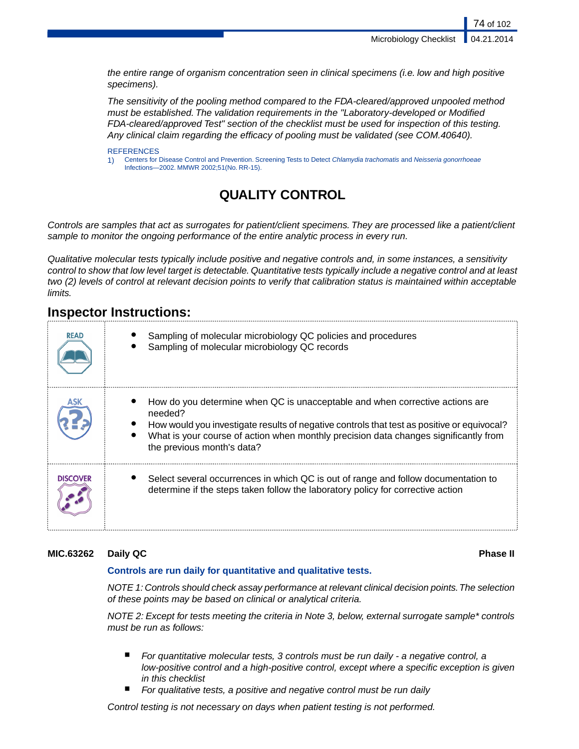*the entire range of organism concentration seen in clinical specimens (i.e. low and high positive specimens).*

*The sensitivity of the pooling method compared to the FDA-cleared/approved unpooled method must be established. The validation requirements in the "Laboratory-developed or Modified FDA-cleared/approved Test" section of the checklist must be used for inspection of this testing. Any clinical claim regarding the efficacy of pooling must be validated (see COM.40640).*

REFERENCES

1) Centers for Disease Control and Prevention. Screening Tests to Detect *Chlamydia trachomatis* and *Neisseria gonorrhoeae* Infections—2002. MMWR 2002;51(No. RR-15).

# QUALITY CONTROL

*Controls are samples that act as surrogates for patient/client specimens. They are processed like a patient/client sample to monitor the ongoing performance of the entire analytic process in every run.*

*Qualitative molecular tests typically include positive and negative controls and, in some instances, a sensitivity control to show that low level target is detectable. Quantitative tests typically include a negative control and at least two (2) levels of control at relevant decision points to verify that calibration status is maintained within acceptable limits.*

## Inspector Instructions:

| | |
|---|---|
| READ | • Sampling of molecular microbiology QC policies and procedures<br>• Sampling of molecular microbiology QC records |
| ASK | • How do you determine when QC is unacceptable and when corrective actions are needed?<br>• How would you investigate results of negative controls that test as positive or equivocal?<br>• What is your course of action when monthly precision data changes significantly from the previous month's data? |
| DISCOVER | • Select several occurrences in which QC is out of range and follow documentation to determine if the steps taken follow the laboratory policy for corrective action |

**MIC.63262 Daily QC** **Phase II**

**Controls are run daily for quantitative and qualitative tests.**

*NOTE 1: Controls should check assay performance at relevant clinical decision points. The selection of these points may be based on clinical or analytical criteria.*

*NOTE 2: Except for tests meeting the criteria in Note 3, below, external surrogate sample* controls must be run as follows:*

- *For quantitative molecular tests, 3 controls must be run daily - a negative control, a low-positive control and a high-positive control, except where a specific exception is given in this checklist*
- *For qualitative tests, a positive and negative control must be run daily*

*Control testing is not necessary on days when patient testing is not performed.*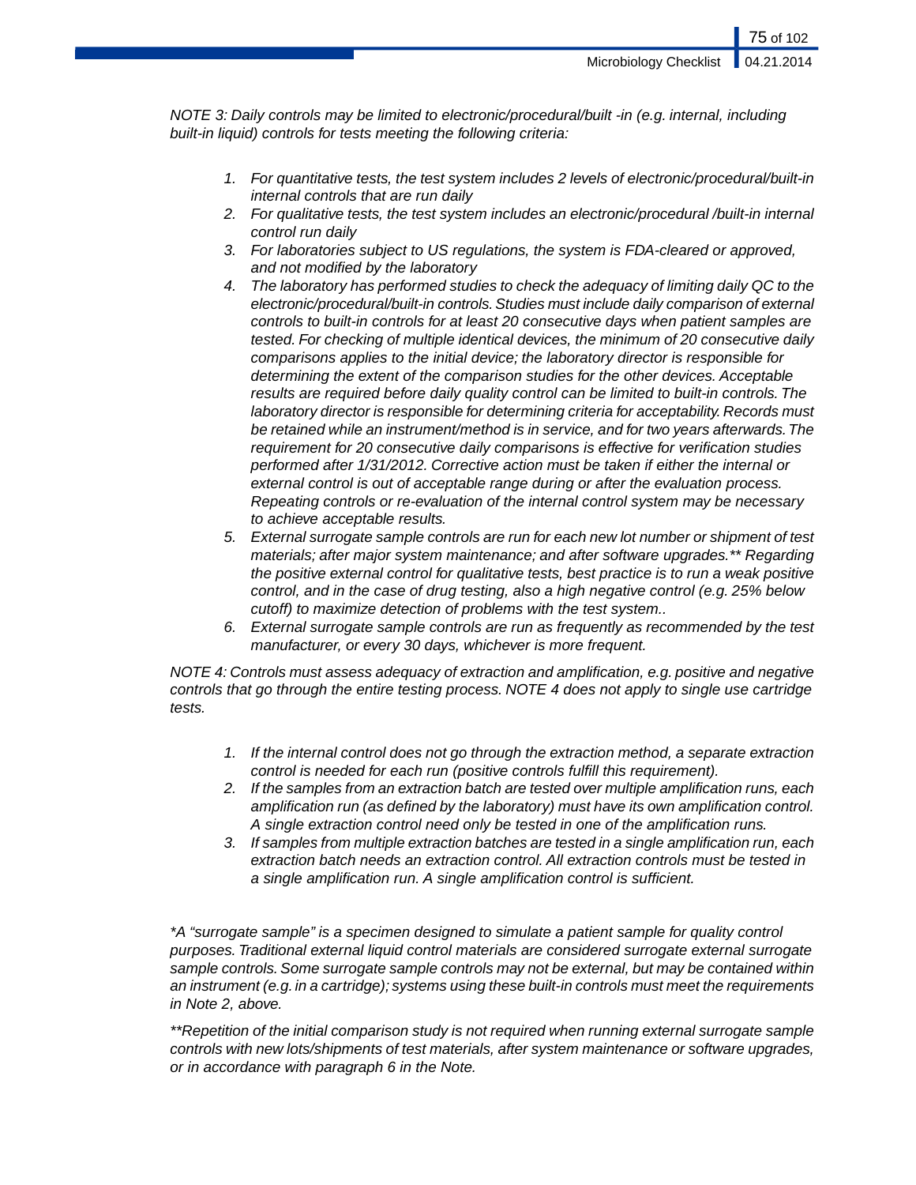*NOTE 3: Daily controls may be limited to electronic/procedural/built -in (e.g. internal, including built-in liquid) controls for tests meeting the following criteria:*

1. *For quantitative tests, the test system includes 2 levels of electronic/procedural/built-in internal controls that are run daily*
2. *For qualitative tests, the test system includes an electronic/procedural /built-in internal control run daily*
3. *For laboratories subject to US regulations, the system is FDA-cleared or approved, and not modified by the laboratory*
4. *The laboratory has performed studies to check the adequacy of limiting daily QC to the electronic/procedural/built-in controls. Studies must include daily comparison of external controls to built-in controls for at least 20 consecutive days when patient samples are tested. For checking of multiple identical devices, the minimum of 20 consecutive daily comparisons applies to the initial device; the laboratory director is responsible for determining the extent of the comparison studies for the other devices. Acceptable results are required before daily quality control can be limited to built-in controls. The laboratory director is responsible for determining criteria for acceptability. Records must be retained while an instrument/method is in service, and for two years afterwards. The requirement for 20 consecutive daily comparisons is effective for verification studies performed after 1/31/2012. Corrective action must be taken if either the internal or external control is out of acceptable range during or after the evaluation process. Repeating controls or re-evaluation of the internal control system may be necessary to achieve acceptable results.*
5. *External surrogate sample controls are run for each new lot number or shipment of test materials; after major system maintenance; and after software upgrades.** Regarding the positive external control for qualitative tests, best practice is to run a weak positive control, and in the case of drug testing, also a high negative control (e.g. 25% below cutoff) to maximize detection of problems with the test system..*
6. *External surrogate sample controls are run as frequently as recommended by the test manufacturer, or every 30 days, whichever is more frequent.*

*NOTE 4: Controls must assess adequacy of extraction and amplification, e.g. positive and negative controls that go through the entire testing process. NOTE 4 does not apply to single use cartridge tests.*

1. *If the internal control does not go through the extraction method, a separate extraction control is needed for each run (positive controls fulfill this requirement).*
2. *If the samples from an extraction batch are tested over multiple amplification runs, each amplification run (as defined by the laboratory) must have its own amplification control. A single extraction control need only be tested in one of the amplification runs.*
3. *If samples from multiple extraction batches are tested in a single amplification run, each extraction batch needs an extraction control. All extraction controls must be tested in a single amplification run. A single amplification control is sufficient.*

*\*A "surrogate sample" is a specimen designed to simulate a patient sample for quality control purposes. Traditional external liquid control materials are considered surrogate external surrogate sample controls. Some surrogate sample controls may not be external, but may be contained within an instrument (e.g. in a cartridge); systems using these built-in controls must meet the requirements in Note 2, above.*

*\*\*Repetition of the initial comparison study is not required when running external surrogate sample controls with new lots/shipments of test materials, after system maintenance or software upgrades, or in accordance with paragraph 6 in the Note.*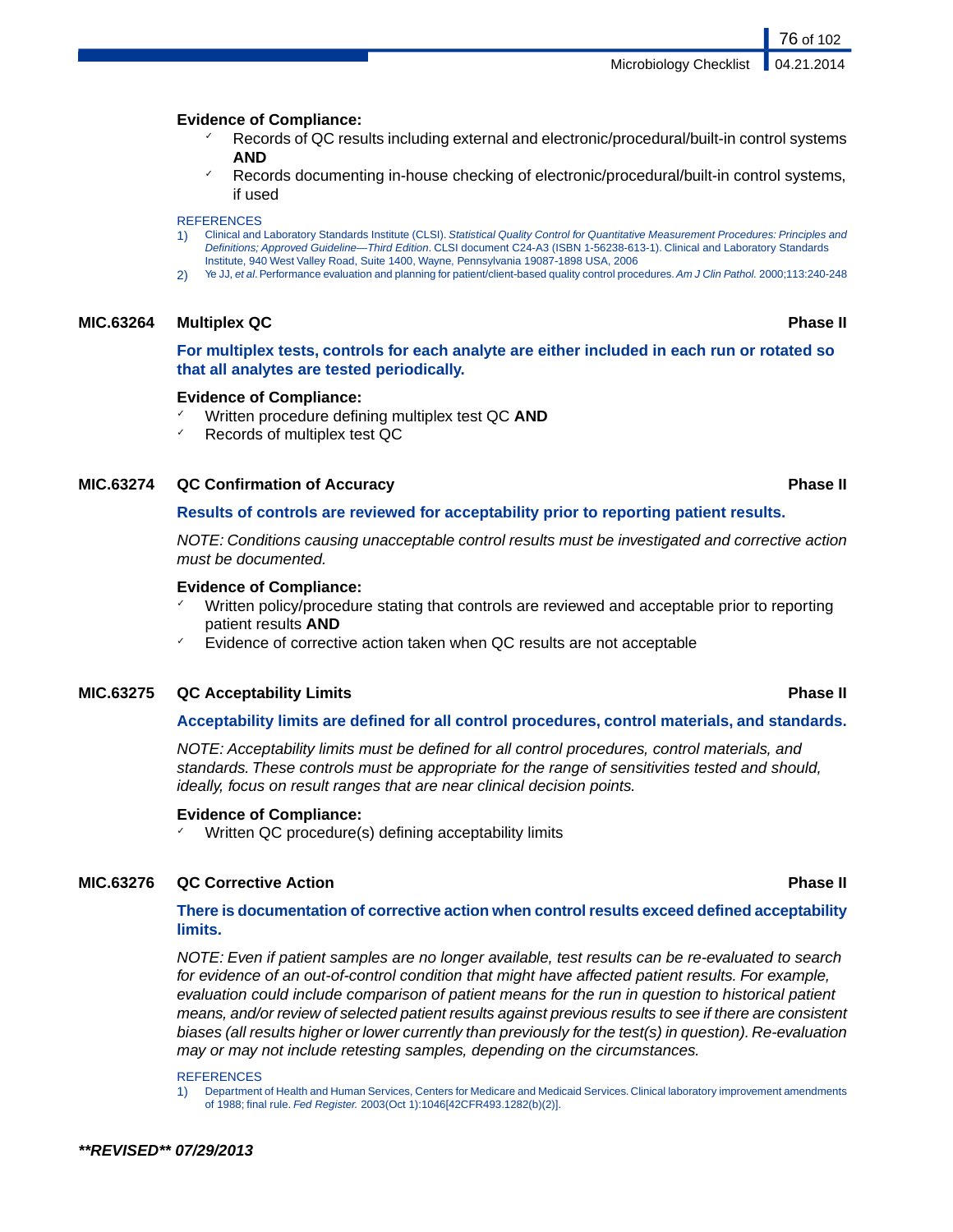**Evidence of Compliance:**

- ✓ Records of QC results including external and electronic/procedural/built-in control systems **AND**
- ✓ Records documenting in-house checking of electronic/procedural/built-in control systems, if used

REFERENCES

1) Clinical and Laboratory Standards Institute (CLSI). *Statistical Quality Control for Quantitative Measurement Procedures: Principles and Definitions; Approved Guideline—Third Edition*. CLSI document C24-A3 (ISBN 1-56238-613-1). Clinical and Laboratory Standards Institute, 940 West Valley Road, Suite 1400, Wayne, Pennsylvania 19087-1898 USA, 2006
2) Ye JJ, *et al*. Performance evaluation and planning for patient/client-based quality control procedures. *Am J Clin Pathol.* 2000;113:240-248

### MIC.63264 Multiplex QC — Phase II

**For multiplex tests, controls for each analyte are either included in each run or rotated so that all analytes are tested periodically.**

**Evidence of Compliance:**

- ✓ Written procedure defining multiplex test QC **AND**
- ✓ Records of multiplex test QC

### MIC.63274 QC Confirmation of Accuracy — Phase II

**Results of controls are reviewed for acceptability prior to reporting patient results.**

*NOTE: Conditions causing unacceptable control results must be investigated and corrective action must be documented.*

**Evidence of Compliance:**

- ✓ Written policy/procedure stating that controls are reviewed and acceptable prior to reporting patient results **AND**
- ✓ Evidence of corrective action taken when QC results are not acceptable

### MIC.63275 QC Acceptability Limits — Phase II

**Acceptability limits are defined for all control procedures, control materials, and standards.**

*NOTE: Acceptability limits must be defined for all control procedures, control materials, and standards. These controls must be appropriate for the range of sensitivities tested and should, ideally, focus on result ranges that are near clinical decision points.*

**Evidence of Compliance:**

- ✓ Written QC procedure(s) defining acceptability limits

### MIC.63276 QC Corrective Action — Phase II

**There is documentation of corrective action when control results exceed defined acceptability limits.**

*NOTE: Even if patient samples are no longer available, test results can be re-evaluated to search for evidence of an out-of-control condition that might have affected patient results. For example, evaluation could include comparison of patient means for the run in question to historical patient means, and/or review of selected patient results against previous results to see if there are consistent biases (all results higher or lower currently than previously for the test(s) in question). Re-evaluation may or may not include retesting samples, depending on the circumstances.*

REFERENCES

1) Department of Health and Human Services, Centers for Medicare and Medicaid Services. Clinical laboratory improvement amendments of 1988; final rule. *Fed Register.* 2003(Oct 1):1046[42CFR493.1282(b)(2)].

***\*\*REVISED\*\* 07/29/2013***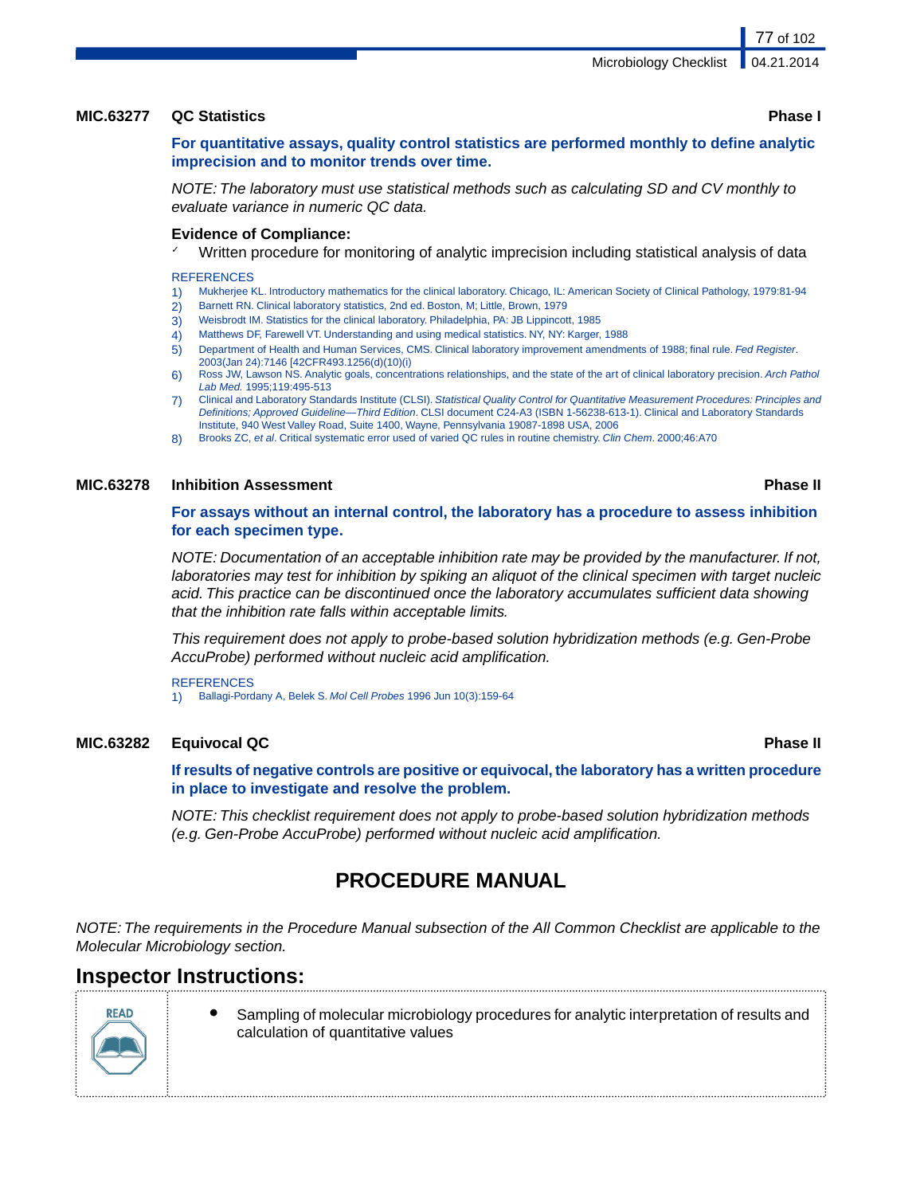### MIC.63277 QC Statistics — Phase I

**For quantitative assays, quality control statistics are performed monthly to define analytic imprecision and to monitor trends over time.**

*NOTE: The laboratory must use statistical methods such as calculating SD and CV monthly to evaluate variance in numeric QC data.*

**Evidence of Compliance:**

- ✓ Written procedure for monitoring of analytic imprecision including statistical analysis of data

REFERENCES

1) Mukherjee KL. Introductory mathematics for the clinical laboratory. Chicago, IL: American Society of Clinical Pathology, 1979:81-94
2) Barnett RN. Clinical laboratory statistics, 2nd ed. Boston, M; Little, Brown, 1979
3) Weisbrodt IM. Statistics for the clinical laboratory. Philadelphia, PA: JB Lippincott, 1985
4) Matthews DF, Farewell VT. Understanding and using medical statistics. NY, NY: Karger, 1988
5) Department of Health and Human Services, CMS. Clinical laboratory improvement amendments of 1988; final rule. *Fed Register*. 2003(Jan 24):7146 [42CFR493.1256(d)(10)(i)
6) Ross JW, Lawson NS. Analytic goals, concentrations relationships, and the state of the art of clinical laboratory precision. *Arch Pathol Lab Med.* 1995;119:495-513
7) Clinical and Laboratory Standards Institute (CLSI). *Statistical Quality Control for Quantitative Measurement Procedures: Principles and Definitions; Approved Guideline—Third Edition*. CLSI document C24-A3 (ISBN 1-56238-613-1). Clinical and Laboratory Standards Institute, 940 West Valley Road, Suite 1400, Wayne, Pennsylvania 19087-1898 USA, 2006
8) Brooks ZC, *et al*. Critical systematic error used of varied QC rules in routine chemistry. *Clin Chem*. 2000;46:A70

### MIC.63278 Inhibition Assessment — Phase II

**For assays without an internal control, the laboratory has a procedure to assess inhibition for each specimen type.**

*NOTE: Documentation of an acceptable inhibition rate may be provided by the manufacturer. If not, laboratories may test for inhibition by spiking an aliquot of the clinical specimen with target nucleic acid. This practice can be discontinued once the laboratory accumulates sufficient data showing that the inhibition rate falls within acceptable limits.*

*This requirement does not apply to probe-based solution hybridization methods (e.g. Gen-Probe AccuProbe) performed without nucleic acid amplification.*

REFERENCES

1) Ballagi-Pordany A, Belek S. *Mol Cell Probes* 1996 Jun 10(3):159-64

### MIC.63282 Equivocal QC — Phase II

**If results of negative controls are positive or equivocal, the laboratory has a written procedure in place to investigate and resolve the problem.**

*NOTE: This checklist requirement does not apply to probe-based solution hybridization methods (e.g. Gen-Probe AccuProbe) performed without nucleic acid amplification.*

## PROCEDURE MANUAL

*NOTE: The requirements in the Procedure Manual subsection of the All Common Checklist are applicable to the Molecular Microbiology section.*

## Inspector Instructions:

| READ | • Sampling of molecular microbiology procedures for analytic interpretation of results and calculation of quantitative values |
|---|---|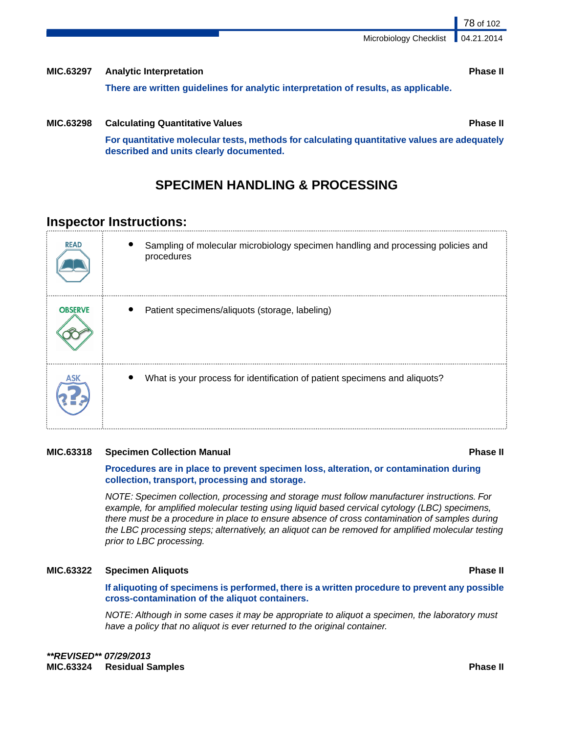**MIC.63297 Analytic Interpretation** **Phase II**

**There are written guidelines for analytic interpretation of results, as applicable.**

**MIC.63298 Calculating Quantitative Values** **Phase II**

**For quantitative molecular tests, methods for calculating quantitative values are adequately described and units clearly documented.**

## SPECIMEN HANDLING & PROCESSING

### Inspector Instructions:

| | |
|---|---|
| READ | • Sampling of molecular microbiology specimen handling and processing policies and procedures |
| OBSERVE | • Patient specimens/aliquots (storage, labeling) |
| ASK | • What is your process for identification of patient specimens and aliquots? |

**MIC.63318 Specimen Collection Manual** **Phase II**

**Procedures are in place to prevent specimen loss, alteration, or contamination during collection, transport, processing and storage.**

*NOTE: Specimen collection, processing and storage must follow manufacturer instructions. For example, for amplified molecular testing using liquid based cervical cytology (LBC) specimens, there must be a procedure in place to ensure absence of cross contamination of samples during the LBC processing steps; alternatively, an aliquot can be removed for amplified molecular testing prior to LBC processing.*

**MIC.63322 Specimen Aliquots** **Phase II**

**If aliquoting of specimens is performed, there is a written procedure to prevent any possible cross-contamination of the aliquot containers.**

*NOTE: Although in some cases it may be appropriate to aliquot a specimen, the laboratory must have a policy that no aliquot is ever returned to the original container.*

***\*\*REVISED\*\* 07/29/2013***
**MIC.63324 Residual Samples** **Phase II**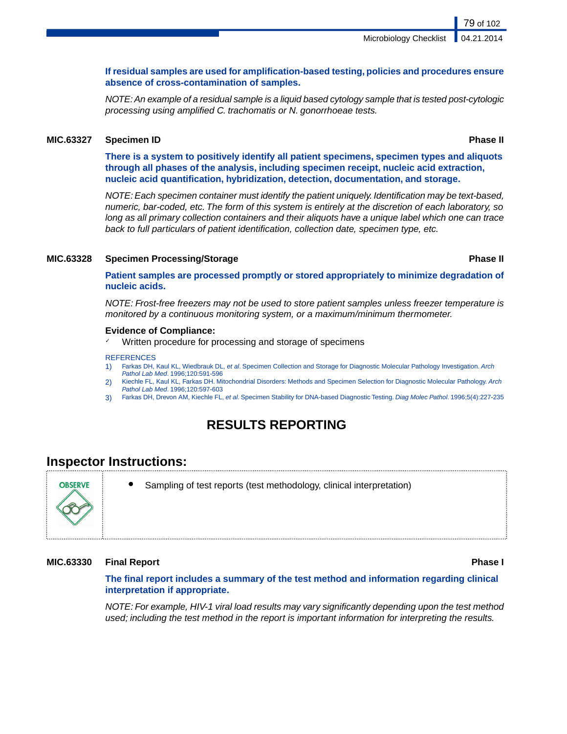**If residual samples are used for amplification-based testing, policies and procedures ensure absence of cross-contamination of samples.**

*NOTE: An example of a residual sample is a liquid based cytology sample that is tested post-cytologic processing using amplified C. trachomatis or N. gonorrhoeae tests.*

### MIC.63327 Specimen ID — Phase II

**There is a system to positively identify all patient specimens, specimen types and aliquots through all phases of the analysis, including specimen receipt, nucleic acid extraction, nucleic acid quantification, hybridization, detection, documentation, and storage.**

*NOTE: Each specimen container must identify the patient uniquely. Identification may be text-based, numeric, bar-coded, etc. The form of this system is entirely at the discretion of each laboratory, so long as all primary collection containers and their aliquots have a unique label which one can trace back to full particulars of patient identification, collection date, specimen type, etc.*

### MIC.63328 Specimen Processing/Storage — Phase II

**Patient samples are processed promptly or stored appropriately to minimize degradation of nucleic acids.**

*NOTE: Frost-free freezers may not be used to store patient samples unless freezer temperature is monitored by a continuous monitoring system, or a maximum/minimum thermometer.*

**Evidence of Compliance:**

- ✓ Written procedure for processing and storage of specimens

REFERENCES

1) Farkas DH, Kaul KL, Wiedbrauk DL, *et al*. Specimen Collection and Storage for Diagnostic Molecular Pathology Investigation. *Arch Pathol Lab Med*. 1996;120:591-596
2) Kiechle FL, Kaul KL, Farkas DH. Mitochondrial Disorders: Methods and Specimen Selection for Diagnostic Molecular Pathology. *Arch Pathol Lab Med*. 1996;120:597-603
3) Farkas DH, Drevon AM, Kiechle FL, *et al*. Specimen Stability for DNA-based Diagnostic Testing. *Diag Molec Pathol*. 1996;5(4):227-235

# RESULTS REPORTING

## Inspector Instructions:

OBSERVE

- Sampling of test reports (test methodology, clinical interpretation)

### MIC.63330 Final Report — Phase I

**The final report includes a summary of the test method and information regarding clinical interpretation if appropriate.**

*NOTE: For example, HIV-1 viral load results may vary significantly depending upon the test method used; including the test method in the report is important information for interpreting the results.*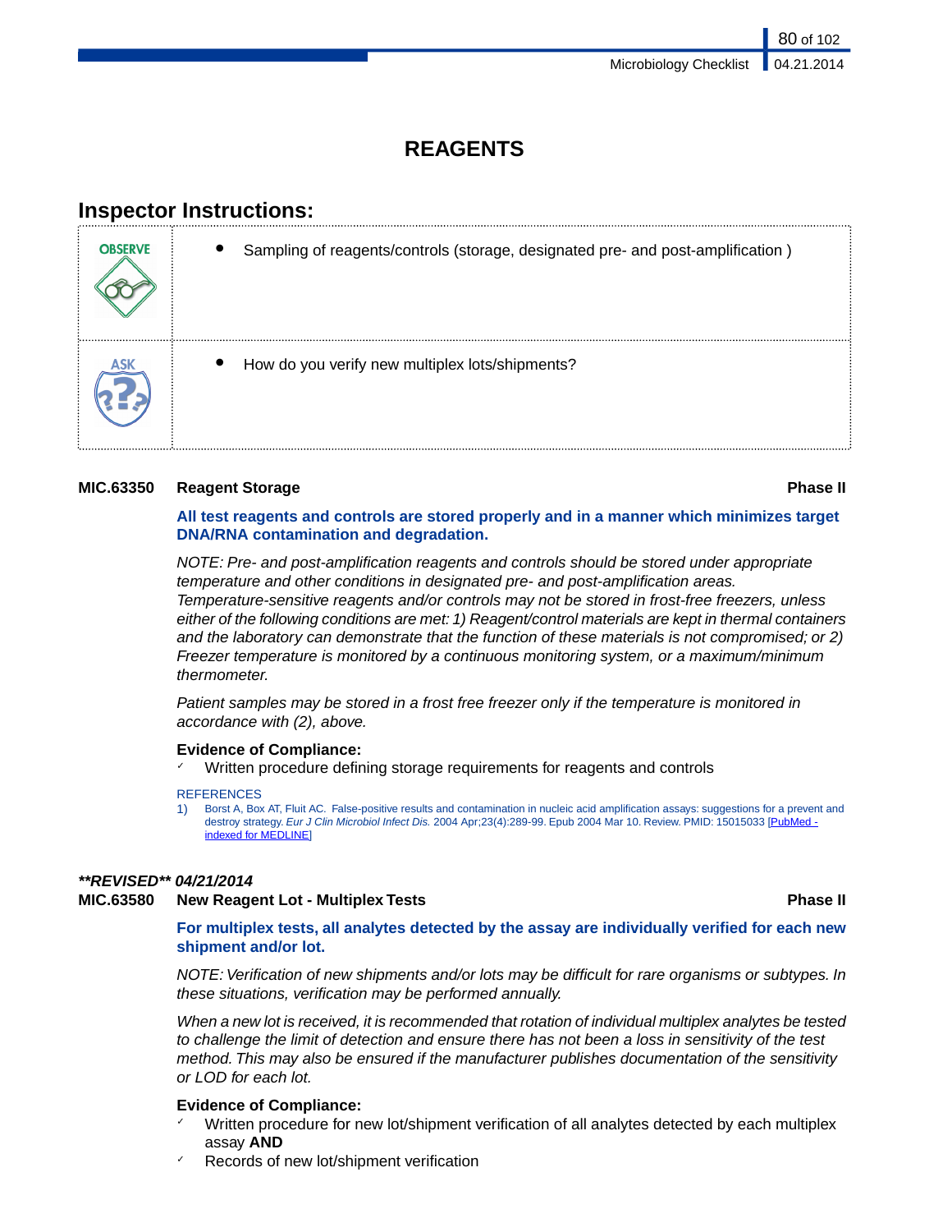# REAGENTS

## Inspector Instructions:

| | |
|---|---|
| OBSERVE | • Sampling of reagents/controls (storage, designated pre- and post-amplification ) |
| ASK | • How do you verify new multiplex lots/shipments? |

**MIC.63350 Reagent Storage** **Phase II**

**All test reagents and controls are stored properly and in a manner which minimizes target DNA/RNA contamination and degradation.**

*NOTE: Pre- and post-amplification reagents and controls should be stored under appropriate temperature and other conditions in designated pre- and post-amplification areas. Temperature-sensitive reagents and/or controls may not be stored in frost-free freezers, unless either of the following conditions are met: 1) Reagent/control materials are kept in thermal containers and the laboratory can demonstrate that the function of these materials is not compromised; or 2) Freezer temperature is monitored by a continuous monitoring system, or a maximum/minimum thermometer.*

*Patient samples may be stored in a frost free freezer only if the temperature is monitored in accordance with (2), above.*

**Evidence of Compliance:**

- ✓ Written procedure defining storage requirements for reagents and controls

REFERENCES

1) Borst A, Box AT, Fluit AC. False-positive results and contamination in nucleic acid amplification assays: suggestions for a prevent and destroy strategy. *Eur J Clin Microbiol Infect Dis.* 2004 Apr;23(4):289-99. Epub 2004 Mar 10. Review. PMID: 15015033 [PubMed - indexed for MEDLINE]

***\*\*REVISED\*\* 04/21/2014***

**MIC.63580 New Reagent Lot - Multiplex Tests** **Phase II**

**For multiplex tests, all analytes detected by the assay are individually verified for each new shipment and/or lot.**

*NOTE: Verification of new shipments and/or lots may be difficult for rare organisms or subtypes. In these situations, verification may be performed annually.*

*When a new lot is received, it is recommended that rotation of individual multiplex analytes be tested to challenge the limit of detection and ensure there has not been a loss in sensitivity of the test method. This may also be ensured if the manufacturer publishes documentation of the sensitivity or LOD for each lot.*

**Evidence of Compliance:**

- ✓ Written procedure for new lot/shipment verification of all analytes detected by each multiplex assay **AND**
- ✓ Records of new lot/shipment verification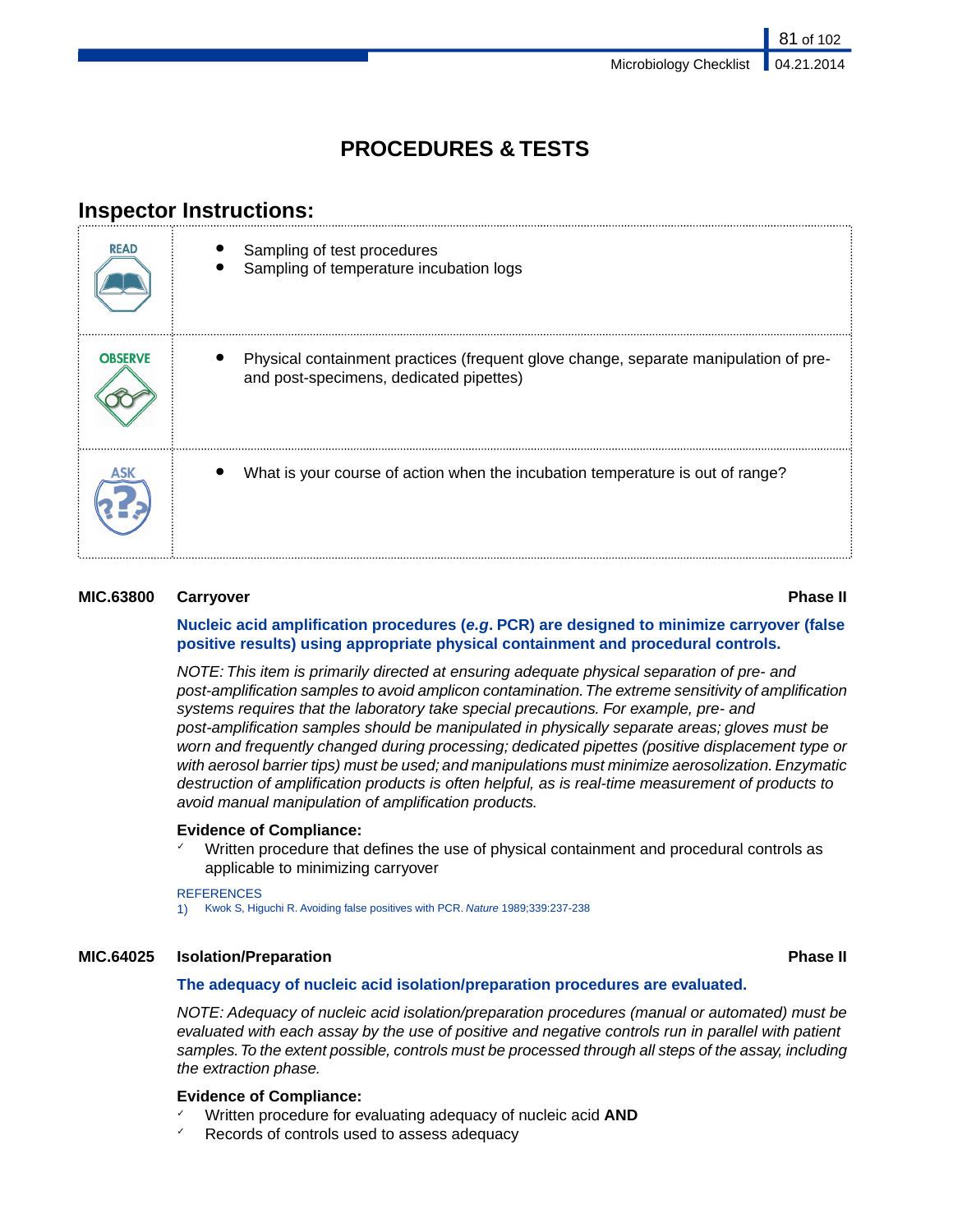# PROCEDURES & TESTS

## Inspector Instructions:

| | |
|---|---|
| READ | • Sampling of test procedures<br>• Sampling of temperature incubation logs |
| OBSERVE | • Physical containment practices (frequent glove change, separate manipulation of pre- and post-specimens, dedicated pipettes) |
| ASK | • What is your course of action when the incubation temperature is out of range? |

**MIC.63800 Carryover** **Phase II**

**Nucleic acid amplification procedures (*e.g.* PCR) are designed to minimize carryover (false positive results) using appropriate physical containment and procedural controls.**

*NOTE: This item is primarily directed at ensuring adequate physical separation of pre- and post-amplification samples to avoid amplicon contamination. The extreme sensitivity of amplification systems requires that the laboratory take special precautions. For example, pre- and post-amplification samples should be manipulated in physically separate areas; gloves must be worn and frequently changed during processing; dedicated pipettes (positive displacement type or with aerosol barrier tips) must be used; and manipulations must minimize aerosolization. Enzymatic destruction of amplification products is often helpful, as is real-time measurement of products to avoid manual manipulation of amplification products.*

**Evidence of Compliance:**
- ✓ Written procedure that defines the use of physical containment and procedural controls as applicable to minimizing carryover

REFERENCES
1) Kwok S, Higuchi R. Avoiding false positives with PCR. *Nature* 1989;339:237-238

**MIC.64025 Isolation/Preparation** **Phase II**

**The adequacy of nucleic acid isolation/preparation procedures are evaluated.**

*NOTE: Adequacy of nucleic acid isolation/preparation procedures (manual or automated) must be evaluated with each assay by the use of positive and negative controls run in parallel with patient samples. To the extent possible, controls must be processed through all steps of the assay, including the extraction phase.*

**Evidence of Compliance:**
- ✓ Written procedure for evaluating adequacy of nucleic acid **AND**
- ✓ Records of controls used to assess adequacy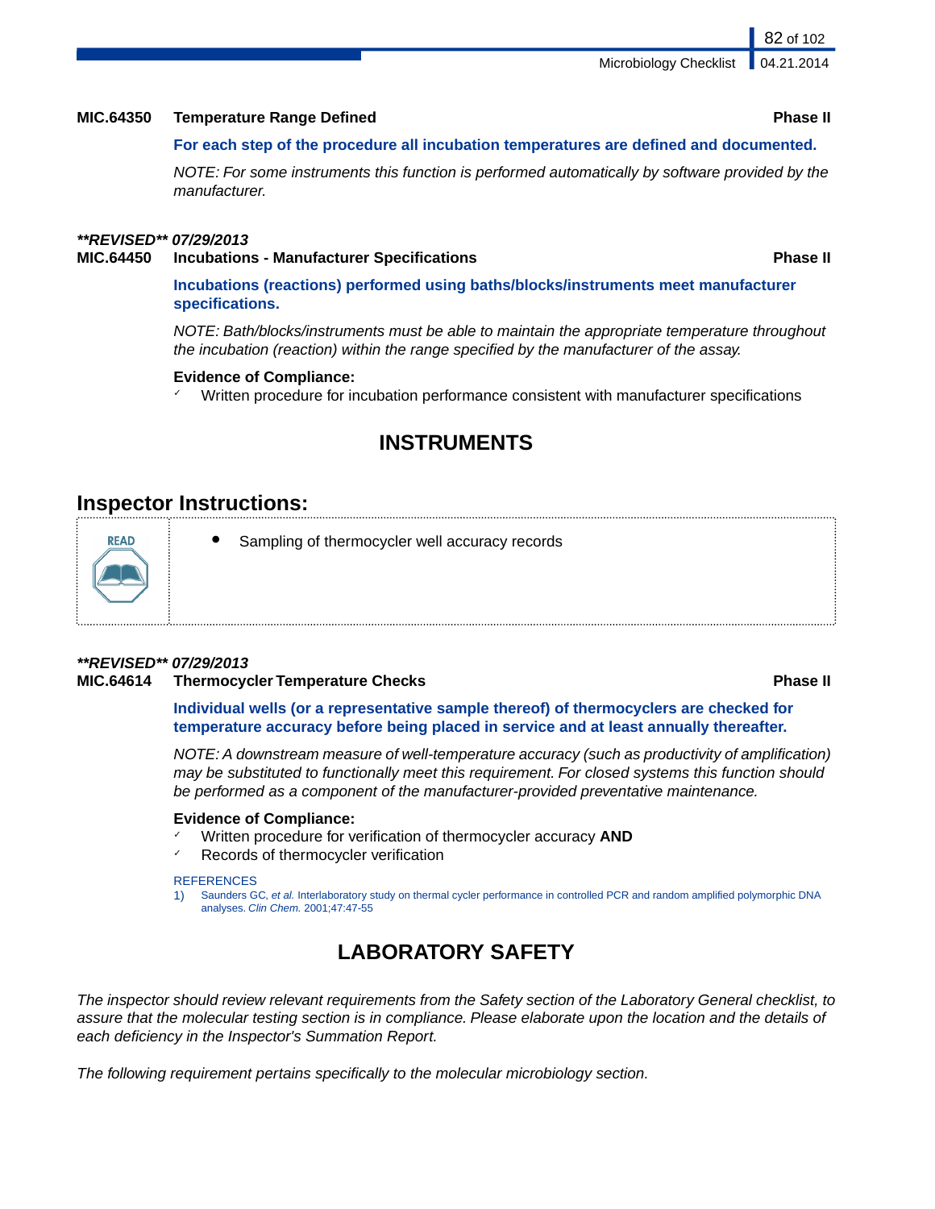**MIC.64350 Temperature Range Defined** **Phase II**

**For each step of the procedure all incubation temperatures are defined and documented.**

*NOTE: For some instruments this function is performed automatically by software provided by the manufacturer.*

***\*\*REVISED\*\* 07/29/2013***

**MIC.64450 Incubations - Manufacturer Specifications** **Phase II**

**Incubations (reactions) performed using baths/blocks/instruments meet manufacturer specifications.**

*NOTE: Bath/blocks/instruments must be able to maintain the appropriate temperature throughout the incubation (reaction) within the range specified by the manufacturer of the assay.*

**Evidence of Compliance:**

- ✓ Written procedure for incubation performance consistent with manufacturer specifications

## INSTRUMENTS

### Inspector Instructions:

READ

- Sampling of thermocycler well accuracy records

***\*\*REVISED\*\* 07/29/2013***

**MIC.64614 Thermocycler Temperature Checks** **Phase II**

**Individual wells (or a representative sample thereof) of thermocyclers are checked for temperature accuracy before being placed in service and at least annually thereafter.**

*NOTE: A downstream measure of well-temperature accuracy (such as productivity of amplification) may be substituted to functionally meet this requirement. For closed systems this function should be performed as a component of the manufacturer-provided preventative maintenance.*

**Evidence of Compliance:**

- ✓ Written procedure for verification of thermocycler accuracy **AND**
- ✓ Records of thermocycler verification

REFERENCES

1) Saunders GC, *et al.* Interlaboratory study on thermal cycler performance in controlled PCR and random amplified polymorphic DNA analyses. *Clin Chem.* 2001;47:47-55

## LABORATORY SAFETY

*The inspector should review relevant requirements from the Safety section of the Laboratory General checklist, to assure that the molecular testing section is in compliance. Please elaborate upon the location and the details of each deficiency in the Inspector's Summation Report.*

*The following requirement pertains specifically to the molecular microbiology section.*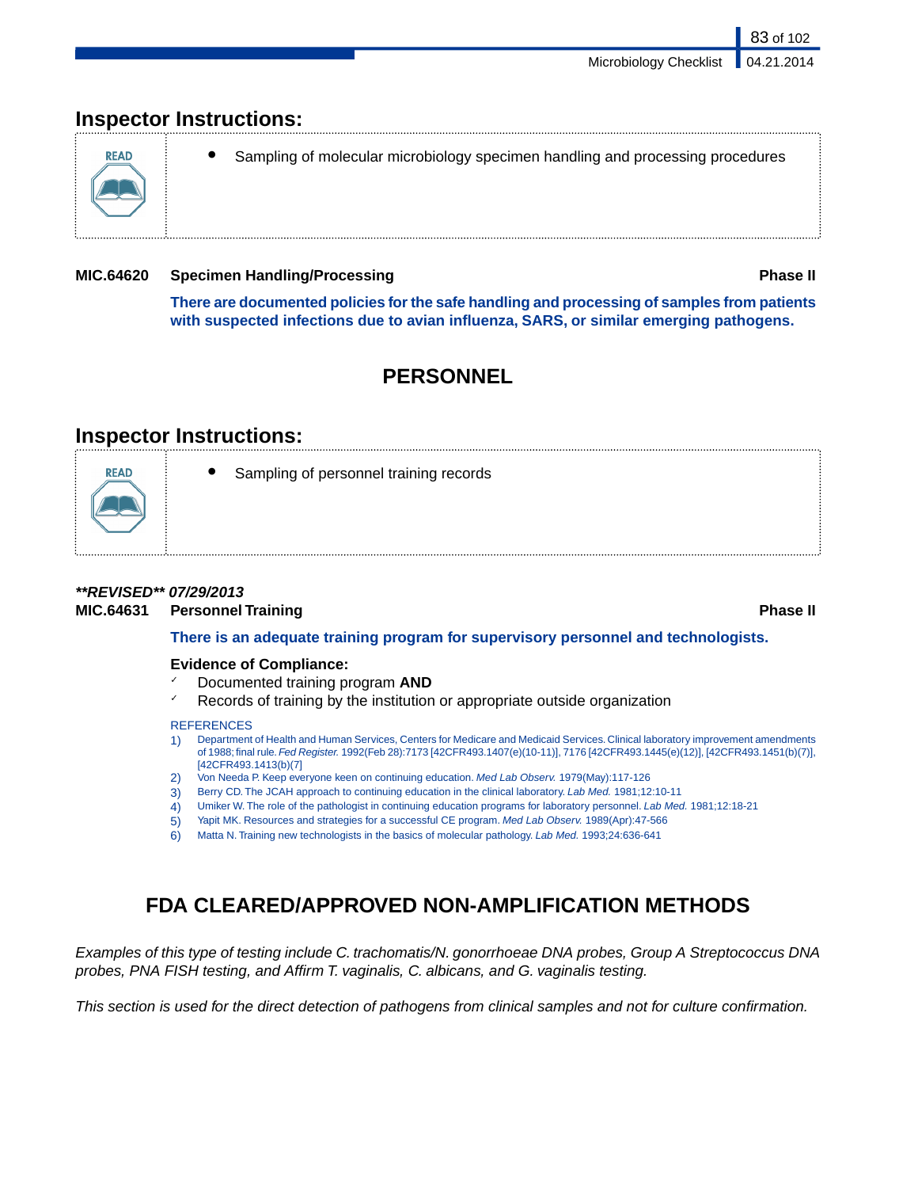## Inspector Instructions:

READ

- Sampling of molecular microbiology specimen handling and processing procedures

**MIC.64620 Specimen Handling/Processing** **Phase II**

**There are documented policies for the safe handling and processing of samples from patients with suspected infections due to avian influenza, SARS, or similar emerging pathogens.**

# PERSONNEL

## Inspector Instructions:

READ

- Sampling of personnel training records

***\*\*REVISED\*\* 07/29/2013***

**MIC.64631 Personnel Training** **Phase II**

**There is an adequate training program for supervisory personnel and technologists.**

**Evidence of Compliance:**

- ✓ Documented training program **AND**
- ✓ Records of training by the institution or appropriate outside organization

REFERENCES

1) Department of Health and Human Services, Centers for Medicare and Medicaid Services. Clinical laboratory improvement amendments of 1988; final rule. *Fed Register.* 1992(Feb 28):7173 [42CFR493.1407(e)(10-11)], 7176 [42CFR493.1445(e)(12)], [42CFR493.1451(b)(7)], [42CFR493.1413(b)(7]
2) Von Needa P. Keep everyone keen on continuing education. *Med Lab Observ.* 1979(May):117-126
3) Berry CD. The JCAH approach to continuing education in the clinical laboratory. *Lab Med.* 1981;12:10-11
4) Umiker W. The role of the pathologist in continuing education programs for laboratory personnel. *Lab Med.* 1981;12:18-21
5) Yapit MK. Resources and strategies for a successful CE program. *Med Lab Observ.* 1989(Apr):47-566
6) Matta N. Training new technologists in the basics of molecular pathology. *Lab Med.* 1993;24:636-641

# FDA CLEARED/APPROVED NON-AMPLIFICATION METHODS

*Examples of this type of testing include C. trachomatis/N. gonorrhoeae DNA probes, Group A Streptococcus DNA probes, PNA FISH testing, and Affirm T. vaginalis, C. albicans, and G. vaginalis testing.*

*This section is used for the direct detection of pathogens from clinical samples and not for culture confirmation.*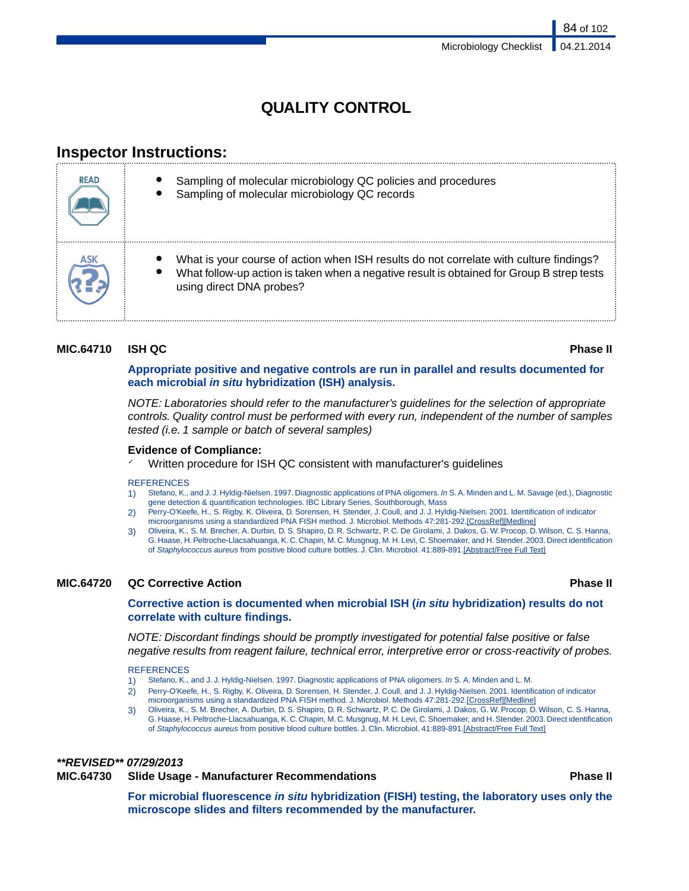# QUALITY CONTROL

## Inspector Instructions:

| | |
|---|---|
| READ | • Sampling of molecular microbiology QC policies and procedures<br>• Sampling of molecular microbiology QC records |
| ASK | • What is your course of action when ISH results do not correlate with culture findings?<br>• What follow-up action is taken when a negative result is obtained for Group B strep tests using direct DNA probes? |

**MIC.64710 ISH QC Phase II**

**Appropriate positive and negative controls are run in parallel and results documented for each microbial *in situ* hybridization (ISH) analysis.**

*NOTE: Laboratories should refer to the manufacturer's guidelines for the selection of appropriate controls. Quality control must be performed with every run, independent of the number of samples tested (i.e. 1 sample or batch of several samples)*

**Evidence of Compliance:**

✓ Written procedure for ISH QC consistent with manufacturer's guidelines

REFERENCES

1) Stefano, K., and J. J. Hyldig-Nielsen. 1997. Diagnostic applications of PNA oligomers. *In* S. A. Minden and L. M. Savage (ed.), Diagnostic gene detection & quantification technologies. IBC Library Series, Southborough, Mass
2) Perry-O'Keefe, H., S. Rigby, K. Oliveira, D. Sorensen, H. Stender, J. Coull, and J. J. Hyldig-Nielsen. 2001. Identification of indicator microorganisms using a standardized PNA FISH method. J. Microbiol. Methods 47:281-292.[CrossRef][Medline]
3) Oliveira, K., S. M. Brecher, A. Durbin, D. S. Shapiro, D. R. Schwartz, P. C. De Girolami, J. Dakos, G. W. Procop, D. Wilson, C. S. Hanna, G. Haase, H. Peltroche-Llacsahuanga, K. C. Chapin, M. C. Musgnug, M. H. Levi, C. Shoemaker, and H. Stender. 2003. Direct identification of *Staphylococcus aureus* from positive blood culture bottles. J. Clin. Microbiol. 41:889-891.[Abstract/Free Full Text]

**MIC.64720 QC Corrective Action Phase II**

**Corrective action is documented when microbial ISH (*in situ* hybridization) results do not correlate with culture findings.**

*NOTE: Discordant findings should be promptly investigated for potential false positive or false negative results from reagent failure, technical error, interpretive error or cross-reactivity of probes.*

REFERENCES

1) Stefano, K., and J. J. Hyldig-Nielsen. 1997. Diagnostic applications of PNA oligomers. *In* S. A. Minden and L. M.
2) Perry-O'Keefe, H., S. Rigby, K. Oliveira, D. Sorensen, H. Stender, J. Coull, and J. J. Hyldig-Nielsen. 2001. Identification of indicator microorganisms using a standardized PNA FISH method. J. Microbiol. Methods 47:281-292.[CrossRef][Medline]
3) Oliveira, K., S. M. Brecher, A. Durbin, D. S. Shapiro, D. R. Schwartz, P. C. De Girolami, J. Dakos, G. W. Procop, D. Wilson, C. S. Hanna, G. Haase, H. Peltroche-Llacsahuanga, K. C. Chapin, M. C. Musgnug, M. H. Levi, C. Shoemaker, and H. Stender. 2003. Direct identification of *Staphylococcus aureus* from positive blood culture bottles. J. Clin. Microbiol. 41:889-891.[Abstract/Free Full Text]

***\*\*REVISED\*\* 07/29/2013***

**MIC.64730 Slide Usage - Manufacturer Recommendations Phase II**

**For microbial fluorescence *in situ* hybridization (FISH) testing, the laboratory uses only the microscope slides and filters recommended by the manufacturer.**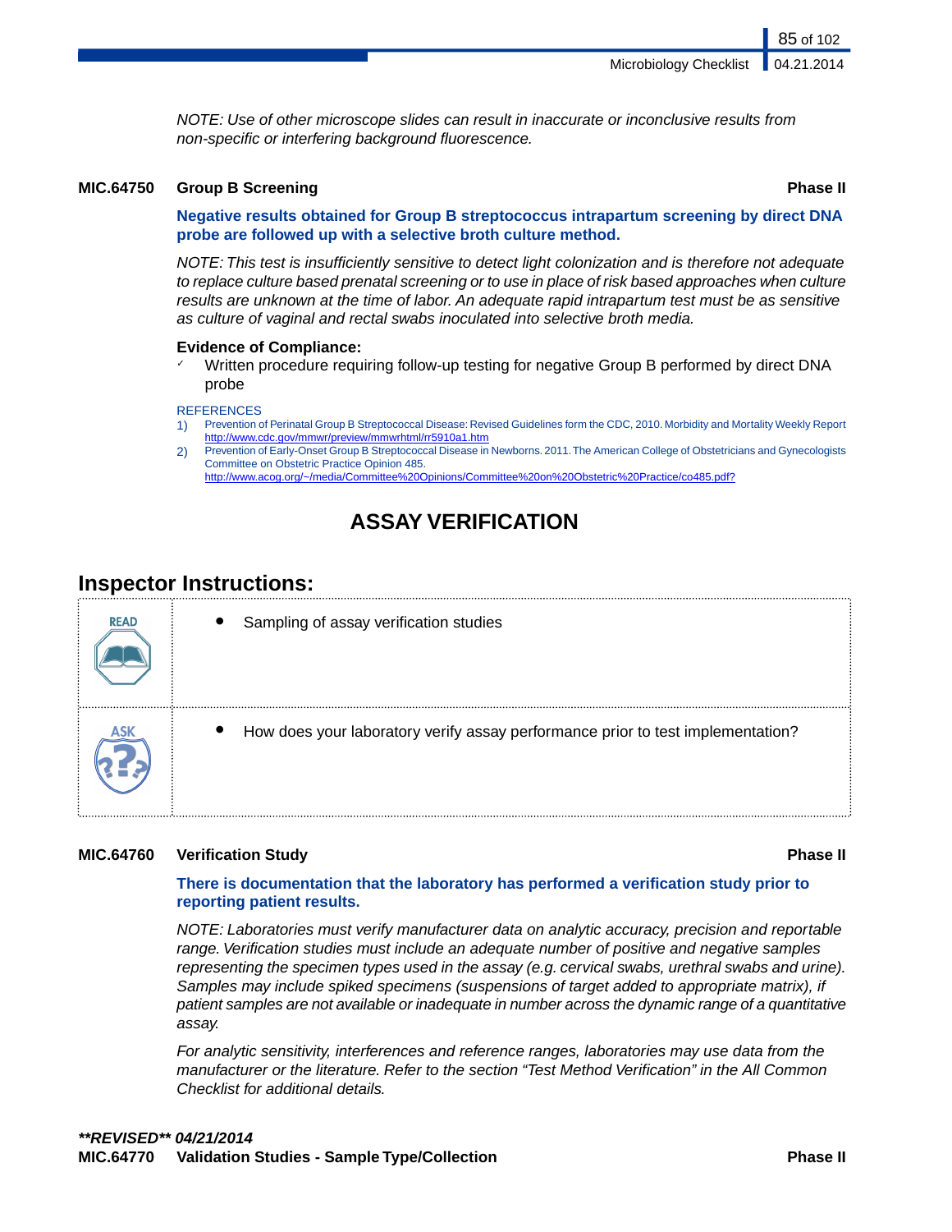*NOTE: Use of other microscope slides can result in inaccurate or inconclusive results from non-specific or interfering background fluorescence.*

**MIC.64750 Group B Screening** **Phase II**

**Negative results obtained for Group B streptococcus intrapartum screening by direct DNA probe are followed up with a selective broth culture method.**

*NOTE: This test is insufficiently sensitive to detect light colonization and is therefore not adequate to replace culture based prenatal screening or to use in place of risk based approaches when culture results are unknown at the time of labor. An adequate rapid intrapartum test must be as sensitive as culture of vaginal and rectal swabs inoculated into selective broth media.*

**Evidence of Compliance:**

- ✓ Written procedure requiring follow-up testing for negative Group B performed by direct DNA probe

REFERENCES

1) Prevention of Perinatal Group B Streptococcal Disease: Revised Guidelines form the CDC, 2010. Morbidity and Mortality Weekly Report http://www.cdc.gov/mmwr/preview/mmwrhtml/rr5910a1.htm
2) Prevention of Early-Onset Group B Streptococcal Disease in Newborns. 2011. The American College of Obstetricians and Gynecologists Committee on Obstetric Practice Opinion 485. http://www.acog.org/~/media/Committee%20Opinions/Committee%20on%20Obstetric%20Practice/co485.pdf?

# ASSAY VERIFICATION

## Inspector Instructions:

| | |
|---|---|
| READ | • Sampling of assay verification studies |
| ASK | • How does your laboratory verify assay performance prior to test implementation? |

**MIC.64760 Verification Study** **Phase II**

**There is documentation that the laboratory has performed a verification study prior to reporting patient results.**

*NOTE: Laboratories must verify manufacturer data on analytic accuracy, precision and reportable range. Verification studies must include an adequate number of positive and negative samples representing the specimen types used in the assay (e.g. cervical swabs, urethral swabs and urine). Samples may include spiked specimens (suspensions of target added to appropriate matrix), if patient samples are not available or inadequate in number across the dynamic range of a quantitative assay.*

*For analytic sensitivity, interferences and reference ranges, laboratories may use data from the manufacturer or the literature. Refer to the section "Test Method Verification" in the All Common Checklist for additional details.*

***REVISED** 04/21/2014*

**MIC.64770 Validation Studies - Sample Type/Collection** **Phase II**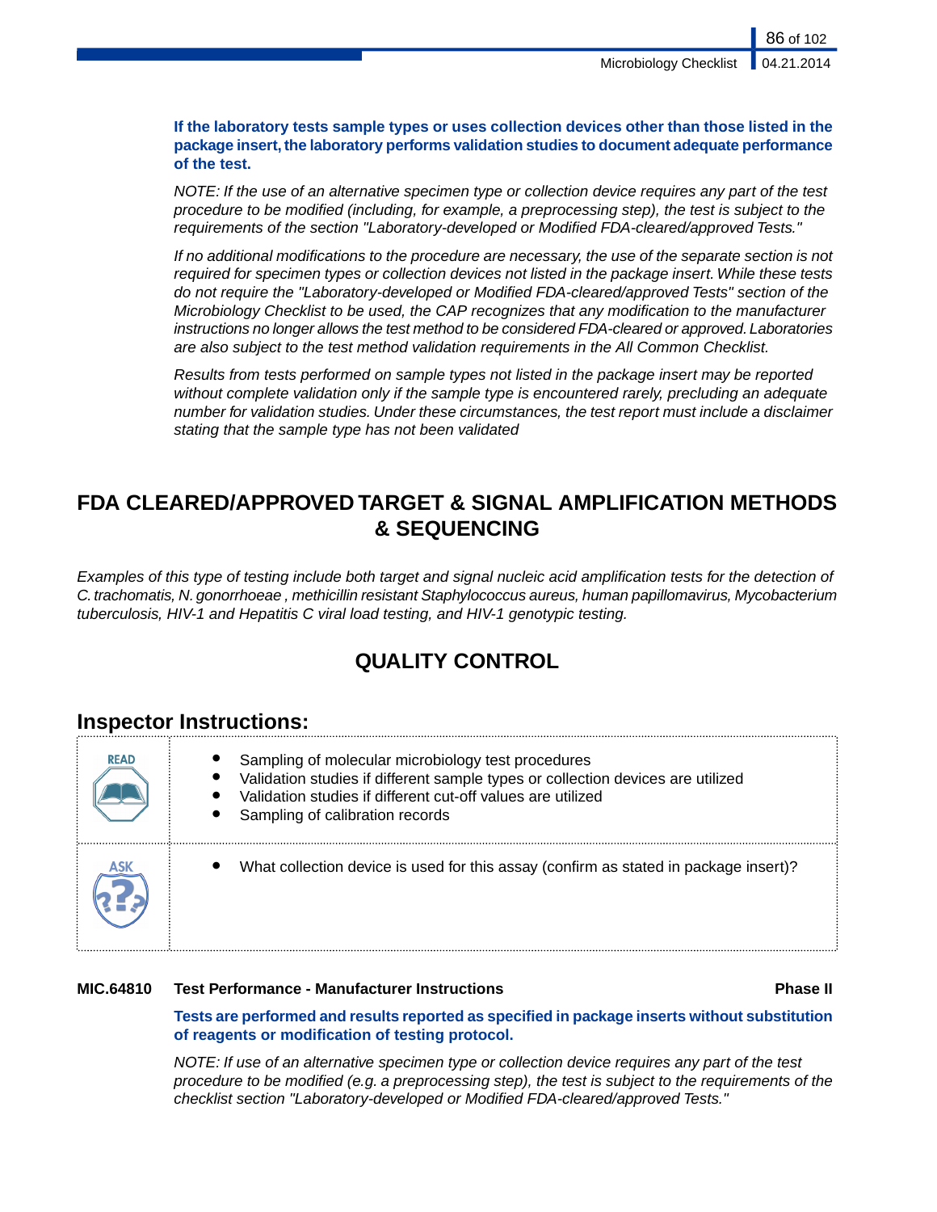**If the laboratory tests sample types or uses collection devices other than those listed in the package insert, the laboratory performs validation studies to document adequate performance of the test.**

*NOTE: If the use of an alternative specimen type or collection device requires any part of the test procedure to be modified (including, for example, a preprocessing step), the test is subject to the requirements of the section "Laboratory-developed or Modified FDA-cleared/approved Tests."*

*If no additional modifications to the procedure are necessary, the use of the separate section is not required for specimen types or collection devices not listed in the package insert. While these tests do not require the "Laboratory-developed or Modified FDA-cleared/approved Tests" section of the Microbiology Checklist to be used, the CAP recognizes that any modification to the manufacturer instructions no longer allows the test method to be considered FDA-cleared or approved. Laboratories are also subject to the test method validation requirements in the All Common Checklist.*

*Results from tests performed on sample types not listed in the package insert may be reported without complete validation only if the sample type is encountered rarely, precluding an adequate number for validation studies. Under these circumstances, the test report must include a disclaimer stating that the sample type has not been validated*

# FDA CLEARED/APPROVED TARGET & SIGNAL AMPLIFICATION METHODS & SEQUENCING

*Examples of this type of testing include both target and signal nucleic acid amplification tests for the detection of C. trachomatis, N. gonorrhoeae , methicillin resistant Staphylococcus aureus, human papillomavirus, Mycobacterium tuberculosis, HIV-1 and Hepatitis C viral load testing, and HIV-1 genotypic testing.*

## QUALITY CONTROL

### Inspector Instructions:

| | |
|---|---|
| READ | <ul><li>Sampling of molecular microbiology test procedures</li><li>Validation studies if different sample types or collection devices are utilized</li><li>Validation studies if different cut-off values are utilized</li><li>Sampling of calibration records</li></ul> |
| ASK | <ul><li>What collection device is used for this assay (confirm as stated in package insert)?</li></ul> |

**MIC.64810 Test Performance - Manufacturer Instructions** **Phase II**

**Tests are performed and results reported as specified in package inserts without substitution of reagents or modification of testing protocol.**

*NOTE: If use of an alternative specimen type or collection device requires any part of the test procedure to be modified (e.g. a preprocessing step), the test is subject to the requirements of the checklist section "Laboratory-developed or Modified FDA-cleared/approved Tests."*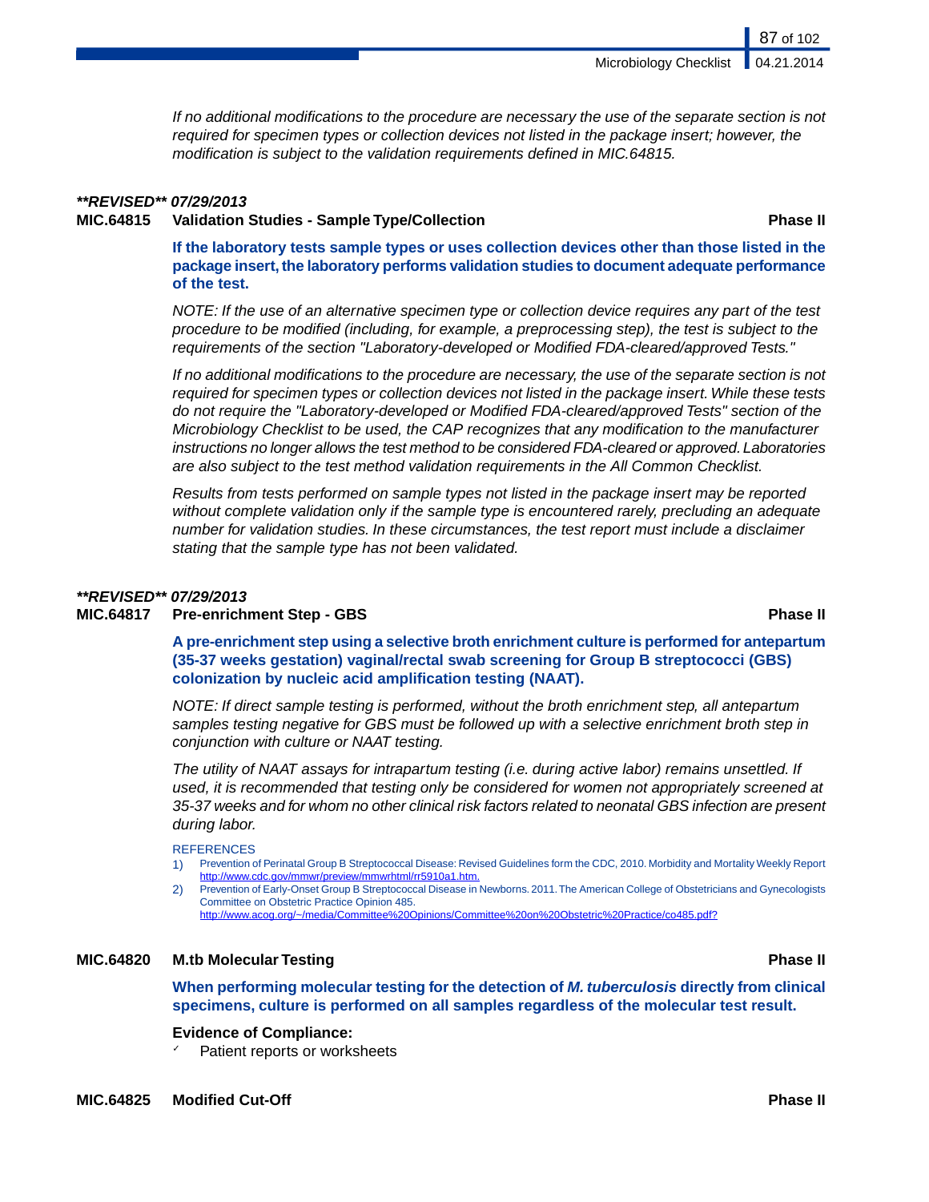*If no additional modifications to the procedure are necessary the use of the separate section is not required for specimen types or collection devices not listed in the package insert; however, the modification is subject to the validation requirements defined in MIC.64815.*

***REVISED** 07/29/2013**

**MIC.64815 Validation Studies - Sample Type/Collection** **Phase II**

**If the laboratory tests sample types or uses collection devices other than those listed in the package insert, the laboratory performs validation studies to document adequate performance of the test.**

*NOTE: If the use of an alternative specimen type or collection device requires any part of the test procedure to be modified (including, for example, a preprocessing step), the test is subject to the requirements of the section "Laboratory-developed or Modified FDA-cleared/approved Tests."*

*If no additional modifications to the procedure are necessary, the use of the separate section is not required for specimen types or collection devices not listed in the package insert. While these tests do not require the "Laboratory-developed or Modified FDA-cleared/approved Tests" section of the Microbiology Checklist to be used, the CAP recognizes that any modification to the manufacturer instructions no longer allows the test method to be considered FDA-cleared or approved. Laboratories are also subject to the test method validation requirements in the All Common Checklist.*

*Results from tests performed on sample types not listed in the package insert may be reported without complete validation only if the sample type is encountered rarely, precluding an adequate number for validation studies. In these circumstances, the test report must include a disclaimer stating that the sample type has not been validated.*

***REVISED** 07/29/2013**

**MIC.64817 Pre-enrichment Step - GBS** **Phase II**

**A pre-enrichment step using a selective broth enrichment culture is performed for antepartum (35-37 weeks gestation) vaginal/rectal swab screening for Group B streptococci (GBS) colonization by nucleic acid amplification testing (NAAT).**

*NOTE: If direct sample testing is performed, without the broth enrichment step, all antepartum samples testing negative for GBS must be followed up with a selective enrichment broth step in conjunction with culture or NAAT testing.*

*The utility of NAAT assays for intrapartum testing (i.e. during active labor) remains unsettled. If used, it is recommended that testing only be considered for women not appropriately screened at 35-37 weeks and for whom no other clinical risk factors related to neonatal GBS infection are present during labor.*

REFERENCES

1) Prevention of Perinatal Group B Streptococcal Disease: Revised Guidelines form the CDC, 2010. Morbidity and Mortality Weekly Report http://www.cdc.gov/mmwr/preview/mmwrhtml/rr5910a1.htm.
2) Prevention of Early-Onset Group B Streptococcal Disease in Newborns. 2011. The American College of Obstetricians and Gynecologists Committee on Obstetric Practice Opinion 485. http://www.acog.org/~/media/Committee%20Opinions/Committee%20on%20Obstetric%20Practice/co485.pdf?

**MIC.64820 M.tb Molecular Testing** **Phase II**

**When performing molecular testing for the detection of *M. tuberculosis* directly from clinical specimens, culture is performed on all samples regardless of the molecular test result.**

**Evidence of Compliance:**

- ✓ Patient reports or worksheets

**MIC.64825 Modified Cut-Off** **Phase II**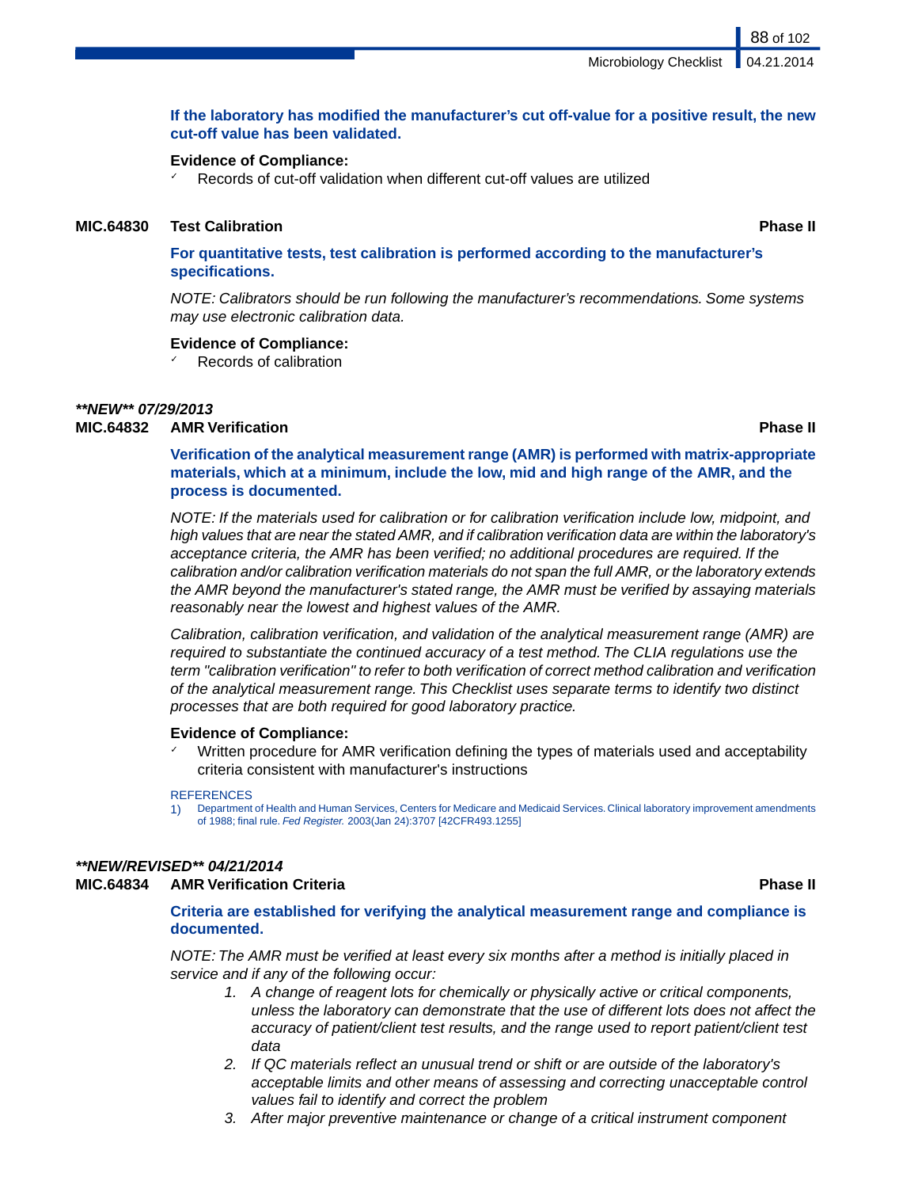**If the laboratory has modified the manufacturer's cut off-value for a positive result, the new cut-off value has been validated.**

**Evidence of Compliance:**
- ✓ Records of cut-off validation when different cut-off values are utilized

### MIC.64830 Test Calibration — Phase II

**For quantitative tests, test calibration is performed according to the manufacturer's specifications.**

*NOTE: Calibrators should be run following the manufacturer's recommendations. Some systems may use electronic calibration data.*

**Evidence of Compliance:**
- ✓ Records of calibration

***\*\*NEW\*\* 07/29/2013***

### MIC.64832 AMR Verification — Phase II

**Verification of the analytical measurement range (AMR) is performed with matrix-appropriate materials, which at a minimum, include the low, mid and high range of the AMR, and the process is documented.**

*NOTE: If the materials used for calibration or for calibration verification include low, midpoint, and high values that are near the stated AMR, and if calibration verification data are within the laboratory's acceptance criteria, the AMR has been verified; no additional procedures are required. If the calibration and/or calibration verification materials do not span the full AMR, or the laboratory extends the AMR beyond the manufacturer's stated range, the AMR must be verified by assaying materials reasonably near the lowest and highest values of the AMR.*

*Calibration, calibration verification, and validation of the analytical measurement range (AMR) are required to substantiate the continued accuracy of a test method. The CLIA regulations use the term "calibration verification" to refer to both verification of correct method calibration and verification of the analytical measurement range. This Checklist uses separate terms to identify two distinct processes that are both required for good laboratory practice.*

**Evidence of Compliance:**
- ✓ Written procedure for AMR verification defining the types of materials used and acceptability criteria consistent with manufacturer's instructions

REFERENCES

1) Department of Health and Human Services, Centers for Medicare and Medicaid Services. Clinical laboratory improvement amendments of 1988; final rule. *Fed Register.* 2003(Jan 24):3707 [42CFR493.1255]

***\*\*NEW/REVISED\*\* 04/21/2014***

### MIC.64834 AMR Verification Criteria — Phase II

**Criteria are established for verifying the analytical measurement range and compliance is documented.**

*NOTE: The AMR must be verified at least every six months after a method is initially placed in service and if any of the following occur:*

1. *A change of reagent lots for chemically or physically active or critical components, unless the laboratory can demonstrate that the use of different lots does not affect the accuracy of patient/client test results, and the range used to report patient/client test data*
2. *If QC materials reflect an unusual trend or shift or are outside of the laboratory's acceptable limits and other means of assessing and correcting unacceptable control values fail to identify and correct the problem*
3. *After major preventive maintenance or change of a critical instrument component*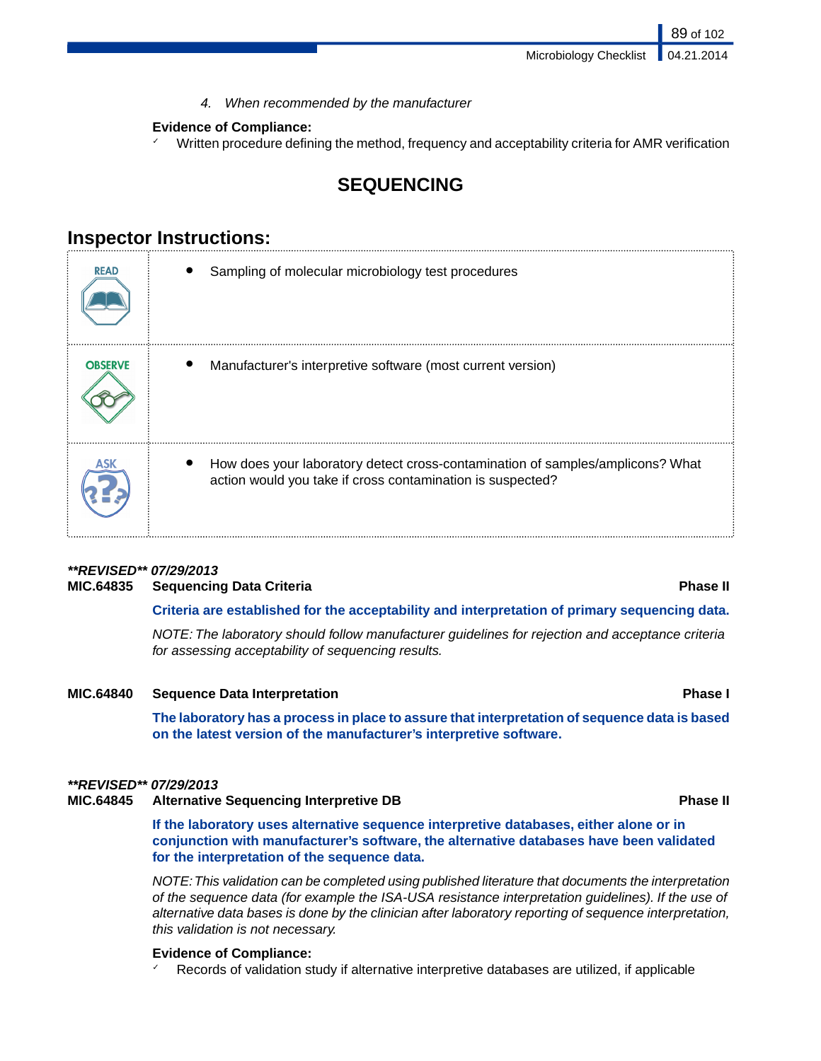4. *When recommended by the manufacturer*

**Evidence of Compliance:**

- ✓ Written procedure defining the method, frequency and acceptability criteria for AMR verification

# SEQUENCING

## Inspector Instructions:

| | |
|---|---|
| READ | • Sampling of molecular microbiology test procedures |
| OBSERVE | • Manufacturer's interpretive software (most current version) |
| ASK | • How does your laboratory detect cross-contamination of samples/amplicons? What action would you take if cross contamination is suspected? |

***REVISED** 07/29/2013*

**MIC.64835 Sequencing Data Criteria** **Phase II**

**Criteria are established for the acceptability and interpretation of primary sequencing data.**

*NOTE: The laboratory should follow manufacturer guidelines for rejection and acceptance criteria for assessing acceptability of sequencing results.*

**MIC.64840 Sequence Data Interpretation** **Phase I**

**The laboratory has a process in place to assure that interpretation of sequence data is based on the latest version of the manufacturer's interpretive software.**

***REVISED** 07/29/2013*

**MIC.64845 Alternative Sequencing Interpretive DB** **Phase II**

**If the laboratory uses alternative sequence interpretive databases, either alone or in conjunction with manufacturer's software, the alternative databases have been validated for the interpretation of the sequence data.**

*NOTE: This validation can be completed using published literature that documents the interpretation of the sequence data (for example the ISA-USA resistance interpretation guidelines). If the use of alternative data bases is done by the clinician after laboratory reporting of sequence interpretation, this validation is not necessary.*

**Evidence of Compliance:**

- ✓ Records of validation study if alternative interpretive databases are utilized, if applicable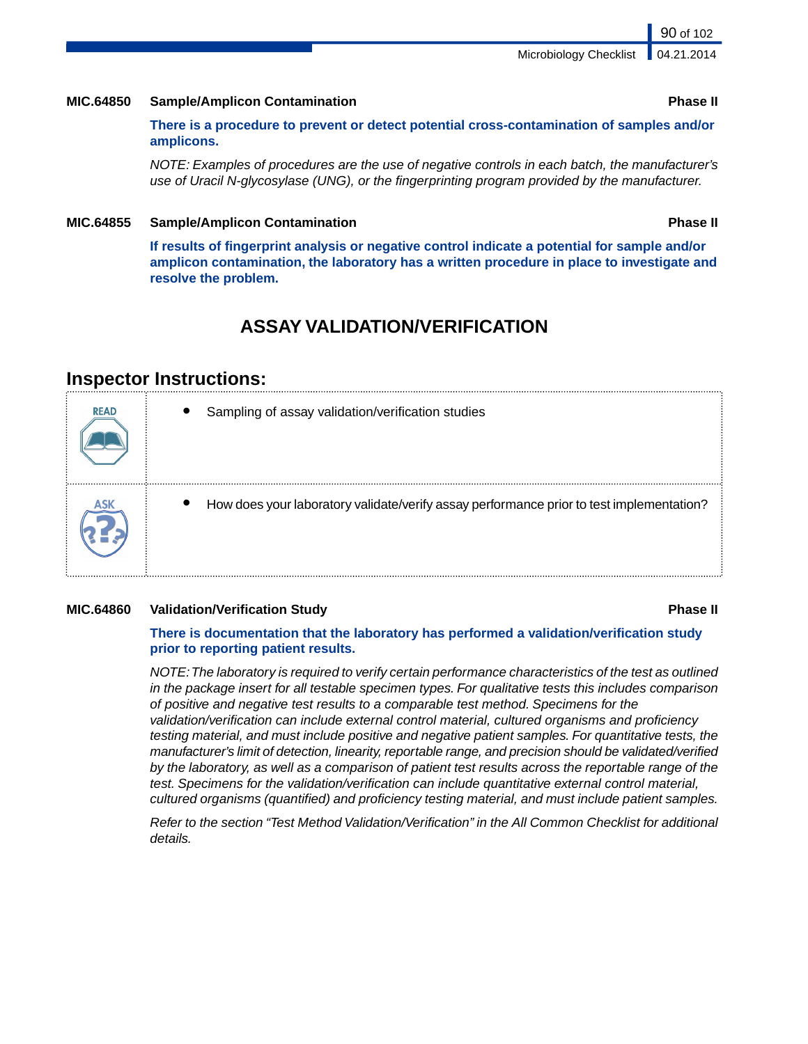**MIC.64850 Sample/Amplicon Contamination** **Phase II**

**There is a procedure to prevent or detect potential cross-contamination of samples and/or amplicons.**

*NOTE: Examples of procedures are the use of negative controls in each batch, the manufacturer's use of Uracil N-glycosylase (UNG), or the fingerprinting program provided by the manufacturer.*

**MIC.64855 Sample/Amplicon Contamination** **Phase II**

**If results of fingerprint analysis or negative control indicate a potential for sample and/or amplicon contamination, the laboratory has a written procedure in place to investigate and resolve the problem.**

## ASSAY VALIDATION/VERIFICATION

### Inspector Instructions:

| | |
|---|---|
| READ | • Sampling of assay validation/verification studies |
| ASK | • How does your laboratory validate/verify assay performance prior to test implementation? |

**MIC.64860 Validation/Verification Study** **Phase II**

**There is documentation that the laboratory has performed a validation/verification study prior to reporting patient results.**

*NOTE: The laboratory is required to verify certain performance characteristics of the test as outlined in the package insert for all testable specimen types. For qualitative tests this includes comparison of positive and negative test results to a comparable test method. Specimens for the validation/verification can include external control material, cultured organisms and proficiency testing material, and must include positive and negative patient samples. For quantitative tests, the manufacturer's limit of detection, linearity, reportable range, and precision should be validated/verified by the laboratory, as well as a comparison of patient test results across the reportable range of the test. Specimens for the validation/verification can include quantitative external control material, cultured organisms (quantified) and proficiency testing material, and must include patient samples.*

*Refer to the section "Test Method Validation/Verification" in the All Common Checklist for additional details.*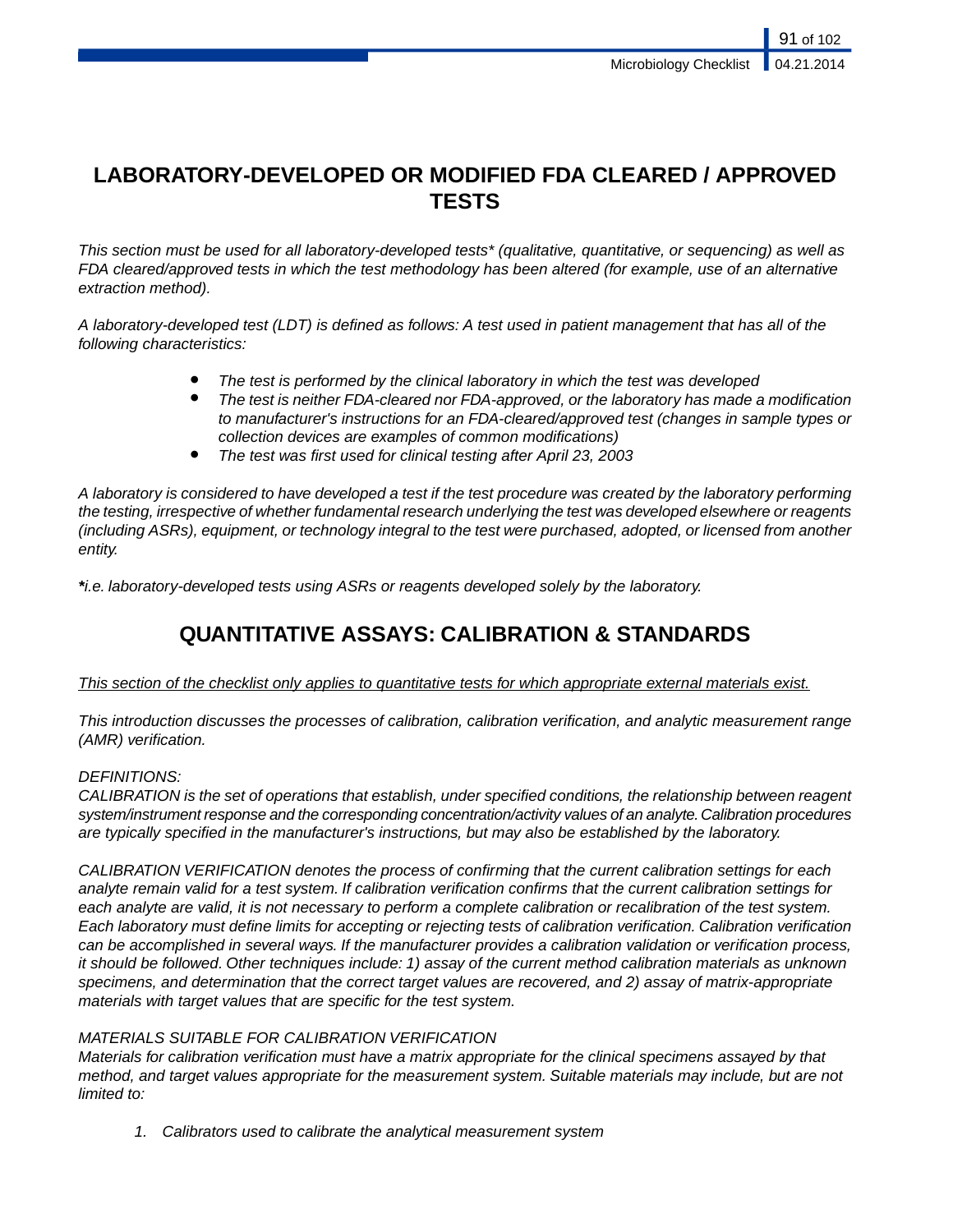# LABORATORY-DEVELOPED OR MODIFIED FDA CLEARED / APPROVED TESTS

*This section must be used for all laboratory-developed tests* (qualitative, quantitative, or sequencing) as well as FDA cleared/approved tests in which the test methodology has been altered (for example, use of an alternative extraction method).*

*A laboratory-developed test (LDT) is defined as follows: A test used in patient management that has all of the following characteristics:*

- *The test is performed by the clinical laboratory in which the test was developed*
- *The test is neither FDA-cleared nor FDA-approved, or the laboratory has made a modification to manufacturer's instructions for an FDA-cleared/approved test (changes in sample types or collection devices are examples of common modifications)*
- *The test was first used for clinical testing after April 23, 2003*

*A laboratory is considered to have developed a test if the test procedure was created by the laboratory performing the testing, irrespective of whether fundamental research underlying the test was developed elsewhere or reagents (including ASRs), equipment, or technology integral to the test were purchased, adopted, or licensed from another entity.*

***i.e. laboratory-developed tests using ASRs or reagents developed solely by the laboratory.*

## QUANTITATIVE ASSAYS: CALIBRATION & STANDARDS

<u>This section of the checklist only applies to quantitative tests for which appropriate external materials exist.</u>

*This introduction discusses the processes of calibration, calibration verification, and analytic measurement range (AMR) verification.*

*DEFINITIONS:*
*CALIBRATION is the set of operations that establish, under specified conditions, the relationship between reagent system/instrument response and the corresponding concentration/activity values of an analyte. Calibration procedures are typically specified in the manufacturer's instructions, but may also be established by the laboratory.*

*CALIBRATION VERIFICATION denotes the process of confirming that the current calibration settings for each analyte remain valid for a test system. If calibration verification confirms that the current calibration settings for each analyte are valid, it is not necessary to perform a complete calibration or recalibration of the test system. Each laboratory must define limits for accepting or rejecting tests of calibration verification. Calibration verification can be accomplished in several ways. If the manufacturer provides a calibration validation or verification process, it should be followed. Other techniques include: 1) assay of the current method calibration materials as unknown specimens, and determination that the correct target values are recovered, and 2) assay of matrix-appropriate materials with target values that are specific for the test system.*

*MATERIALS SUITABLE FOR CALIBRATION VERIFICATION*
*Materials for calibration verification must have a matrix appropriate for the clinical specimens assayed by that method, and target values appropriate for the measurement system. Suitable materials may include, but are not limited to:*

1. *Calibrators used to calibrate the analytical measurement system*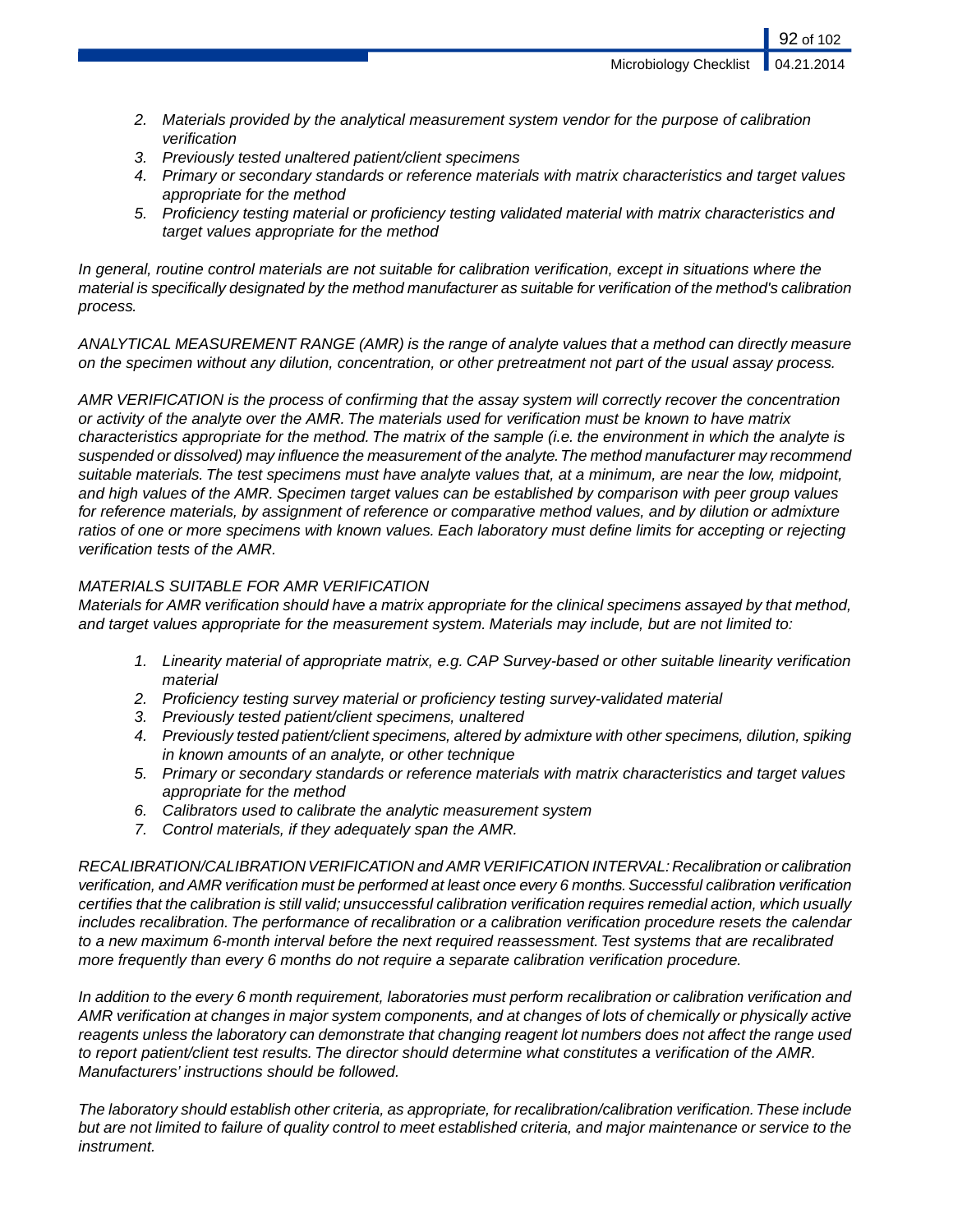2. *Materials provided by the analytical measurement system vendor for the purpose of calibration verification*
3. *Previously tested unaltered patient/client specimens*
4. *Primary or secondary standards or reference materials with matrix characteristics and target values appropriate for the method*
5. *Proficiency testing material or proficiency testing validated material with matrix characteristics and target values appropriate for the method*

*In general, routine control materials are not suitable for calibration verification, except in situations where the material is specifically designated by the method manufacturer as suitable for verification of the method's calibration process.*

*ANALYTICAL MEASUREMENT RANGE (AMR) is the range of analyte values that a method can directly measure on the specimen without any dilution, concentration, or other pretreatment not part of the usual assay process.*

*AMR VERIFICATION is the process of confirming that the assay system will correctly recover the concentration or activity of the analyte over the AMR. The materials used for verification must be known to have matrix characteristics appropriate for the method. The matrix of the sample (i.e. the environment in which the analyte is suspended or dissolved) may influence the measurement of the analyte. The method manufacturer may recommend suitable materials. The test specimens must have analyte values that, at a minimum, are near the low, midpoint, and high values of the AMR. Specimen target values can be established by comparison with peer group values for reference materials, by assignment of reference or comparative method values, and by dilution or admixture ratios of one or more specimens with known values. Each laboratory must define limits for accepting or rejecting verification tests of the AMR.*

*MATERIALS SUITABLE FOR AMR VERIFICATION*
*Materials for AMR verification should have a matrix appropriate for the clinical specimens assayed by that method, and target values appropriate for the measurement system. Materials may include, but are not limited to:*

1. *Linearity material of appropriate matrix, e.g. CAP Survey-based or other suitable linearity verification material*
2. *Proficiency testing survey material or proficiency testing survey-validated material*
3. *Previously tested patient/client specimens, unaltered*
4. *Previously tested patient/client specimens, altered by admixture with other specimens, dilution, spiking in known amounts of an analyte, or other technique*
5. *Primary or secondary standards or reference materials with matrix characteristics and target values appropriate for the method*
6. *Calibrators used to calibrate the analytic measurement system*
7. *Control materials, if they adequately span the AMR.*

*RECALIBRATION/CALIBRATION VERIFICATION and AMR VERIFICATION INTERVAL: Recalibration or calibration verification, and AMR verification must be performed at least once every 6 months. Successful calibration verification certifies that the calibration is still valid; unsuccessful calibration verification requires remedial action, which usually includes recalibration. The performance of recalibration or a calibration verification procedure resets the calendar to a new maximum 6-month interval before the next required reassessment. Test systems that are recalibrated more frequently than every 6 months do not require a separate calibration verification procedure.*

*In addition to the every 6 month requirement, laboratories must perform recalibration or calibration verification and AMR verification at changes in major system components, and at changes of lots of chemically or physically active reagents unless the laboratory can demonstrate that changing reagent lot numbers does not affect the range used to report patient/client test results. The director should determine what constitutes a verification of the AMR. Manufacturers' instructions should be followed.*

*The laboratory should establish other criteria, as appropriate, for recalibration/calibration verification. These include but are not limited to failure of quality control to meet established criteria, and major maintenance or service to the instrument.*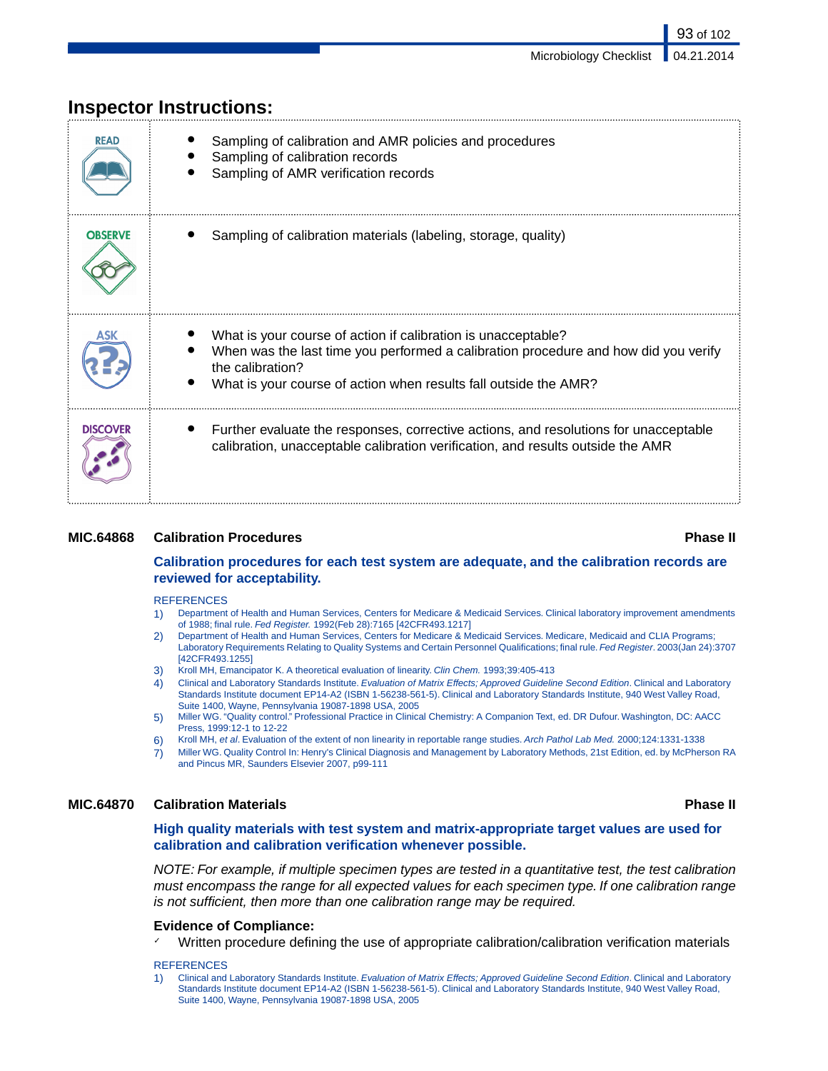## Inspector Instructions:

| | |
|---|---|
| READ | • Sampling of calibration and AMR policies and procedures<br>• Sampling of calibration records<br>• Sampling of AMR verification records |
| OBSERVE | • Sampling of calibration materials (labeling, storage, quality) |
| ASK | • What is your course of action if calibration is unacceptable?<br>• When was the last time you performed a calibration procedure and how did you verify the calibration?<br>• What is your course of action when results fall outside the AMR? |
| DISCOVER | • Further evaluate the responses, corrective actions, and resolutions for unacceptable calibration, unacceptable calibration verification, and results outside the AMR |

### MIC.64868 Calibration Procedures — Phase II

**Calibration procedures for each test system are adequate, and the calibration records are reviewed for acceptability.**

REFERENCES

1) Department of Health and Human Services, Centers for Medicare & Medicaid Services. Clinical laboratory improvement amendments of 1988; final rule. *Fed Register.* 1992(Feb 28):7165 [42CFR493.1217]
2) Department of Health and Human Services, Centers for Medicare & Medicaid Services. Medicare, Medicaid and CLIA Programs; Laboratory Requirements Relating to Quality Systems and Certain Personnel Qualifications; final rule. *Fed Register*. 2003(Jan 24):3707 [42CFR493.1255]
3) Kroll MH, Emancipator K. A theoretical evaluation of linearity. *Clin Chem.* 1993;39:405-413
4) Clinical and Laboratory Standards Institute. *Evaluation of Matrix Effects; Approved Guideline Second Edition*. Clinical and Laboratory Standards Institute document EP14-A2 (ISBN 1-56238-561-5). Clinical and Laboratory Standards Institute, 940 West Valley Road, Suite 1400, Wayne, Pennsylvania 19087-1898 USA, 2005
5) Miller WG. "Quality control." Professional Practice in Clinical Chemistry: A Companion Text, ed. DR Dufour. Washington, DC: AACC Press, 1999:12-1 to 12-22
6) Kroll MH, *et al*. Evaluation of the extent of non linearity in reportable range studies. *Arch Pathol Lab Med.* 2000;124:1331-1338
7) Miller WG. Quality Control In: Henry's Clinical Diagnosis and Management by Laboratory Methods, 21st Edition, ed. by McPherson RA and Pincus MR, Saunders Elsevier 2007, p99-111

### MIC.64870 Calibration Materials — Phase II

**High quality materials with test system and matrix-appropriate target values are used for calibration and calibration verification whenever possible.**

*NOTE: For example, if multiple specimen types are tested in a quantitative test, the test calibration must encompass the range for all expected values for each specimen type. If one calibration range is not sufficient, then more than one calibration range may be required.*

**Evidence of Compliance:**

- ✓ Written procedure defining the use of appropriate calibration/calibration verification materials

REFERENCES

1) Clinical and Laboratory Standards Institute. *Evaluation of Matrix Effects; Approved Guideline Second Edition*. Clinical and Laboratory Standards Institute document EP14-A2 (ISBN 1-56238-561-5). Clinical and Laboratory Standards Institute, 940 West Valley Road, Suite 1400, Wayne, Pennsylvania 19087-1898 USA, 2005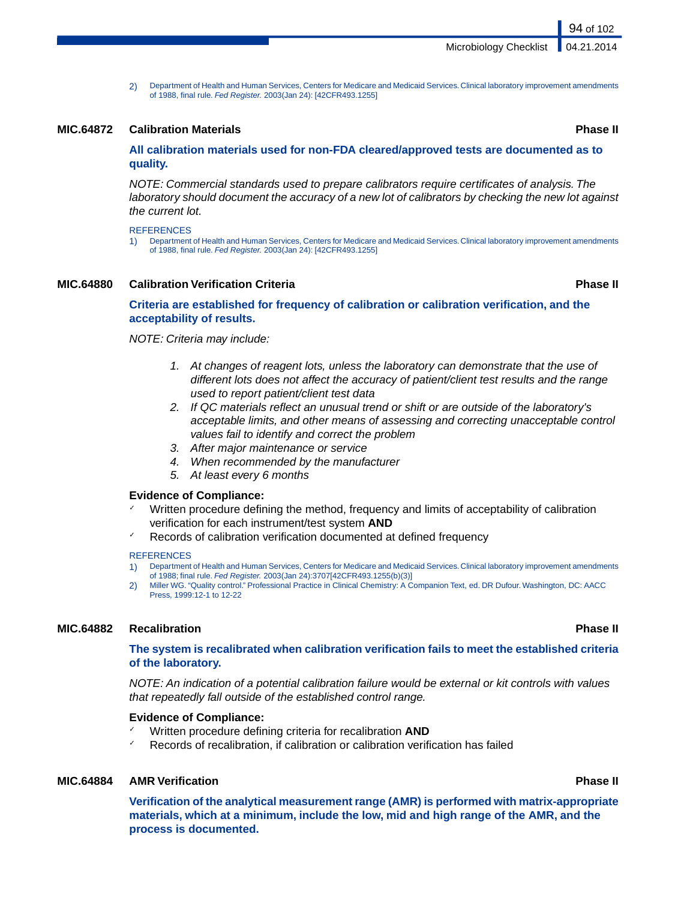2) Department of Health and Human Services, Centers for Medicare and Medicaid Services. Clinical laboratory improvement amendments of 1988, final rule. *Fed Register.* 2003(Jan 24): [42CFR493.1255]

### MIC.64872 Calibration Materials — Phase II

**All calibration materials used for non-FDA cleared/approved tests are documented as to quality.**

*NOTE: Commercial standards used to prepare calibrators require certificates of analysis. The laboratory should document the accuracy of a new lot of calibrators by checking the new lot against the current lot.*

REFERENCES

1) Department of Health and Human Services, Centers for Medicare and Medicaid Services. Clinical laboratory improvement amendments of 1988, final rule. *Fed Register.* 2003(Jan 24): [42CFR493.1255]

### MIC.64880 Calibration Verification Criteria — Phase II

**Criteria are established for frequency of calibration or calibration verification, and the acceptability of results.**

*NOTE: Criteria may include:*

1. *At changes of reagent lots, unless the laboratory can demonstrate that the use of different lots does not affect the accuracy of patient/client test results and the range used to report patient/client test data*
2. *If QC materials reflect an unusual trend or shift or are outside of the laboratory's acceptable limits, and other means of assessing and correcting unacceptable control values fail to identify and correct the problem*
3. *After major maintenance or service*
4. *When recommended by the manufacturer*
5. *At least every 6 months*

**Evidence of Compliance:**

- ✓ Written procedure defining the method, frequency and limits of acceptability of calibration verification for each instrument/test system **AND**
- ✓ Records of calibration verification documented at defined frequency

REFERENCES

1) Department of Health and Human Services, Centers for Medicare and Medicaid Services. Clinical laboratory improvement amendments of 1988; final rule. *Fed Register.* 2003(Jan 24):3707[42CFR493.1255(b)(3)]
2) Miller WG. "Quality control." Professional Practice in Clinical Chemistry: A Companion Text, ed. DR Dufour. Washington, DC: AACC Press, 1999:12-1 to 12-22

### MIC.64882 Recalibration — Phase II

**The system is recalibrated when calibration verification fails to meet the established criteria of the laboratory.**

*NOTE: An indication of a potential calibration failure would be external or kit controls with values that repeatedly fall outside of the established control range.*

**Evidence of Compliance:**

- ✓ Written procedure defining criteria for recalibration **AND**
- ✓ Records of recalibration, if calibration or calibration verification has failed

### MIC.64884 AMR Verification — Phase II

**Verification of the analytical measurement range (AMR) is performed with matrix-appropriate materials, which at a minimum, include the low, mid and high range of the AMR, and the process is documented.**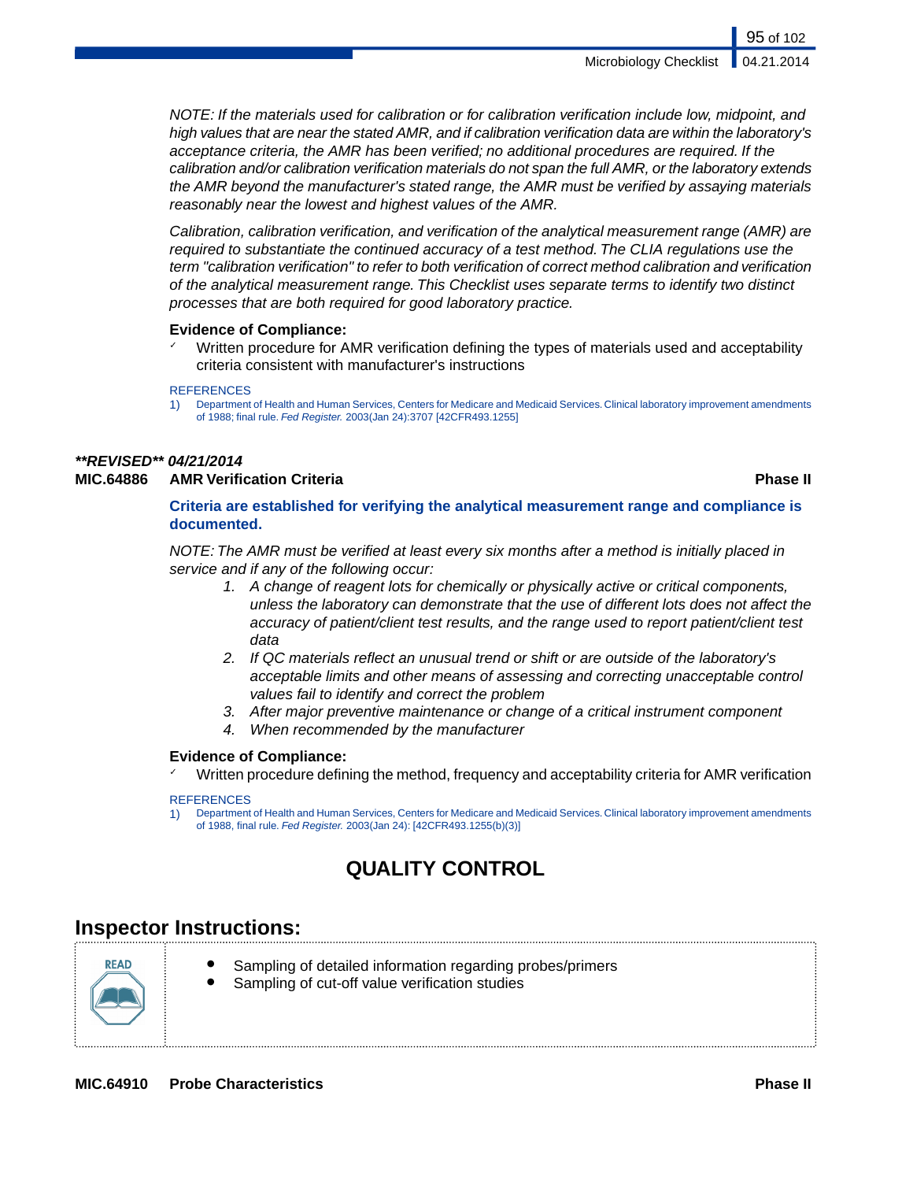*NOTE: If the materials used for calibration or for calibration verification include low, midpoint, and high values that are near the stated AMR, and if calibration verification data are within the laboratory's acceptance criteria, the AMR has been verified; no additional procedures are required. If the calibration and/or calibration verification materials do not span the full AMR, or the laboratory extends the AMR beyond the manufacturer's stated range, the AMR must be verified by assaying materials reasonably near the lowest and highest values of the AMR.*

*Calibration, calibration verification, and verification of the analytical measurement range (AMR) are required to substantiate the continued accuracy of a test method. The CLIA regulations use the term "calibration verification" to refer to both verification of correct method calibration and verification of the analytical measurement range. This Checklist uses separate terms to identify two distinct processes that are both required for good laboratory practice.*

**Evidence of Compliance:**

- ✓ Written procedure for AMR verification defining the types of materials used and acceptability criteria consistent with manufacturer's instructions

REFERENCES

1) Department of Health and Human Services, Centers for Medicare and Medicaid Services. Clinical laboratory improvement amendments of 1988; final rule. *Fed Register.* 2003(Jan 24):3707 [42CFR493.1255]

***\*\*REVISED\*\* 04/21/2014***

**MIC.64886 AMR Verification Criteria — Phase II**

**Criteria are established for verifying the analytical measurement range and compliance is documented.**

*NOTE: The AMR must be verified at least every six months after a method is initially placed in service and if any of the following occur:*

1. *A change of reagent lots for chemically or physically active or critical components, unless the laboratory can demonstrate that the use of different lots does not affect the accuracy of patient/client test results, and the range used to report patient/client test data*
2. *If QC materials reflect an unusual trend or shift or are outside of the laboratory's acceptable limits and other means of assessing and correcting unacceptable control values fail to identify and correct the problem*
3. *After major preventive maintenance or change of a critical instrument component*
4. *When recommended by the manufacturer*

**Evidence of Compliance:**

- ✓ Written procedure defining the method, frequency and acceptability criteria for AMR verification

REFERENCES

1) Department of Health and Human Services, Centers for Medicare and Medicaid Services. Clinical laboratory improvement amendments of 1988, final rule. *Fed Register.* 2003(Jan 24): [42CFR493.1255(b)(3)]

# QUALITY CONTROL

## Inspector Instructions:

READ

- Sampling of detailed information regarding probes/primers
- Sampling of cut-off value verification studies

**MIC.64910 Probe Characteristics — Phase II**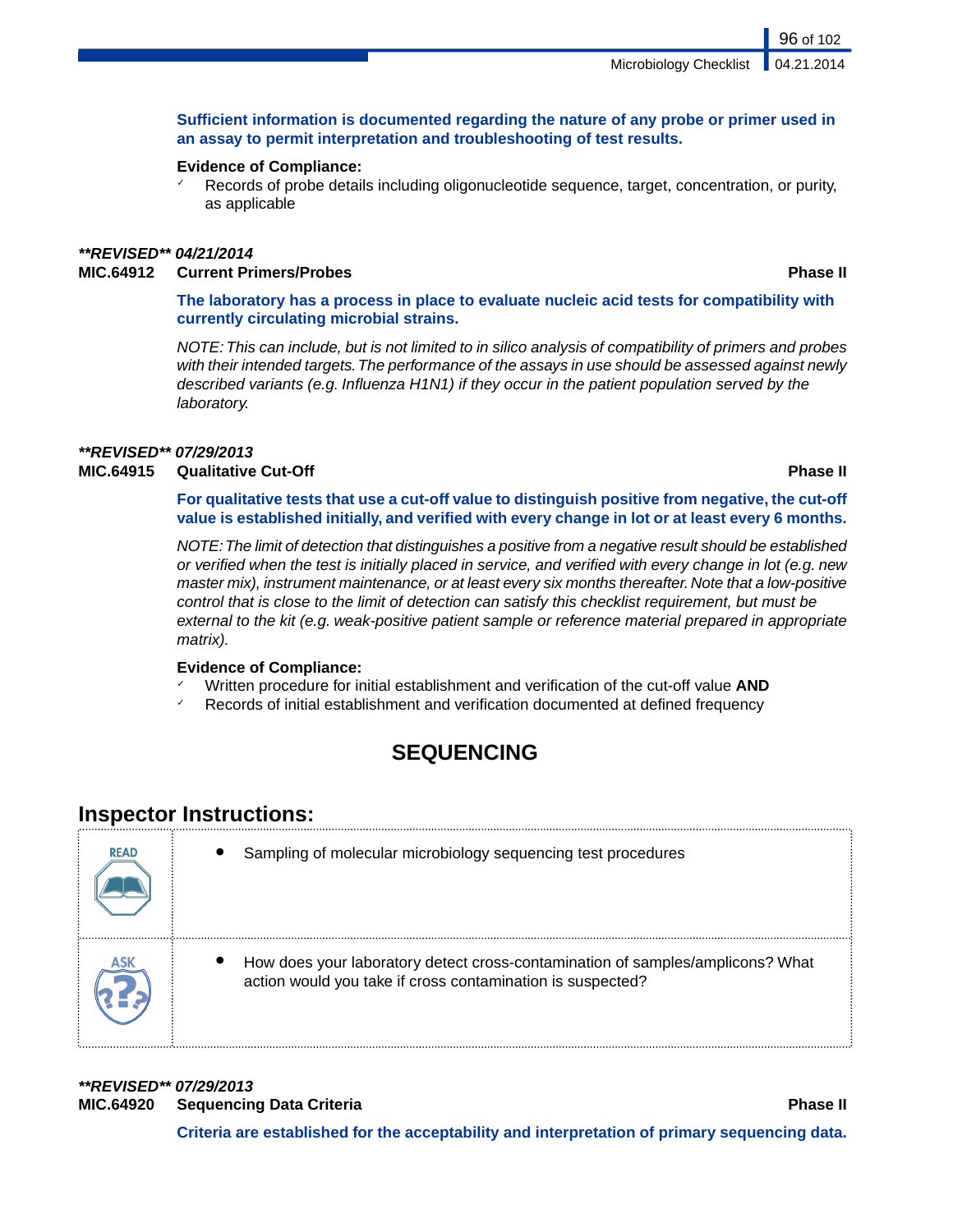**Sufficient information is documented regarding the nature of any probe or primer used in an assay to permit interpretation and troubleshooting of test results.**

**Evidence of Compliance:**

- ✓ Records of probe details including oligonucleotide sequence, target, concentration, or purity, as applicable

***REVISED** 04/21/2014*

**MIC.64912 Current Primers/Probes** **Phase II**

**The laboratory has a process in place to evaluate nucleic acid tests for compatibility with currently circulating microbial strains.**

*NOTE: This can include, but is not limited to in silico analysis of compatibility of primers and probes with their intended targets. The performance of the assays in use should be assessed against newly described variants (e.g. Influenza H1N1) if they occur in the patient population served by the laboratory.*

***REVISED** 07/29/2013*

**MIC.64915 Qualitative Cut-Off** **Phase II**

**For qualitative tests that use a cut-off value to distinguish positive from negative, the cut-off value is established initially, and verified with every change in lot or at least every 6 months.**

*NOTE: The limit of detection that distinguishes a positive from a negative result should be established or verified when the test is initially placed in service, and verified with every change in lot (e.g. new master mix), instrument maintenance, or at least every six months thereafter. Note that a low-positive control that is close to the limit of detection can satisfy this checklist requirement, but must be external to the kit (e.g. weak-positive patient sample or reference material prepared in appropriate matrix).*

**Evidence of Compliance:**

- ✓ Written procedure for initial establishment and verification of the cut-off value **AND**
- ✓ Records of initial establishment and verification documented at defined frequency

# SEQUENCING

## Inspector Instructions:

| | |
|---|---|
| READ | • Sampling of molecular microbiology sequencing test procedures |
| ASK | • How does your laboratory detect cross-contamination of samples/amplicons? What action would you take if cross contamination is suspected? |

***REVISED** 07/29/2013*

**MIC.64920 Sequencing Data Criteria** **Phase II**

**Criteria are established for the acceptability and interpretation of primary sequencing data.**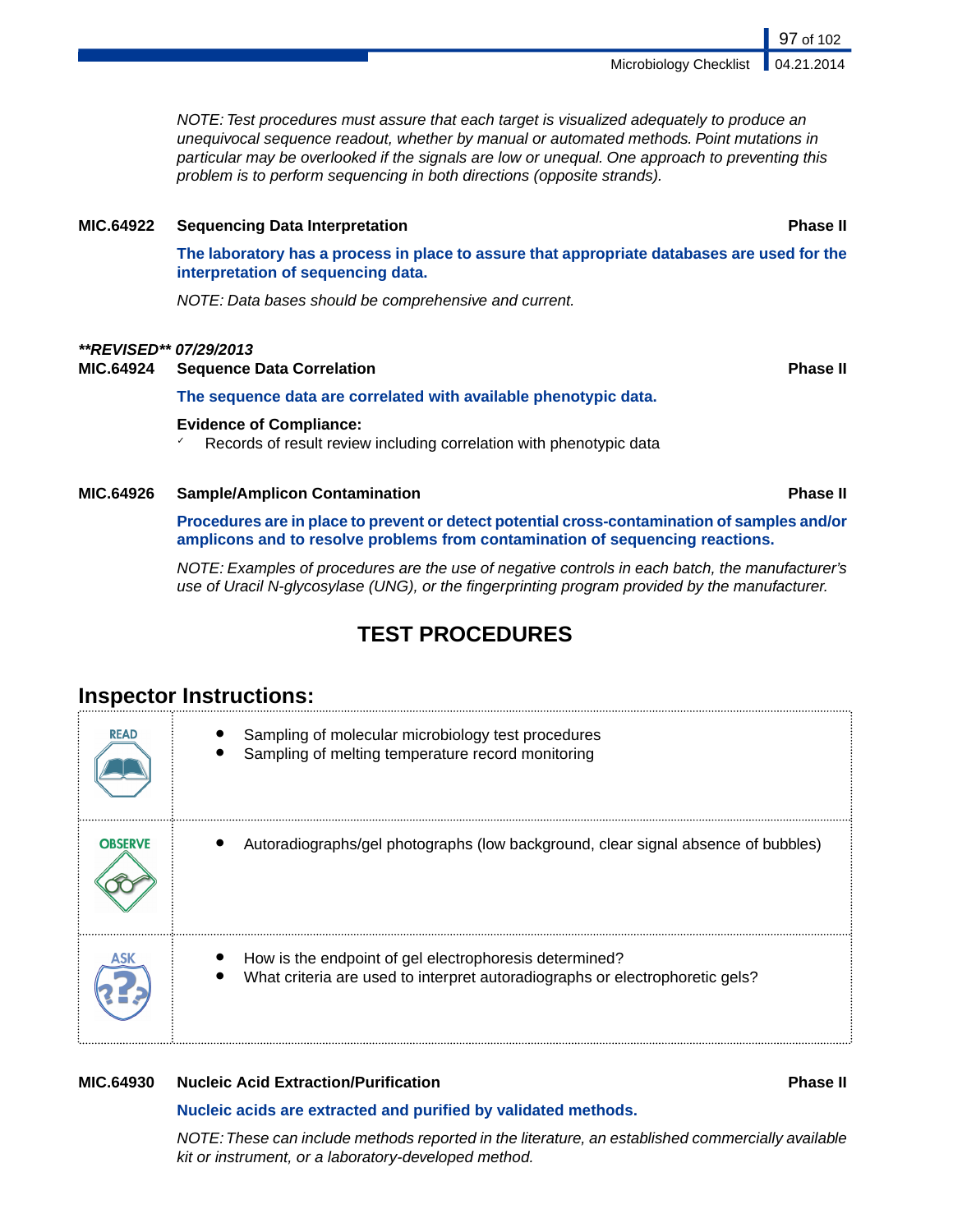*NOTE: Test procedures must assure that each target is visualized adequately to produce an unequivocal sequence readout, whether by manual or automated methods. Point mutations in particular may be overlooked if the signals are low or unequal. One approach to preventing this problem is to perform sequencing in both directions (opposite strands).*

**MIC.64922 Sequencing Data Interpretation** **Phase II**

**The laboratory has a process in place to assure that appropriate databases are used for the interpretation of sequencing data.**

*NOTE: Data bases should be comprehensive and current.*

***\*\*REVISED\*\* 07/29/2013***

**MIC.64924 Sequence Data Correlation** **Phase II**

**The sequence data are correlated with available phenotypic data.**

**Evidence of Compliance:**

- ✓ Records of result review including correlation with phenotypic data

**MIC.64926 Sample/Amplicon Contamination** **Phase II**

**Procedures are in place to prevent or detect potential cross-contamination of samples and/or amplicons and to resolve problems from contamination of sequencing reactions.**

*NOTE: Examples of procedures are the use of negative controls in each batch, the manufacturer's use of Uracil N-glycosylase (UNG), or the fingerprinting program provided by the manufacturer.*

## TEST PROCEDURES

### Inspector Instructions:

| | |
|---|---|
| READ | • Sampling of molecular microbiology test procedures<br>• Sampling of melting temperature record monitoring |
| OBSERVE | • Autoradiographs/gel photographs (low background, clear signal absence of bubbles) |
| ASK | • How is the endpoint of gel electrophoresis determined?<br>• What criteria are used to interpret autoradiographs or electrophoretic gels? |

**MIC.64930 Nucleic Acid Extraction/Purification** **Phase II**

**Nucleic acids are extracted and purified by validated methods.**

*NOTE: These can include methods reported in the literature, an established commercially available kit or instrument, or a laboratory-developed method.*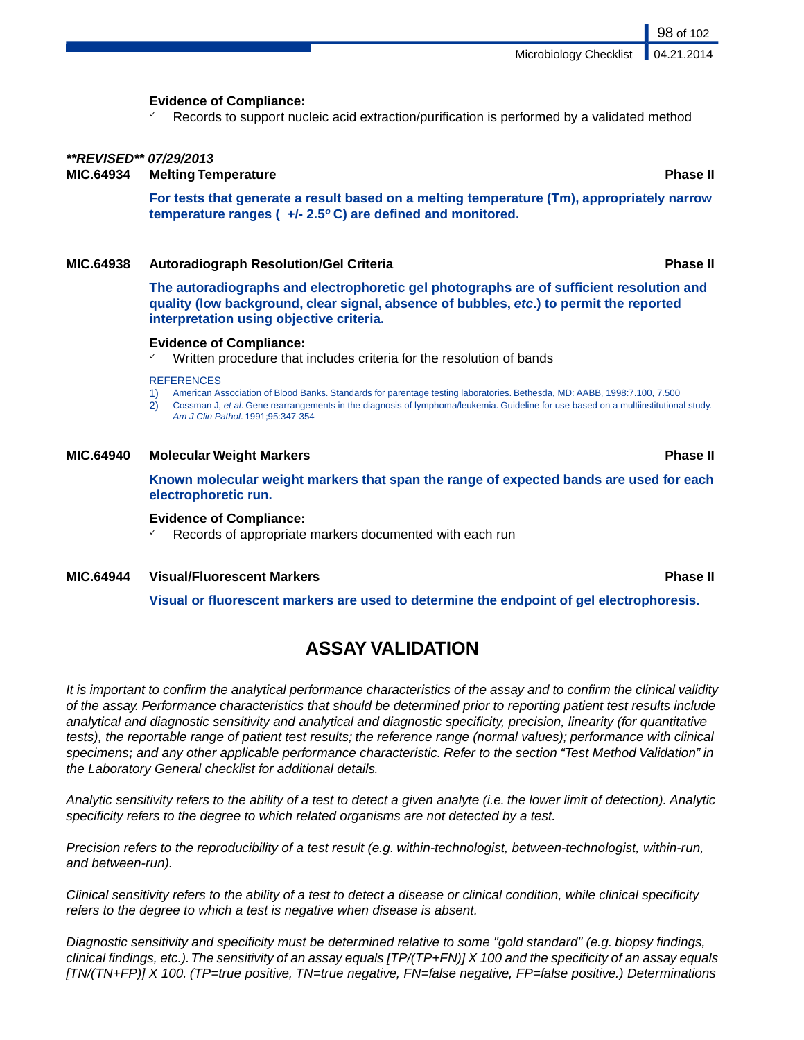**Evidence of Compliance:**

- ✓ Records to support nucleic acid extraction/purification is performed by a validated method

***\*\*REVISED\*\* 07/29/2013***

**MIC.64934 Melting Temperature Phase II**

**For tests that generate a result based on a melting temperature (Tm), appropriately narrow temperature ranges ( +/- 2.5º C) are defined and monitored.**

**MIC.64938 Autoradiograph Resolution/Gel Criteria Phase II**

**The autoradiographs and electrophoretic gel photographs are of sufficient resolution and quality (low background, clear signal, absence of bubbles, *etc*.) to permit the reported interpretation using objective criteria.**

**Evidence of Compliance:**

- ✓ Written procedure that includes criteria for the resolution of bands

REFERENCES

1) American Association of Blood Banks. Standards for parentage testing laboratories. Bethesda, MD: AABB, 1998:7.100, 7.500
2) Cossman J, *et al*. Gene rearrangements in the diagnosis of lymphoma/leukemia. Guideline for use based on a multiinstitutional study. *Am J Clin Pathol*. 1991;95:347-354

**MIC.64940 Molecular Weight Markers Phase II**

**Known molecular weight markers that span the range of expected bands are used for each electrophoretic run.**

**Evidence of Compliance:**

- ✓ Records of appropriate markers documented with each run

**MIC.64944 Visual/Fluorescent Markers Phase II**

**Visual or fluorescent markers are used to determine the endpoint of gel electrophoresis.**

## ASSAY VALIDATION

*It is important to confirm the analytical performance characteristics of the assay and to confirm the clinical validity of the assay. Performance characteristics that should be determined prior to reporting patient test results include analytical and diagnostic sensitivity and analytical and diagnostic specificity, precision, linearity (for quantitative tests), the reportable range of patient test results; the reference range (normal values); performance with clinical specimens; and any other applicable performance characteristic. Refer to the section "Test Method Validation" in the Laboratory General checklist for additional details.*

*Analytic sensitivity refers to the ability of a test to detect a given analyte (i.e. the lower limit of detection). Analytic specificity refers to the degree to which related organisms are not detected by a test.*

*Precision refers to the reproducibility of a test result (e.g. within-technologist, between-technologist, within-run, and between-run).*

*Clinical sensitivity refers to the ability of a test to detect a disease or clinical condition, while clinical specificity refers to the degree to which a test is negative when disease is absent.*

*Diagnostic sensitivity and specificity must be determined relative to some "gold standard" (e.g. biopsy findings, clinical findings, etc.). The sensitivity of an assay equals [TP/(TP+FN)] X 100 and the specificity of an assay equals [TN/(TN+FP)] X 100. (TP=true positive, TN=true negative, FN=false negative, FP=false positive.) Determinations*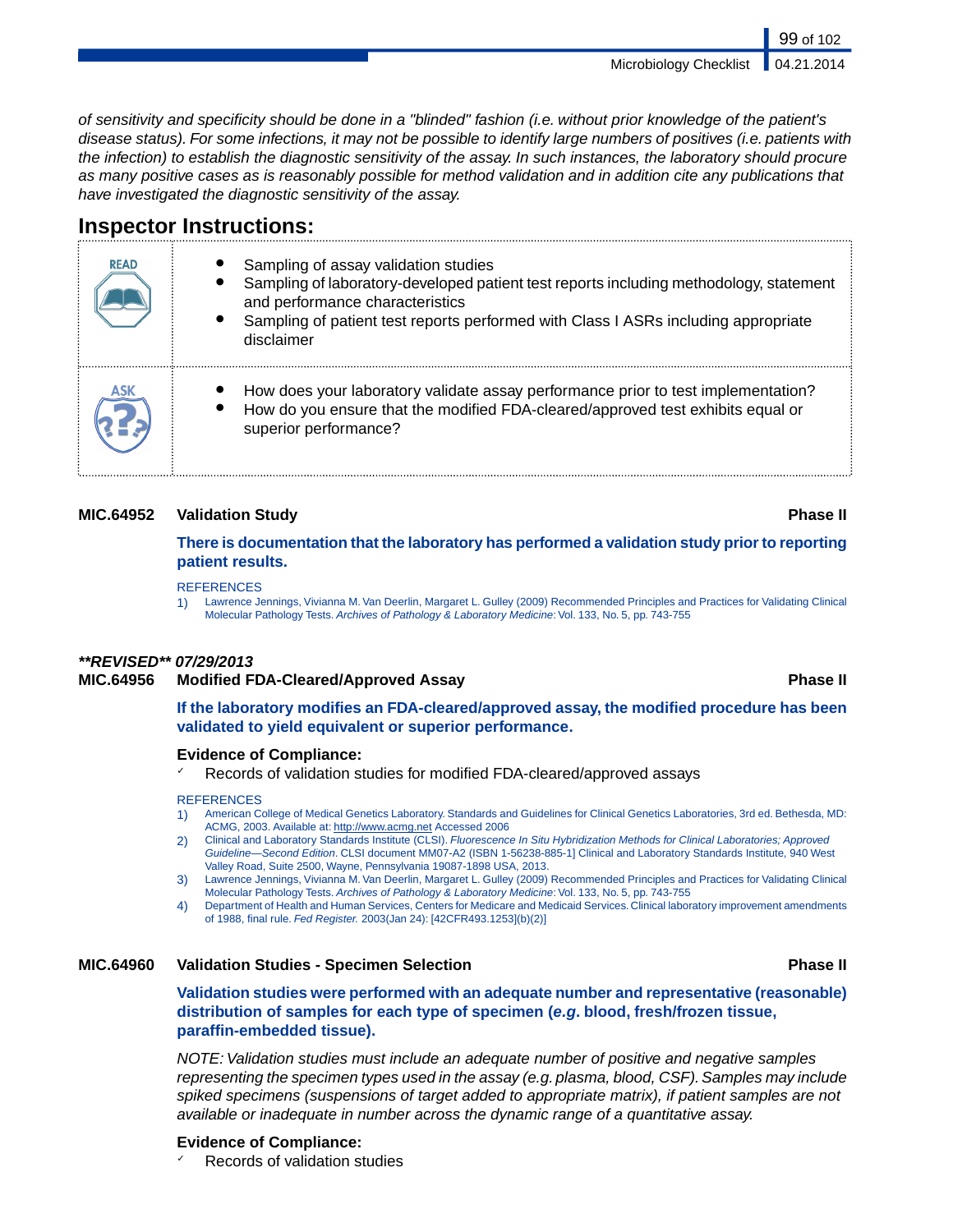*of sensitivity and specificity should be done in a "blinded" fashion (i.e. without prior knowledge of the patient's disease status). For some infections, it may not be possible to identify large numbers of positives (i.e. patients with the infection) to establish the diagnostic sensitivity of the assay. In such instances, the laboratory should procure as many positive cases as is reasonably possible for method validation and in addition cite any publications that have investigated the diagnostic sensitivity of the assay.*

## Inspector Instructions:

| | |
|---|---|
| READ | • Sampling of assay validation studies<br>• Sampling of laboratory-developed patient test reports including methodology, statement and performance characteristics<br>• Sampling of patient test reports performed with Class I ASRs including appropriate disclaimer |
| ASK | • How does your laboratory validate assay performance prior to test implementation?<br>• How do you ensure that the modified FDA-cleared/approved test exhibits equal or superior performance? |

**MIC.64952 Validation Study — Phase II**

**There is documentation that the laboratory has performed a validation study prior to reporting patient results.**

REFERENCES

1) Lawrence Jennings, Vivianna M. Van Deerlin, Margaret L. Gulley (2009) Recommended Principles and Practices for Validating Clinical Molecular Pathology Tests. *Archives of Pathology & Laboratory Medicine*: Vol. 133, No. 5, pp. 743-755

***\*\*REVISED\*\* 07/29/2013***

**MIC.64956 Modified FDA-Cleared/Approved Assay — Phase II**

**If the laboratory modifies an FDA-cleared/approved assay, the modified procedure has been validated to yield equivalent or superior performance.**

**Evidence of Compliance:**

- ✓ Records of validation studies for modified FDA-cleared/approved assays

REFERENCES

1) American College of Medical Genetics Laboratory. Standards and Guidelines for Clinical Genetics Laboratories, 3rd ed. Bethesda, MD: ACMG, 2003. Available at: http://www.acmg.net Accessed 2006
2) Clinical and Laboratory Standards Institute (CLSI). *Fluorescence In Situ Hybridization Methods for Clinical Laboratories; Approved Guideline—Second Edition*. CLSI document MM07-A2 (ISBN 1-56238-885-1] Clinical and Laboratory Standards Institute, 940 West Valley Road, Suite 2500, Wayne, Pennsylvania 19087-1898 USA, 2013.
3) Lawrence Jennings, Vivianna M. Van Deerlin, Margaret L. Gulley (2009) Recommended Principles and Practices for Validating Clinical Molecular Pathology Tests. *Archives of Pathology & Laboratory Medicine*: Vol. 133, No. 5, pp. 743-755
4) Department of Health and Human Services, Centers for Medicare and Medicaid Services. Clinical laboratory improvement amendments of 1988, final rule. *Fed Register.* 2003(Jan 24): [42CFR493.1253](b)(2)]

**MIC.64960 Validation Studies - Specimen Selection — Phase II**

**Validation studies were performed with an adequate number and representative (reasonable) distribution of samples for each type of specimen (*e.g*. blood, fresh/frozen tissue, paraffin-embedded tissue).**

*NOTE: Validation studies must include an adequate number of positive and negative samples representing the specimen types used in the assay (e.g. plasma, blood, CSF). Samples may include spiked specimens (suspensions of target added to appropriate matrix), if patient samples are not available or inadequate in number across the dynamic range of a quantitative assay.*

**Evidence of Compliance:**

- ✓ Records of validation studies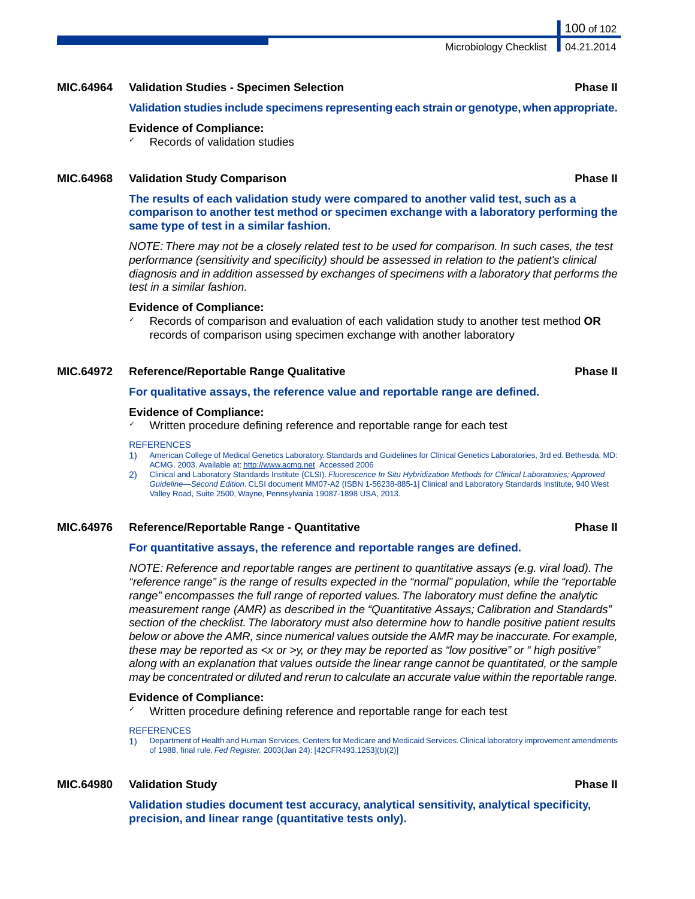### MIC.64964 Validation Studies - Specimen Selection — Phase II

**Validation studies include specimens representing each strain or genotype, when appropriate.**

**Evidence of Compliance:**

- Records of validation studies

### MIC.64968 Validation Study Comparison — Phase II

**The results of each validation study were compared to another valid test, such as a comparison to another test method or specimen exchange with a laboratory performing the same type of test in a similar fashion.**

*NOTE: There may not be a closely related test to be used for comparison. In such cases, the test performance (sensitivity and specificity) should be assessed in relation to the patient's clinical diagnosis and in addition assessed by exchanges of specimens with a laboratory that performs the test in a similar fashion.*

**Evidence of Compliance:**

- Records of comparison and evaluation of each validation study to another test method **OR** records of comparison using specimen exchange with another laboratory

### MIC.64972 Reference/Reportable Range Qualitative — Phase II

**For qualitative assays, the reference value and reportable range are defined.**

**Evidence of Compliance:**

- Written procedure defining reference and reportable range for each test

REFERENCES

1) American College of Medical Genetics Laboratory. Standards and Guidelines for Clinical Genetics Laboratories, 3rd ed. Bethesda, MD: ACMG, 2003. Available at: http://www.acmg.net Accessed 2006
2) Clinical and Laboratory Standards Institute (CLSI). *Fluorescence In Situ Hybridization Methods for Clinical Laboratories; Approved Guideline—Second Edition*. CLSI document MM07-A2 (ISBN 1-56238-885-1] Clinical and Laboratory Standards Institute, 940 West Valley Road, Suite 2500, Wayne, Pennsylvania 19087-1898 USA, 2013.

### MIC.64976 Reference/Reportable Range - Quantitative — Phase II

**For quantitative assays, the reference and reportable ranges are defined.**

*NOTE: Reference and reportable ranges are pertinent to quantitative assays (e.g. viral load). The "reference range" is the range of results expected in the "normal" population, while the "reportable range" encompasses the full range of reported values. The laboratory must define the analytic measurement range (AMR) as described in the "Quantitative Assays; Calibration and Standards" section of the checklist. The laboratory must also determine how to handle positive patient results below or above the AMR, since numerical values outside the AMR may be inaccurate. For example, these may be reported as <x or >y, or they may be reported as "low positive" or " high positive" along with an explanation that values outside the linear range cannot be quantitated, or the sample may be concentrated or diluted and rerun to calculate an accurate value within the reportable range.*

**Evidence of Compliance:**

- Written procedure defining reference and reportable range for each test

REFERENCES

1) Department of Health and Human Services, Centers for Medicare and Medicaid Services. Clinical laboratory improvement amendments of 1988, final rule. *Fed Register.* 2003(Jan 24): [42CFR493.1253](b)(2)]

### MIC.64980 Validation Study — Phase II

**Validation studies document test accuracy, analytical sensitivity, analytical specificity, precision, and linear range (quantitative tests only).**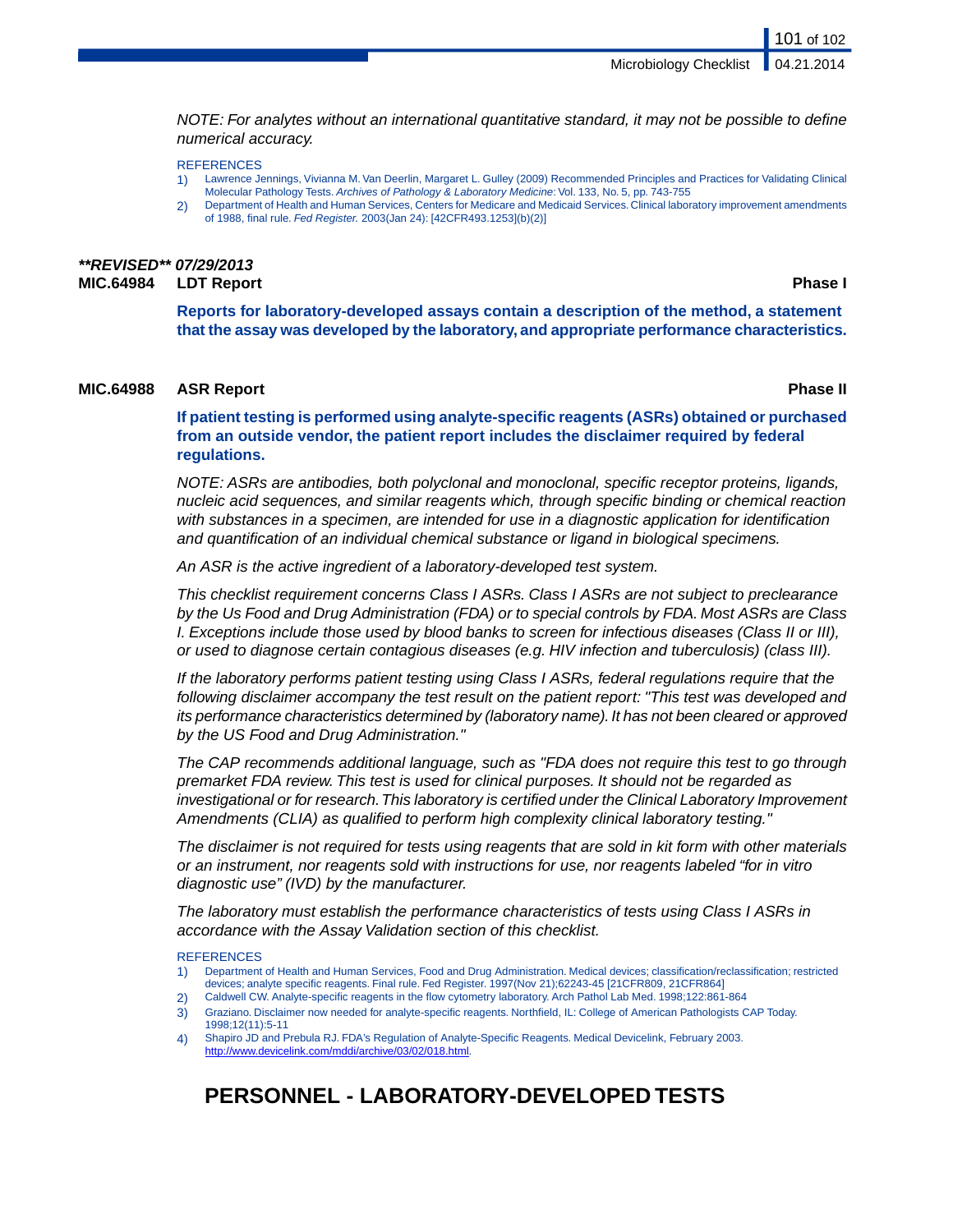*NOTE: For analytes without an international quantitative standard, it may not be possible to define numerical accuracy.*

REFERENCES

1) Lawrence Jennings, Vivianna M. Van Deerlin, Margaret L. Gulley (2009) Recommended Principles and Practices for Validating Clinical Molecular Pathology Tests. *Archives of Pathology & Laboratory Medicine*: Vol. 133, No. 5, pp. 743-755
2) Department of Health and Human Services, Centers for Medicare and Medicaid Services. Clinical laboratory improvement amendments of 1988, final rule. *Fed Register.* 2003(Jan 24): [42CFR493.1253](b)(2)]

***\*\*REVISED\*\* 07/29/2013***

**MIC.64984 LDT Report — Phase I**

**Reports for laboratory-developed assays contain a description of the method, a statement that the assay was developed by the laboratory, and appropriate performance characteristics.**

**MIC.64988 ASR Report — Phase II**

**If patient testing is performed using analyte-specific reagents (ASRs) obtained or purchased from an outside vendor, the patient report includes the disclaimer required by federal regulations.**

*NOTE: ASRs are antibodies, both polyclonal and monoclonal, specific receptor proteins, ligands, nucleic acid sequences, and similar reagents which, through specific binding or chemical reaction with substances in a specimen, are intended for use in a diagnostic application for identification and quantification of an individual chemical substance or ligand in biological specimens.*

*An ASR is the active ingredient of a laboratory-developed test system.*

*This checklist requirement concerns Class I ASRs. Class I ASRs are not subject to preclearance by the Us Food and Drug Administration (FDA) or to special controls by FDA. Most ASRs are Class I. Exceptions include those used by blood banks to screen for infectious diseases (Class II or III), or used to diagnose certain contagious diseases (e.g. HIV infection and tuberculosis) (class III).*

*If the laboratory performs patient testing using Class I ASRs, federal regulations require that the following disclaimer accompany the test result on the patient report: "This test was developed and its performance characteristics determined by (laboratory name). It has not been cleared or approved by the US Food and Drug Administration."*

*The CAP recommends additional language, such as "FDA does not require this test to go through premarket FDA review. This test is used for clinical purposes. It should not be regarded as investigational or for research. This laboratory is certified under the Clinical Laboratory Improvement Amendments (CLIA) as qualified to perform high complexity clinical laboratory testing."*

*The disclaimer is not required for tests using reagents that are sold in kit form with other materials or an instrument, nor reagents sold with instructions for use, nor reagents labeled "for in vitro diagnostic use" (IVD) by the manufacturer.*

*The laboratory must establish the performance characteristics of tests using Class I ASRs in accordance with the Assay Validation section of this checklist.*

REFERENCES

1) Department of Health and Human Services, Food and Drug Administration. Medical devices; classification/reclassification; restricted devices; analyte specific reagents. Final rule. Fed Register. 1997(Nov 21);62243-45 [21CFR809, 21CFR864]
2) Caldwell CW. Analyte-specific reagents in the flow cytometry laboratory. Arch Pathol Lab Med. 1998;122:861-864
3) Graziano. Disclaimer now needed for analyte-specific reagents. Northfield, IL: College of American Pathologists CAP Today. 1998;12(11):5-11
4) Shapiro JD and Prebula RJ. FDA's Regulation of Analyte-Specific Reagents. Medical Devicelink, February 2003. http://www.devicelink.com/mddi/archive/03/02/018.html.

# PERSONNEL - LABORATORY-DEVELOPED TESTS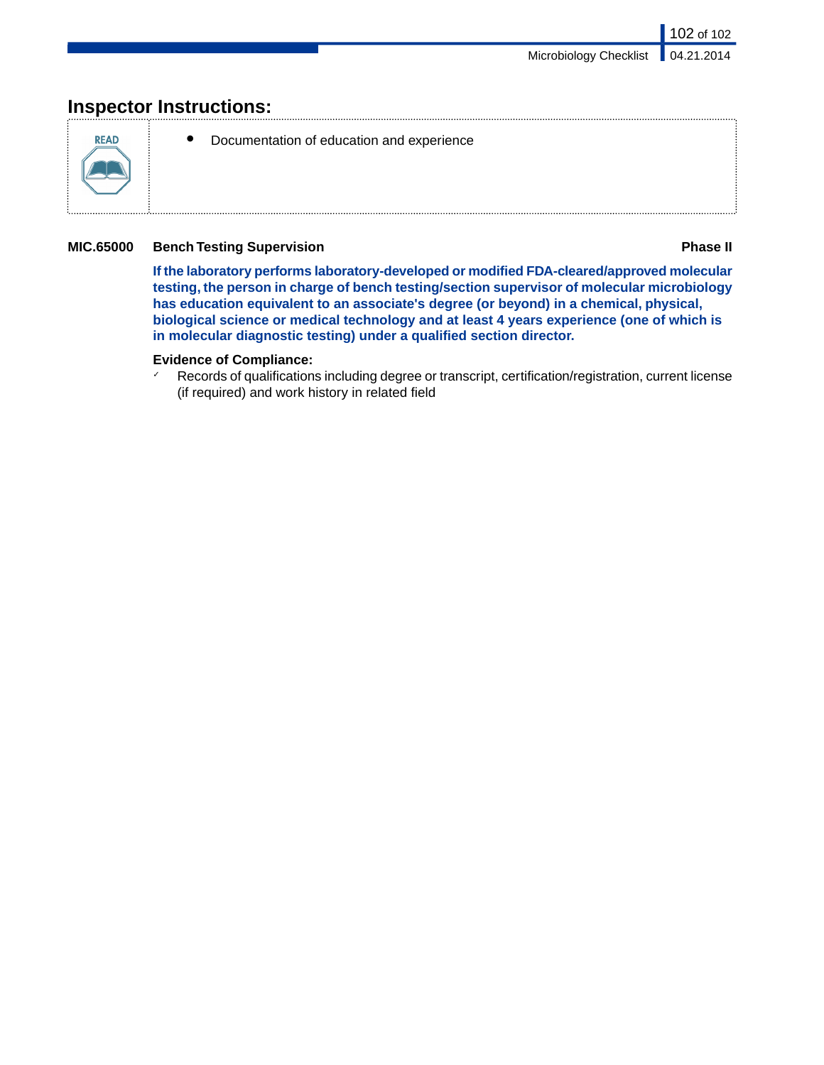## Inspector Instructions:

| | |
|---|---|
| READ | • Documentation of education and experience |

**MIC.65000 Bench Testing Supervision** **Phase II**

**If the laboratory performs laboratory-developed or modified FDA-cleared/approved molecular testing, the person in charge of bench testing/section supervisor of molecular microbiology has education equivalent to an associate's degree (or beyond) in a chemical, physical, biological science or medical technology and at least 4 years experience (one of which is in molecular diagnostic testing) under a qualified section director.**

**Evidence of Compliance:**

- ✓ Records of qualifications including degree or transcript, certification/registration, current license (if required) and work history in related field